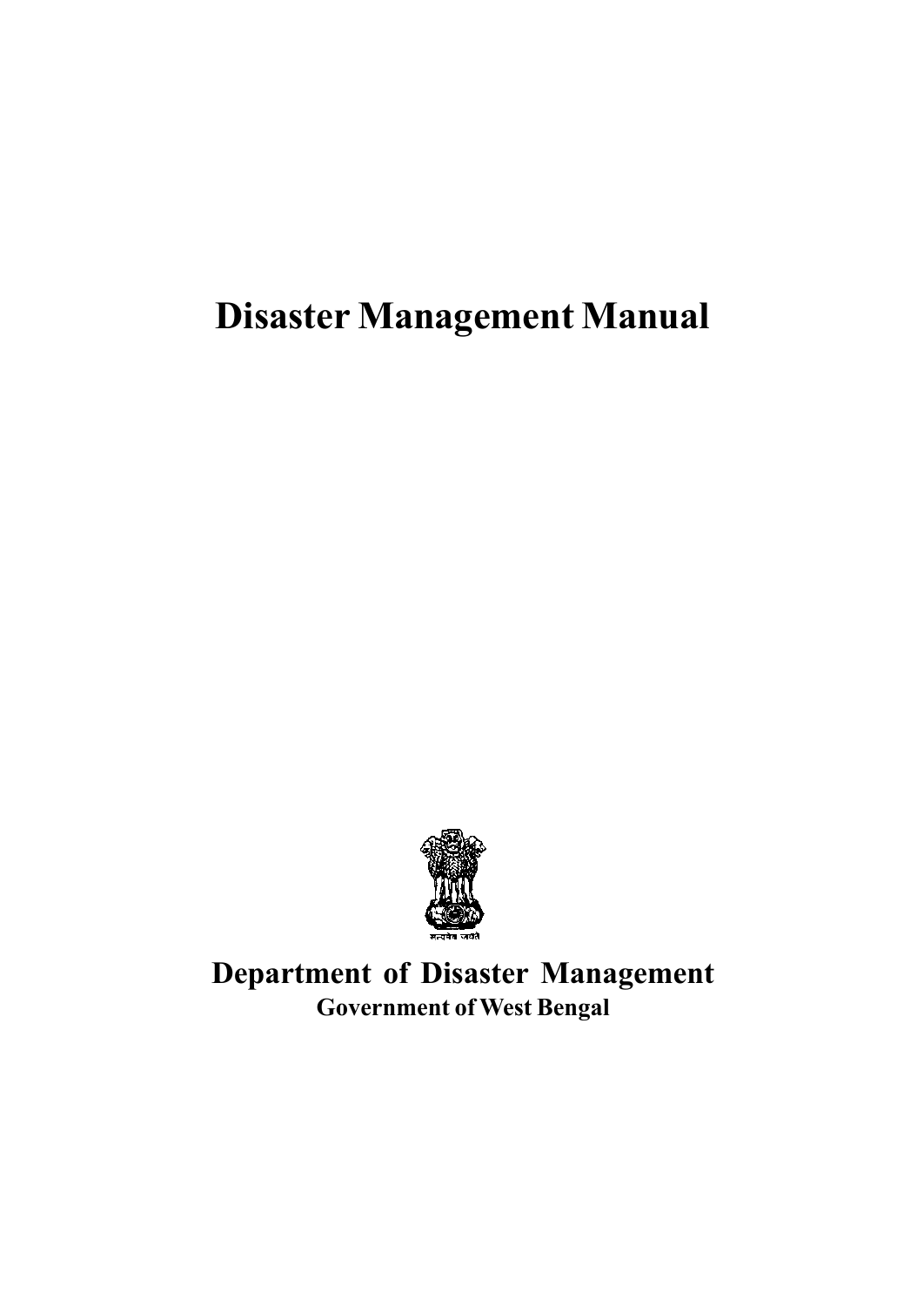# Disaster Management Manual

सत्यमेव जयते

## Department of Disaster Management

**Government of West Bengal**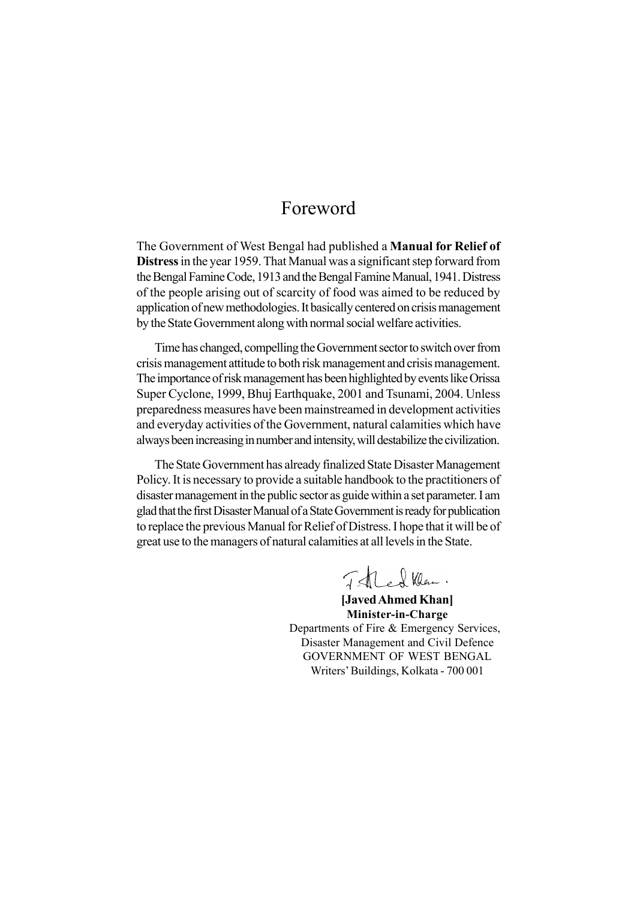# Foreword

The Government of West Bengal had published a **Manual for Relief of Distress** in the year 1959. That Manual was a significant step forward from the Bengal Famine Code, 1913 and the Bengal Famine Manual, 1941. Distress of the people arising out of scarcity of food was aimed to be reduced by application of new methodologies. It basically centered on crisis management by the State Government along with normal social welfare activities.

Time has changed, compelling the Government sector to switch over from crisis management attitude to both risk management and crisis management. The importance of risk management has been highlighted by events like Orissa Super Cyclone, 1999, Bhuj Earthquake, 2001 and Tsunami, 2004. Unless preparedness measures have been mainstreamed in development activities and everyday activities of the Government, natural calamities which have always been increasing in number and intensity, will destabilize the civilization.

The State Government has already finalized State Disaster Management Policy. It is necessary to provide a suitable handbook to the practitioners of disaster management in the public sector as guide within a set parameter. I am glad that the first Disaster Manual of a State Government is ready for publication to replace the previous Manual for Relief of Distress. I hope that it will be of great use to the managers of natural calamities at all levels in the State.

**[Javed Ahmed Khan]**
**Minister-in-Charge**
Departments of Fire & Emergency Services,
Disaster Management and Civil Defence
GOVERNMENT OF WEST BENGAL
Writers' Buildings, Kolkata - 700 001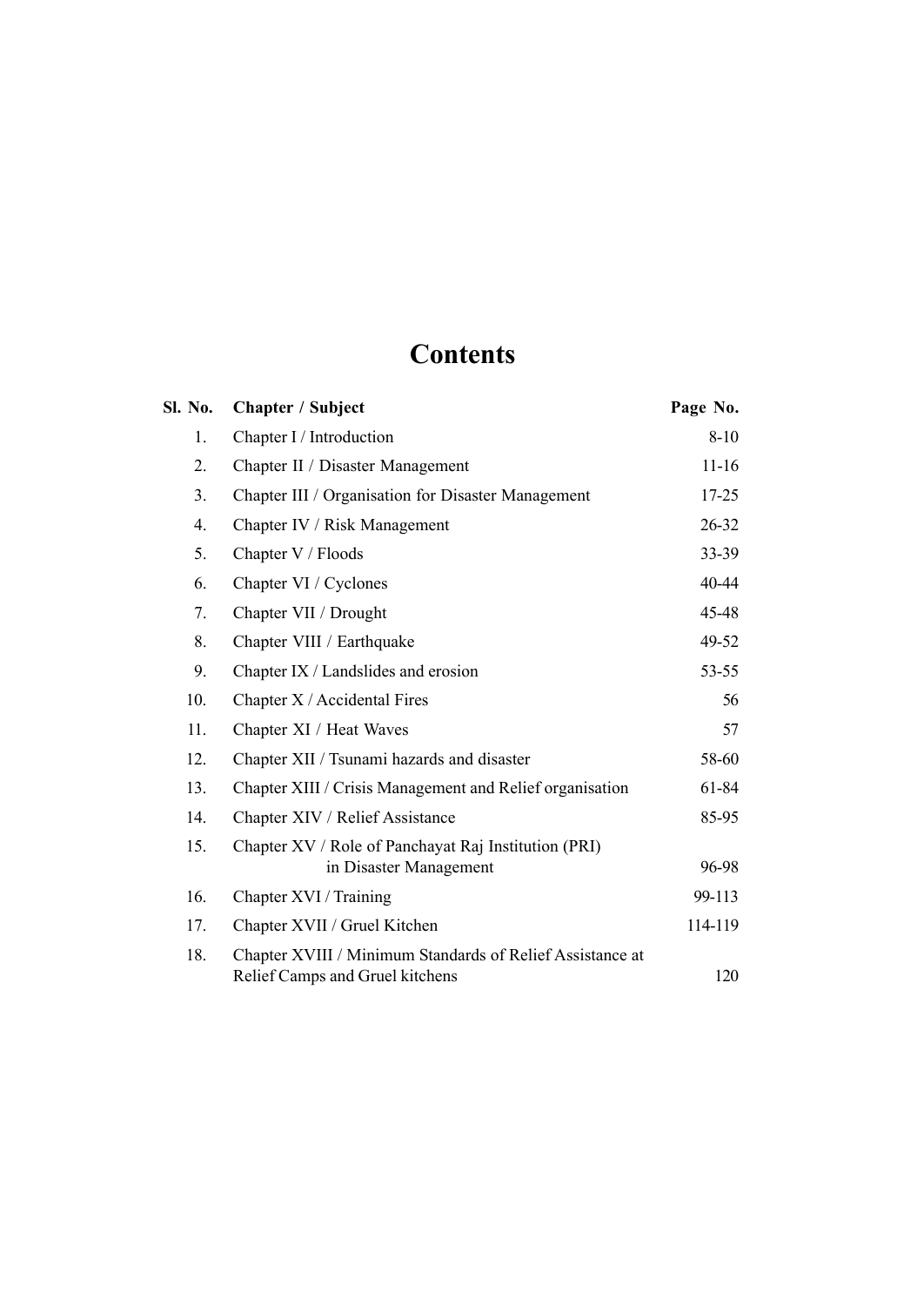# Contents

| Sl. No. | Chapter / Subject | Page No. |
|---|---|---|
| 1. | Chapter I / Introduction | 8-10 |
| 2. | Chapter II / Disaster Management | 11-16 |
| 3. | Chapter III / Organisation for Disaster Management | 17-25 |
| 4. | Chapter IV / Risk Management | 26-32 |
| 5. | Chapter V / Floods | 33-39 |
| 6. | Chapter VI / Cyclones | 40-44 |
| 7. | Chapter VII / Drought | 45-48 |
| 8. | Chapter VIII / Earthquake | 49-52 |
| 9. | Chapter IX / Landslides and erosion | 53-55 |
| 10. | Chapter X / Accidental Fires | 56 |
| 11. | Chapter XI / Heat Waves | 57 |
| 12. | Chapter XII / Tsunami hazards and disaster | 58-60 |
| 13. | Chapter XIII / Crisis Management and Relief organisation | 61-84 |
| 14. | Chapter XIV / Relief Assistance | 85-95 |
| 15. | Chapter XV / Role of Panchayat Raj Institution (PRI) in Disaster Management | 96-98 |
| 16. | Chapter XVI / Training | 99-113 |
| 17. | Chapter XVII / Gruel Kitchen | 114-119 |
| 18. | Chapter XVIII / Minimum Standards of Relief Assistance at Relief Camps and Gruel kitchens | 120 |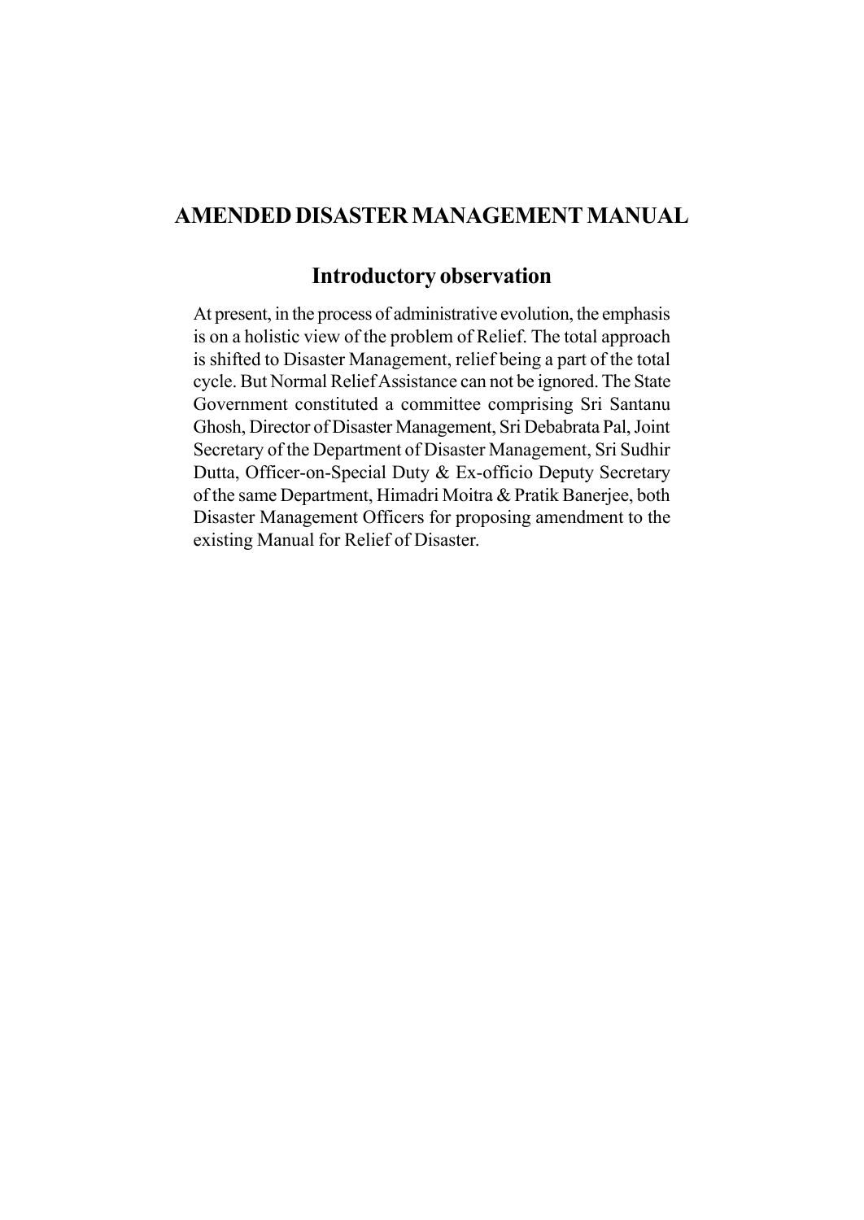# AMENDED DISASTER MANAGEMENT MANUAL

## Introductory observation

At present, in the process of administrative evolution, the emphasis is on a holistic view of the problem of Relief. The total approach is shifted to Disaster Management, relief being a part of the total cycle. But Normal Relief Assistance can not be ignored. The State Government constituted a committee comprising Sri Santanu Ghosh, Director of Disaster Management, Sri Debabrata Pal, Joint Secretary of the Department of Disaster Management, Sri Sudhir Dutta, Officer-on-Special Duty & Ex-officio Deputy Secretary of the same Department, Himadri Moitra & Pratik Banerjee, both Disaster Management Officers for proposing amendment to the existing Manual for Relief of Disaster.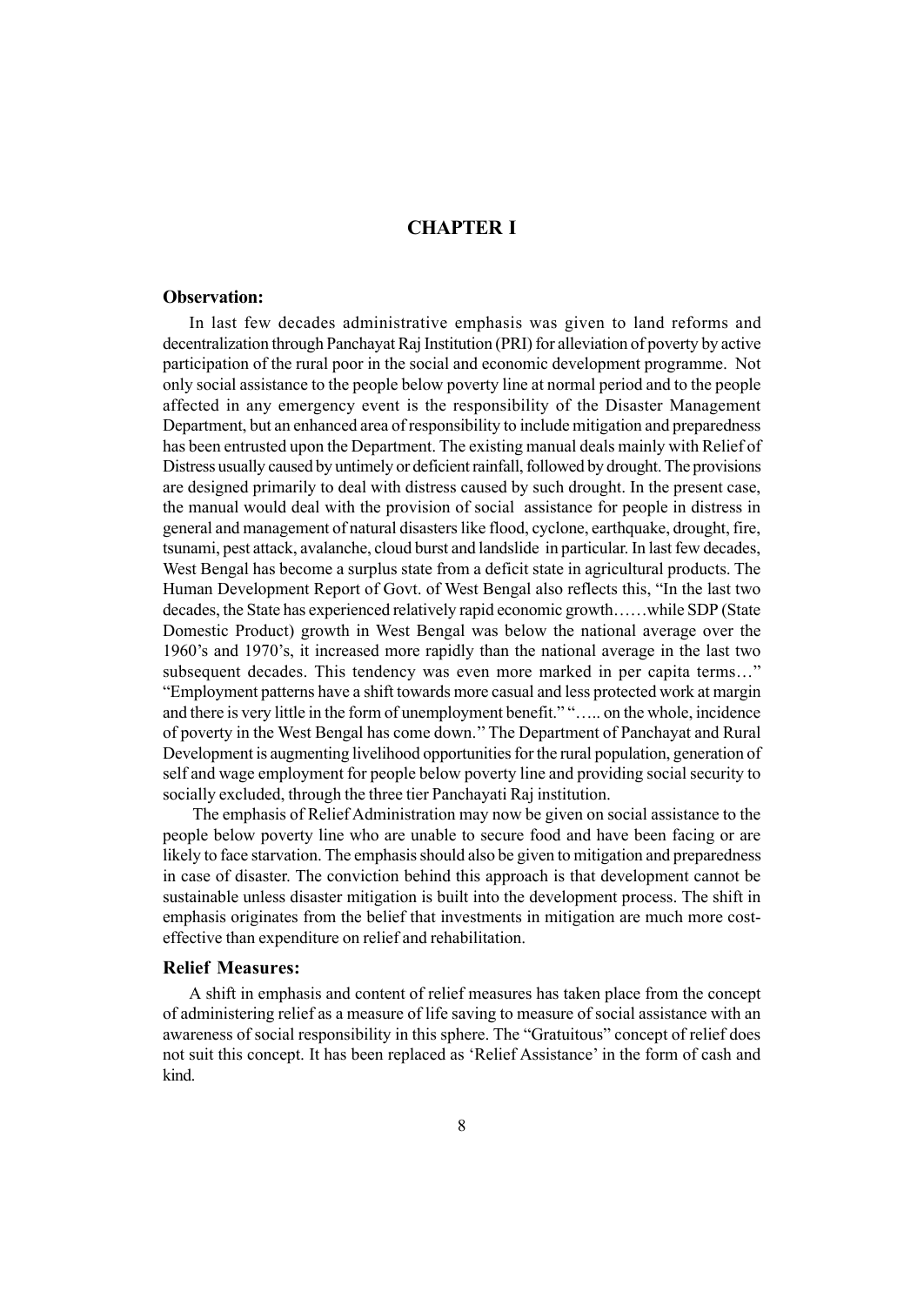# CHAPTER I

### Observation:

In last few decades administrative emphasis was given to land reforms and decentralization through Panchayat Raj Institution (PRI) for alleviation of poverty by active participation of the rural poor in the social and economic development programme. Not only social assistance to the people below poverty line at normal period and to the people affected in any emergency event is the responsibility of the Disaster Management Department, but an enhanced area of responsibility to include mitigation and preparedness has been entrusted upon the Department. The existing manual deals mainly with Relief of Distress usually caused by untimely or deficient rainfall, followed by drought. The provisions are designed primarily to deal with distress caused by such drought. In the present case, the manual would deal with the provision of social assistance for people in distress in general and management of natural disasters like flood, cyclone, earthquake, drought, fire, tsunami, pest attack, avalanche, cloud burst and landslide in particular. In last few decades, West Bengal has become a surplus state from a deficit state in agricultural products. The Human Development Report of Govt. of West Bengal also reflects this, "In the last two decades, the State has experienced relatively rapid economic growth……while SDP (State Domestic Product) growth in West Bengal was below the national average over the 1960's and 1970's, it increased more rapidly than the national average in the last two subsequent decades. This tendency was even more marked in per capita terms…" "Employment patterns have a shift towards more casual and less protected work at margin and there is very little in the form of unemployment benefit." "….. on the whole, incidence of poverty in the West Bengal has come down." The Department of Panchayat and Rural Development is augmenting livelihood opportunities for the rural population, generation of self and wage employment for people below poverty line and providing social security to socially excluded, through the three tier Panchayati Raj institution.

The emphasis of Relief Administration may now be given on social assistance to the people below poverty line who are unable to secure food and have been facing or are likely to face starvation. The emphasis should also be given to mitigation and preparedness in case of disaster. The conviction behind this approach is that development cannot be sustainable unless disaster mitigation is built into the development process. The shift in emphasis originates from the belief that investments in mitigation are much more cost-effective than expenditure on relief and rehabilitation.

### Relief Measures:

A shift in emphasis and content of relief measures has taken place from the concept of administering relief as a measure of life saving to measure of social assistance with an awareness of social responsibility in this sphere. The "Gratuitous" concept of relief does not suit this concept. It has been replaced as 'Relief Assistance' in the form of cash and kind.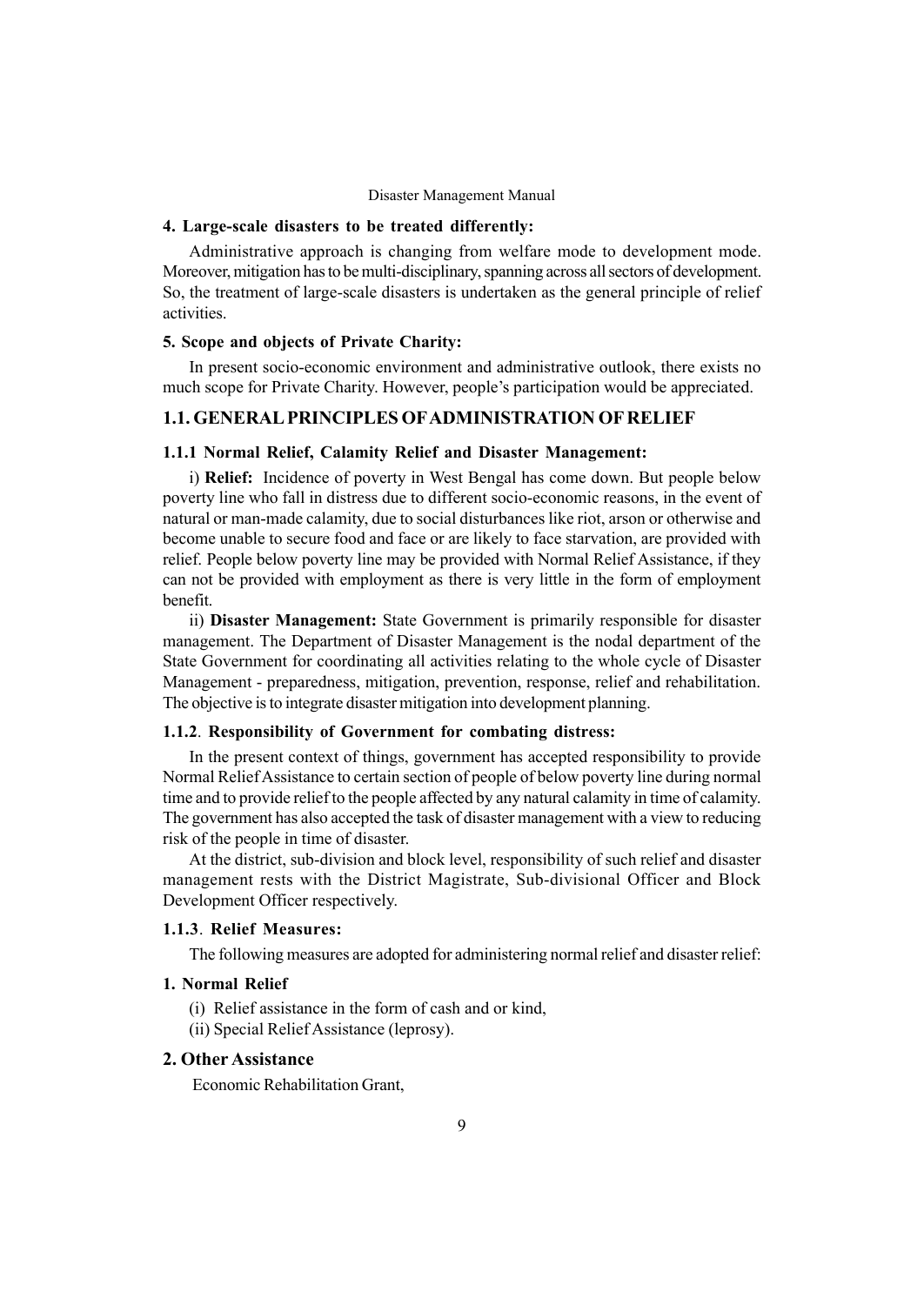**4. Large-scale disasters to be treated differently:**

Administrative approach is changing from welfare mode to development mode. Moreover, mitigation has to be multi-disciplinary, spanning across all sectors of development. So, the treatment of large-scale disasters is undertaken as the general principle of relief activities.

**5. Scope and objects of Private Charity:**

In present socio-economic environment and administrative outlook, there exists no much scope for Private Charity. However, people's participation would be appreciated.

## 1.1. GENERAL PRINCIPLES OF ADMINISTRATION OF RELIEF

### 1.1.1 Normal Relief, Calamity Relief and Disaster Management:

i) **Relief:** Incidence of poverty in West Bengal has come down. But people below poverty line who fall in distress due to different socio-economic reasons, in the event of natural or man-made calamity, due to social disturbances like riot, arson or otherwise and become unable to secure food and face or are likely to face starvation, are provided with relief. People below poverty line may be provided with Normal Relief Assistance, if they can not be provided with employment as there is very little in the form of employment benefit.

ii) **Disaster Management:** State Government is primarily responsible for disaster management. The Department of Disaster Management is the nodal department of the State Government for coordinating all activities relating to the whole cycle of Disaster Management - preparedness, mitigation, prevention, response, relief and rehabilitation. The objective is to integrate disaster mitigation into development planning.

### 1.1.2. Responsibility of Government for combating distress:

In the present context of things, government has accepted responsibility to provide Normal Relief Assistance to certain section of people of below poverty line during normal time and to provide relief to the people affected by any natural calamity in time of calamity. The government has also accepted the task of disaster management with a view to reducing risk of the people in time of disaster.

At the district, sub-division and block level, responsibility of such relief and disaster management rests with the District Magistrate, Sub-divisional Officer and Block Development Officer respectively.

### 1.1.3. Relief Measures:

The following measures are adopted for administering normal relief and disaster relief:

**1. Normal Relief**

(i) Relief assistance in the form of cash and or kind,

(ii) Special Relief Assistance (leprosy).

**2. Other Assistance**

Economic Rehabilitation Grant,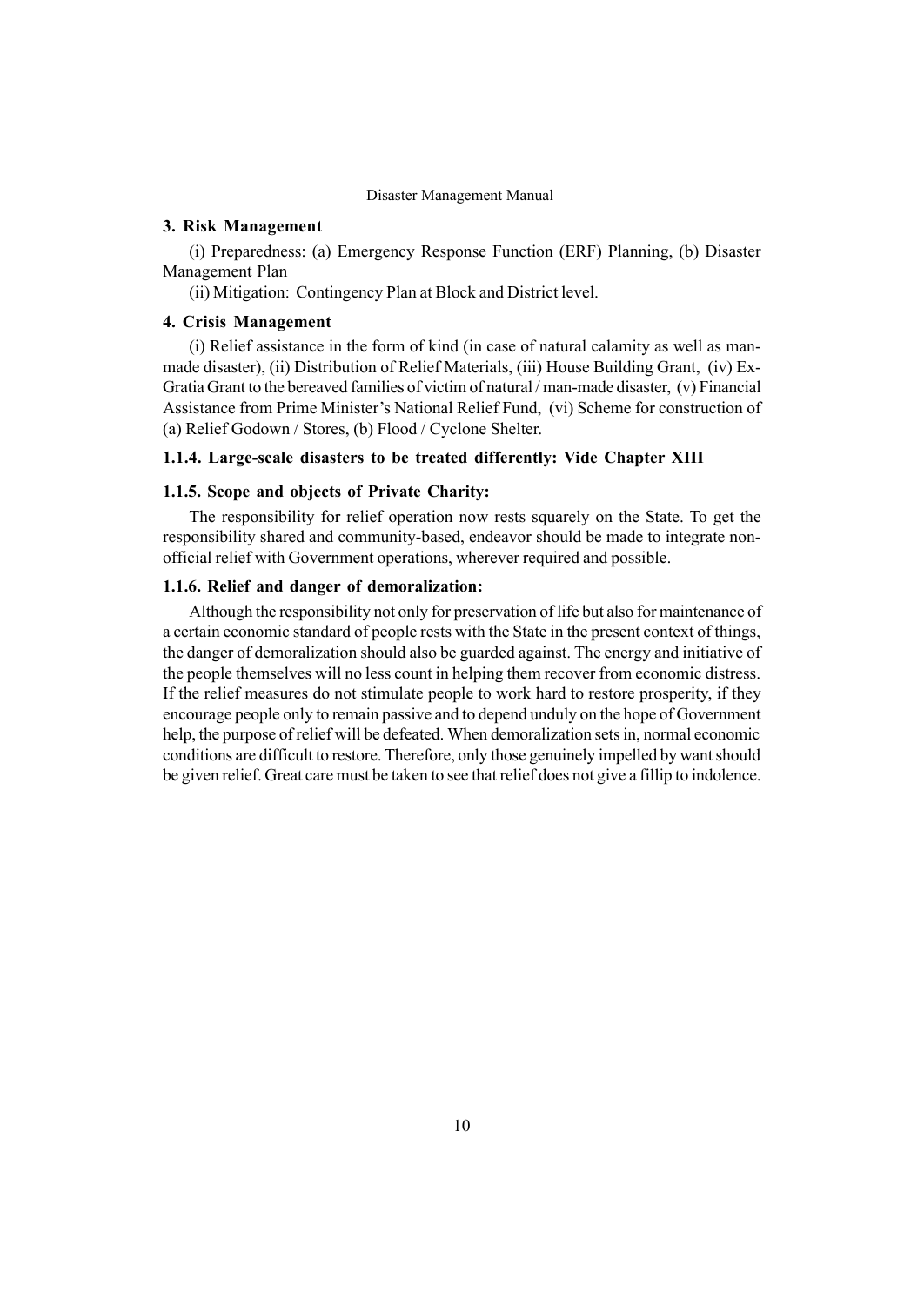### 3. Risk Management

(i) Preparedness: (a) Emergency Response Function (ERF) Planning, (b) Disaster Management Plan

(ii) Mitigation: Contingency Plan at Block and District level.

### 4. Crisis Management

(i) Relief assistance in the form of kind (in case of natural calamity as well as man-made disaster), (ii) Distribution of Relief Materials, (iii) House Building Grant, (iv) Ex-Gratia Grant to the bereaved families of victim of natural / man-made disaster, (v) Financial Assistance from Prime Minister's National Relief Fund, (vi) Scheme for construction of (a) Relief Godown / Stores, (b) Flood / Cyclone Shelter.

### 1.1.4. Large-scale disasters to be treated differently: Vide Chapter XIII

### 1.1.5. Scope and objects of Private Charity:

The responsibility for relief operation now rests squarely on the State. To get the responsibility shared and community-based, endeavor should be made to integrate non-official relief with Government operations, wherever required and possible.

### 1.1.6. Relief and danger of demoralization:

Although the responsibility not only for preservation of life but also for maintenance of a certain economic standard of people rests with the State in the present context of things, the danger of demoralization should also be guarded against. The energy and initiative of the people themselves will no less count in helping them recover from economic distress. If the relief measures do not stimulate people to work hard to restore prosperity, if they encourage people only to remain passive and to depend unduly on the hope of Government help, the purpose of relief will be defeated. When demoralization sets in, normal economic conditions are difficult to restore. Therefore, only those genuinely impelled by want should be given relief. Great care must be taken to see that relief does not give a fillip to indolence.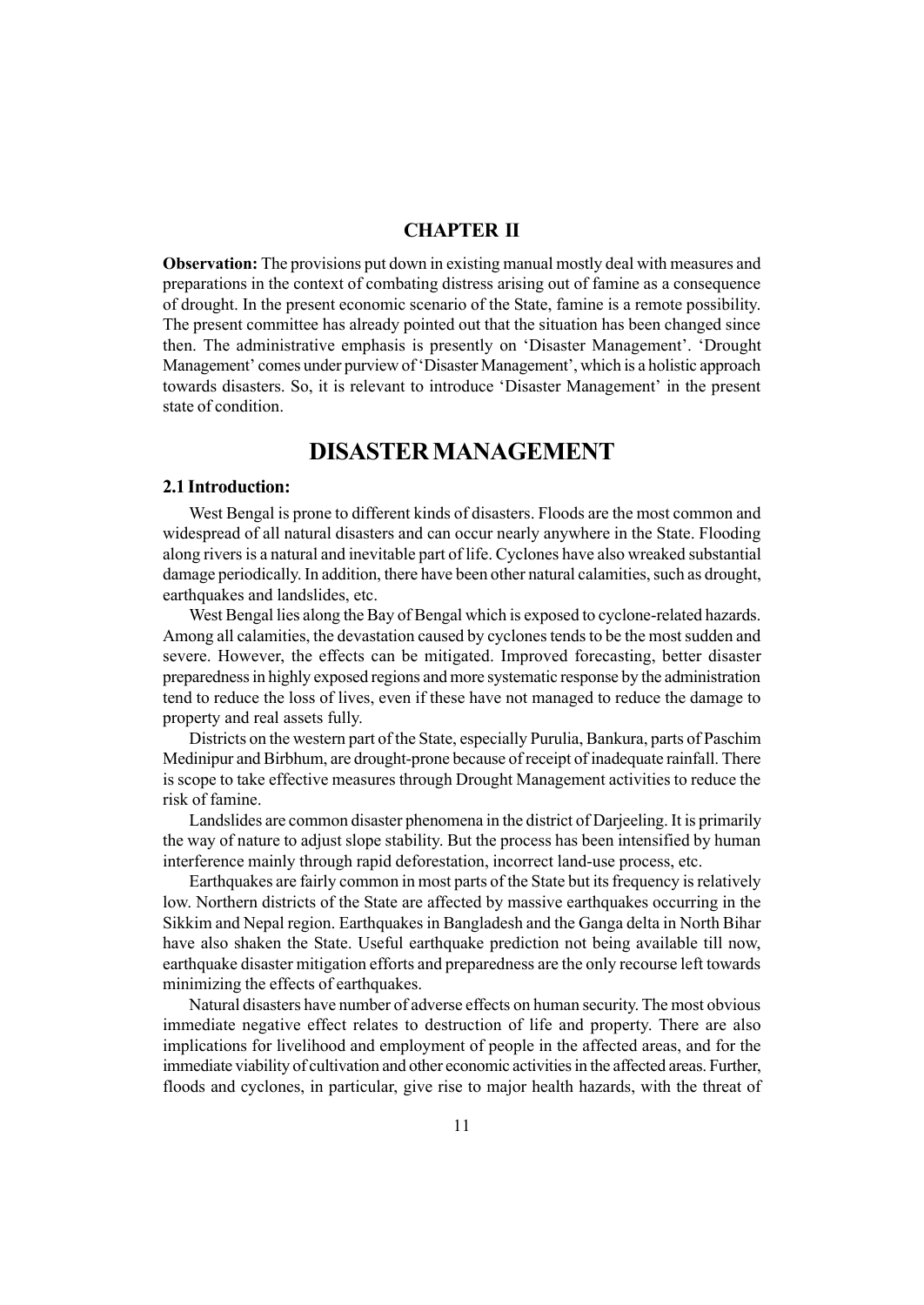## CHAPTER II

**Observation:** The provisions put down in existing manual mostly deal with measures and preparations in the context of combating distress arising out of famine as a consequence of drought. In the present economic scenario of the State, famine is a remote possibility. The present committee has already pointed out that the situation has been changed since then. The administrative emphasis is presently on 'Disaster Management'. 'Drought Management' comes under purview of 'Disaster Management', which is a holistic approach towards disasters. So, it is relevant to introduce 'Disaster Management' in the present state of condition.

# DISASTER MANAGEMENT

### 2.1 Introduction:

West Bengal is prone to different kinds of disasters. Floods are the most common and widespread of all natural disasters and can occur nearly anywhere in the State. Flooding along rivers is a natural and inevitable part of life. Cyclones have also wreaked substantial damage periodically. In addition, there have been other natural calamities, such as drought, earthquakes and landslides, etc.

West Bengal lies along the Bay of Bengal which is exposed to cyclone-related hazards. Among all calamities, the devastation caused by cyclones tends to be the most sudden and severe. However, the effects can be mitigated. Improved forecasting, better disaster preparedness in highly exposed regions and more systematic response by the administration tend to reduce the loss of lives, even if these have not managed to reduce the damage to property and real assets fully.

Districts on the western part of the State, especially Purulia, Bankura, parts of Paschim Medinipur and Birbhum, are drought-prone because of receipt of inadequate rainfall. There is scope to take effective measures through Drought Management activities to reduce the risk of famine.

Landslides are common disaster phenomena in the district of Darjeeling. It is primarily the way of nature to adjust slope stability. But the process has been intensified by human interference mainly through rapid deforestation, incorrect land-use process, etc.

Earthquakes are fairly common in most parts of the State but its frequency is relatively low. Northern districts of the State are affected by massive earthquakes occurring in the Sikkim and Nepal region. Earthquakes in Bangladesh and the Ganga delta in North Bihar have also shaken the State. Useful earthquake prediction not being available till now, earthquake disaster mitigation efforts and preparedness are the only recourse left towards minimizing the effects of earthquakes.

Natural disasters have number of adverse effects on human security. The most obvious immediate negative effect relates to destruction of life and property. There are also implications for livelihood and employment of people in the affected areas, and for the immediate viability of cultivation and other economic activities in the affected areas. Further, floods and cyclones, in particular, give rise to major health hazards, with the threat of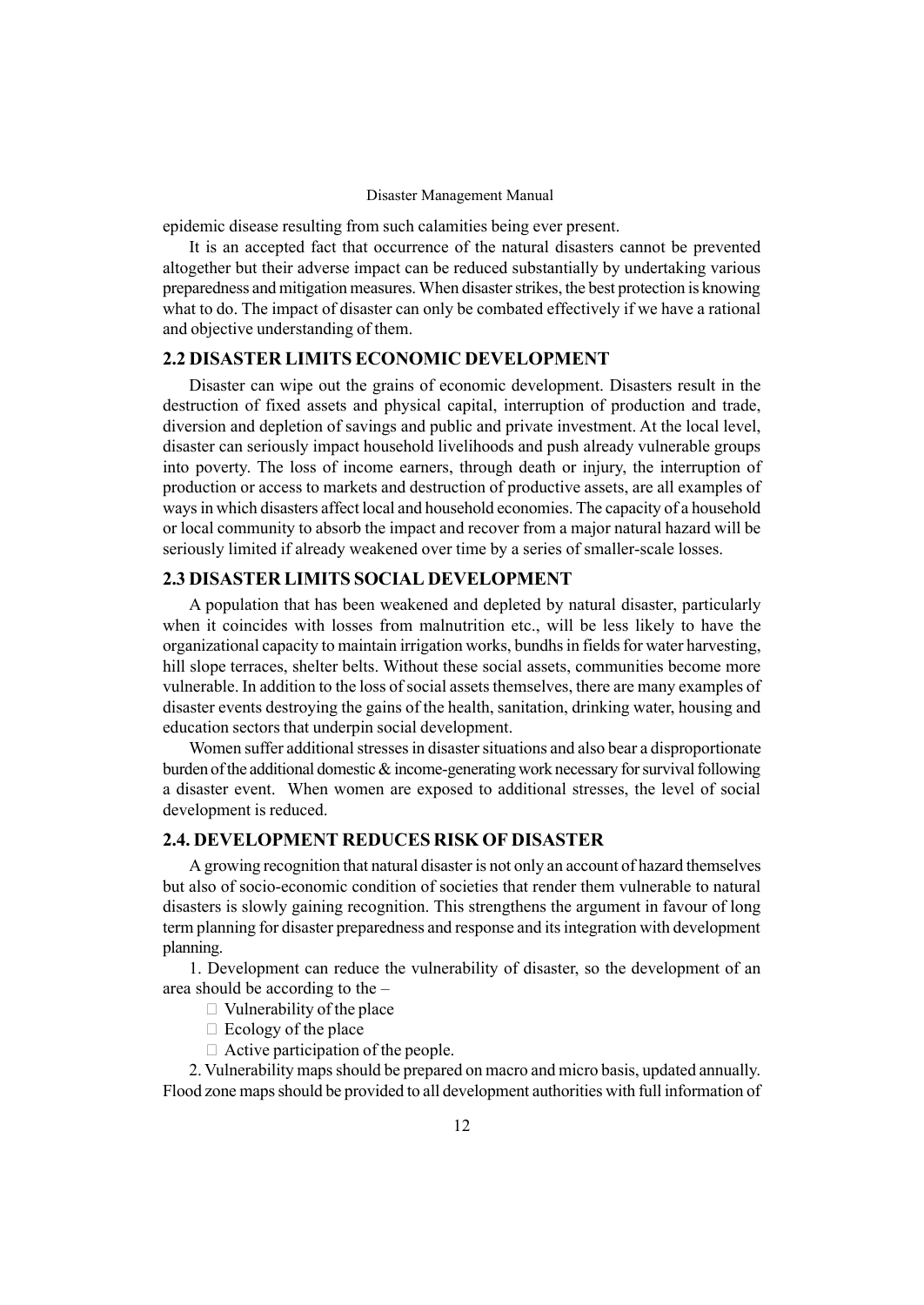epidemic disease resulting from such calamities being ever present.

It is an accepted fact that occurrence of the natural disasters cannot be prevented altogether but their adverse impact can be reduced substantially by undertaking various preparedness and mitigation measures. When disaster strikes, the best protection is knowing what to do. The impact of disaster can only be combated effectively if we have a rational and objective understanding of them.

## 2.2 DISASTER LIMITS ECONOMIC DEVELOPMENT

Disaster can wipe out the grains of economic development. Disasters result in the destruction of fixed assets and physical capital, interruption of production and trade, diversion and depletion of savings and public and private investment. At the local level, disaster can seriously impact household livelihoods and push already vulnerable groups into poverty. The loss of income earners, through death or injury, the interruption of production or access to markets and destruction of productive assets, are all examples of ways in which disasters affect local and household economies. The capacity of a household or local community to absorb the impact and recover from a major natural hazard will be seriously limited if already weakened over time by a series of smaller-scale losses.

## 2.3 DISASTER LIMITS SOCIAL DEVELOPMENT

A population that has been weakened and depleted by natural disaster, particularly when it coincides with losses from malnutrition etc., will be less likely to have the organizational capacity to maintain irrigation works, bundhs in fields for water harvesting, hill slope terraces, shelter belts. Without these social assets, communities become more vulnerable. In addition to the loss of social assets themselves, there are many examples of disaster events destroying the gains of the health, sanitation, drinking water, housing and education sectors that underpin social development.

Women suffer additional stresses in disaster situations and also bear a disproportionate burden of the additional domestic & income-generating work necessary for survival following a disaster event. When women are exposed to additional stresses, the level of social development is reduced.

## 2.4. DEVELOPMENT REDUCES RISK OF DISASTER

A growing recognition that natural disaster is not only an account of hazard themselves but also of socio-economic condition of societies that render them vulnerable to natural disasters is slowly gaining recognition. This strengthens the argument in favour of long term planning for disaster preparedness and response and its integration with development planning.

1. Development can reduce the vulnerability of disaster, so the development of an area should be according to the –
   - Vulnerability of the place
   - Ecology of the place
   - Active participation of the people.

2. Vulnerability maps should be prepared on macro and micro basis, updated annually. Flood zone maps should be provided to all development authorities with full information of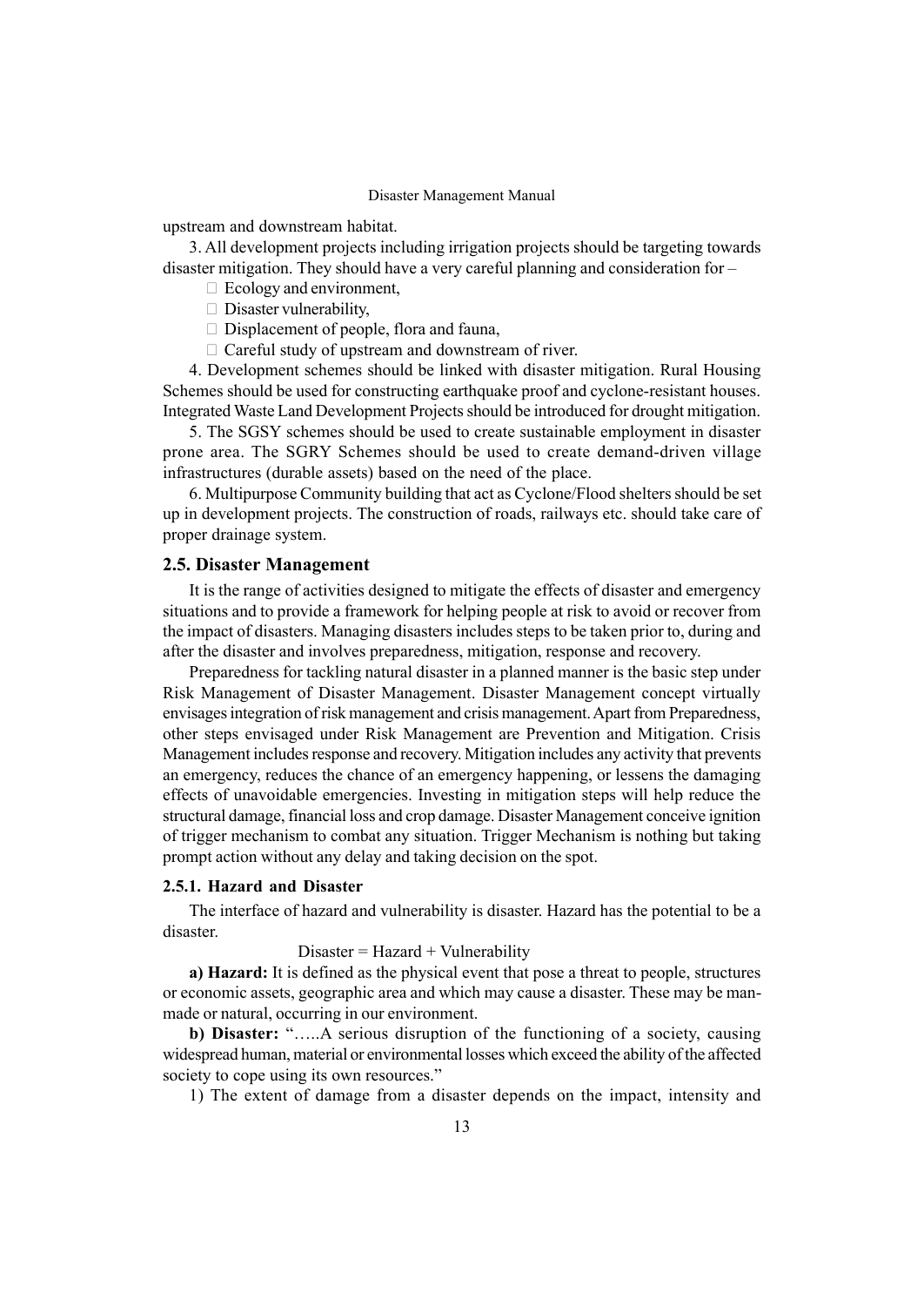upstream and downstream habitat.

3. All development projects including irrigation projects should be targeting towards disaster mitigation. They should have a very careful planning and consideration for –

- Ecology and environment,
- Disaster vulnerability,
- Displacement of people, flora and fauna,
- Careful study of upstream and downstream of river.

4. Development schemes should be linked with disaster mitigation. Rural Housing Schemes should be used for constructing earthquake proof and cyclone-resistant houses. Integrated Waste Land Development Projects should be introduced for drought mitigation.

5. The SGSY schemes should be used to create sustainable employment in disaster prone area. The SGRY Schemes should be used to create demand-driven village infrastructures (durable assets) based on the need of the place.

6. Multipurpose Community building that act as Cyclone/Flood shelters should be set up in development projects. The construction of roads, railways etc. should take care of proper drainage system.

## 2.5. Disaster Management

It is the range of activities designed to mitigate the effects of disaster and emergency situations and to provide a framework for helping people at risk to avoid or recover from the impact of disasters. Managing disasters includes steps to be taken prior to, during and after the disaster and involves preparedness, mitigation, response and recovery.

Preparedness for tackling natural disaster in a planned manner is the basic step under Risk Management of Disaster Management. Disaster Management concept virtually envisages integration of risk management and crisis management. Apart from Preparedness, other steps envisaged under Risk Management are Prevention and Mitigation. Crisis Management includes response and recovery. Mitigation includes any activity that prevents an emergency, reduces the chance of an emergency happening, or lessens the damaging effects of unavoidable emergencies. Investing in mitigation steps will help reduce the structural damage, financial loss and crop damage. Disaster Management conceive ignition of trigger mechanism to combat any situation. Trigger Mechanism is nothing but taking prompt action without any delay and taking decision on the spot.

### 2.5.1. Hazard and Disaster

The interface of hazard and vulnerability is disaster. Hazard has the potential to be a disaster.

Disaster = Hazard + Vulnerability

**a) Hazard:** It is defined as the physical event that pose a threat to people, structures or economic assets, geographic area and which may cause a disaster. These may be man-made or natural, occurring in our environment.

**b) Disaster:** "…..A serious disruption of the functioning of a society, causing widespread human, material or environmental losses which exceed the ability of the affected society to cope using its own resources."

1) The extent of damage from a disaster depends on the impact, intensity and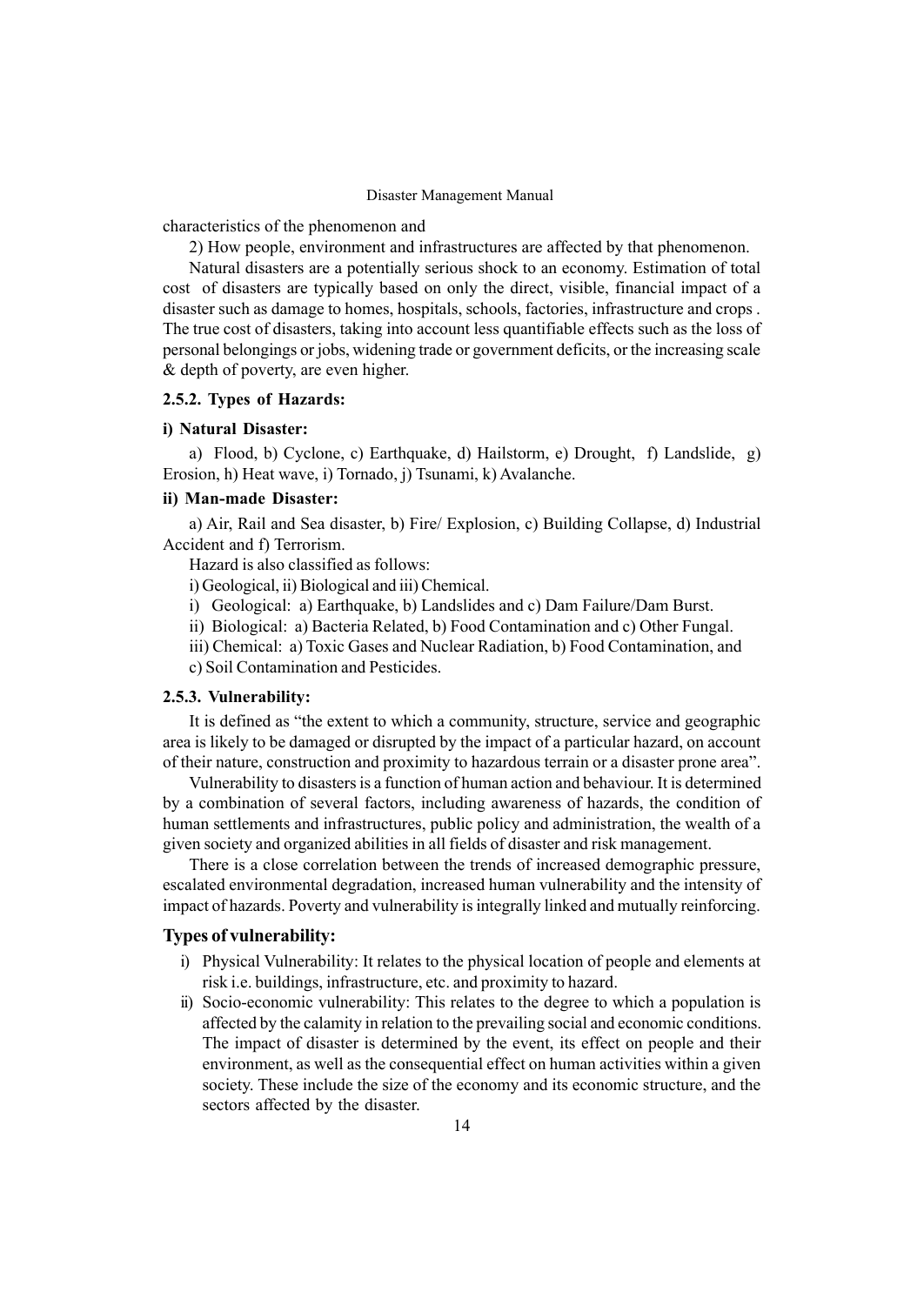characteristics of the phenomenon and

2) How people, environment and infrastructures are affected by that phenomenon.

Natural disasters are a potentially serious shock to an economy. Estimation of total cost of disasters are typically based on only the direct, visible, financial impact of a disaster such as damage to homes, hospitals, schools, factories, infrastructure and crops . The true cost of disasters, taking into account less quantifiable effects such as the loss of personal belongings or jobs, widening trade or government deficits, or the increasing scale & depth of poverty, are even higher.

### 2.5.2. Types of Hazards:

#### i) Natural Disaster:

a) Flood, b) Cyclone, c) Earthquake, d) Hailstorm, e) Drought, f) Landslide, g) Erosion, h) Heat wave, i) Tornado, j) Tsunami, k) Avalanche.

#### ii) Man-made Disaster:

a) Air, Rail and Sea disaster, b) Fire/ Explosion, c) Building Collapse, d) Industrial Accident and f) Terrorism.

Hazard is also classified as follows:

i) Geological, ii) Biological and iii) Chemical.

i) Geological: a) Earthquake, b) Landslides and c) Dam Failure/Dam Burst.

ii) Biological: a) Bacteria Related, b) Food Contamination and c) Other Fungal.

iii) Chemical: a) Toxic Gases and Nuclear Radiation, b) Food Contamination, and c) Soil Contamination and Pesticides.

### 2.5.3. Vulnerability:

It is defined as "the extent to which a community, structure, service and geographic area is likely to be damaged or disrupted by the impact of a particular hazard, on account of their nature, construction and proximity to hazardous terrain or a disaster prone area".

Vulnerability to disasters is a function of human action and behaviour. It is determined by a combination of several factors, including awareness of hazards, the condition of human settlements and infrastructures, public policy and administration, the wealth of a given society and organized abilities in all fields of disaster and risk management.

There is a close correlation between the trends of increased demographic pressure, escalated environmental degradation, increased human vulnerability and the intensity of impact of hazards. Poverty and vulnerability is integrally linked and mutually reinforcing.

### Types of vulnerability:

i) Physical Vulnerability: It relates to the physical location of people and elements at risk i.e. buildings, infrastructure, etc. and proximity to hazard.

ii) Socio-economic vulnerability: This relates to the degree to which a population is affected by the calamity in relation to the prevailing social and economic conditions. The impact of disaster is determined by the event, its effect on people and their environment, as well as the consequential effect on human activities within a given society. These include the size of the economy and its economic structure, and the sectors affected by the disaster.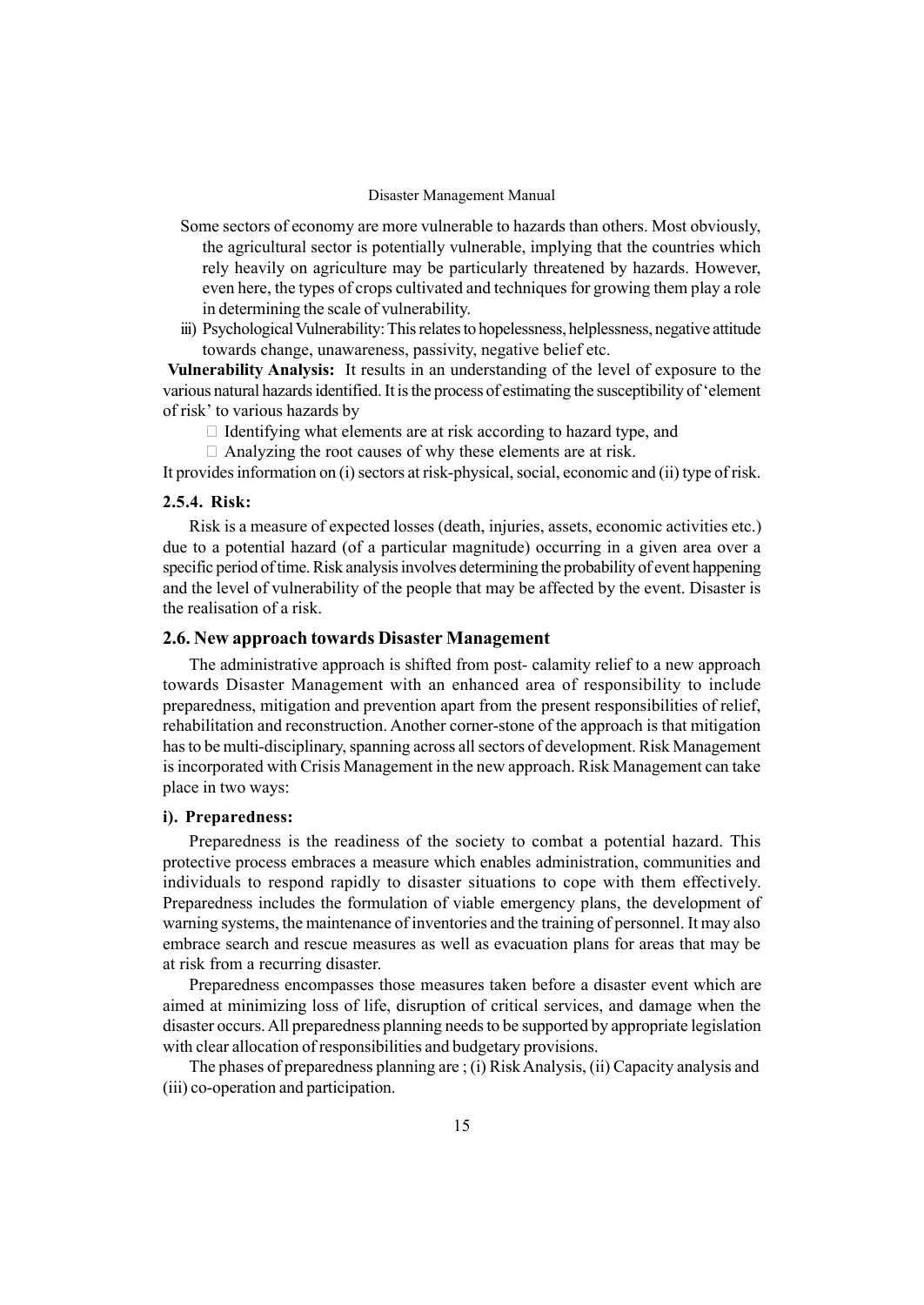Some sectors of economy are more vulnerable to hazards than others. Most obviously, the agricultural sector is potentially vulnerable, implying that the countries which rely heavily on agriculture may be particularly threatened by hazards. However, even here, the types of crops cultivated and techniques for growing them play a role in determining the scale of vulnerability.

iii) Psychological Vulnerability: This relates to hopelessness, helplessness, negative attitude towards change, unawareness, passivity, negative belief etc.

**Vulnerability Analysis:** It results in an understanding of the level of exposure to the various natural hazards identified. It is the process of estimating the susceptibility of 'element of risk' to various hazards by

- Identifying what elements are at risk according to hazard type, and
- Analyzing the root causes of why these elements are at risk.

It provides information on (i) sectors at risk-physical, social, economic and (ii) type of risk.

### 2.5.4. Risk:

Risk is a measure of expected losses (death, injuries, assets, economic activities etc.) due to a potential hazard (of a particular magnitude) occurring in a given area over a specific period of time. Risk analysis involves determining the probability of event happening and the level of vulnerability of the people that may be affected by the event. Disaster is the realisation of a risk.

## 2.6. New approach towards Disaster Management

The administrative approach is shifted from post- calamity relief to a new approach towards Disaster Management with an enhanced area of responsibility to include preparedness, mitigation and prevention apart from the present responsibilities of relief, rehabilitation and reconstruction. Another corner-stone of the approach is that mitigation has to be multi-disciplinary, spanning across all sectors of development. Risk Management is incorporated with Crisis Management in the new approach. Risk Management can take place in two ways:

### i). Preparedness:

Preparedness is the readiness of the society to combat a potential hazard. This protective process embraces a measure which enables administration, communities and individuals to respond rapidly to disaster situations to cope with them effectively. Preparedness includes the formulation of viable emergency plans, the development of warning systems, the maintenance of inventories and the training of personnel. It may also embrace search and rescue measures as well as evacuation plans for areas that may be at risk from a recurring disaster.

Preparedness encompasses those measures taken before a disaster event which are aimed at minimizing loss of life, disruption of critical services, and damage when the disaster occurs. All preparedness planning needs to be supported by appropriate legislation with clear allocation of responsibilities and budgetary provisions.

The phases of preparedness planning are ; (i) Risk Analysis, (ii) Capacity analysis and (iii) co-operation and participation.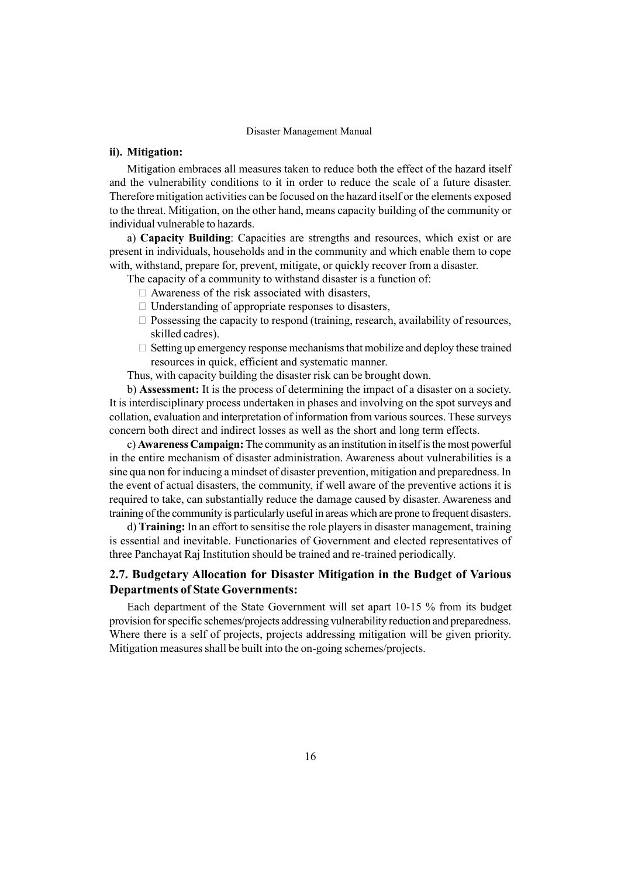### ii). Mitigation:

Mitigation embraces all measures taken to reduce both the effect of the hazard itself and the vulnerability conditions to it in order to reduce the scale of a future disaster. Therefore mitigation activities can be focused on the hazard itself or the elements exposed to the threat. Mitigation, on the other hand, means capacity building of the community or individual vulnerable to hazards.

a) **Capacity Building**: Capacities are strengths and resources, which exist or are present in individuals, households and in the community and which enable them to cope with, withstand, prepare for, prevent, mitigate, or quickly recover from a disaster.

The capacity of a community to withstand disaster is a function of:

- Awareness of the risk associated with disasters,
- Understanding of appropriate responses to disasters,
- Possessing the capacity to respond (training, research, availability of resources, skilled cadres).
- Setting up emergency response mechanisms that mobilize and deploy these trained resources in quick, efficient and systematic manner.

Thus, with capacity building the disaster risk can be brought down.

b) **Assessment:** It is the process of determining the impact of a disaster on a society. It is interdisciplinary process undertaken in phases and involving on the spot surveys and collation, evaluation and interpretation of information from various sources. These surveys concern both direct and indirect losses as well as the short and long term effects.

c) **Awareness Campaign:** The community as an institution in itself is the most powerful in the entire mechanism of disaster administration. Awareness about vulnerabilities is a sine qua non for inducing a mindset of disaster prevention, mitigation and preparedness. In the event of actual disasters, the community, if well aware of the preventive actions it is required to take, can substantially reduce the damage caused by disaster. Awareness and training of the community is particularly useful in areas which are prone to frequent disasters.

d) **Training:** In an effort to sensitise the role players in disaster management, training is essential and inevitable. Functionaries of Government and elected representatives of three Panchayat Raj Institution should be trained and re-trained periodically.

## 2.7. Budgetary Allocation for Disaster Mitigation in the Budget of Various Departments of State Governments:

Each department of the State Government will set apart 10-15 % from its budget provision for specific schemes/projects addressing vulnerability reduction and preparedness. Where there is a self of projects, projects addressing mitigation will be given priority. Mitigation measures shall be built into the on-going schemes/projects.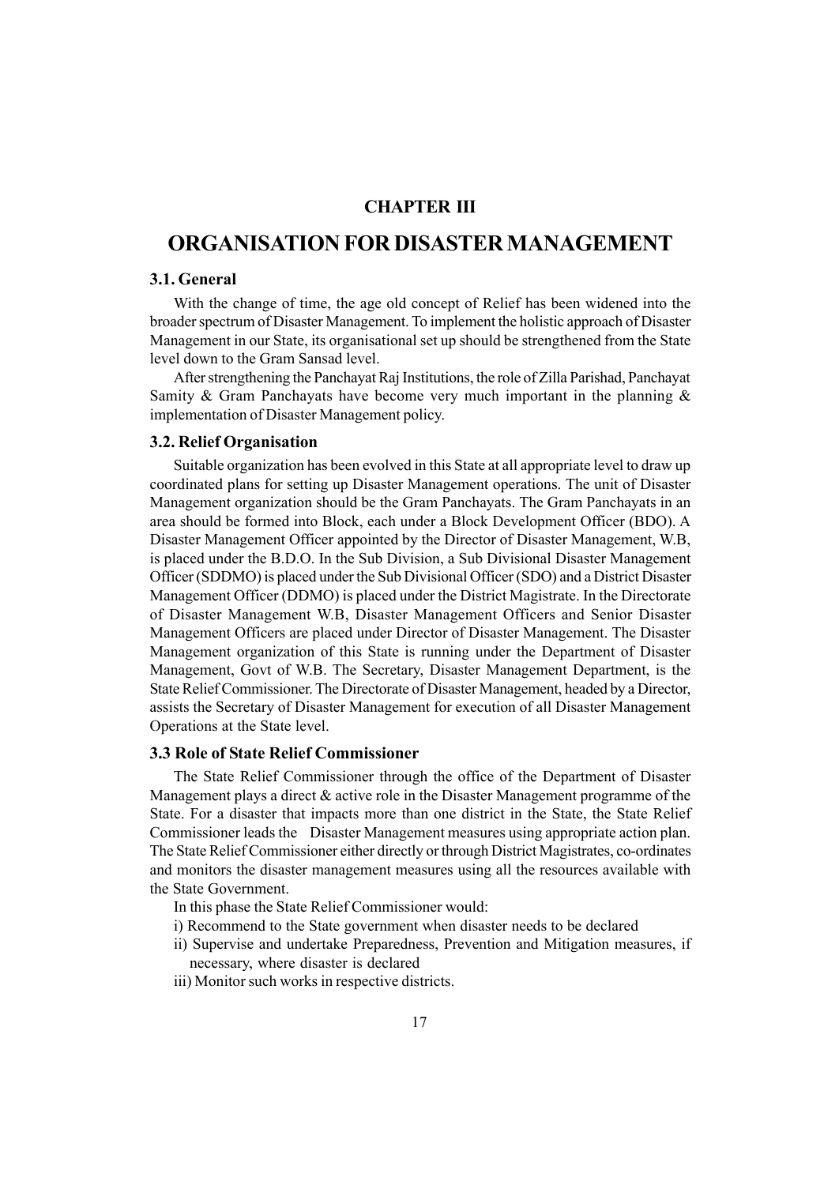# CHAPTER III

# ORGANISATION FOR DISASTER MANAGEMENT

### 3.1. General

With the change of time, the age old concept of Relief has been widened into the broader spectrum of Disaster Management. To implement the holistic approach of Disaster Management in our State, its organisational set up should be strengthened from the State level down to the Gram Sansad level.

After strengthening the Panchayat Raj Institutions, the role of Zilla Parishad, Panchayat Samity & Gram Panchayats have become very much important in the planning & implementation of Disaster Management policy.

### 3.2. Relief Organisation

Suitable organization has been evolved in this State at all appropriate level to draw up coordinated plans for setting up Disaster Management operations. The unit of Disaster Management organization should be the Gram Panchayats. The Gram Panchayats in an area should be formed into Block, each under a Block Development Officer (BDO). A Disaster Management Officer appointed by the Director of Disaster Management, W.B, is placed under the B.D.O. In the Sub Division, a Sub Divisional Disaster Management Officer (SDDMO) is placed under the Sub Divisional Officer (SDO) and a District Disaster Management Officer (DDMO) is placed under the District Magistrate. In the Directorate of Disaster Management W.B, Disaster Management Officers and Senior Disaster Management Officers are placed under Director of Disaster Management. The Disaster Management organization of this State is running under the Department of Disaster Management, Govt of W.B. The Secretary, Disaster Management Department, is the State Relief Commissioner. The Directorate of Disaster Management, headed by a Director, assists the Secretary of Disaster Management for execution of all Disaster Management Operations at the State level.

### 3.3 Role of State Relief Commissioner

The State Relief Commissioner through the office of the Department of Disaster Management plays a direct & active role in the Disaster Management programme of the State. For a disaster that impacts more than one district in the State, the State Relief Commissioner leads the Disaster Management measures using appropriate action plan. The State Relief Commissioner either directly or through District Magistrates, co-ordinates and monitors the disaster management measures using all the resources available with the State Government.

In this phase the State Relief Commissioner would:

i) Recommend to the State government when disaster needs to be declared

ii) Supervise and undertake Preparedness, Prevention and Mitigation measures, if necessary, where disaster is declared

iii) Monitor such works in respective districts.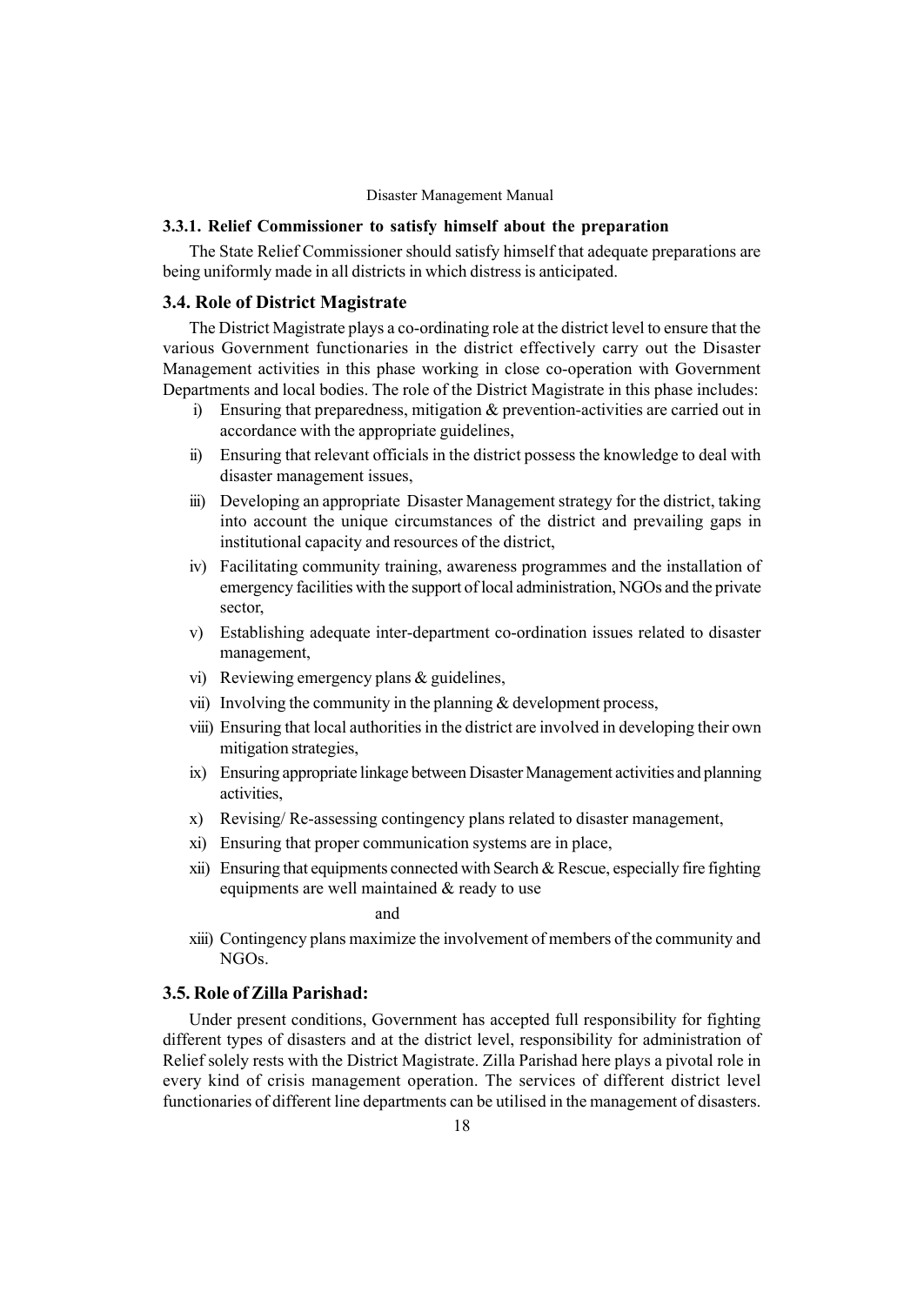### 3.3.1. Relief Commissioner to satisfy himself about the preparation

The State Relief Commissioner should satisfy himself that adequate preparations are being uniformly made in all districts in which distress is anticipated.

## 3.4. Role of District Magistrate

The District Magistrate plays a co-ordinating role at the district level to ensure that the various Government functionaries in the district effectively carry out the Disaster Management activities in this phase working in close co-operation with Government Departments and local bodies. The role of the District Magistrate in this phase includes:

i) Ensuring that preparedness, mitigation & prevention-activities are carried out in accordance with the appropriate guidelines,

ii) Ensuring that relevant officials in the district possess the knowledge to deal with disaster management issues,

iii) Developing an appropriate Disaster Management strategy for the district, taking into account the unique circumstances of the district and prevailing gaps in institutional capacity and resources of the district,

iv) Facilitating community training, awareness programmes and the installation of emergency facilities with the support of local administration, NGOs and the private sector,

v) Establishing adequate inter-department co-ordination issues related to disaster management,

vi) Reviewing emergency plans & guidelines,

vii) Involving the community in the planning & development process,

viii) Ensuring that local authorities in the district are involved in developing their own mitigation strategies,

ix) Ensuring appropriate linkage between Disaster Management activities and planning activities,

x) Revising/ Re-assessing contingency plans related to disaster management,

xi) Ensuring that proper communication systems are in place,

xii) Ensuring that equipments connected with Search & Rescue, especially fire fighting equipments are well maintained & ready to use

and

xiii) Contingency plans maximize the involvement of members of the community and NGOs.

## 3.5. Role of Zilla Parishad:

Under present conditions, Government has accepted full responsibility for fighting different types of disasters and at the district level, responsibility for administration of Relief solely rests with the District Magistrate. Zilla Parishad here plays a pivotal role in every kind of crisis management operation. The services of different district level functionaries of different line departments can be utilised in the management of disasters.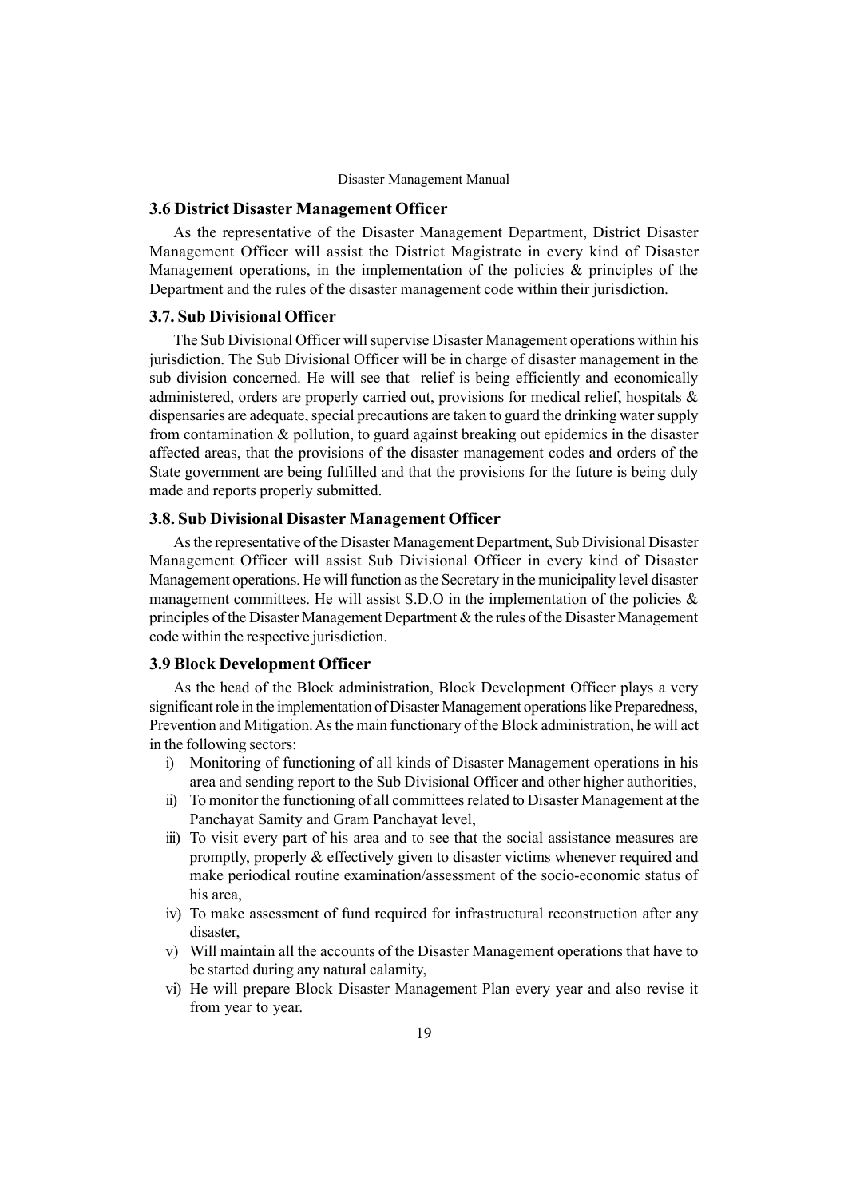### 3.6 District Disaster Management Officer

As the representative of the Disaster Management Department, District Disaster Management Officer will assist the District Magistrate in every kind of Disaster Management operations, in the implementation of the policies & principles of the Department and the rules of the disaster management code within their jurisdiction.

### 3.7. Sub Divisional Officer

The Sub Divisional Officer will supervise Disaster Management operations within his jurisdiction. The Sub Divisional Officer will be in charge of disaster management in the sub division concerned. He will see that relief is being efficiently and economically administered, orders are properly carried out, provisions for medical relief, hospitals & dispensaries are adequate, special precautions are taken to guard the drinking water supply from contamination & pollution, to guard against breaking out epidemics in the disaster affected areas, that the provisions of the disaster management codes and orders of the State government are being fulfilled and that the provisions for the future is being duly made and reports properly submitted.

### 3.8. Sub Divisional Disaster Management Officer

As the representative of the Disaster Management Department, Sub Divisional Disaster Management Officer will assist Sub Divisional Officer in every kind of Disaster Management operations. He will function as the Secretary in the municipality level disaster management committees. He will assist S.D.O in the implementation of the policies & principles of the Disaster Management Department & the rules of the Disaster Management code within the respective jurisdiction.

### 3.9 Block Development Officer

As the head of the Block administration, Block Development Officer plays a very significant role in the implementation of Disaster Management operations like Preparedness, Prevention and Mitigation. As the main functionary of the Block administration, he will act in the following sectors:

i) Monitoring of functioning of all kinds of Disaster Management operations in his area and sending report to the Sub Divisional Officer and other higher authorities,

ii) To monitor the functioning of all committees related to Disaster Management at the Panchayat Samity and Gram Panchayat level,

iii) To visit every part of his area and to see that the social assistance measures are promptly, properly & effectively given to disaster victims whenever required and make periodical routine examination/assessment of the socio-economic status of his area,

iv) To make assessment of fund required for infrastructural reconstruction after any disaster,

v) Will maintain all the accounts of the Disaster Management operations that have to be started during any natural calamity,

vi) He will prepare Block Disaster Management Plan every year and also revise it from year to year.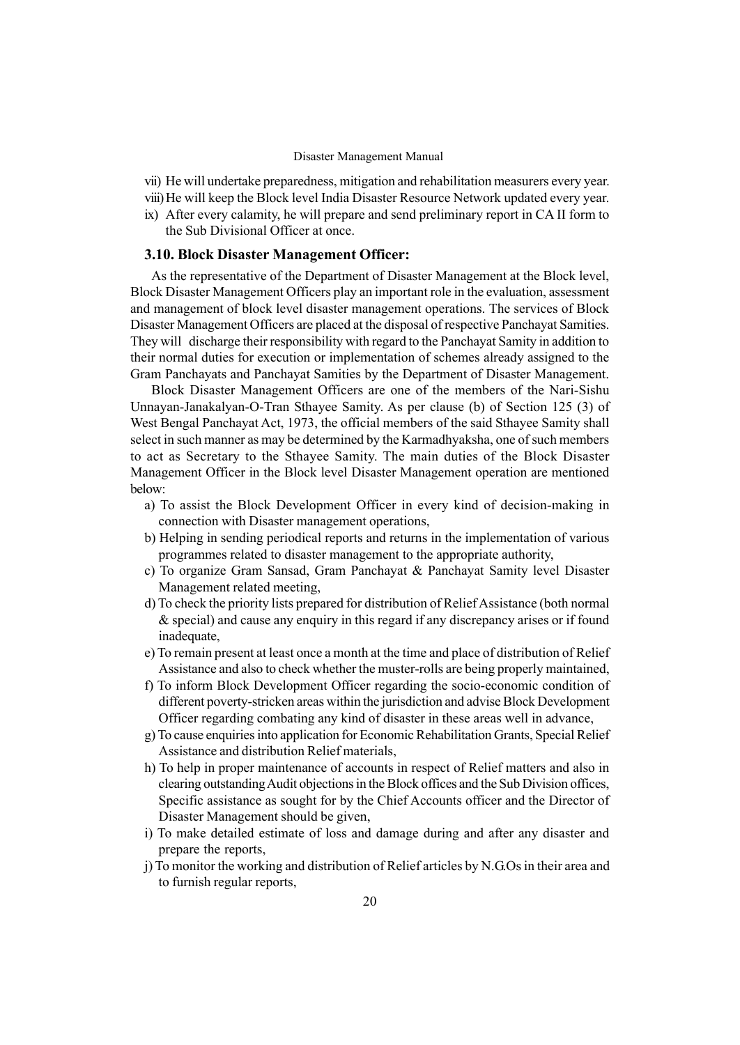vii) He will undertake preparedness, mitigation and rehabilitation measurers every year.

viii) He will keep the Block level India Disaster Resource Network updated every year.

ix) After every calamity, he will prepare and send preliminary report in CA II form to the Sub Divisional Officer at once.

### 3.10. Block Disaster Management Officer:

As the representative of the Department of Disaster Management at the Block level, Block Disaster Management Officers play an important role in the evaluation, assessment and management of block level disaster management operations. The services of Block Disaster Management Officers are placed at the disposal of respective Panchayat Samities. They will discharge their responsibility with regard to the Panchayat Samity in addition to their normal duties for execution or implementation of schemes already assigned to the Gram Panchayats and Panchayat Samities by the Department of Disaster Management.

Block Disaster Management Officers are one of the members of the Nari-Sishu Unnayan-Janakalyan-O-Tran Sthayee Samity. As per clause (b) of Section 125 (3) of West Bengal Panchayat Act, 1973, the official members of the said Sthayee Samity shall select in such manner as may be determined by the Karmadhyaksha, one of such members to act as Secretary to the Sthayee Samity. The main duties of the Block Disaster Management Officer in the Block level Disaster Management operation are mentioned below:

a) To assist the Block Development Officer in every kind of decision-making in connection with Disaster management operations,

b) Helping in sending periodical reports and returns in the implementation of various programmes related to disaster management to the appropriate authority,

c) To organize Gram Sansad, Gram Panchayat & Panchayat Samity level Disaster Management related meeting,

d) To check the priority lists prepared for distribution of Relief Assistance (both normal & special) and cause any enquiry in this regard if any discrepancy arises or if found inadequate,

e) To remain present at least once a month at the time and place of distribution of Relief Assistance and also to check whether the muster-rolls are being properly maintained,

f) To inform Block Development Officer regarding the socio-economic condition of different poverty-stricken areas within the jurisdiction and advise Block Development Officer regarding combating any kind of disaster in these areas well in advance,

g) To cause enquiries into application for Economic Rehabilitation Grants, Special Relief Assistance and distribution Relief materials,

h) To help in proper maintenance of accounts in respect of Relief matters and also in clearing outstanding Audit objections in the Block offices and the Sub Division offices, Specific assistance as sought for by the Chief Accounts officer and the Director of Disaster Management should be given,

i) To make detailed estimate of loss and damage during and after any disaster and prepare the reports,

j) To monitor the working and distribution of Relief articles by N.G.Os in their area and to furnish regular reports,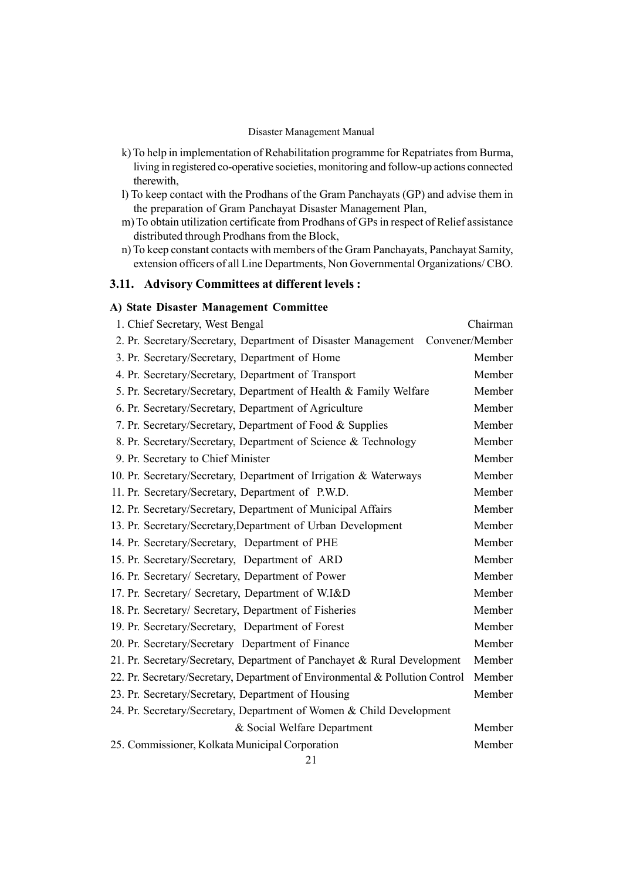k) To help in implementation of Rehabilitation programme for Repatriates from Burma, living in registered co-operative societies, monitoring and follow-up actions connected therewith,

l) To keep contact with the Prodhans of the Gram Panchayats (GP) and advise them in the preparation of Gram Panchayat Disaster Management Plan,

m) To obtain utilization certificate from Prodhans of GPs in respect of Relief assistance distributed through Prodhans from the Block,

n) To keep constant contacts with members of the Gram Panchayats, Panchayat Samity, extension officers of all Line Departments, Non Governmental Organizations/ CBO.

## 3.11. Advisory Committees at different levels :

### A) State Disaster Management Committee

| | |
|---|---|
| 1. Chief Secretary, West Bengal | Chairman |
| 2. Pr. Secretary/Secretary, Department of Disaster Management | Convener/Member |
| 3. Pr. Secretary/Secretary, Department of Home | Member |
| 4. Pr. Secretary/Secretary, Department of Transport | Member |
| 5. Pr. Secretary/Secretary, Department of Health & Family Welfare | Member |
| 6. Pr. Secretary/Secretary, Department of Agriculture | Member |
| 7. Pr. Secretary/Secretary, Department of Food & Supplies | Member |
| 8. Pr. Secretary/Secretary, Department of Science & Technology | Member |
| 9. Pr. Secretary to Chief Minister | Member |
| 10. Pr. Secretary/Secretary, Department of Irrigation & Waterways | Member |
| 11. Pr. Secretary/Secretary, Department of P.W.D. | Member |
| 12. Pr. Secretary/Secretary, Department of Municipal Affairs | Member |
| 13. Pr. Secretary/Secretary,Department of Urban Development | Member |
| 14. Pr. Secretary/Secretary, Department of PHE | Member |
| 15. Pr. Secretary/Secretary, Department of ARD | Member |
| 16. Pr. Secretary/ Secretary, Department of Power | Member |
| 17. Pr. Secretary/ Secretary, Department of W.I&D | Member |
| 18. Pr. Secretary/ Secretary, Department of Fisheries | Member |
| 19. Pr. Secretary/Secretary, Department of Forest | Member |
| 20. Pr. Secretary/Secretary Department of Finance | Member |
| 21. Pr. Secretary/Secretary, Department of Panchayet & Rural Development | Member |
| 22. Pr. Secretary/Secretary, Department of Environmental & Pollution Control | Member |
| 23. Pr. Secretary/Secretary, Department of Housing | Member |
| 24. Pr. Secretary/Secretary, Department of Women & Child Development & Social Welfare Department | Member |
| 25. Commissioner, Kolkata Municipal Corporation | Member |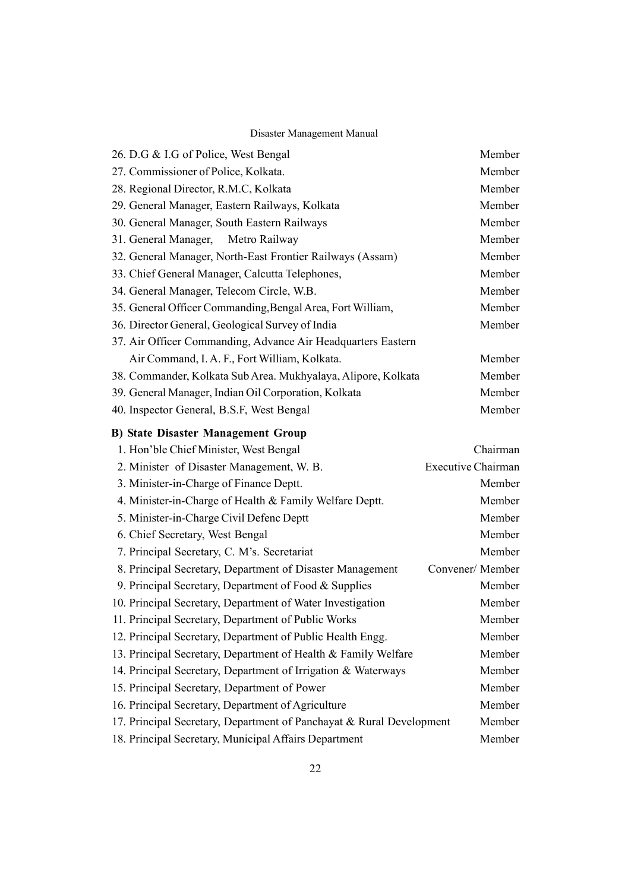| | |
|---|---|
| 26. D.G & I.G of Police, West Bengal | Member |
| 27. Commissioner of Police, Kolkata. | Member |
| 28. Regional Director, R.M.C, Kolkata | Member |
| 29. General Manager, Eastern Railways, Kolkata | Member |
| 30. General Manager, South Eastern Railways | Member |
| 31. General Manager, Metro Railway | Member |
| 32. General Manager, North-East Frontier Railways (Assam) | Member |
| 33. Chief General Manager, Calcutta Telephones, | Member |
| 34. General Manager, Telecom Circle, W.B. | Member |
| 35. General Officer Commanding,Bengal Area, Fort William, | Member |
| 36. Director General, Geological Survey of India | Member |
| 37. Air Officer Commanding, Advance Air Headquarters Eastern Air Command, I. A. F., Fort William, Kolkata. | Member |
| 38. Commander, Kolkata Sub Area. Mukhyalaya, Alipore, Kolkata | Member |
| 39. General Manager, Indian Oil Corporation, Kolkata | Member |
| 40. Inspector General, B.S.F, West Bengal | Member |

**B) State Disaster Management Group**

| | |
|---|---|
| 1. Hon'ble Chief Minister, West Bengal | Chairman |
| 2. Minister of Disaster Management, W. B. | Executive Chairman |
| 3. Minister-in-Charge of Finance Deptt. | Member |
| 4. Minister-in-Charge of Health & Family Welfare Deptt. | Member |
| 5. Minister-in-Charge Civil Defenc Deptt | Member |
| 6. Chief Secretary, West Bengal | Member |
| 7. Principal Secretary, C. M's. Secretariat | Member |
| 8. Principal Secretary, Department of Disaster Management | Convener/ Member |
| 9. Principal Secretary, Department of Food & Supplies | Member |
| 10. Principal Secretary, Department of Water Investigation | Member |
| 11. Principal Secretary, Department of Public Works | Member |
| 12. Principal Secretary, Department of Public Health Engg. | Member |
| 13. Principal Secretary, Department of Health & Family Welfare | Member |
| 14. Principal Secretary, Department of Irrigation & Waterways | Member |
| 15. Principal Secretary, Department of Power | Member |
| 16. Principal Secretary, Department of Agriculture | Member |
| 17. Principal Secretary, Department of Panchayat & Rural Development | Member |
| 18. Principal Secretary, Municipal Affairs Department | Member |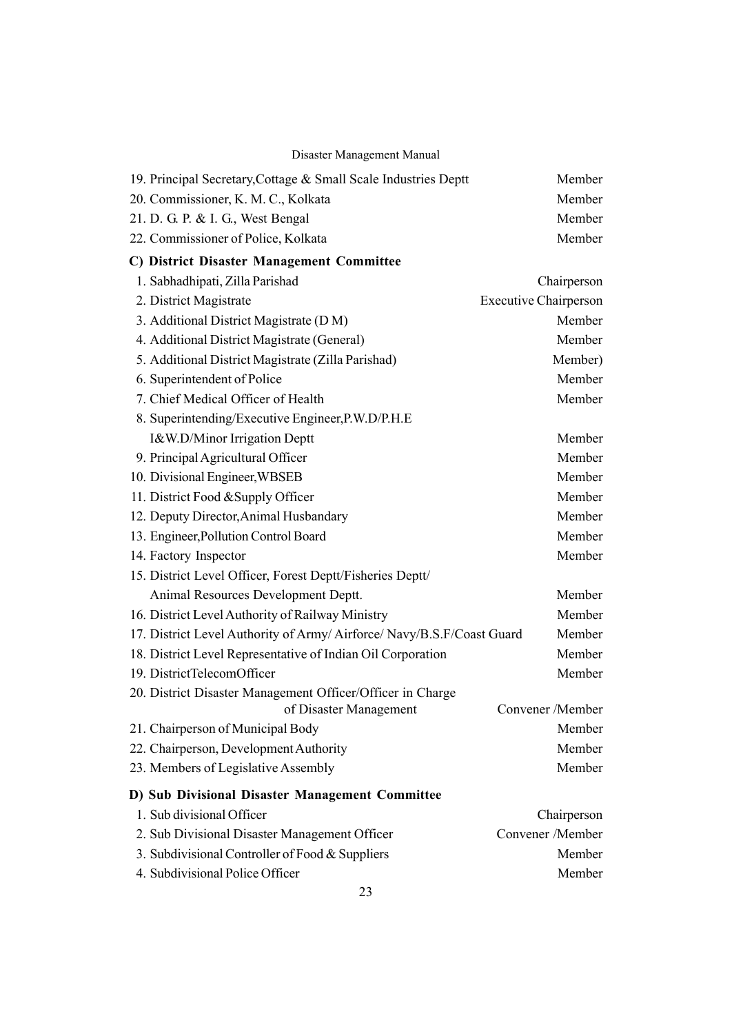| | |
|---|---|
| 19. Principal Secretary,Cottage & Small Scale Industries Deptt | Member |
| 20. Commissioner, K. M. C., Kolkata | Member |
| 21. D. G. P. & I. G., West Bengal | Member |
| 22. Commissioner of Police, Kolkata | Member |

**C) District Disaster Management Committee**

| | |
|---|---|
| 1. Sabhadhipati, Zilla Parishad | Chairperson |
| 2. District Magistrate | Executive Chairperson |
| 3. Additional District Magistrate (D M) | Member |
| 4. Additional District Magistrate (General) | Member |
| 5. Additional District Magistrate (Zilla Parishad) | Member) |
| 6. Superintendent of Police | Member |
| 7. Chief Medical Officer of Health | Member |
| 8. Superintending/Executive Engineer,P.W.D/P.H.E I&W.D/Minor Irrigation Deptt | Member |
| 9. Principal Agricultural Officer | Member |
| 10. Divisional Engineer,WBSEB | Member |
| 11. District Food &Supply Officer | Member |
| 12. Deputy Director,Animal Husbandary | Member |
| 13. Engineer,Pollution Control Board | Member |
| 14. Factory Inspector | Member |
| 15. District Level Officer, Forest Deptt/Fisheries Deptt/ Animal Resources Development Deptt. | Member |
| 16. District Level Authority of Railway Ministry | Member |
| 17. District Level Authority of Army/ Airforce/ Navy/B.S.F/Coast Guard | Member |
| 18. District Level Representative of Indian Oil Corporation | Member |
| 19. DistrictTelecomOfficer | Member |
| 20. District Disaster Management Officer/Officer in Charge of Disaster Management | Convener /Member |
| 21. Chairperson of Municipal Body | Member |
| 22. Chairperson, Development Authority | Member |
| 23. Members of Legislative Assembly | Member |

**D) Sub Divisional Disaster Management Committee**

| | |
|---|---|
| 1. Sub divisional Officer | Chairperson |
| 2. Sub Divisional Disaster Management Officer | Convener /Member |
| 3. Subdivisional Controller of Food & Suppliers | Member |
| 4. Subdivisional Police Officer | Member |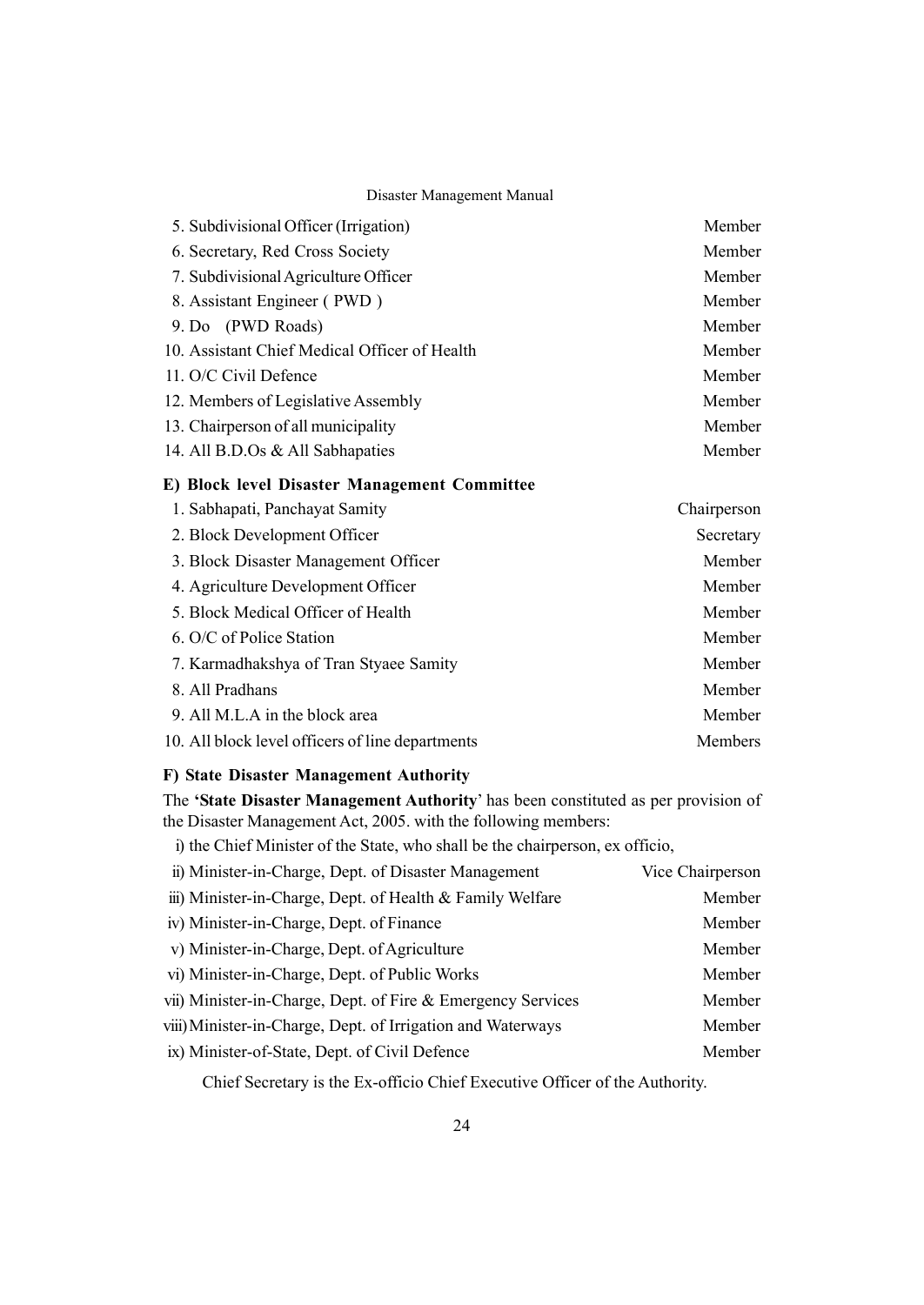| | |
|---|---|
| 5. Subdivisional Officer (Irrigation) | Member |
| 6. Secretary, Red Cross Society | Member |
| 7. Subdivisional Agriculture Officer | Member |
| 8. Assistant Engineer ( PWD ) | Member |
| 9. Do (PWD Roads) | Member |
| 10. Assistant Chief Medical Officer of Health | Member |
| 11. O/C Civil Defence | Member |
| 12. Members of Legislative Assembly | Member |
| 13. Chairperson of all municipality | Member |
| 14. All B.D.Os & All Sabhapaties | Member |

**E) Block level Disaster Management Committee**

| | |
|---|---|
| 1. Sabhapati, Panchayat Samity | Chairperson |
| 2. Block Development Officer | Secretary |
| 3. Block Disaster Management Officer | Member |
| 4. Agriculture Development Officer | Member |
| 5. Block Medical Officer of Health | Member |
| 6. O/C of Police Station | Member |
| 7. Karmadhakshya of Tran Styaee Samity | Member |
| 8. All Pradhans | Member |
| 9. All M.L.A in the block area | Member |
| 10. All block level officers of line departments | Members |

**F) State Disaster Management Authority**

The **'State Disaster Management Authority**' has been constituted as per provision of the Disaster Management Act, 2005. with the following members:

i) the Chief Minister of the State, who shall be the chairperson, ex officio,

| | |
|---|---|
| ii) Minister-in-Charge, Dept. of Disaster Management | Vice Chairperson |
| iii) Minister-in-Charge, Dept. of Health & Family Welfare | Member |
| iv) Minister-in-Charge, Dept. of Finance | Member |
| v) Minister-in-Charge, Dept. of Agriculture | Member |
| vi) Minister-in-Charge, Dept. of Public Works | Member |
| vii) Minister-in-Charge, Dept. of Fire & Emergency Services | Member |
| viii) Minister-in-Charge, Dept. of Irrigation and Waterways | Member |
| ix) Minister-of-State, Dept. of Civil Defence | Member |

Chief Secretary is the Ex-officio Chief Executive Officer of the Authority.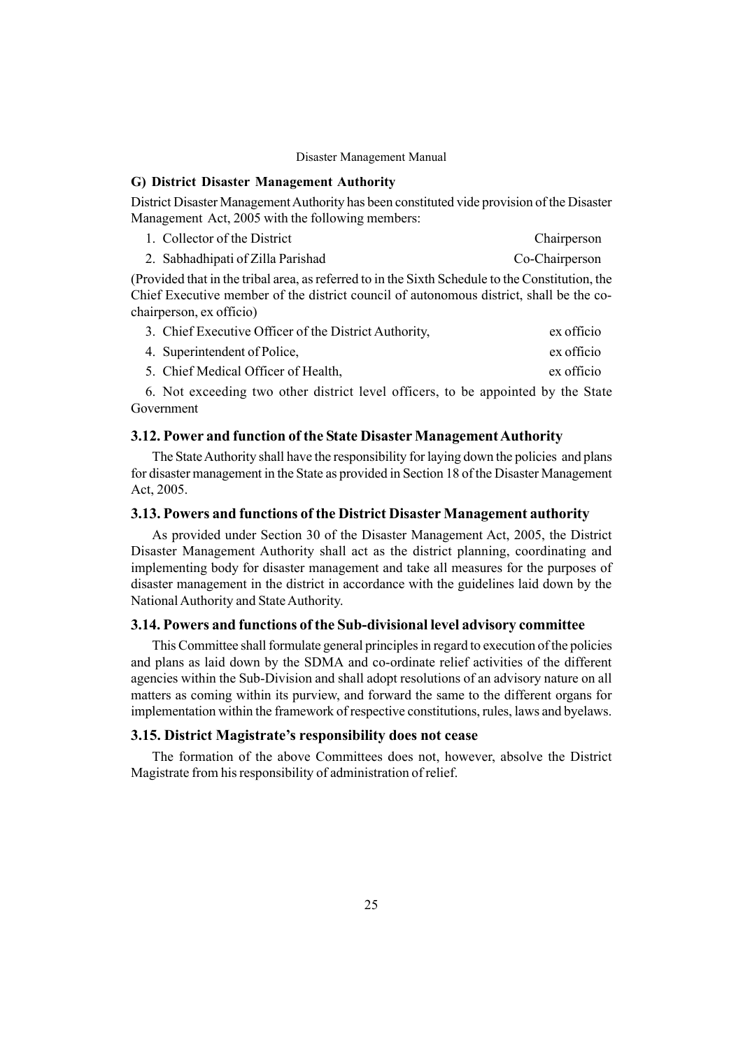### G) District Disaster Management Authority

District Disaster Management Authority has been constituted vide provision of the Disaster Management Act, 2005 with the following members:

| | |
|---|---|
| 1. Collector of the District | Chairperson |
| 2. Sabhadhipati of Zilla Parishad | Co-Chairperson |

(Provided that in the tribal area, as referred to in the Sixth Schedule to the Constitution, the Chief Executive member of the district council of autonomous district, shall be the co-chairperson, ex officio)

| | |
|---|---|
| 3. Chief Executive Officer of the District Authority, | ex officio |
| 4. Superintendent of Police, | ex officio |
| 5. Chief Medical Officer of Health, | ex officio |

6. Not exceeding two other district level officers, to be appointed by the State Government

## 3.12. Power and function of the State Disaster Management Authority

The State Authority shall have the responsibility for laying down the policies and plans for disaster management in the State as provided in Section 18 of the Disaster Management Act, 2005.

## 3.13. Powers and functions of the District Disaster Management authority

As provided under Section 30 of the Disaster Management Act, 2005, the District Disaster Management Authority shall act as the district planning, coordinating and implementing body for disaster management and take all measures for the purposes of disaster management in the district in accordance with the guidelines laid down by the National Authority and State Authority.

## 3.14. Powers and functions of the Sub-divisional level advisory committee

This Committee shall formulate general principles in regard to execution of the policies and plans as laid down by the SDMA and co-ordinate relief activities of the different agencies within the Sub-Division and shall adopt resolutions of an advisory nature on all matters as coming within its purview, and forward the same to the different organs for implementation within the framework of respective constitutions, rules, laws and byelaws.

## 3.15. District Magistrate's responsibility does not cease

The formation of the above Committees does not, however, absolve the District Magistrate from his responsibility of administration of relief.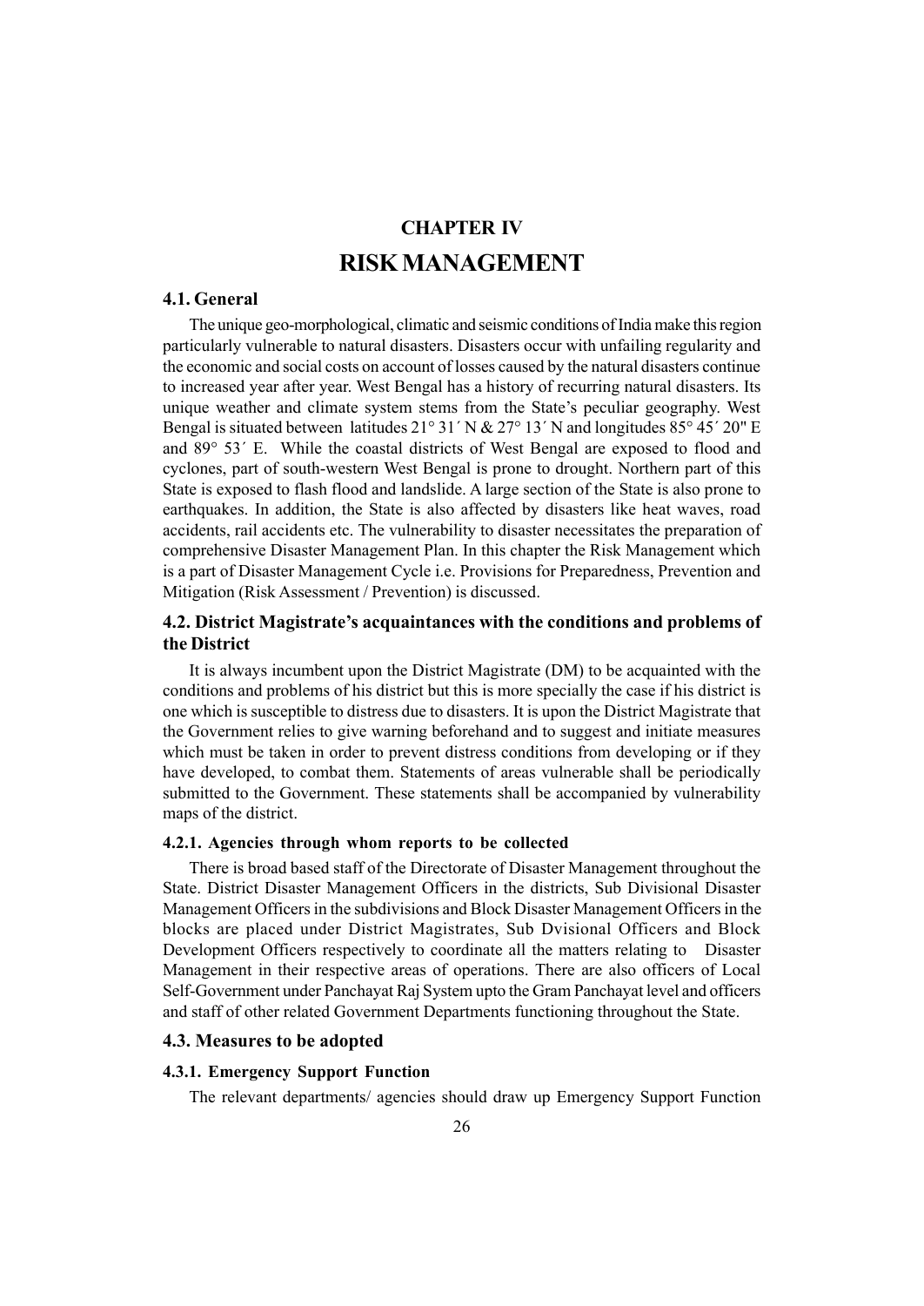# CHAPTER IV

# RISK MANAGEMENT

## 4.1. General

The unique geo-morphological, climatic and seismic conditions of India make this region particularly vulnerable to natural disasters. Disasters occur with unfailing regularity and the economic and social costs on account of losses caused by the natural disasters continue to increased year after year. West Bengal has a history of recurring natural disasters. Its unique weather and climate system stems from the State's peculiar geography. West Bengal is situated between latitudes 21° 31´ N & 27° 13´ N and longitudes 85° 45´ 20" E and 89° 53´ E. While the coastal districts of West Bengal are exposed to flood and cyclones, part of south-western West Bengal is prone to drought. Northern part of this State is exposed to flash flood and landslide. A large section of the State is also prone to earthquakes. In addition, the State is also affected by disasters like heat waves, road accidents, rail accidents etc. The vulnerability to disaster necessitates the preparation of comprehensive Disaster Management Plan. In this chapter the Risk Management which is a part of Disaster Management Cycle i.e. Provisions for Preparedness, Prevention and Mitigation (Risk Assessment / Prevention) is discussed.

## 4.2. District Magistrate's acquaintances with the conditions and problems of the District

It is always incumbent upon the District Magistrate (DM) to be acquainted with the conditions and problems of his district but this is more specially the case if his district is one which is susceptible to distress due to disasters. It is upon the District Magistrate that the Government relies to give warning beforehand and to suggest and initiate measures which must be taken in order to prevent distress conditions from developing or if they have developed, to combat them. Statements of areas vulnerable shall be periodically submitted to the Government. These statements shall be accompanied by vulnerability maps of the district.

### 4.2.1. Agencies through whom reports to be collected

There is broad based staff of the Directorate of Disaster Management throughout the State. District Disaster Management Officers in the districts, Sub Divisional Disaster Management Officers in the subdivisions and Block Disaster Management Officers in the blocks are placed under District Magistrates, Sub Dvisional Officers and Block Development Officers respectively to coordinate all the matters relating to Disaster Management in their respective areas of operations. There are also officers of Local Self-Government under Panchayat Raj System upto the Gram Panchayat level and officers and staff of other related Government Departments functioning throughout the State.

## 4.3. Measures to be adopted

### 4.3.1. Emergency Support Function

The relevant departments/ agencies should draw up Emergency Support Function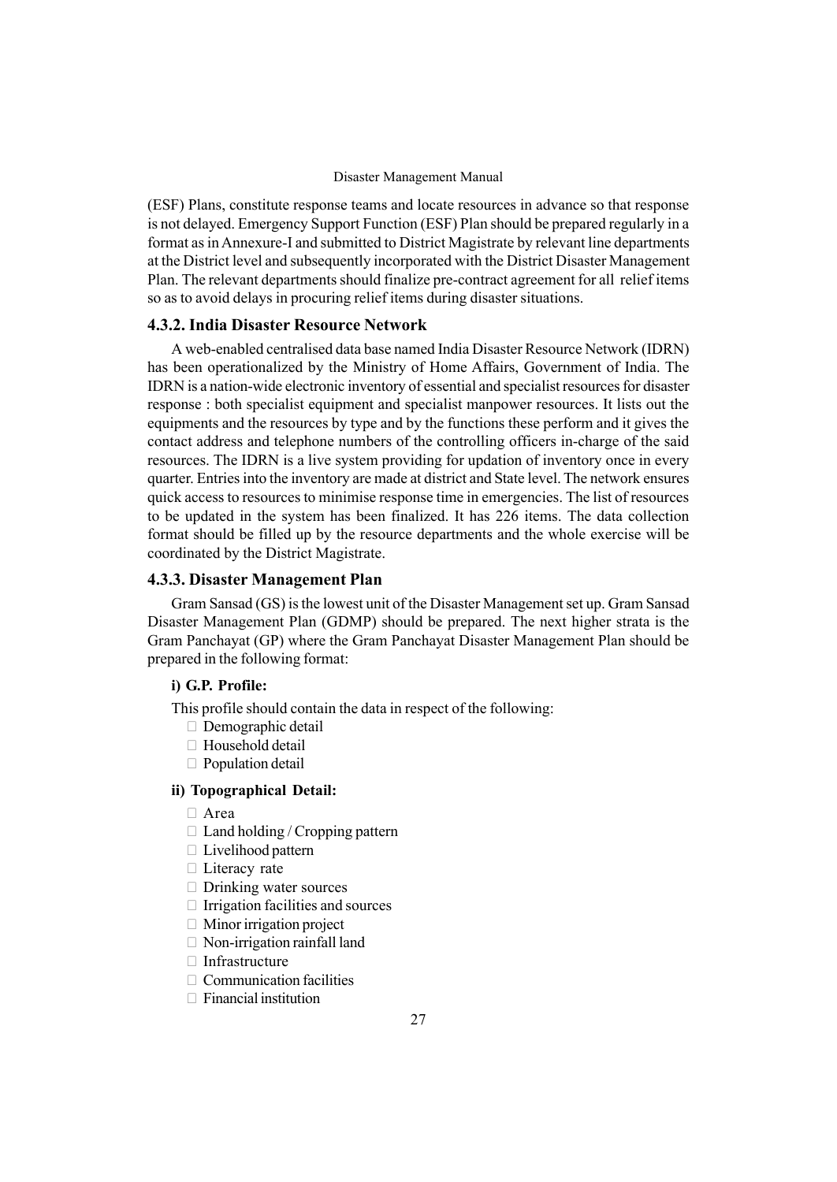(ESF) Plans, constitute response teams and locate resources in advance so that response is not delayed. Emergency Support Function (ESF) Plan should be prepared regularly in a format as in Annexure-I and submitted to District Magistrate by relevant line departments at the District level and subsequently incorporated with the District Disaster Management Plan. The relevant departments should finalize pre-contract agreement for all relief items so as to avoid delays in procuring relief items during disaster situations.

### 4.3.2. India Disaster Resource Network

A web-enabled centralised data base named India Disaster Resource Network (IDRN) has been operationalized by the Ministry of Home Affairs, Government of India. The IDRN is a nation-wide electronic inventory of essential and specialist resources for disaster response : both specialist equipment and specialist manpower resources. It lists out the equipments and the resources by type and by the functions these perform and it gives the contact address and telephone numbers of the controlling officers in-charge of the said resources. The IDRN is a live system providing for updation of inventory once in every quarter. Entries into the inventory are made at district and State level. The network ensures quick access to resources to minimise response time in emergencies. The list of resources to be updated in the system has been finalized. It has 226 items. The data collection format should be filled up by the resource departments and the whole exercise will be coordinated by the District Magistrate.

### 4.3.3. Disaster Management Plan

Gram Sansad (GS) is the lowest unit of the Disaster Management set up. Gram Sansad Disaster Management Plan (GDMP) should be prepared. The next higher strata is the Gram Panchayat (GP) where the Gram Panchayat Disaster Management Plan should be prepared in the following format:

**i) G.P. Profile:**

This profile should contain the data in respect of the following:

- Demographic detail
- Household detail
- Population detail

**ii) Topographical Detail:**

- Area
- Land holding / Cropping pattern
- Livelihood pattern
- Literacy rate
- Drinking water sources
- Irrigation facilities and sources
- Minor irrigation project
- Non-irrigation rainfall land
- Infrastructure
- Communication facilities
- Financial institution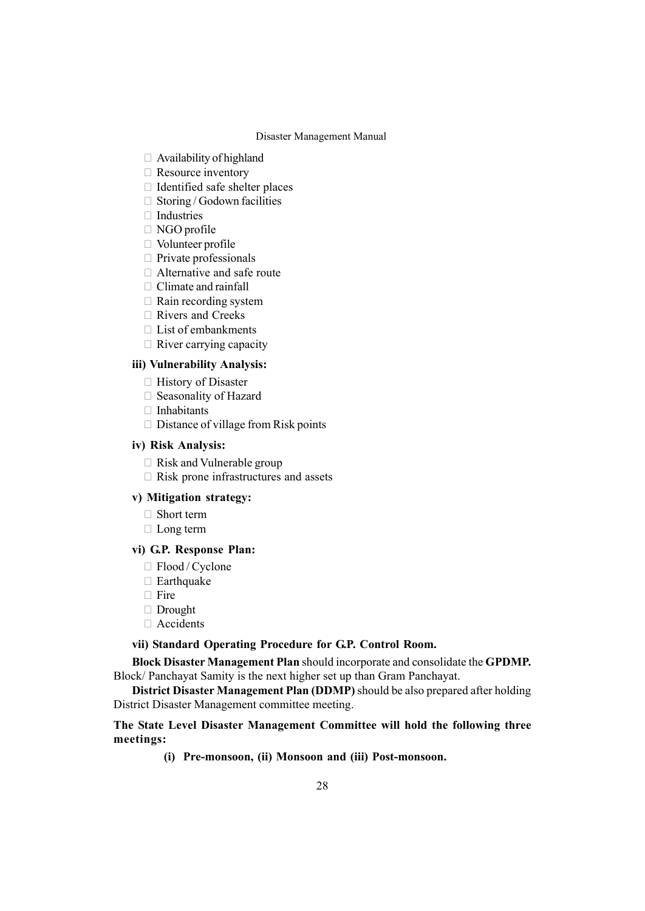- Availability of highland
- Resource inventory
- Identified safe shelter places
- Storing / Godown facilities
- Industries
- NGO profile
- Volunteer profile
- Private professionals
- Alternative and safe route
- Climate and rainfall
- Rain recording system
- Rivers and Creeks
- List of embankments
- River carrying capacity

**iii) Vulnerability Analysis:**

- History of Disaster
- Seasonality of Hazard
- Inhabitants
- Distance of village from Risk points

**iv) Risk Analysis:**

- Risk and Vulnerable group
- Risk prone infrastructures and assets

**v) Mitigation strategy:**

- Short term
- Long term

**vi) G.P. Response Plan:**

- Flood / Cyclone
- Earthquake
- Fire
- Drought
- Accidents

**vii) Standard Operating Procedure for G.P. Control Room.**

**Block Disaster Management Plan** should incorporate and consolidate the **GPDMP.** Block/ Panchayat Samity is the next higher set up than Gram Panchayat.

**District Disaster Management Plan (DDMP)** should be also prepared after holding District Disaster Management committee meeting.

**The State Level Disaster Management Committee will hold the following three meetings:**

**(i) Pre-monsoon, (ii) Monsoon and (iii) Post-monsoon.**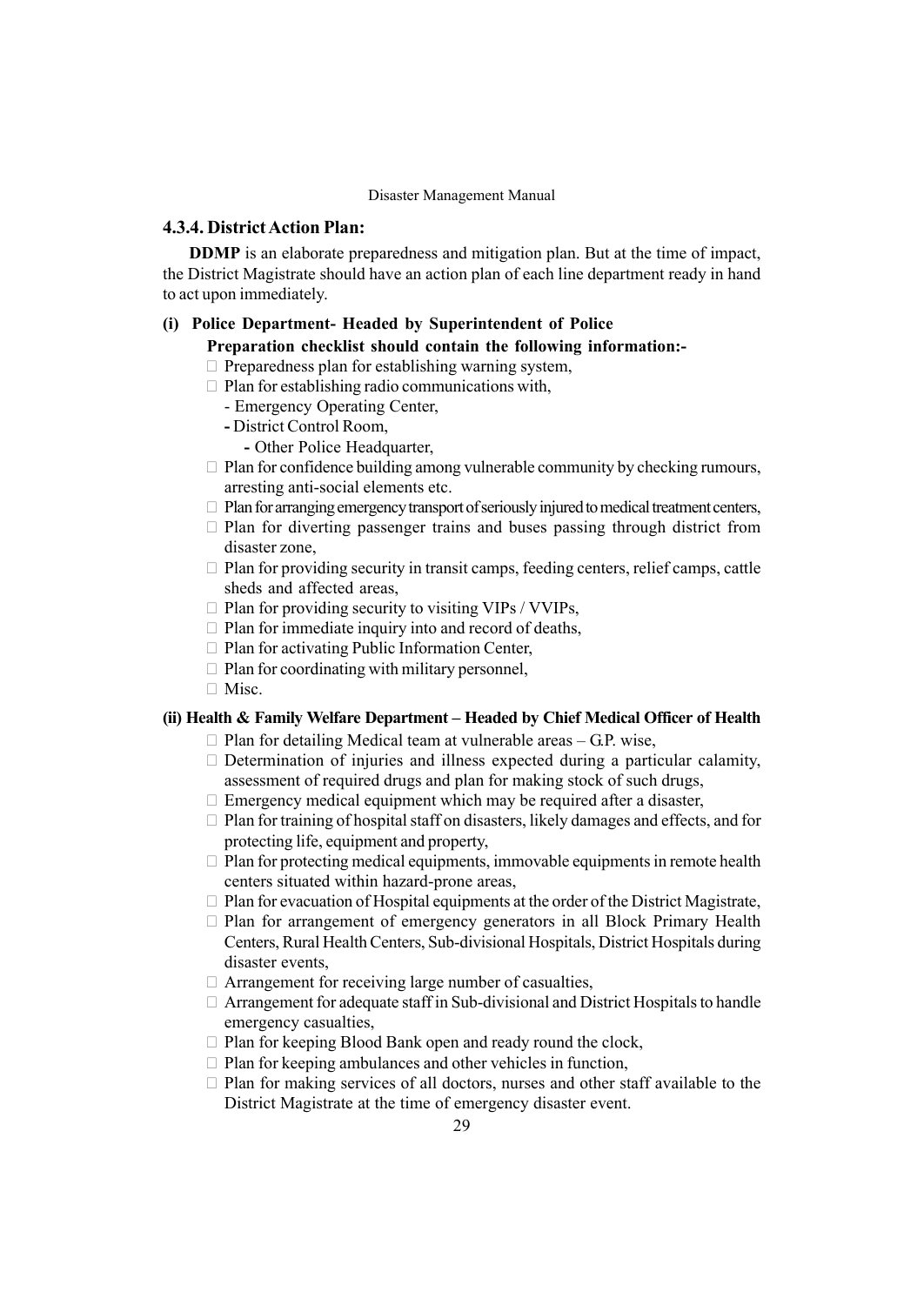### 4.3.4. District Action Plan:

**DDMP** is an elaborate preparedness and mitigation plan. But at the time of impact, the District Magistrate should have an action plan of each line department ready in hand to act upon immediately.

**(i) Police Department- Headed by Superintendent of Police**

**Preparation checklist should contain the following information:-**

- Preparedness plan for establishing warning system,
- Plan for establishing radio communications with,
  - Emergency Operating Center,
  - District Control Room,
  - Other Police Headquarter,
- Plan for confidence building among vulnerable community by checking rumours, arresting anti-social elements etc.
- Plan for arranging emergency transport of seriously injured to medical treatment centers,
- Plan for diverting passenger trains and buses passing through district from disaster zone,
- Plan for providing security in transit camps, feeding centers, relief camps, cattle sheds and affected areas,
- Plan for providing security to visiting VIPs / VVIPs,
- Plan for immediate inquiry into and record of deaths,
- Plan for activating Public Information Center,
- Plan for coordinating with military personnel,
- Misc.

**(ii) Health & Family Welfare Department – Headed by Chief Medical Officer of Health**

- Plan for detailing Medical team at vulnerable areas – G.P. wise,
- Determination of injuries and illness expected during a particular calamity, assessment of required drugs and plan for making stock of such drugs,
- Emergency medical equipment which may be required after a disaster,
- Plan for training of hospital staff on disasters, likely damages and effects, and for protecting life, equipment and property,
- Plan for protecting medical equipments, immovable equipments in remote health centers situated within hazard-prone areas,
- Plan for evacuation of Hospital equipments at the order of the District Magistrate,
- Plan for arrangement of emergency generators in all Block Primary Health Centers, Rural Health Centers, Sub-divisional Hospitals, District Hospitals during disaster events,
- Arrangement for receiving large number of casualties,
- Arrangement for adequate staff in Sub-divisional and District Hospitals to handle emergency casualties,
- Plan for keeping Blood Bank open and ready round the clock,
- Plan for keeping ambulances and other vehicles in function,
- Plan for making services of all doctors, nurses and other staff available to the District Magistrate at the time of emergency disaster event.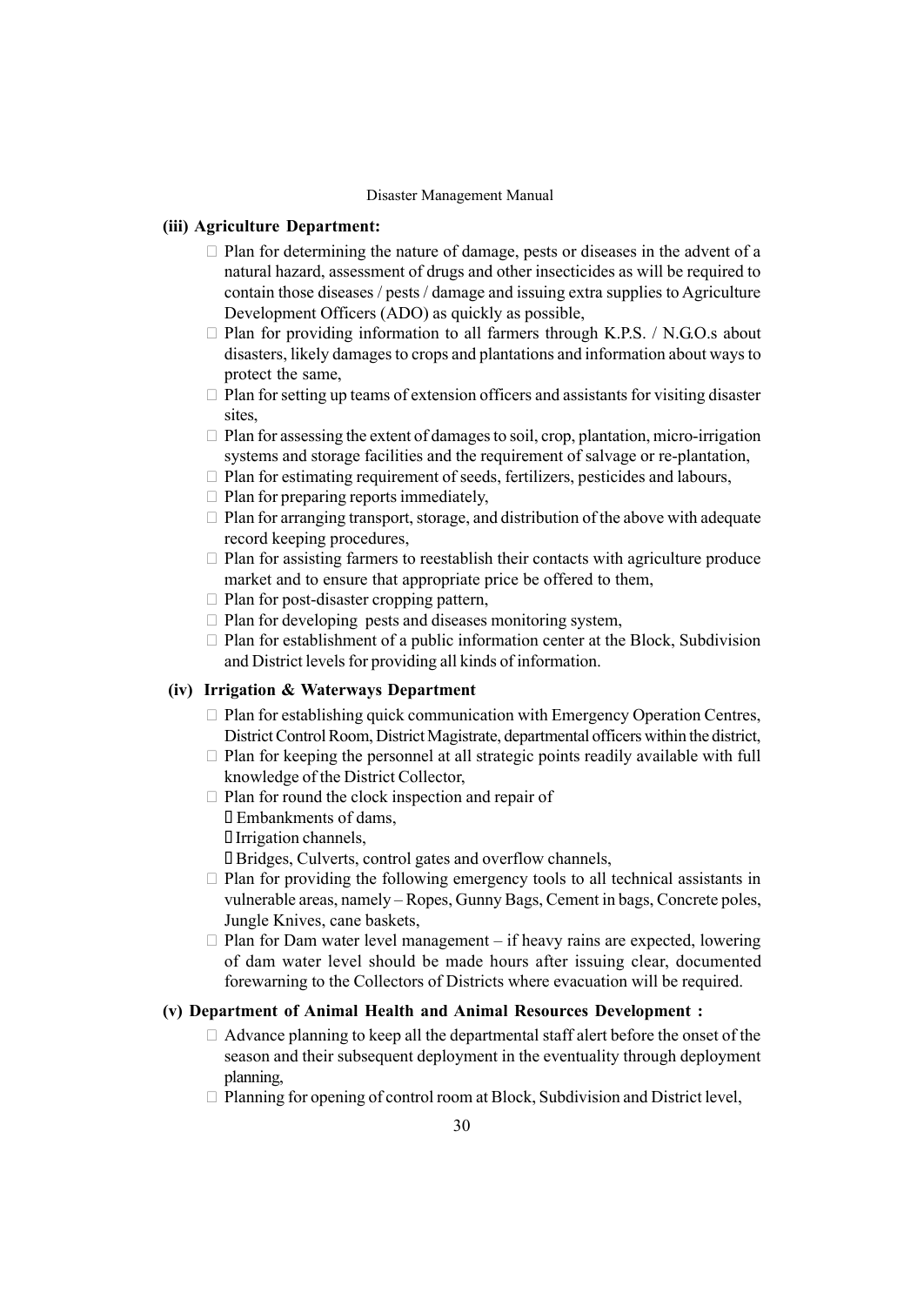**(iii) Agriculture Department:**

- Plan for determining the nature of damage, pests or diseases in the advent of a natural hazard, assessment of drugs and other insecticides as will be required to contain those diseases / pests / damage and issuing extra supplies to Agriculture Development Officers (ADO) as quickly as possible,
- Plan for providing information to all farmers through K.P.S. / N.G.O.s about disasters, likely damages to crops and plantations and information about ways to protect the same,
- Plan for setting up teams of extension officers and assistants for visiting disaster sites,
- Plan for assessing the extent of damages to soil, crop, plantation, micro-irrigation systems and storage facilities and the requirement of salvage or re-plantation,
- Plan for estimating requirement of seeds, fertilizers, pesticides and labours,
- Plan for preparing reports immediately,
- Plan for arranging transport, storage, and distribution of the above with adequate record keeping procedures,
- Plan for assisting farmers to reestablish their contacts with agriculture produce market and to ensure that appropriate price be offered to them,
- Plan for post-disaster cropping pattern,
- Plan for developing pests and diseases monitoring system,
- Plan for establishment of a public information center at the Block, Subdivision and District levels for providing all kinds of information.

**(iv) Irrigation & Waterways Department**

- Plan for establishing quick communication with Emergency Operation Centres, District Control Room, District Magistrate, departmental officers within the district,
- Plan for keeping the personnel at all strategic points readily available with full knowledge of the District Collector,
- Plan for round the clock inspection and repair of
  - Embankments of dams,
  - Irrigation channels,
  - Bridges, Culverts, control gates and overflow channels,
- Plan for providing the following emergency tools to all technical assistants in vulnerable areas, namely – Ropes, Gunny Bags, Cement in bags, Concrete poles, Jungle Knives, cane baskets,
- Plan for Dam water level management – if heavy rains are expected, lowering of dam water level should be made hours after issuing clear, documented forewarning to the Collectors of Districts where evacuation will be required.

**(v) Department of Animal Health and Animal Resources Development :**

- Advance planning to keep all the departmental staff alert before the onset of the season and their subsequent deployment in the eventuality through deployment planning,
- Planning for opening of control room at Block, Subdivision and District level,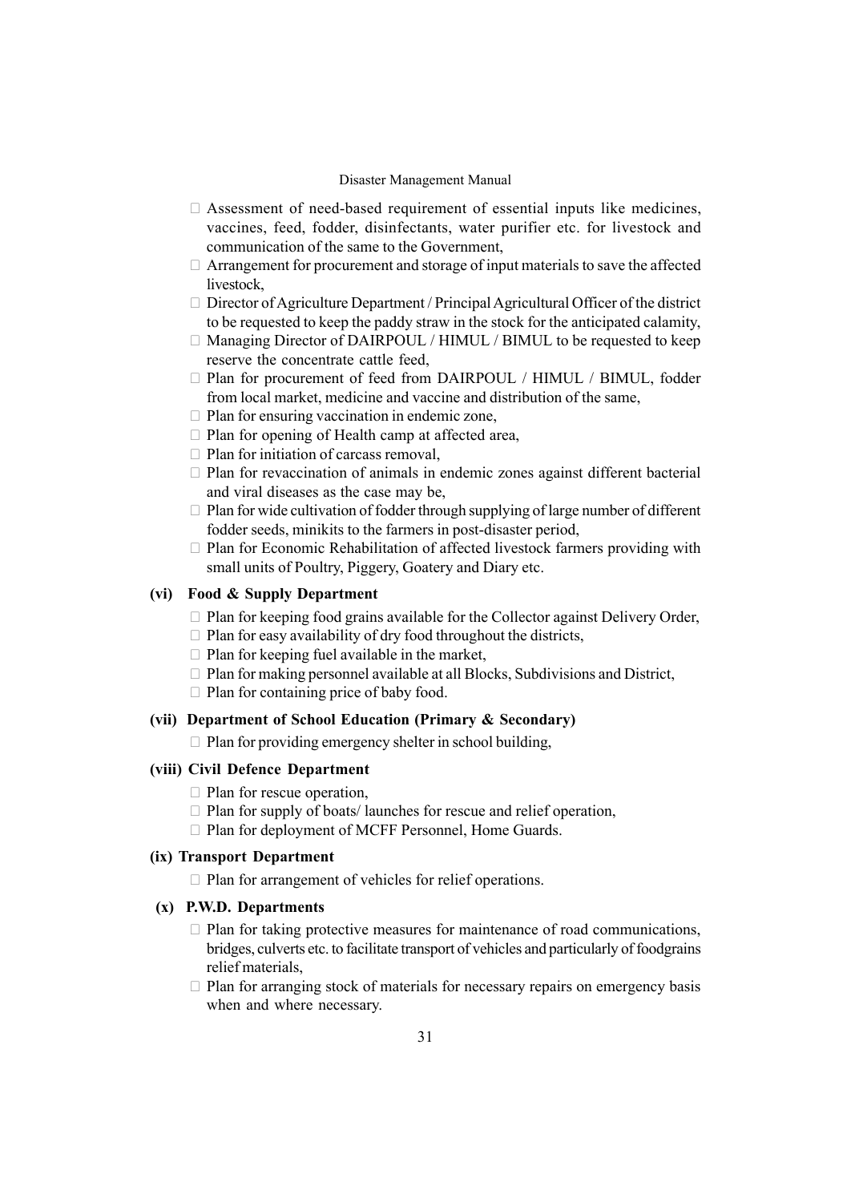- Assessment of need-based requirement of essential inputs like medicines, vaccines, feed, fodder, disinfectants, water purifier etc. for livestock and communication of the same to the Government,
- Arrangement for procurement and storage of input materials to save the affected livestock,
- Director of Agriculture Department / Principal Agricultural Officer of the district to be requested to keep the paddy straw in the stock for the anticipated calamity,
- Managing Director of DAIRPOUL / HIMUL / BIMUL to be requested to keep reserve the concentrate cattle feed,
- Plan for procurement of feed from DAIRPOUL / HIMUL / BIMUL, fodder from local market, medicine and vaccine and distribution of the same,
- Plan for ensuring vaccination in endemic zone,
- Plan for opening of Health camp at affected area,
- Plan for initiation of carcass removal,
- Plan for revaccination of animals in endemic zones against different bacterial and viral diseases as the case may be,
- Plan for wide cultivation of fodder through supplying of large number of different fodder seeds, minikits to the farmers in post-disaster period,
- Plan for Economic Rehabilitation of affected livestock farmers providing with small units of Poultry, Piggery, Goatery and Diary etc.

**(vi) Food & Supply Department**

- Plan for keeping food grains available for the Collector against Delivery Order,
- Plan for easy availability of dry food throughout the districts,
- Plan for keeping fuel available in the market,
- Plan for making personnel available at all Blocks, Subdivisions and District,
- Plan for containing price of baby food.

**(vii) Department of School Education (Primary & Secondary)**

- Plan for providing emergency shelter in school building,

**(viii) Civil Defence Department**

- Plan for rescue operation,
- Plan for supply of boats/ launches for rescue and relief operation,
- Plan for deployment of MCFF Personnel, Home Guards.

**(ix) Transport Department**

- Plan for arrangement of vehicles for relief operations.

**(x) P.W.D. Departments**

- Plan for taking protective measures for maintenance of road communications, bridges, culverts etc. to facilitate transport of vehicles and particularly of foodgrains relief materials,
- Plan for arranging stock of materials for necessary repairs on emergency basis when and where necessary.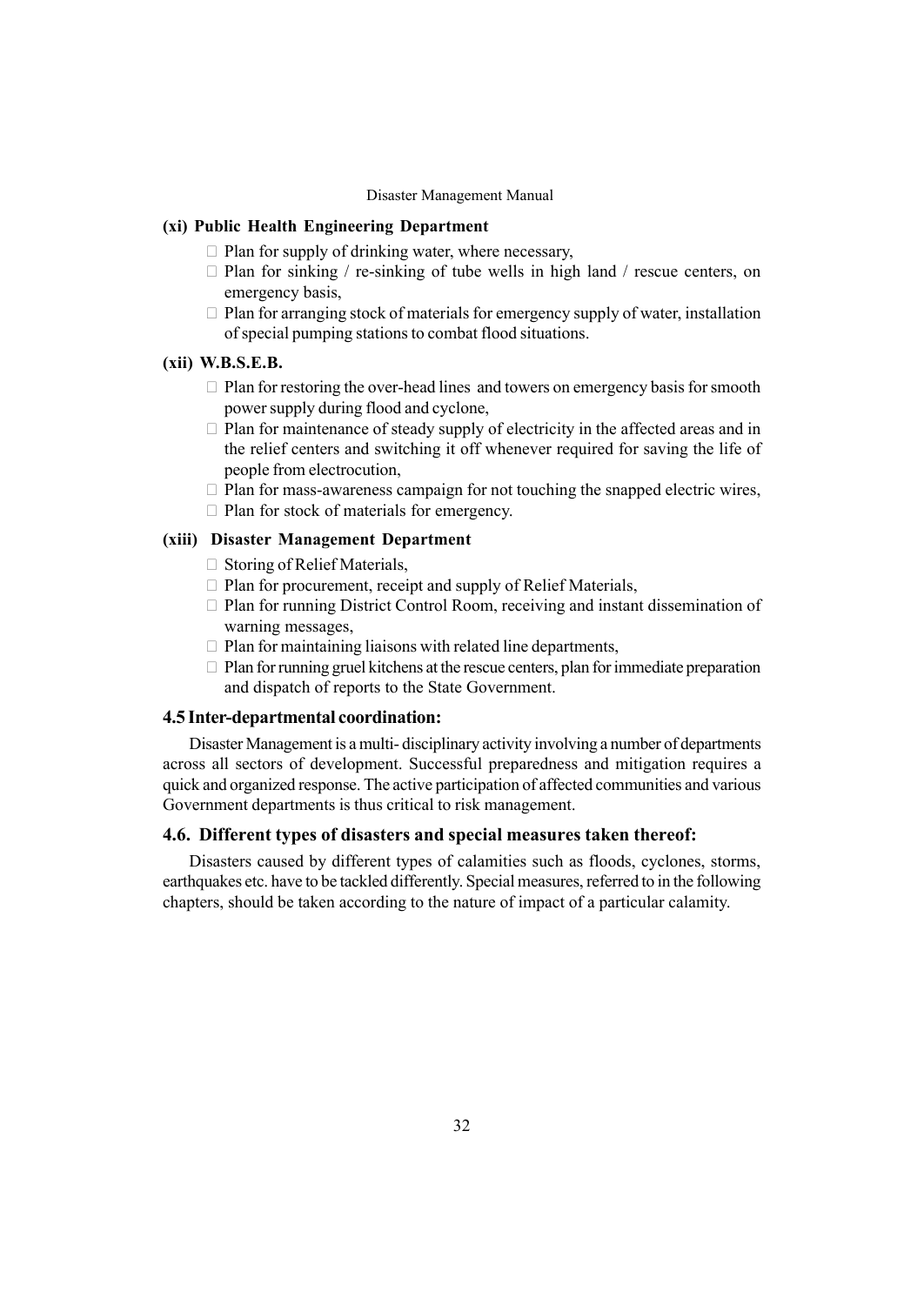**(xi) Public Health Engineering Department**

- Plan for supply of drinking water, where necessary,
- Plan for sinking / re-sinking of tube wells in high land / rescue centers, on emergency basis,
- Plan for arranging stock of materials for emergency supply of water, installation of special pumping stations to combat flood situations.

**(xii) W.B.S.E.B.**

- Plan for restoring the over-head lines and towers on emergency basis for smooth power supply during flood and cyclone,
- Plan for maintenance of steady supply of electricity in the affected areas and in the relief centers and switching it off whenever required for saving the life of people from electrocution,
- Plan for mass-awareness campaign for not touching the snapped electric wires,
- Plan for stock of materials for emergency.

**(xiii) Disaster Management Department**

- Storing of Relief Materials,
- Plan for procurement, receipt and supply of Relief Materials,
- Plan for running District Control Room, receiving and instant dissemination of warning messages,
- Plan for maintaining liaisons with related line departments,
- Plan for running gruel kitchens at the rescue centers, plan for immediate preparation and dispatch of reports to the State Government.

## 4.5 Inter-departmental coordination:

Disaster Management is a multi- disciplinary activity involving a number of departments across all sectors of development. Successful preparedness and mitigation requires a quick and organized response. The active participation of affected communities and various Government departments is thus critical to risk management.

## 4.6. Different types of disasters and special measures taken thereof:

Disasters caused by different types of calamities such as floods, cyclones, storms, earthquakes etc. have to be tackled differently. Special measures, referred to in the following chapters, should be taken according to the nature of impact of a particular calamity.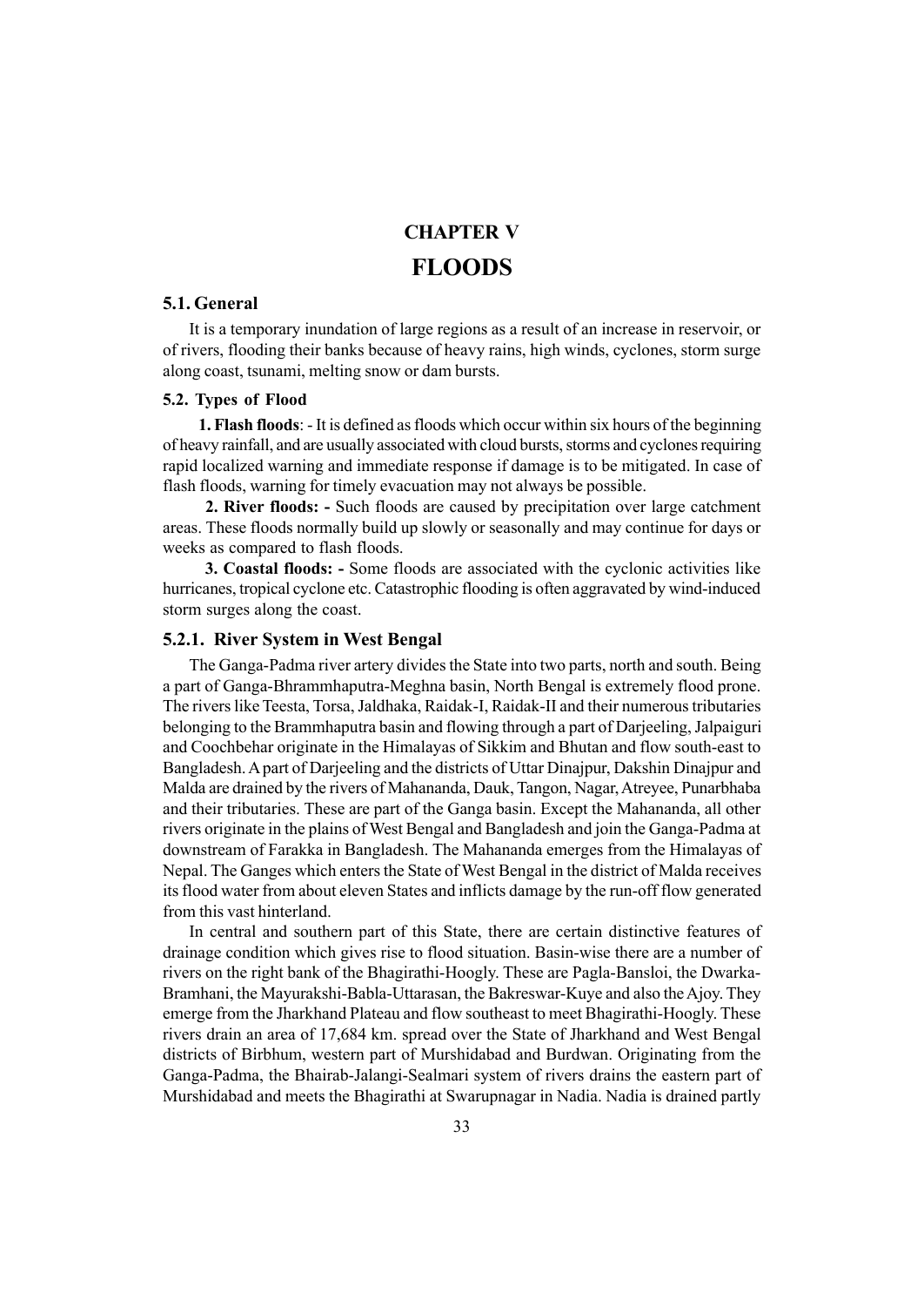# CHAPTER V

# FLOODS

## 5.1. General

It is a temporary inundation of large regions as a result of an increase in reservoir, or of rivers, flooding their banks because of heavy rains, high winds, cyclones, storm surge along coast, tsunami, melting snow or dam bursts.

### 5.2. Types of Flood

**1. Flash floods**: - It is defined as floods which occur within six hours of the beginning of heavy rainfall, and are usually associated with cloud bursts, storms and cyclones requiring rapid localized warning and immediate response if damage is to be mitigated. In case of flash floods, warning for timely evacuation may not always be possible.

**2. River floods: -** Such floods are caused by precipitation over large catchment areas. These floods normally build up slowly or seasonally and may continue for days or weeks as compared to flash floods.

**3. Coastal floods: -** Some floods are associated with the cyclonic activities like hurricanes, tropical cyclone etc. Catastrophic flooding is often aggravated by wind-induced storm surges along the coast.

### 5.2.1. River System in West Bengal

The Ganga-Padma river artery divides the State into two parts, north and south. Being a part of Ganga-Bhrammhaputra-Meghna basin, North Bengal is extremely flood prone. The rivers like Teesta, Torsa, Jaldhaka, Raidak-I, Raidak-II and their numerous tributaries belonging to the Brammhaputra basin and flowing through a part of Darjeeling, Jalpaiguri and Coochbehar originate in the Himalayas of Sikkim and Bhutan and flow south-east to Bangladesh. A part of Darjeeling and the districts of Uttar Dinajpur, Dakshin Dinajpur and Malda are drained by the rivers of Mahananda, Dauk, Tangon, Nagar, Atreyee, Punarbhaba and their tributaries. These are part of the Ganga basin. Except the Mahananda, all other rivers originate in the plains of West Bengal and Bangladesh and join the Ganga-Padma at downstream of Farakka in Bangladesh. The Mahananda emerges from the Himalayas of Nepal. The Ganges which enters the State of West Bengal in the district of Malda receives its flood water from about eleven States and inflicts damage by the run-off flow generated from this vast hinterland.

In central and southern part of this State, there are certain distinctive features of drainage condition which gives rise to flood situation. Basin-wise there are a number of rivers on the right bank of the Bhagirathi-Hoogly. These are Pagla-Bansloi, the Dwarka-Bramhani, the Mayurakshi-Babla-Uttarasan, the Bakreswar-Kuye and also the Ajoy. They emerge from the Jharkhand Plateau and flow southeast to meet Bhagirathi-Hoogly. These rivers drain an area of 17,684 km. spread over the State of Jharkhand and West Bengal districts of Birbhum, western part of Murshidabad and Burdwan. Originating from the Ganga-Padma, the Bhairab-Jalangi-Sealmari system of rivers drains the eastern part of Murshidabad and meets the Bhagirathi at Swarupnagar in Nadia. Nadia is drained partly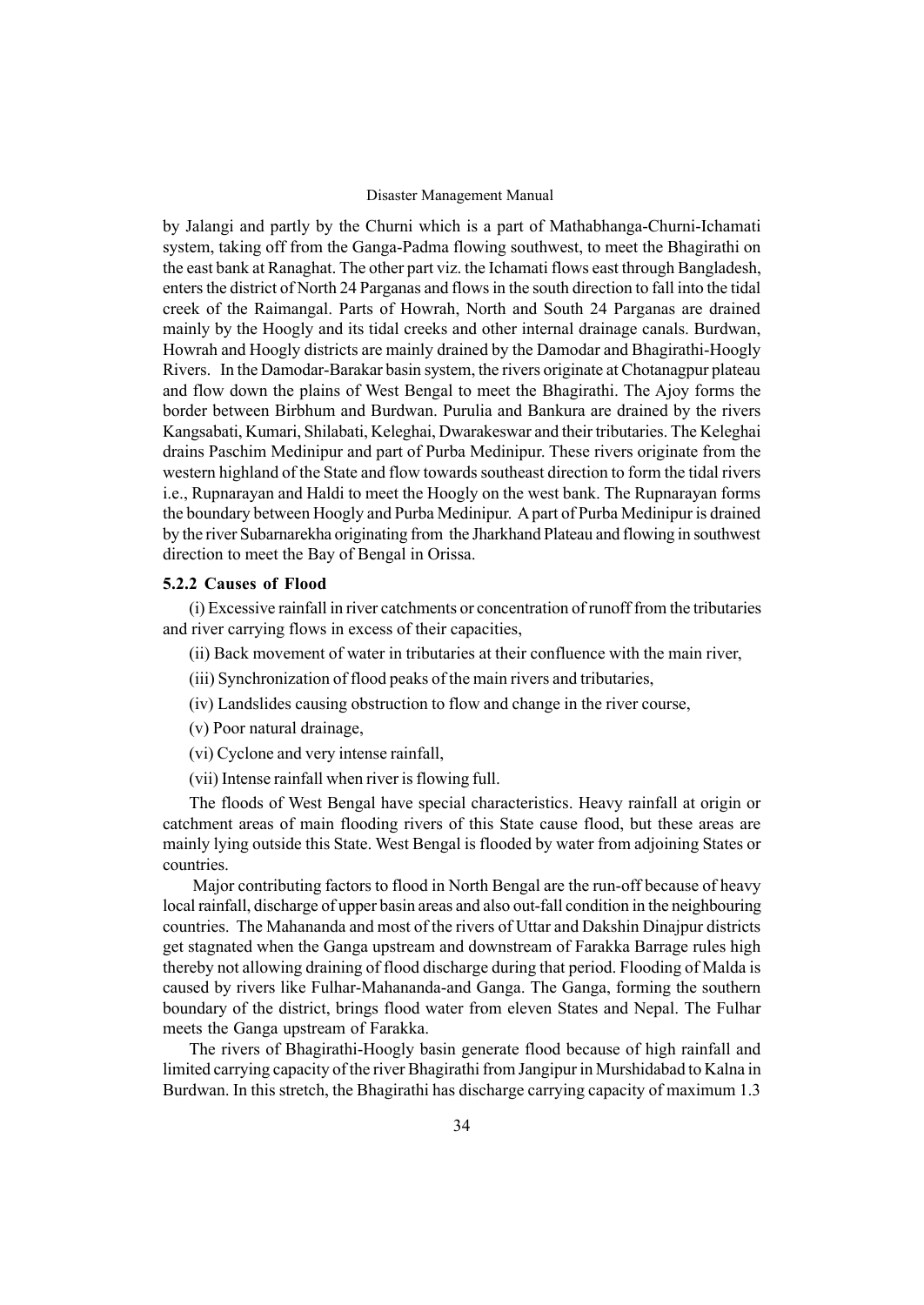by Jalangi and partly by the Churni which is a part of Mathabhanga-Churni-Ichamati system, taking off from the Ganga-Padma flowing southwest, to meet the Bhagirathi on the east bank at Ranaghat. The other part viz. the Ichamati flows east through Bangladesh, enters the district of North 24 Parganas and flows in the south direction to fall into the tidal creek of the Raimangal. Parts of Howrah, North and South 24 Parganas are drained mainly by the Hoogly and its tidal creeks and other internal drainage canals. Burdwan, Howrah and Hoogly districts are mainly drained by the Damodar and Bhagirathi-Hoogly Rivers. In the Damodar-Barakar basin system, the rivers originate at Chotanagpur plateau and flow down the plains of West Bengal to meet the Bhagirathi. The Ajoy forms the border between Birbhum and Burdwan. Purulia and Bankura are drained by the rivers Kangsabati, Kumari, Shilabati, Keleghai, Dwarakeswar and their tributaries. The Keleghai drains Paschim Medinipur and part of Purba Medinipur. These rivers originate from the western highland of the State and flow towards southeast direction to form the tidal rivers i.e., Rupnarayan and Haldi to meet the Hoogly on the west bank. The Rupnarayan forms the boundary between Hoogly and Purba Medinipur. A part of Purba Medinipur is drained by the river Subarnarekha originating from the Jharkhand Plateau and flowing in southwest direction to meet the Bay of Bengal in Orissa.

### 5.2.2 Causes of Flood

(i) Excessive rainfall in river catchments or concentration of runoff from the tributaries and river carrying flows in excess of their capacities,

(ii) Back movement of water in tributaries at their confluence with the main river,

(iii) Synchronization of flood peaks of the main rivers and tributaries,

(iv) Landslides causing obstruction to flow and change in the river course,

(v) Poor natural drainage,

(vi) Cyclone and very intense rainfall,

(vii) Intense rainfall when river is flowing full.

The floods of West Bengal have special characteristics. Heavy rainfall at origin or catchment areas of main flooding rivers of this State cause flood, but these areas are mainly lying outside this State. West Bengal is flooded by water from adjoining States or countries.

Major contributing factors to flood in North Bengal are the run-off because of heavy local rainfall, discharge of upper basin areas and also out-fall condition in the neighbouring countries. The Mahananda and most of the rivers of Uttar and Dakshin Dinajpur districts get stagnated when the Ganga upstream and downstream of Farakka Barrage rules high thereby not allowing draining of flood discharge during that period. Flooding of Malda is caused by rivers like Fulhar-Mahananda-and Ganga. The Ganga, forming the southern boundary of the district, brings flood water from eleven States and Nepal. The Fulhar meets the Ganga upstream of Farakka.

The rivers of Bhagirathi-Hoogly basin generate flood because of high rainfall and limited carrying capacity of the river Bhagirathi from Jangipur in Murshidabad to Kalna in Burdwan. In this stretch, the Bhagirathi has discharge carrying capacity of maximum 1.3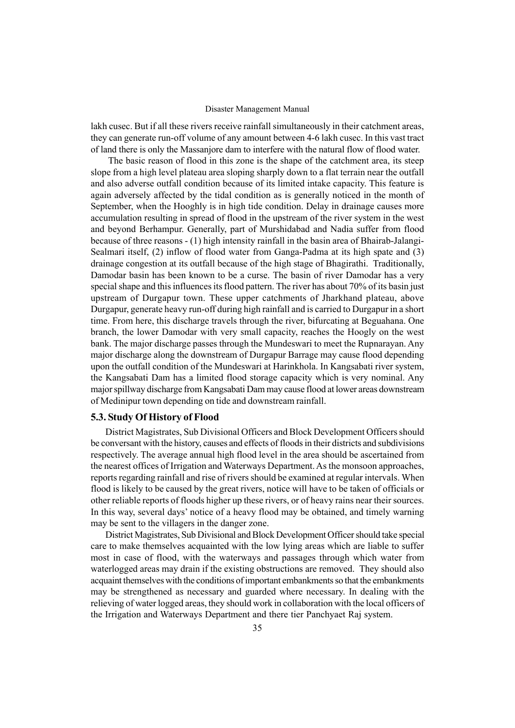lakh cusec. But if all these rivers receive rainfall simultaneously in their catchment areas, they can generate run-off volume of any amount between 4-6 lakh cusec. In this vast tract of land there is only the Massanjore dam to interfere with the natural flow of flood water.

The basic reason of flood in this zone is the shape of the catchment area, its steep slope from a high level plateau area sloping sharply down to a flat terrain near the outfall and also adverse outfall condition because of its limited intake capacity. This feature is again adversely affected by the tidal condition as is generally noticed in the month of September, when the Hooghly is in high tide condition. Delay in drainage causes more accumulation resulting in spread of flood in the upstream of the river system in the west and beyond Berhampur. Generally, part of Murshidabad and Nadia suffer from flood because of three reasons - (1) high intensity rainfall in the basin area of Bhairab-Jalangi-Sealmari itself, (2) inflow of flood water from Ganga-Padma at its high spate and (3) drainage congestion at its outfall because of the high stage of Bhagirathi. Traditionally, Damodar basin has been known to be a curse. The basin of river Damodar has a very special shape and this influences its flood pattern. The river has about 70% of its basin just upstream of Durgapur town. These upper catchments of Jharkhand plateau, above Durgapur, generate heavy run-off during high rainfall and is carried to Durgapur in a short time. From here, this discharge travels through the river, bifurcating at Beguahana. One branch, the lower Damodar with very small capacity, reaches the Hoogly on the west bank. The major discharge passes through the Mundeswari to meet the Rupnarayan. Any major discharge along the downstream of Durgapur Barrage may cause flood depending upon the outfall condition of the Mundeswari at Harinkhola. In Kangsabati river system, the Kangsabati Dam has a limited flood storage capacity which is very nominal. Any major spillway discharge from Kangsabati Dam may cause flood at lower areas downstream of Medinipur town depending on tide and downstream rainfall.

### 5.3. Study Of History of Flood

District Magistrates, Sub Divisional Officers and Block Development Officers should be conversant with the history, causes and effects of floods in their districts and subdivisions respectively. The average annual high flood level in the area should be ascertained from the nearest offices of Irrigation and Waterways Department. As the monsoon approaches, reports regarding rainfall and rise of rivers should be examined at regular intervals. When flood is likely to be caused by the great rivers, notice will have to be taken of officials or other reliable reports of floods higher up these rivers, or of heavy rains near their sources. In this way, several days' notice of a heavy flood may be obtained, and timely warning may be sent to the villagers in the danger zone.

District Magistrates, Sub Divisional and Block Development Officer should take special care to make themselves acquainted with the low lying areas which are liable to suffer most in case of flood, with the waterways and passages through which water from waterlogged areas may drain if the existing obstructions are removed. They should also acquaint themselves with the conditions of important embankments so that the embankments may be strengthened as necessary and guarded where necessary. In dealing with the relieving of water logged areas, they should work in collaboration with the local officers of the Irrigation and Waterways Department and there tier Panchyaet Raj system.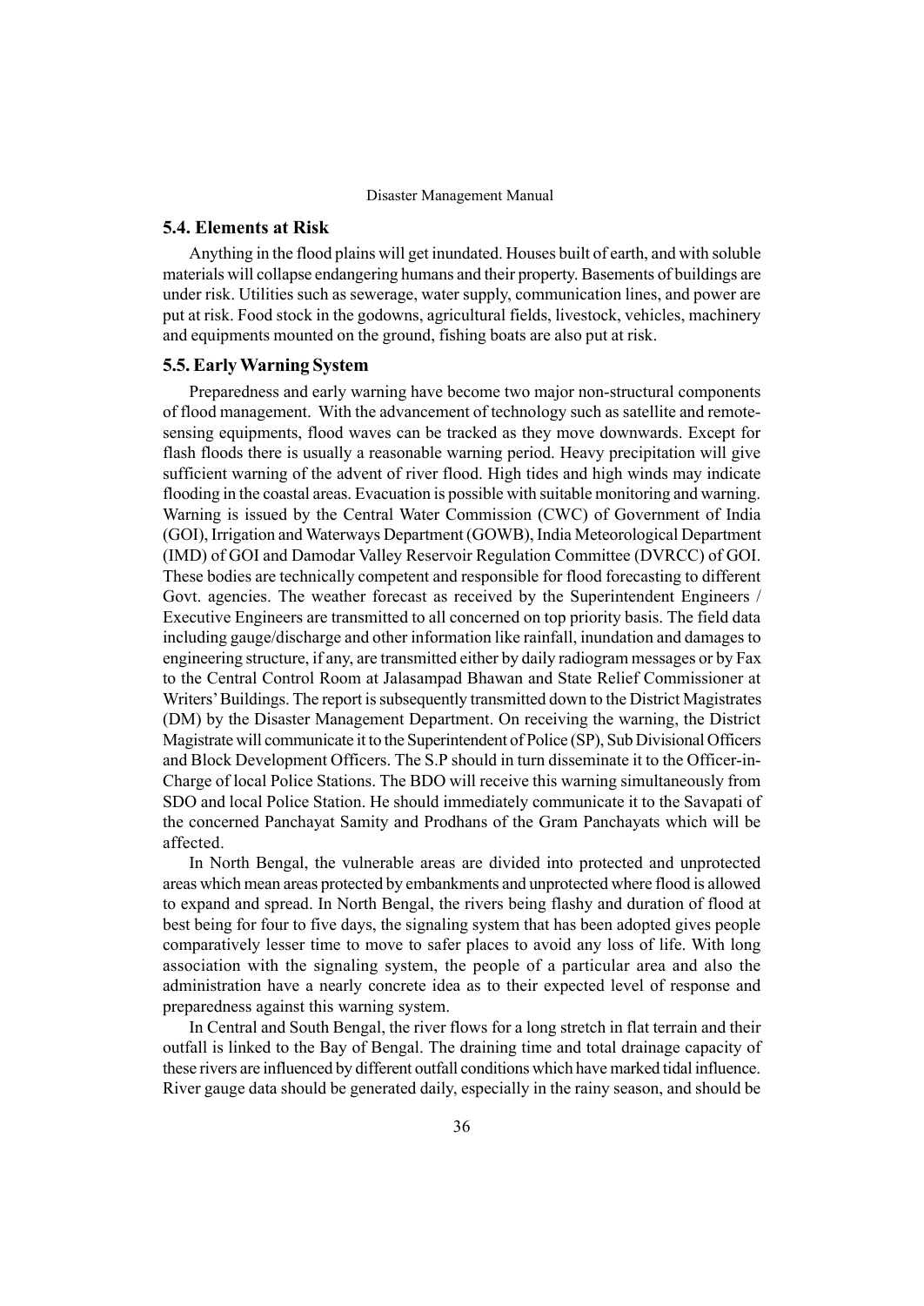## 5.4. Elements at Risk

Anything in the flood plains will get inundated. Houses built of earth, and with soluble materials will collapse endangering humans and their property. Basements of buildings are under risk. Utilities such as sewerage, water supply, communication lines, and power are put at risk. Food stock in the godowns, agricultural fields, livestock, vehicles, machinery and equipments mounted on the ground, fishing boats are also put at risk.

## 5.5. Early Warning System

Preparedness and early warning have become two major non-structural components of flood management. With the advancement of technology such as satellite and remote-sensing equipments, flood waves can be tracked as they move downwards. Except for flash floods there is usually a reasonable warning period. Heavy precipitation will give sufficient warning of the advent of river flood. High tides and high winds may indicate flooding in the coastal areas. Evacuation is possible with suitable monitoring and warning. Warning is issued by the Central Water Commission (CWC) of Government of India (GOI), Irrigation and Waterways Department (GOWB), India Meteorological Department (IMD) of GOI and Damodar Valley Reservoir Regulation Committee (DVRCC) of GOI. These bodies are technically competent and responsible for flood forecasting to different Govt. agencies. The weather forecast as received by the Superintendent Engineers / Executive Engineers are transmitted to all concerned on top priority basis. The field data including gauge/discharge and other information like rainfall, inundation and damages to engineering structure, if any, are transmitted either by daily radiogram messages or by Fax to the Central Control Room at Jalasampad Bhawan and State Relief Commissioner at Writers' Buildings. The report is subsequently transmitted down to the District Magistrates (DM) by the Disaster Management Department. On receiving the warning, the District Magistrate will communicate it to the Superintendent of Police (SP), Sub Divisional Officers and Block Development Officers. The S.P should in turn disseminate it to the Officer-in-Charge of local Police Stations. The BDO will receive this warning simultaneously from SDO and local Police Station. He should immediately communicate it to the Savapati of the concerned Panchayat Samity and Prodhans of the Gram Panchayats which will be affected.

In North Bengal, the vulnerable areas are divided into protected and unprotected areas which mean areas protected by embankments and unprotected where flood is allowed to expand and spread. In North Bengal, the rivers being flashy and duration of flood at best being for four to five days, the signaling system that has been adopted gives people comparatively lesser time to move to safer places to avoid any loss of life. With long association with the signaling system, the people of a particular area and also the administration have a nearly concrete idea as to their expected level of response and preparedness against this warning system.

In Central and South Bengal, the river flows for a long stretch in flat terrain and their outfall is linked to the Bay of Bengal. The draining time and total drainage capacity of these rivers are influenced by different outfall conditions which have marked tidal influence. River gauge data should be generated daily, especially in the rainy season, and should be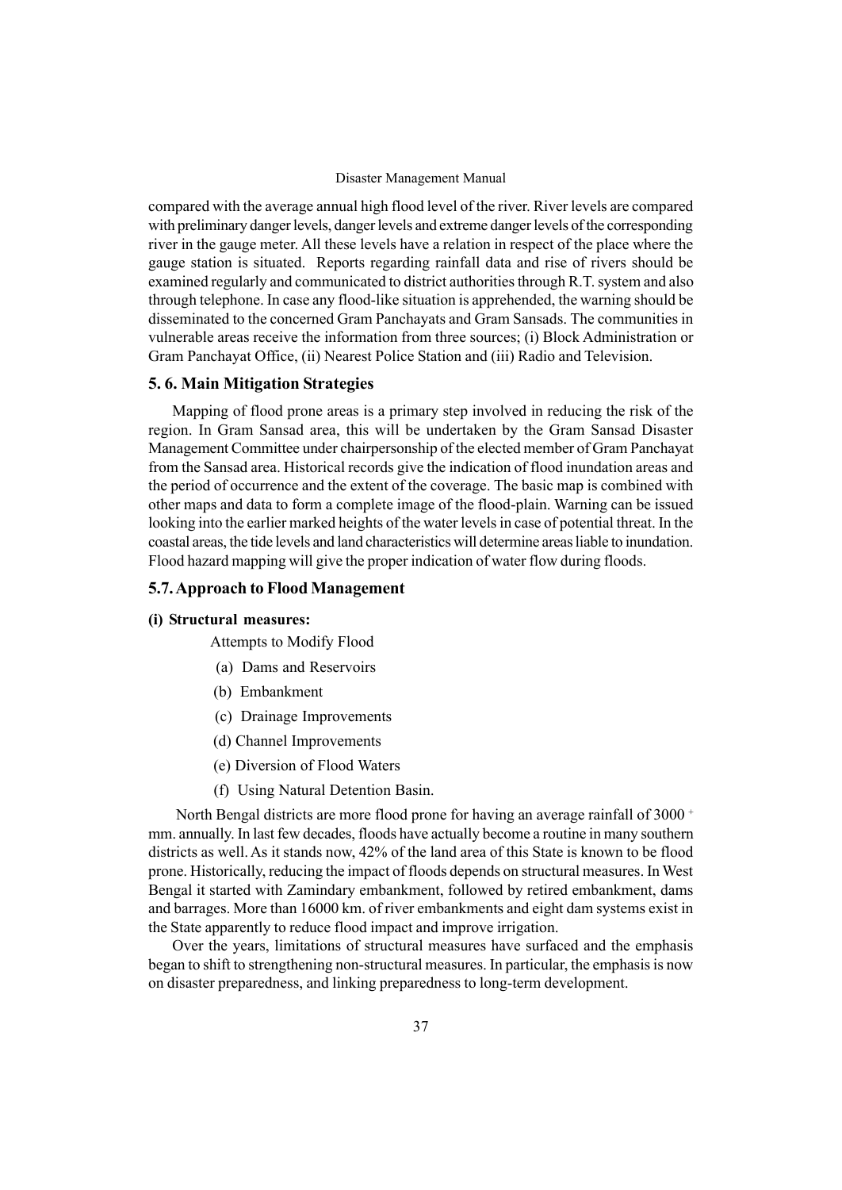compared with the average annual high flood level of the river. River levels are compared with preliminary danger levels, danger levels and extreme danger levels of the corresponding river in the gauge meter. All these levels have a relation in respect of the place where the gauge station is situated. Reports regarding rainfall data and rise of rivers should be examined regularly and communicated to district authorities through R.T. system and also through telephone. In case any flood-like situation is apprehended, the warning should be disseminated to the concerned Gram Panchayats and Gram Sansads. The communities in vulnerable areas receive the information from three sources; (i) Block Administration or Gram Panchayat Office, (ii) Nearest Police Station and (iii) Radio and Television.

## 5. 6. Main Mitigation Strategies

Mapping of flood prone areas is a primary step involved in reducing the risk of the region. In Gram Sansad area, this will be undertaken by the Gram Sansad Disaster Management Committee under chairpersonship of the elected member of Gram Panchayat from the Sansad area. Historical records give the indication of flood inundation areas and the period of occurrence and the extent of the coverage. The basic map is combined with other maps and data to form a complete image of the flood-plain. Warning can be issued looking into the earlier marked heights of the water levels in case of potential threat. In the coastal areas, the tide levels and land characteristics will determine areas liable to inundation. Flood hazard mapping will give the proper indication of water flow during floods.

## 5.7. Approach to Flood Management

**(i) Structural measures:**

Attempts to Modify Flood

(a) Dams and Reservoirs

(b) Embankment

(c) Drainage Improvements

(d) Channel Improvements

(e) Diversion of Flood Waters

(f) Using Natural Detention Basin.

North Bengal districts are more flood prone for having an average rainfall of $3000^{+}$ mm. annually. In last few decades, floods have actually become a routine in many southern districts as well. As it stands now, 42% of the land area of this State is known to be flood prone. Historically, reducing the impact of floods depends on structural measures. In West Bengal it started with Zamindary embankment, followed by retired embankment, dams and barrages. More than 16000 km. of river embankments and eight dam systems exist in the State apparently to reduce flood impact and improve irrigation.

Over the years, limitations of structural measures have surfaced and the emphasis began to shift to strengthening non-structural measures. In particular, the emphasis is now on disaster preparedness, and linking preparedness to long-term development.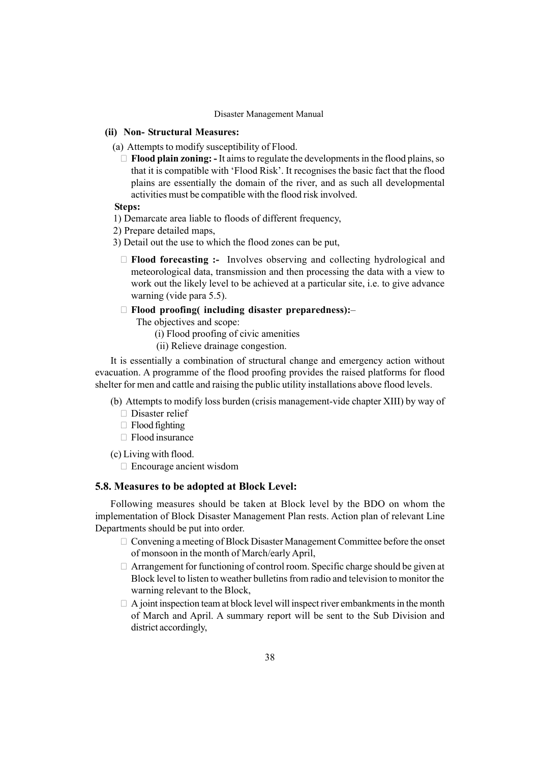**(ii) Non- Structural Measures:**

(a) Attempts to modify susceptibility of Flood.

- **Flood plain zoning: -** It aims to regulate the developments in the flood plains, so that it is compatible with 'Flood Risk'. It recognises the basic fact that the flood plains are essentially the domain of the river, and as such all developmental activities must be compatible with the flood risk involved.

**Steps:**

1) Demarcate area liable to floods of different frequency,
2) Prepare detailed maps,
3) Detail out the use to which the flood zones can be put,

- **Flood forecasting :-** Involves observing and collecting hydrological and meteorological data, transmission and then processing the data with a view to work out the likely level to be achieved at a particular site, i.e. to give advance warning (vide para 5.5).
- **Flood proofing( including disaster preparedness):**–

  The objectives and scope:

  (i) Flood proofing of civic amenities

  (ii) Relieve drainage congestion.

It is essentially a combination of structural change and emergency action without evacuation. A programme of the flood proofing provides the raised platforms for flood shelter for men and cattle and raising the public utility installations above flood levels.

(b) Attempts to modify loss burden (crisis management-vide chapter XIII) by way of

- Disaster relief
- Flood fighting
- Flood insurance

(c) Living with flood.

- Encourage ancient wisdom

### 5.8. Measures to be adopted at Block Level:

Following measures should be taken at Block level by the BDO on whom the implementation of Block Disaster Management Plan rests. Action plan of relevant Line Departments should be put into order.

- Convening a meeting of Block Disaster Management Committee before the onset of monsoon in the month of March/early April,
- Arrangement for functioning of control room. Specific charge should be given at Block level to listen to weather bulletins from radio and television to monitor the warning relevant to the Block,
- A joint inspection team at block level will inspect river embankments in the month of March and April. A summary report will be sent to the Sub Division and district accordingly,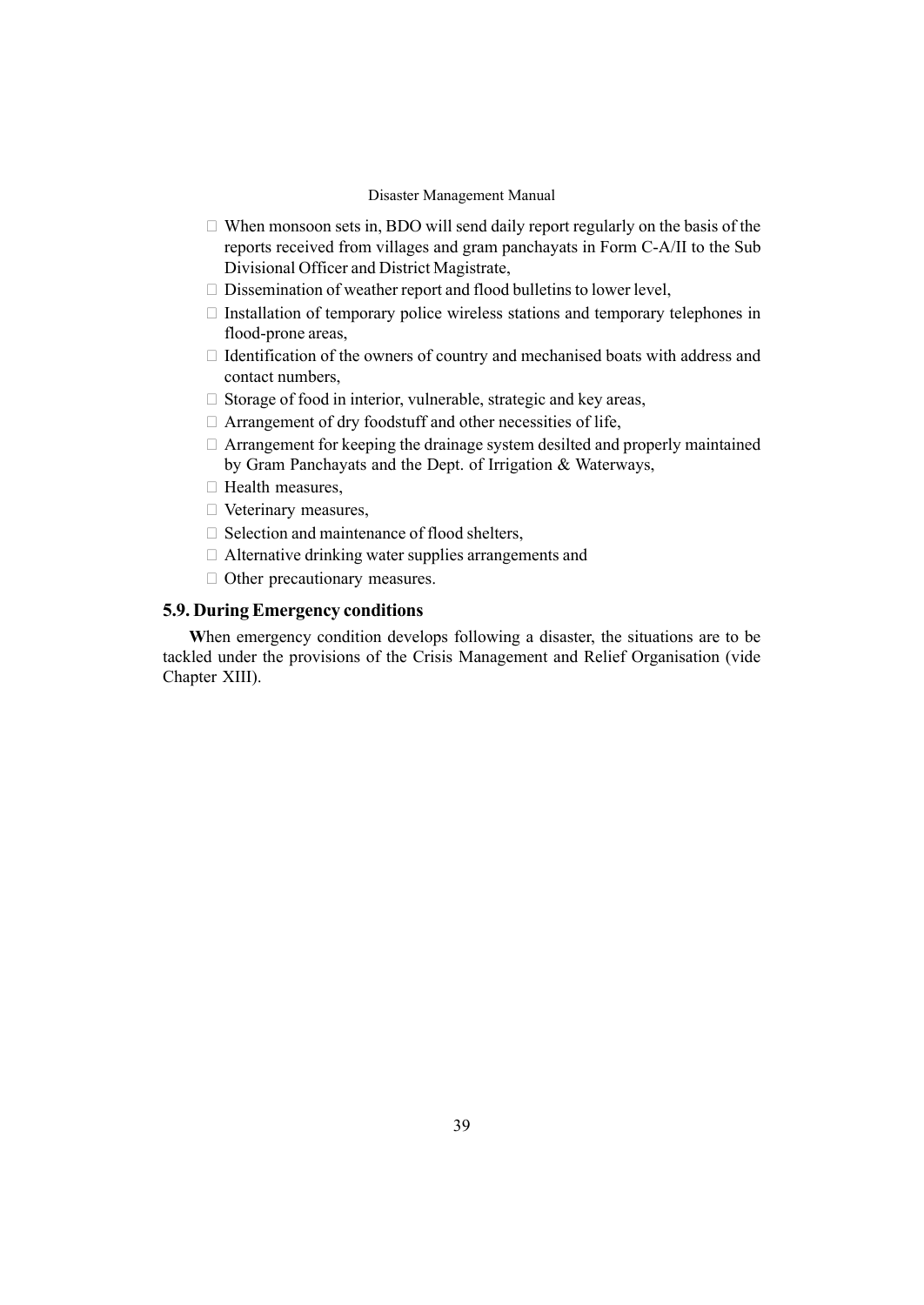- When monsoon sets in, BDO will send daily report regularly on the basis of the reports received from villages and gram panchayats in Form C-A/II to the Sub Divisional Officer and District Magistrate,
- Dissemination of weather report and flood bulletins to lower level,
- Installation of temporary police wireless stations and temporary telephones in flood-prone areas,
- Identification of the owners of country and mechanised boats with address and contact numbers,
- Storage of food in interior, vulnerable, strategic and key areas,
- Arrangement of dry foodstuff and other necessities of life,
- Arrangement for keeping the drainage system desilted and properly maintained by Gram Panchayats and the Dept. of Irrigation & Waterways,
- Health measures,
- Veterinary measures,
- Selection and maintenance of flood shelters,
- Alternative drinking water supplies arrangements and
- Other precautionary measures.

### 5.9. During Emergency conditions

**W**hen emergency condition develops following a disaster, the situations are to be tackled under the provisions of the Crisis Management and Relief Organisation (vide Chapter XIII).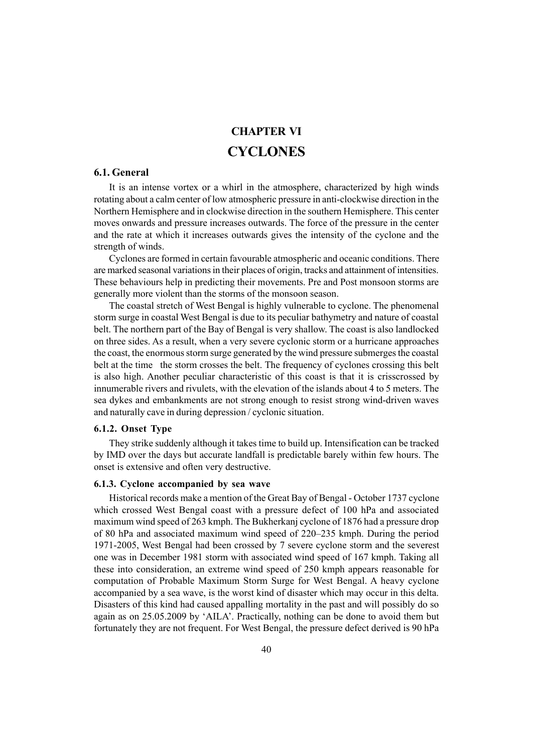# CHAPTER VI

# CYCLONES

## 6.1. General

It is an intense vortex or a whirl in the atmosphere, characterized by high winds rotating about a calm center of low atmospheric pressure in anti-clockwise direction in the Northern Hemisphere and in clockwise direction in the southern Hemisphere. This center moves onwards and pressure increases outwards. The force of the pressure in the center and the rate at which it increases outwards gives the intensity of the cyclone and the strength of winds.

Cyclones are formed in certain favourable atmospheric and oceanic conditions. There are marked seasonal variations in their places of origin, tracks and attainment of intensities. These behaviours help in predicting their movements. Pre and Post monsoon storms are generally more violent than the storms of the monsoon season.

The coastal stretch of West Bengal is highly vulnerable to cyclone. The phenomenal storm surge in coastal West Bengal is due to its peculiar bathymetry and nature of coastal belt. The northern part of the Bay of Bengal is very shallow. The coast is also landlocked on three sides. As a result, when a very severe cyclonic storm or a hurricane approaches the coast, the enormous storm surge generated by the wind pressure submerges the coastal belt at the time the storm crosses the belt. The frequency of cyclones crossing this belt is also high. Another peculiar characteristic of this coast is that it is crisscrossed by innumerable rivers and rivulets, with the elevation of the islands about 4 to 5 meters. The sea dykes and embankments are not strong enough to resist strong wind-driven waves and naturally cave in during depression / cyclonic situation.

### 6.1.2. Onset Type

They strike suddenly although it takes time to build up. Intensification can be tracked by IMD over the days but accurate landfall is predictable barely within few hours. The onset is extensive and often very destructive.

### 6.1.3. Cyclone accompanied by sea wave

Historical records make a mention of the Great Bay of Bengal - October 1737 cyclone which crossed West Bengal coast with a pressure defect of 100 hPa and associated maximum wind speed of 263 kmph. The Bukherkanj cyclone of 1876 had a pressure drop of 80 hPa and associated maximum wind speed of 220–235 kmph. During the period 1971-2005, West Bengal had been crossed by 7 severe cyclone storm and the severest one was in December 1981 storm with associated wind speed of 167 kmph. Taking all these into consideration, an extreme wind speed of 250 kmph appears reasonable for computation of Probable Maximum Storm Surge for West Bengal. A heavy cyclone accompanied by a sea wave, is the worst kind of disaster which may occur in this delta. Disasters of this kind had caused appalling mortality in the past and will possibly do so again as on 25.05.2009 by 'AILA'. Practically, nothing can be done to avoid them but fortunately they are not frequent. For West Bengal, the pressure defect derived is 90 hPa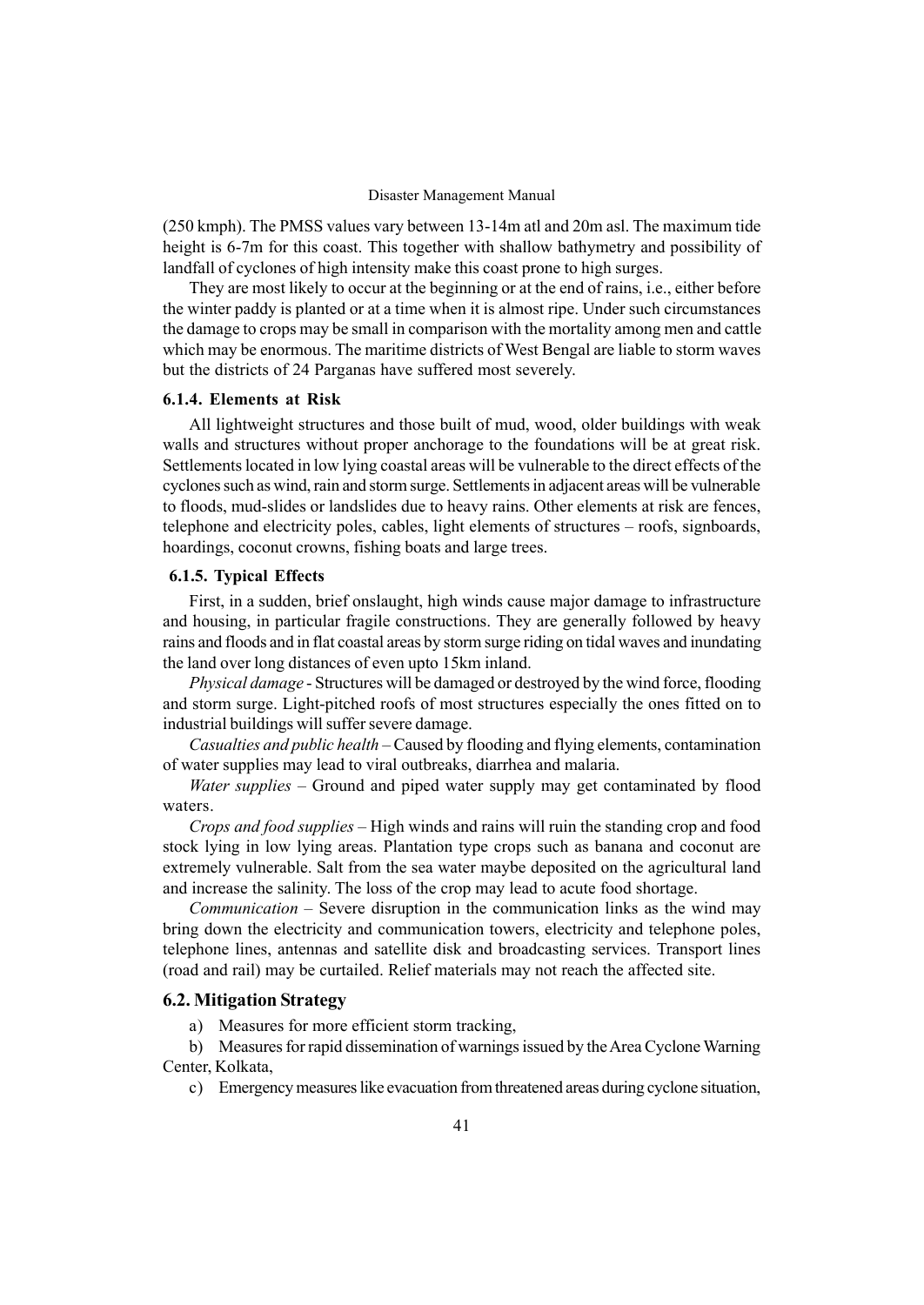(250 kmph). The PMSS values vary between 13-14m atl and 20m asl. The maximum tide height is 6-7m for this coast. This together with shallow bathymetry and possibility of landfall of cyclones of high intensity make this coast prone to high surges.

They are most likely to occur at the beginning or at the end of rains, i.e., either before the winter paddy is planted or at a time when it is almost ripe. Under such circumstances the damage to crops may be small in comparison with the mortality among men and cattle which may be enormous. The maritime districts of West Bengal are liable to storm waves but the districts of 24 Parganas have suffered most severely.

### 6.1.4. Elements at Risk

All lightweight structures and those built of mud, wood, older buildings with weak walls and structures without proper anchorage to the foundations will be at great risk. Settlements located in low lying coastal areas will be vulnerable to the direct effects of the cyclones such as wind, rain and storm surge. Settlements in adjacent areas will be vulnerable to floods, mud-slides or landslides due to heavy rains. Other elements at risk are fences, telephone and electricity poles, cables, light elements of structures – roofs, signboards, hoardings, coconut crowns, fishing boats and large trees.

### 6.1.5. Typical Effects

First, in a sudden, brief onslaught, high winds cause major damage to infrastructure and housing, in particular fragile constructions. They are generally followed by heavy rains and floods and in flat coastal areas by storm surge riding on tidal waves and inundating the land over long distances of even upto 15km inland.

*Physical damage* - Structures will be damaged or destroyed by the wind force, flooding and storm surge. Light-pitched roofs of most structures especially the ones fitted on to industrial buildings will suffer severe damage.

*Casualties and public health* – Caused by flooding and flying elements, contamination of water supplies may lead to viral outbreaks, diarrhea and malaria.

*Water supplies* – Ground and piped water supply may get contaminated by flood waters.

*Crops and food supplies* – High winds and rains will ruin the standing crop and food stock lying in low lying areas. Plantation type crops such as banana and coconut are extremely vulnerable. Salt from the sea water maybe deposited on the agricultural land and increase the salinity. The loss of the crop may lead to acute food shortage.

*Communication* – Severe disruption in the communication links as the wind may bring down the electricity and communication towers, electricity and telephone poles, telephone lines, antennas and satellite disk and broadcasting services. Transport lines (road and rail) may be curtailed. Relief materials may not reach the affected site.

## 6.2. Mitigation Strategy

a) Measures for more efficient storm tracking,

b) Measures for rapid dissemination of warnings issued by the Area Cyclone Warning Center, Kolkata,

c) Emergency measures like evacuation from threatened areas during cyclone situation,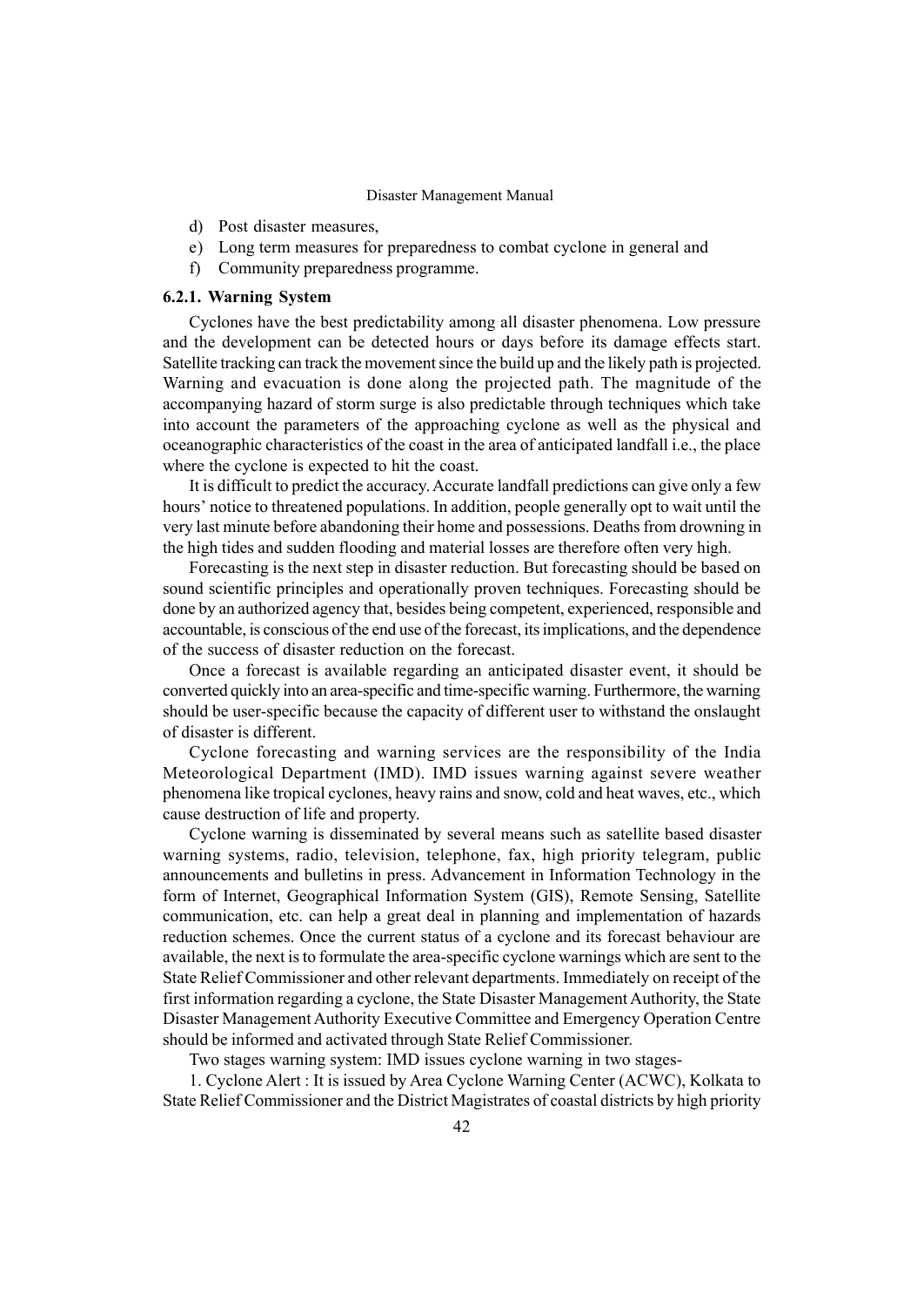d) Post disaster measures,
e) Long term measures for preparedness to combat cyclone in general and
f) Community preparedness programme.

### 6.2.1. Warning System

Cyclones have the best predictability among all disaster phenomena. Low pressure and the development can be detected hours or days before its damage effects start. Satellite tracking can track the movement since the build up and the likely path is projected. Warning and evacuation is done along the projected path. The magnitude of the accompanying hazard of storm surge is also predictable through techniques which take into account the parameters of the approaching cyclone as well as the physical and oceanographic characteristics of the coast in the area of anticipated landfall i.e., the place where the cyclone is expected to hit the coast.

It is difficult to predict the accuracy. Accurate landfall predictions can give only a few hours' notice to threatened populations. In addition, people generally opt to wait until the very last minute before abandoning their home and possessions. Deaths from drowning in the high tides and sudden flooding and material losses are therefore often very high.

Forecasting is the next step in disaster reduction. But forecasting should be based on sound scientific principles and operationally proven techniques. Forecasting should be done by an authorized agency that, besides being competent, experienced, responsible and accountable, is conscious of the end use of the forecast, its implications, and the dependence of the success of disaster reduction on the forecast.

Once a forecast is available regarding an anticipated disaster event, it should be converted quickly into an area-specific and time-specific warning. Furthermore, the warning should be user-specific because the capacity of different user to withstand the onslaught of disaster is different.

Cyclone forecasting and warning services are the responsibility of the India Meteorological Department (IMD). IMD issues warning against severe weather phenomena like tropical cyclones, heavy rains and snow, cold and heat waves, etc., which cause destruction of life and property.

Cyclone warning is disseminated by several means such as satellite based disaster warning systems, radio, television, telephone, fax, high priority telegram, public announcements and bulletins in press. Advancement in Information Technology in the form of Internet, Geographical Information System (GIS), Remote Sensing, Satellite communication, etc. can help a great deal in planning and implementation of hazards reduction schemes. Once the current status of a cyclone and its forecast behaviour are available, the next is to formulate the area-specific cyclone warnings which are sent to the State Relief Commissioner and other relevant departments. Immediately on receipt of the first information regarding a cyclone, the State Disaster Management Authority, the State Disaster Management Authority Executive Committee and Emergency Operation Centre should be informed and activated through State Relief Commissioner.

Two stages warning system: IMD issues cyclone warning in two stages-

1. Cyclone Alert : It is issued by Area Cyclone Warning Center (ACWC), Kolkata to State Relief Commissioner and the District Magistrates of coastal districts by high priority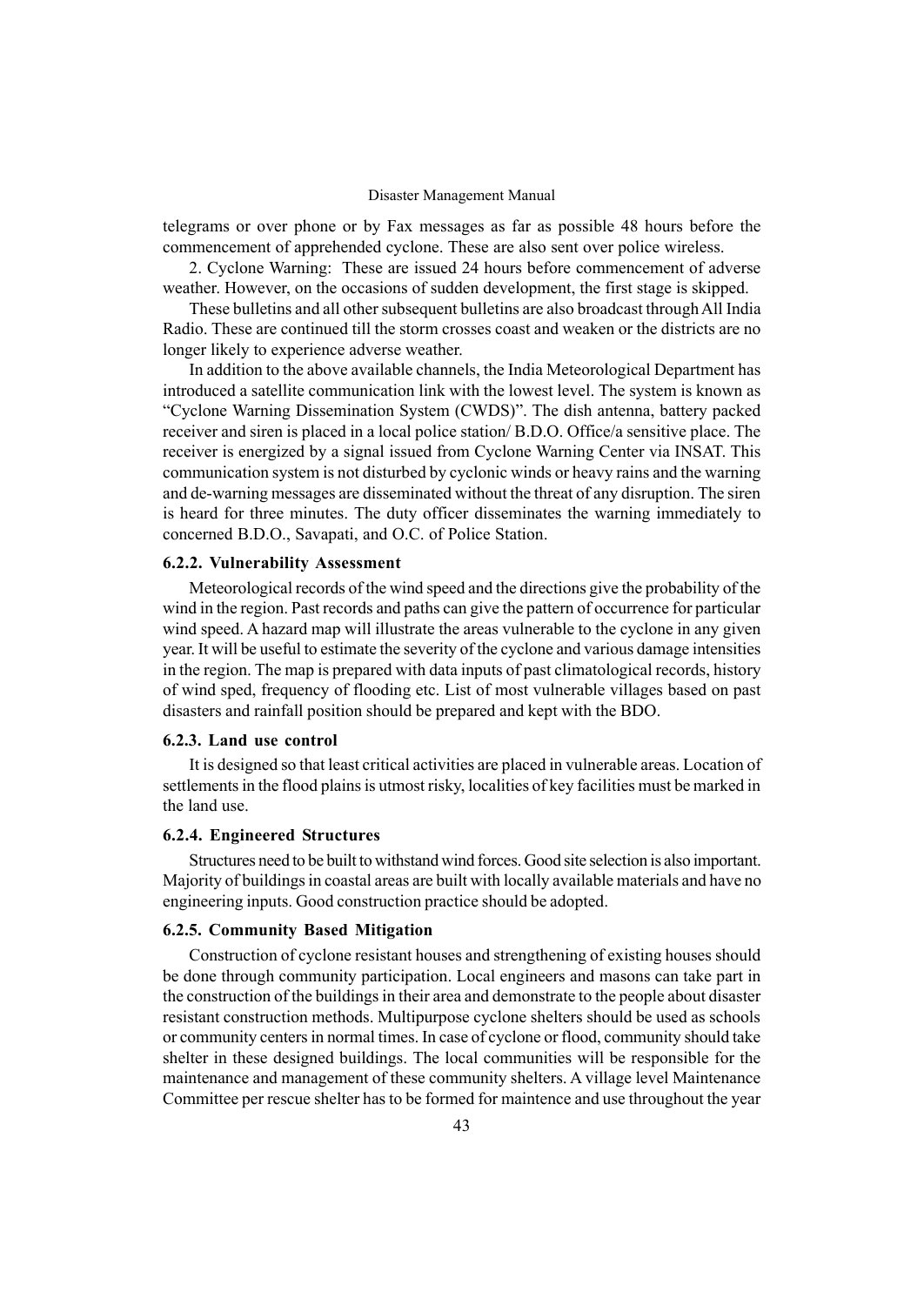telegrams or over phone or by Fax messages as far as possible 48 hours before the commencement of apprehended cyclone. These are also sent over police wireless.

2. Cyclone Warning: These are issued 24 hours before commencement of adverse weather. However, on the occasions of sudden development, the first stage is skipped.

These bulletins and all other subsequent bulletins are also broadcast through All India Radio. These are continued till the storm crosses coast and weaken or the districts are no longer likely to experience adverse weather.

In addition to the above available channels, the India Meteorological Department has introduced a satellite communication link with the lowest level. The system is known as "Cyclone Warning Dissemination System (CWDS)". The dish antenna, battery packed receiver and siren is placed in a local police station/ B.D.O. Office/a sensitive place. The receiver is energized by a signal issued from Cyclone Warning Center via INSAT. This communication system is not disturbed by cyclonic winds or heavy rains and the warning and de-warning messages are disseminated without the threat of any disruption. The siren is heard for three minutes. The duty officer disseminates the warning immediately to concerned B.D.O., Savapati, and O.C. of Police Station.

### 6.2.2. Vulnerability Assessment

Meteorological records of the wind speed and the directions give the probability of the wind in the region. Past records and paths can give the pattern of occurrence for particular wind speed. A hazard map will illustrate the areas vulnerable to the cyclone in any given year. It will be useful to estimate the severity of the cyclone and various damage intensities in the region. The map is prepared with data inputs of past climatological records, history of wind sped, frequency of flooding etc. List of most vulnerable villages based on past disasters and rainfall position should be prepared and kept with the BDO.

### 6.2.3. Land use control

It is designed so that least critical activities are placed in vulnerable areas. Location of settlements in the flood plains is utmost risky, localities of key facilities must be marked in the land use.

### 6.2.4. Engineered Structures

Structures need to be built to withstand wind forces. Good site selection is also important. Majority of buildings in coastal areas are built with locally available materials and have no engineering inputs. Good construction practice should be adopted.

### 6.2.5. Community Based Mitigation

Construction of cyclone resistant houses and strengthening of existing houses should be done through community participation. Local engineers and masons can take part in the construction of the buildings in their area and demonstrate to the people about disaster resistant construction methods. Multipurpose cyclone shelters should be used as schools or community centers in normal times. In case of cyclone or flood, community should take shelter in these designed buildings. The local communities will be responsible for the maintenance and management of these community shelters. A village level Maintenance Committee per rescue shelter has to be formed for maintence and use throughout the year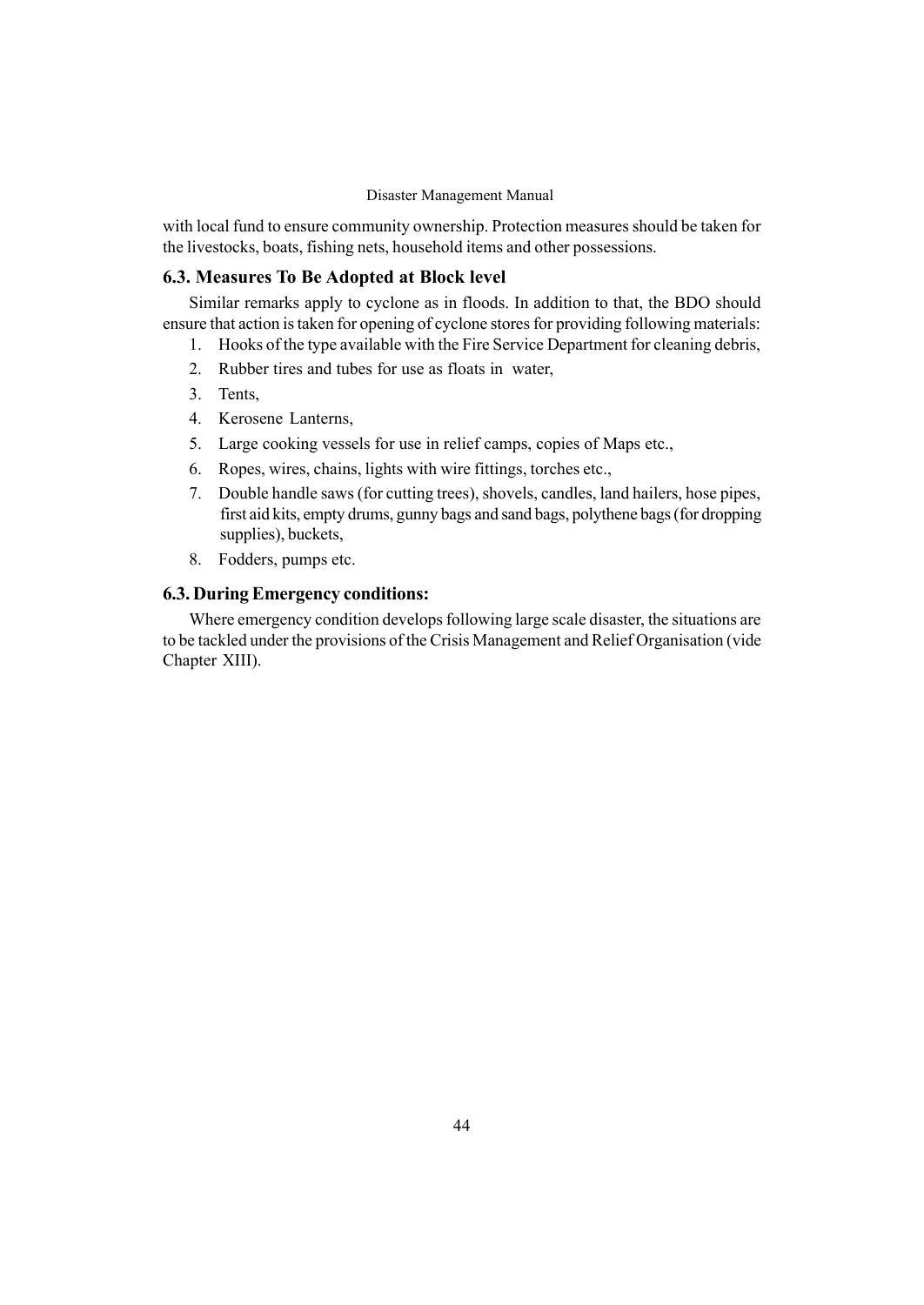with local fund to ensure community ownership. Protection measures should be taken for the livestocks, boats, fishing nets, household items and other possessions.

### 6.3. Measures To Be Adopted at Block level

Similar remarks apply to cyclone as in floods. In addition to that, the BDO should ensure that action is taken for opening of cyclone stores for providing following materials:

1. Hooks of the type available with the Fire Service Department for cleaning debris,
2. Rubber tires and tubes for use as floats in water,
3. Tents,
4. Kerosene Lanterns,
5. Large cooking vessels for use in relief camps, copies of Maps etc.,
6. Ropes, wires, chains, lights with wire fittings, torches etc.,
7. Double handle saws (for cutting trees), shovels, candles, land hailers, hose pipes, first aid kits, empty drums, gunny bags and sand bags, polythene bags (for dropping supplies), buckets,
8. Fodders, pumps etc.

### 6.3. During Emergency conditions:

Where emergency condition develops following large scale disaster, the situations are to be tackled under the provisions of the Crisis Management and Relief Organisation (vide Chapter XIII).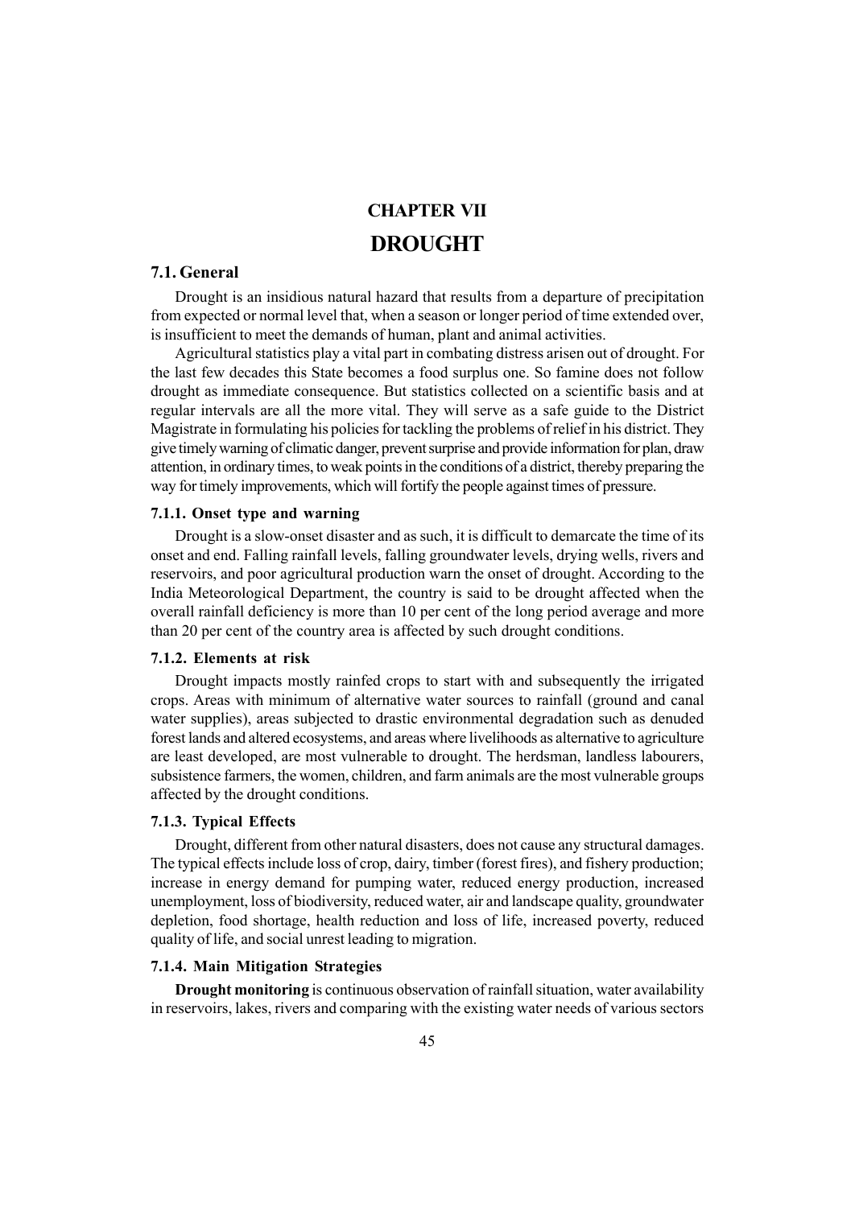# CHAPTER VII

# DROUGHT

## 7.1. General

Drought is an insidious natural hazard that results from a departure of precipitation from expected or normal level that, when a season or longer period of time extended over, is insufficient to meet the demands of human, plant and animal activities.

Agricultural statistics play a vital part in combating distress arisen out of drought. For the last few decades this State becomes a food surplus one. So famine does not follow drought as immediate consequence. But statistics collected on a scientific basis and at regular intervals are all the more vital. They will serve as a safe guide to the District Magistrate in formulating his policies for tackling the problems of relief in his district. They give timely warning of climatic danger, prevent surprise and provide information for plan, draw attention, in ordinary times, to weak points in the conditions of a district, thereby preparing the way for timely improvements, which will fortify the people against times of pressure.

### 7.1.1. Onset type and warning

Drought is a slow-onset disaster and as such, it is difficult to demarcate the time of its onset and end. Falling rainfall levels, falling groundwater levels, drying wells, rivers and reservoirs, and poor agricultural production warn the onset of drought. According to the India Meteorological Department, the country is said to be drought affected when the overall rainfall deficiency is more than 10 per cent of the long period average and more than 20 per cent of the country area is affected by such drought conditions.

### 7.1.2. Elements at risk

Drought impacts mostly rainfed crops to start with and subsequently the irrigated crops. Areas with minimum of alternative water sources to rainfall (ground and canal water supplies), areas subjected to drastic environmental degradation such as denuded forest lands and altered ecosystems, and areas where livelihoods as alternative to agriculture are least developed, are most vulnerable to drought. The herdsman, landless labourers, subsistence farmers, the women, children, and farm animals are the most vulnerable groups affected by the drought conditions.

### 7.1.3. Typical Effects

Drought, different from other natural disasters, does not cause any structural damages. The typical effects include loss of crop, dairy, timber (forest fires), and fishery production; increase in energy demand for pumping water, reduced energy production, increased unemployment, loss of biodiversity, reduced water, air and landscape quality, groundwater depletion, food shortage, health reduction and loss of life, increased poverty, reduced quality of life, and social unrest leading to migration.

### 7.1.4. Main Mitigation Strategies

**Drought monitoring** is continuous observation of rainfall situation, water availability in reservoirs, lakes, rivers and comparing with the existing water needs of various sectors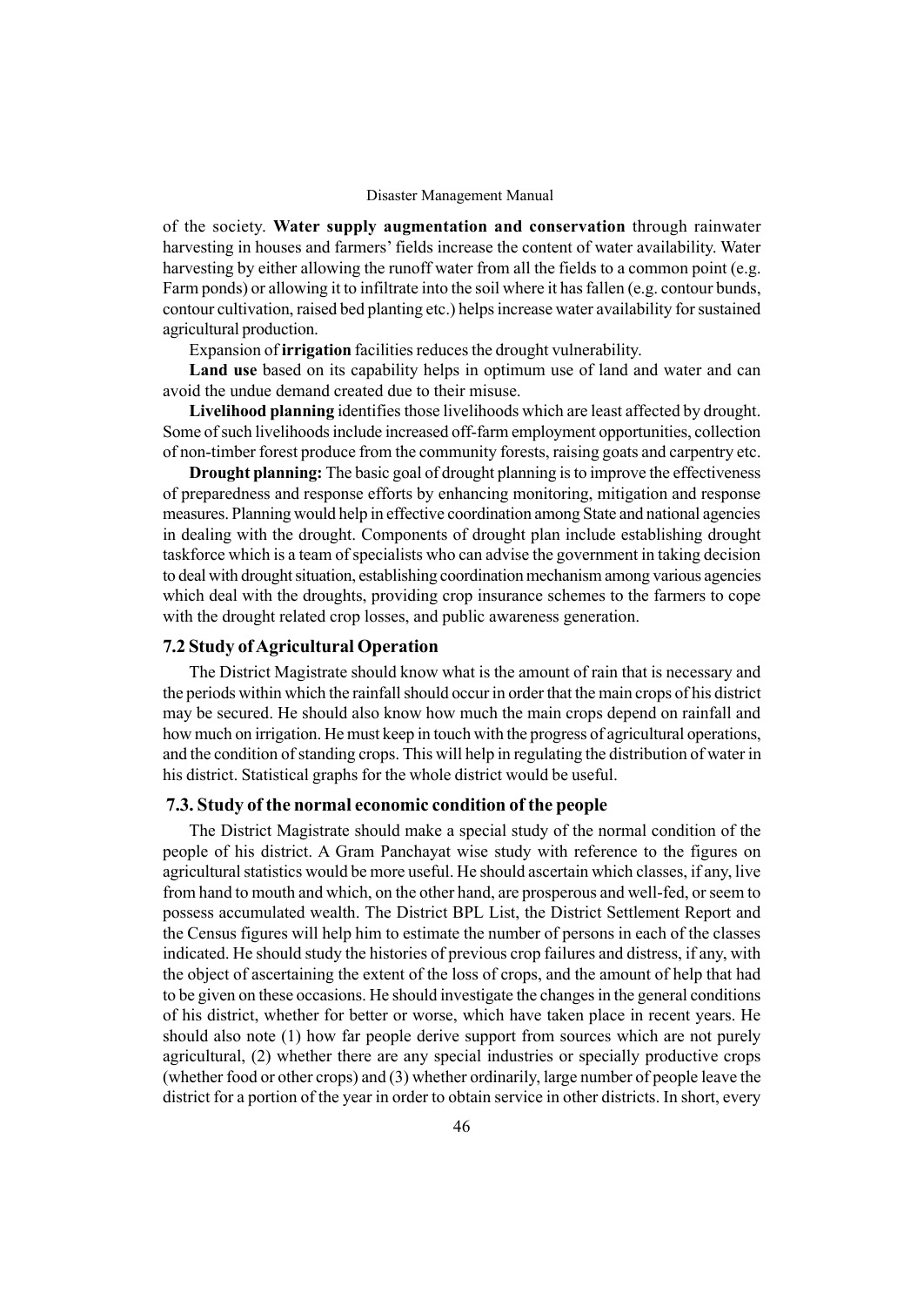of the society. **Water supply augmentation and conservation** through rainwater harvesting in houses and farmers' fields increase the content of water availability. Water harvesting by either allowing the runoff water from all the fields to a common point (e.g. Farm ponds) or allowing it to infiltrate into the soil where it has fallen (e.g. contour bunds, contour cultivation, raised bed planting etc.) helps increase water availability for sustained agricultural production.

Expansion of **irrigation** facilities reduces the drought vulnerability.

**Land use** based on its capability helps in optimum use of land and water and can avoid the undue demand created due to their misuse.

**Livelihood planning** identifies those livelihoods which are least affected by drought. Some of such livelihoods include increased off-farm employment opportunities, collection of non-timber forest produce from the community forests, raising goats and carpentry etc.

**Drought planning:** The basic goal of drought planning is to improve the effectiveness of preparedness and response efforts by enhancing monitoring, mitigation and response measures. Planning would help in effective coordination among State and national agencies in dealing with the drought. Components of drought plan include establishing drought taskforce which is a team of specialists who can advise the government in taking decision to deal with drought situation, establishing coordination mechanism among various agencies which deal with the droughts, providing crop insurance schemes to the farmers to cope with the drought related crop losses, and public awareness generation.

### 7.2 Study of Agricultural Operation

The District Magistrate should know what is the amount of rain that is necessary and the periods within which the rainfall should occur in order that the main crops of his district may be secured. He should also know how much the main crops depend on rainfall and how much on irrigation. He must keep in touch with the progress of agricultural operations, and the condition of standing crops. This will help in regulating the distribution of water in his district. Statistical graphs for the whole district would be useful.

### 7.3. Study of the normal economic condition of the people

The District Magistrate should make a special study of the normal condition of the people of his district. A Gram Panchayat wise study with reference to the figures on agricultural statistics would be more useful. He should ascertain which classes, if any, live from hand to mouth and which, on the other hand, are prosperous and well-fed, or seem to possess accumulated wealth. The District BPL List, the District Settlement Report and the Census figures will help him to estimate the number of persons in each of the classes indicated. He should study the histories of previous crop failures and distress, if any, with the object of ascertaining the extent of the loss of crops, and the amount of help that had to be given on these occasions. He should investigate the changes in the general conditions of his district, whether for better or worse, which have taken place in recent years. He should also note (1) how far people derive support from sources which are not purely agricultural, (2) whether there are any special industries or specially productive crops (whether food or other crops) and (3) whether ordinarily, large number of people leave the district for a portion of the year in order to obtain service in other districts. In short, every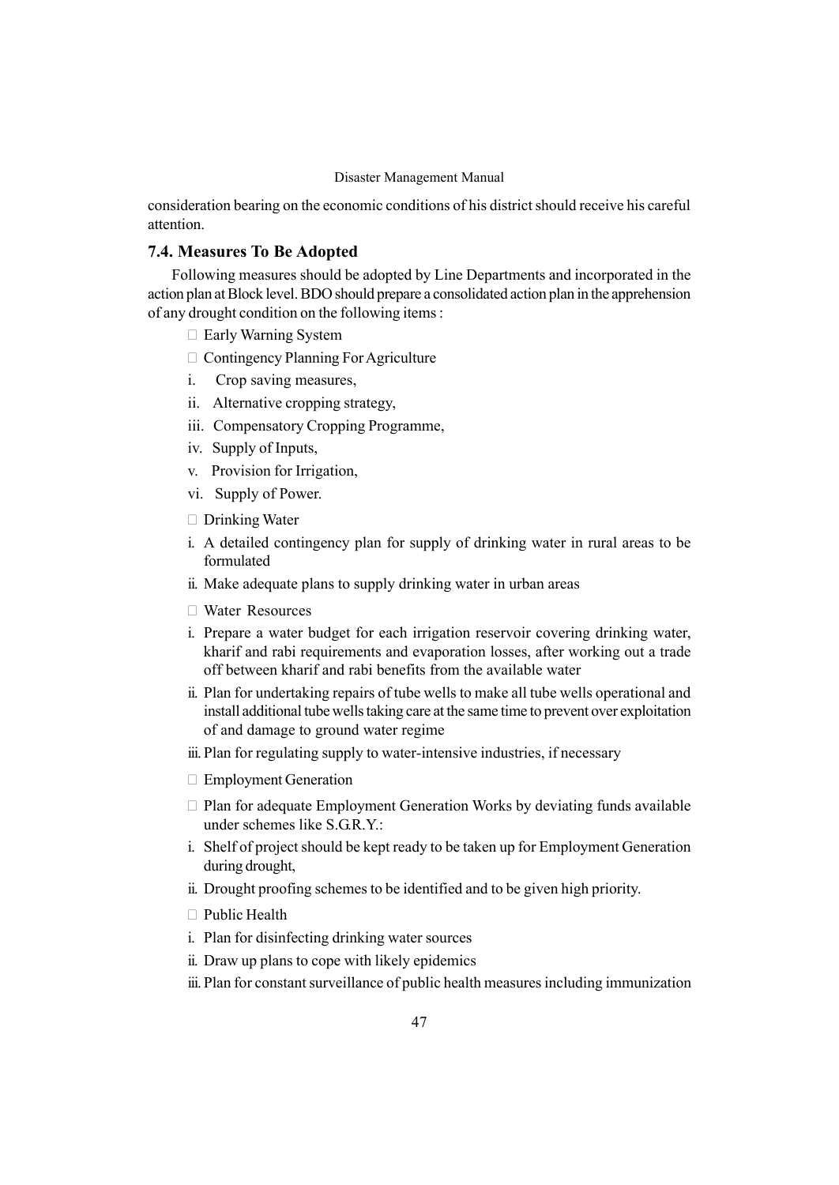consideration bearing on the economic conditions of his district should receive his careful attention.

### 7.4. Measures To Be Adopted

Following measures should be adopted by Line Departments and incorporated in the action plan at Block level. BDO should prepare a consolidated action plan in the apprehension of any drought condition on the following items :

- Early Warning System
- Contingency Planning For Agriculture

i. Crop saving measures,
ii. Alternative cropping strategy,
iii. Compensatory Cropping Programme,
iv. Supply of Inputs,
v. Provision for Irrigation,
vi. Supply of Power.

- Drinking Water

i. A detailed contingency plan for supply of drinking water in rural areas to be formulated
ii. Make adequate plans to supply drinking water in urban areas

- Water Resources

i. Prepare a water budget for each irrigation reservoir covering drinking water, kharif and rabi requirements and evaporation losses, after working out a trade off between kharif and rabi benefits from the available water
ii. Plan for undertaking repairs of tube wells to make all tube wells operational and install additional tube wells taking care at the same time to prevent over exploitation of and damage to ground water regime
iii. Plan for regulating supply to water-intensive industries, if necessary

- Employment Generation
- Plan for adequate Employment Generation Works by deviating funds available under schemes like S.G.R.Y.:

i. Shelf of project should be kept ready to be taken up for Employment Generation during drought,
ii. Drought proofing schemes to be identified and to be given high priority.

- Public Health

i. Plan for disinfecting drinking water sources
ii. Draw up plans to cope with likely epidemics
iii. Plan for constant surveillance of public health measures including immunization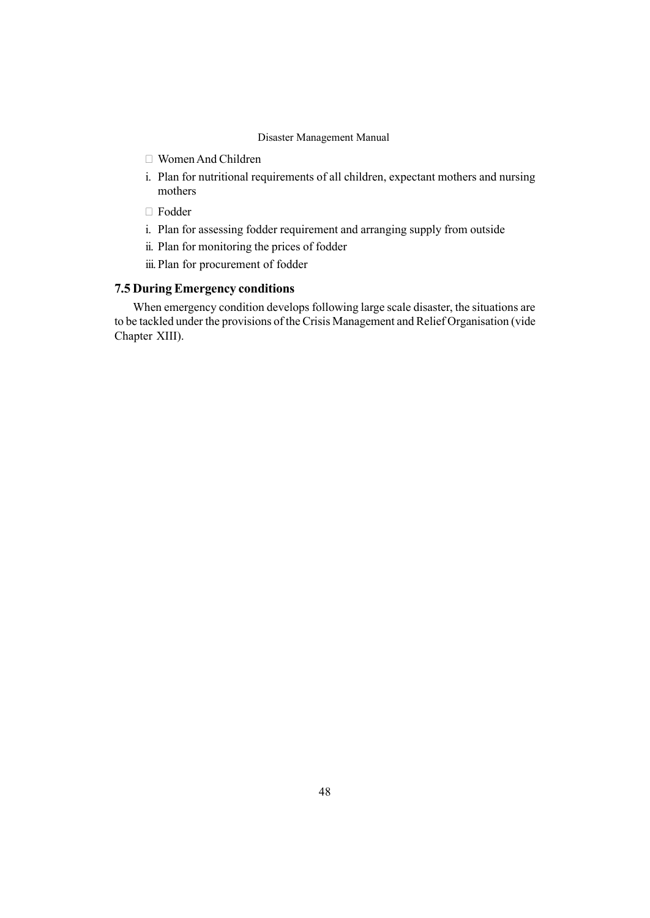- Women And Children

i. Plan for nutritional requirements of all children, expectant mothers and nursing mothers

- Fodder

i. Plan for assessing fodder requirement and arranging supply from outside

ii. Plan for monitoring the prices of fodder

iii. Plan for procurement of fodder

### 7.5 During Emergency conditions

When emergency condition develops following large scale disaster, the situations are to be tackled under the provisions of the Crisis Management and Relief Organisation (vide Chapter XIII).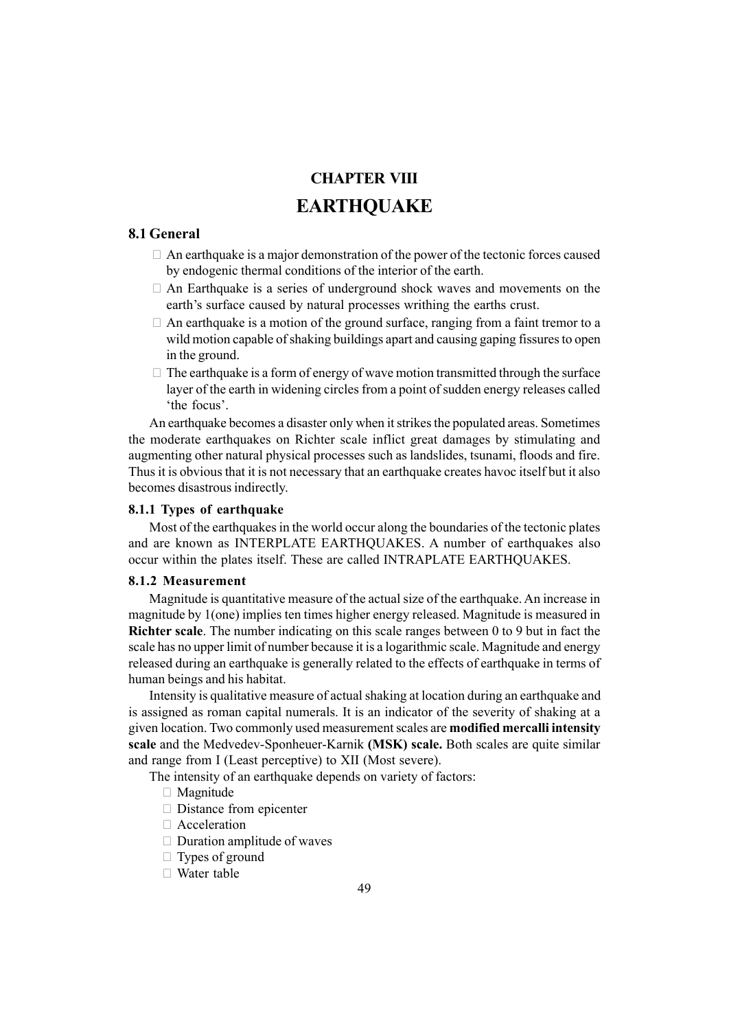# CHAPTER VIII

# EARTHQUAKE

## 8.1 General

- An earthquake is a major demonstration of the power of the tectonic forces caused by endogenic thermal conditions of the interior of the earth.
- An Earthquake is a series of underground shock waves and movements on the earth's surface caused by natural processes writhing the earths crust.
- An earthquake is a motion of the ground surface, ranging from a faint tremor to a wild motion capable of shaking buildings apart and causing gaping fissures to open in the ground.
- The earthquake is a form of energy of wave motion transmitted through the surface layer of the earth in widening circles from a point of sudden energy releases called 'the focus'.

An earthquake becomes a disaster only when it strikes the populated areas. Sometimes the moderate earthquakes on Richter scale inflict great damages by stimulating and augmenting other natural physical processes such as landslides, tsunami, floods and fire. Thus it is obvious that it is not necessary that an earthquake creates havoc itself but it also becomes disastrous indirectly.

### 8.1.1 Types of earthquake

Most of the earthquakes in the world occur along the boundaries of the tectonic plates and are known as INTERPLATE EARTHQUAKES. A number of earthquakes also occur within the plates itself. These are called INTRAPLATE EARTHQUAKES.

### 8.1.2 Measurement

Magnitude is quantitative measure of the actual size of the earthquake. An increase in magnitude by 1(one) implies ten times higher energy released. Magnitude is measured in **Richter scale**. The number indicating on this scale ranges between 0 to 9 but in fact the scale has no upper limit of number because it is a logarithmic scale. Magnitude and energy released during an earthquake is generally related to the effects of earthquake in terms of human beings and his habitat.

Intensity is qualitative measure of actual shaking at location during an earthquake and is assigned as roman capital numerals. It is an indicator of the severity of shaking at a given location. Two commonly used measurement scales are **modified mercalli intensity scale** and the Medvedev-Sponheuer-Karnik **(MSK) scale.** Both scales are quite similar and range from I (Least perceptive) to XII (Most severe).

The intensity of an earthquake depends on variety of factors:

- Magnitude
- Distance from epicenter
- Acceleration
- Duration amplitude of waves
- Types of ground
- Water table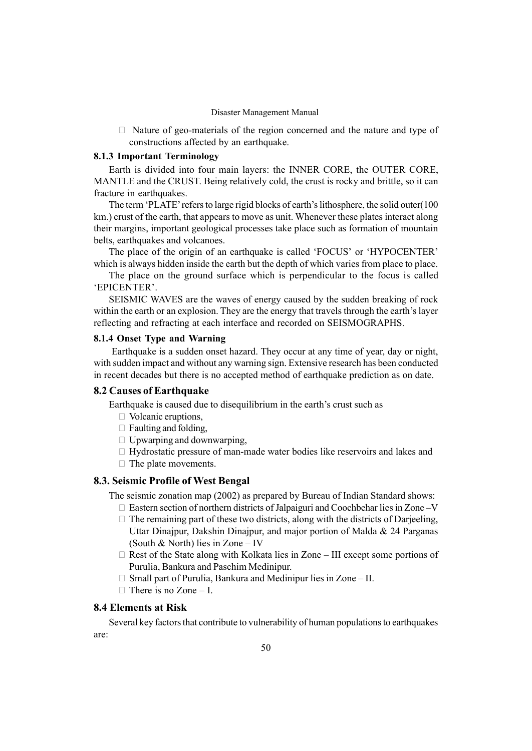- Nature of geo-materials of the region concerned and the nature and type of constructions affected by an earthquake.

### 8.1.3 Important Terminology

Earth is divided into four main layers: the INNER CORE, the OUTER CORE, MANTLE and the CRUST. Being relatively cold, the crust is rocky and brittle, so it can fracture in earthquakes.

The term 'PLATE' refers to large rigid blocks of earth's lithosphere, the solid outer(100 km.) crust of the earth, that appears to move as unit. Whenever these plates interact along their margins, important geological processes take place such as formation of mountain belts, earthquakes and volcanoes.

The place of the origin of an earthquake is called 'FOCUS' or 'HYPOCENTER' which is always hidden inside the earth but the depth of which varies from place to place.

The place on the ground surface which is perpendicular to the focus is called 'EPICENTER'.

SEISMIC WAVES are the waves of energy caused by the sudden breaking of rock within the earth or an explosion. They are the energy that travels through the earth's layer reflecting and refracting at each interface and recorded on SEISMOGRAPHS.

### 8.1.4 Onset Type and Warning

Earthquake is a sudden onset hazard. They occur at any time of year, day or night, with sudden impact and without any warning sign. Extensive research has been conducted in recent decades but there is no accepted method of earthquake prediction as on date.

## 8.2 Causes of Earthquake

Earthquake is caused due to disequilibrium in the earth's crust such as

- Volcanic eruptions,
- Faulting and folding,
- Upwarping and downwarping,
- Hydrostatic pressure of man-made water bodies like reservoirs and lakes and
- The plate movements.

## 8.3. Seismic Profile of West Bengal

The seismic zonation map (2002) as prepared by Bureau of Indian Standard shows:

- Eastern section of northern districts of Jalpaiguri and Coochbehar lies in Zone –V
- The remaining part of these two districts, along with the districts of Darjeeling, Uttar Dinajpur, Dakshin Dinajpur, and major portion of Malda & 24 Parganas (South & North) lies in Zone – IV
- Rest of the State along with Kolkata lies in Zone – III except some portions of Purulia, Bankura and Paschim Medinipur.
- Small part of Purulia, Bankura and Medinipur lies in Zone – II.
- There is no Zone – I.

## 8.4 Elements at Risk

Several key factors that contribute to vulnerability of human populations to earthquakes are: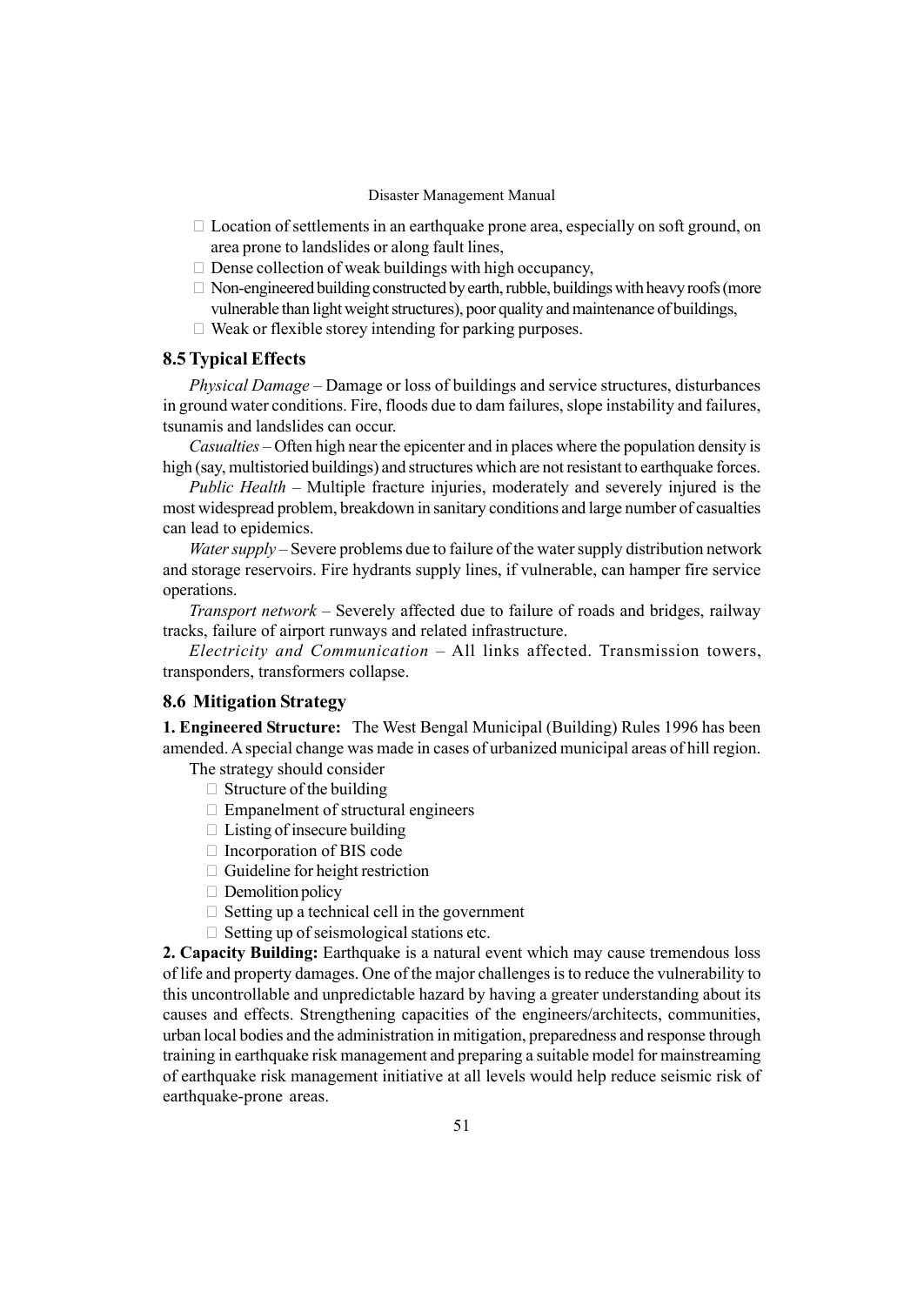- Location of settlements in an earthquake prone area, especially on soft ground, on area prone to landslides or along fault lines,
- Dense collection of weak buildings with high occupancy,
- Non-engineered building constructed by earth, rubble, buildings with heavy roofs (more vulnerable than light weight structures), poor quality and maintenance of buildings,
- Weak or flexible storey intending for parking purposes.

## 8.5 Typical Effects

*Physical Damage* – Damage or loss of buildings and service structures, disturbances in ground water conditions. Fire, floods due to dam failures, slope instability and failures, tsunamis and landslides can occur.

*Casualties* – Often high near the epicenter and in places where the population density is high (say, multistoried buildings) and structures which are not resistant to earthquake forces.

*Public Health* – Multiple fracture injuries, moderately and severely injured is the most widespread problem, breakdown in sanitary conditions and large number of casualties can lead to epidemics.

*Water supply* – Severe problems due to failure of the water supply distribution network and storage reservoirs. Fire hydrants supply lines, if vulnerable, can hamper fire service operations.

*Transport network* – Severely affected due to failure of roads and bridges, railway tracks, failure of airport runways and related infrastructure.

*Electricity and Communication* – All links affected. Transmission towers, transponders, transformers collapse.

## 8.6 Mitigation Strategy

**1. Engineered Structure:** The West Bengal Municipal (Building) Rules 1996 has been amended. A special change was made in cases of urbanized municipal areas of hill region.

The strategy should consider

- Structure of the building
- Empanelment of structural engineers
- Listing of insecure building
- Incorporation of BIS code
- Guideline for height restriction
- Demolition policy
- Setting up a technical cell in the government
- Setting up of seismological stations etc.

**2. Capacity Building:** Earthquake is a natural event which may cause tremendous loss of life and property damages. One of the major challenges is to reduce the vulnerability to this uncontrollable and unpredictable hazard by having a greater understanding about its causes and effects. Strengthening capacities of the engineers/architects, communities, urban local bodies and the administration in mitigation, preparedness and response through training in earthquake risk management and preparing a suitable model for mainstreaming of earthquake risk management initiative at all levels would help reduce seismic risk of earthquake-prone areas.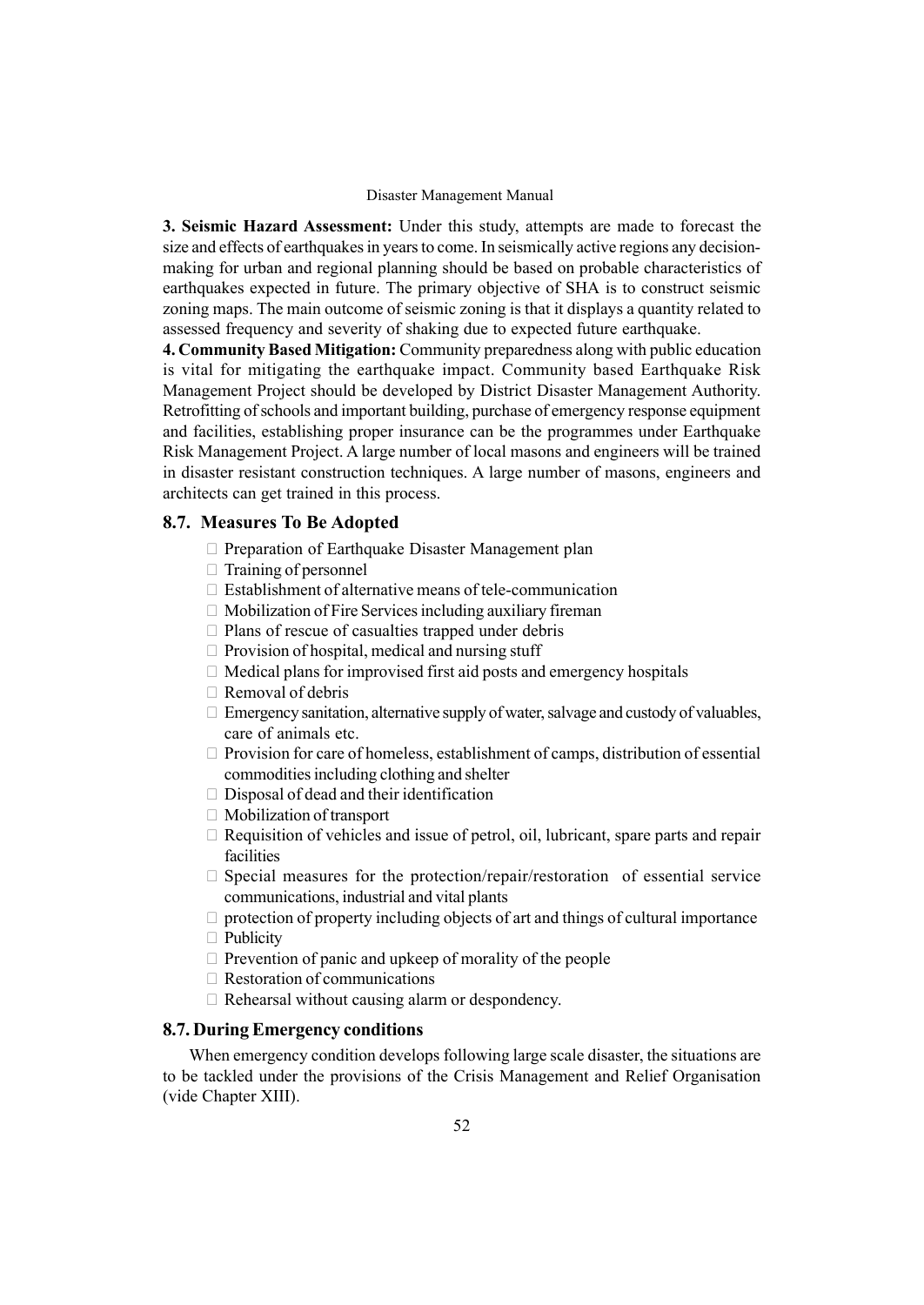**3. Seismic Hazard Assessment:** Under this study, attempts are made to forecast the size and effects of earthquakes in years to come. In seismically active regions any decision-making for urban and regional planning should be based on probable characteristics of earthquakes expected in future. The primary objective of SHA is to construct seismic zoning maps. The main outcome of seismic zoning is that it displays a quantity related to assessed frequency and severity of shaking due to expected future earthquake.

**4. Community Based Mitigation:** Community preparedness along with public education is vital for mitigating the earthquake impact. Community based Earthquake Risk Management Project should be developed by District Disaster Management Authority. Retrofitting of schools and important building, purchase of emergency response equipment and facilities, establishing proper insurance can be the programmes under Earthquake Risk Management Project. A large number of local masons and engineers will be trained in disaster resistant construction techniques. A large number of masons, engineers and architects can get trained in this process.

## 8.7. Measures To Be Adopted

- Preparation of Earthquake Disaster Management plan
- Training of personnel
- Establishment of alternative means of tele-communication
- Mobilization of Fire Services including auxiliary fireman
- Plans of rescue of casualties trapped under debris
- Provision of hospital, medical and nursing stuff
- Medical plans for improvised first aid posts and emergency hospitals
- Removal of debris
- Emergency sanitation, alternative supply of water, salvage and custody of valuables, care of animals etc.
- Provision for care of homeless, establishment of camps, distribution of essential commodities including clothing and shelter
- Disposal of dead and their identification
- Mobilization of transport
- Requisition of vehicles and issue of petrol, oil, lubricant, spare parts and repair facilities
- Special measures for the protection/repair/restoration of essential service communications, industrial and vital plants
- protection of property including objects of art and things of cultural importance
- Publicity
- Prevention of panic and upkeep of morality of the people
- Restoration of communications
- Rehearsal without causing alarm or despondency.

## 8.7. During Emergency conditions

When emergency condition develops following large scale disaster, the situations are to be tackled under the provisions of the Crisis Management and Relief Organisation (vide Chapter XIII).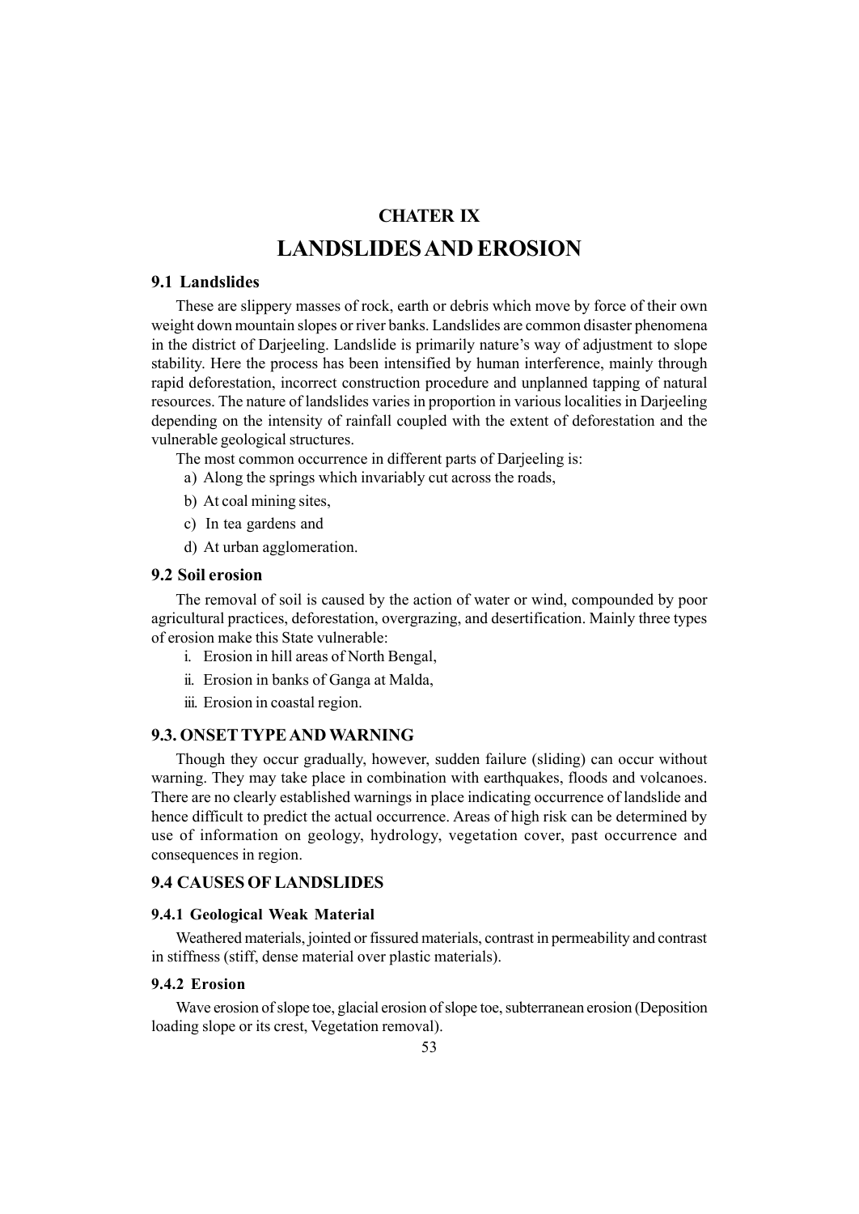# CHATER IX

# LANDSLIDES AND EROSION

## 9.1 Landslides

These are slippery masses of rock, earth or debris which move by force of their own weight down mountain slopes or river banks. Landslides are common disaster phenomena in the district of Darjeeling. Landslide is primarily nature's way of adjustment to slope stability. Here the process has been intensified by human interference, mainly through rapid deforestation, incorrect construction procedure and unplanned tapping of natural resources. The nature of landslides varies in proportion in various localities in Darjeeling depending on the intensity of rainfall coupled with the extent of deforestation and the vulnerable geological structures.

The most common occurrence in different parts of Darjeeling is:

a) Along the springs which invariably cut across the roads,

b) At coal mining sites,

c) In tea gardens and

d) At urban agglomeration.

## 9.2 Soil erosion

The removal of soil is caused by the action of water or wind, compounded by poor agricultural practices, deforestation, overgrazing, and desertification. Mainly three types of erosion make this State vulnerable:

i. Erosion in hill areas of North Bengal,

ii. Erosion in banks of Ganga at Malda,

iii. Erosion in coastal region.

## 9.3. ONSET TYPE AND WARNING

Though they occur gradually, however, sudden failure (sliding) can occur without warning. They may take place in combination with earthquakes, floods and volcanoes. There are no clearly established warnings in place indicating occurrence of landslide and hence difficult to predict the actual occurrence. Areas of high risk can be determined by use of information on geology, hydrology, vegetation cover, past occurrence and consequences in region.

## 9.4 CAUSES OF LANDSLIDES

### 9.4.1 Geological Weak Material

Weathered materials, jointed or fissured materials, contrast in permeability and contrast in stiffness (stiff, dense material over plastic materials).

### 9.4.2 Erosion

Wave erosion of slope toe, glacial erosion of slope toe, subterranean erosion (Deposition loading slope or its crest, Vegetation removal).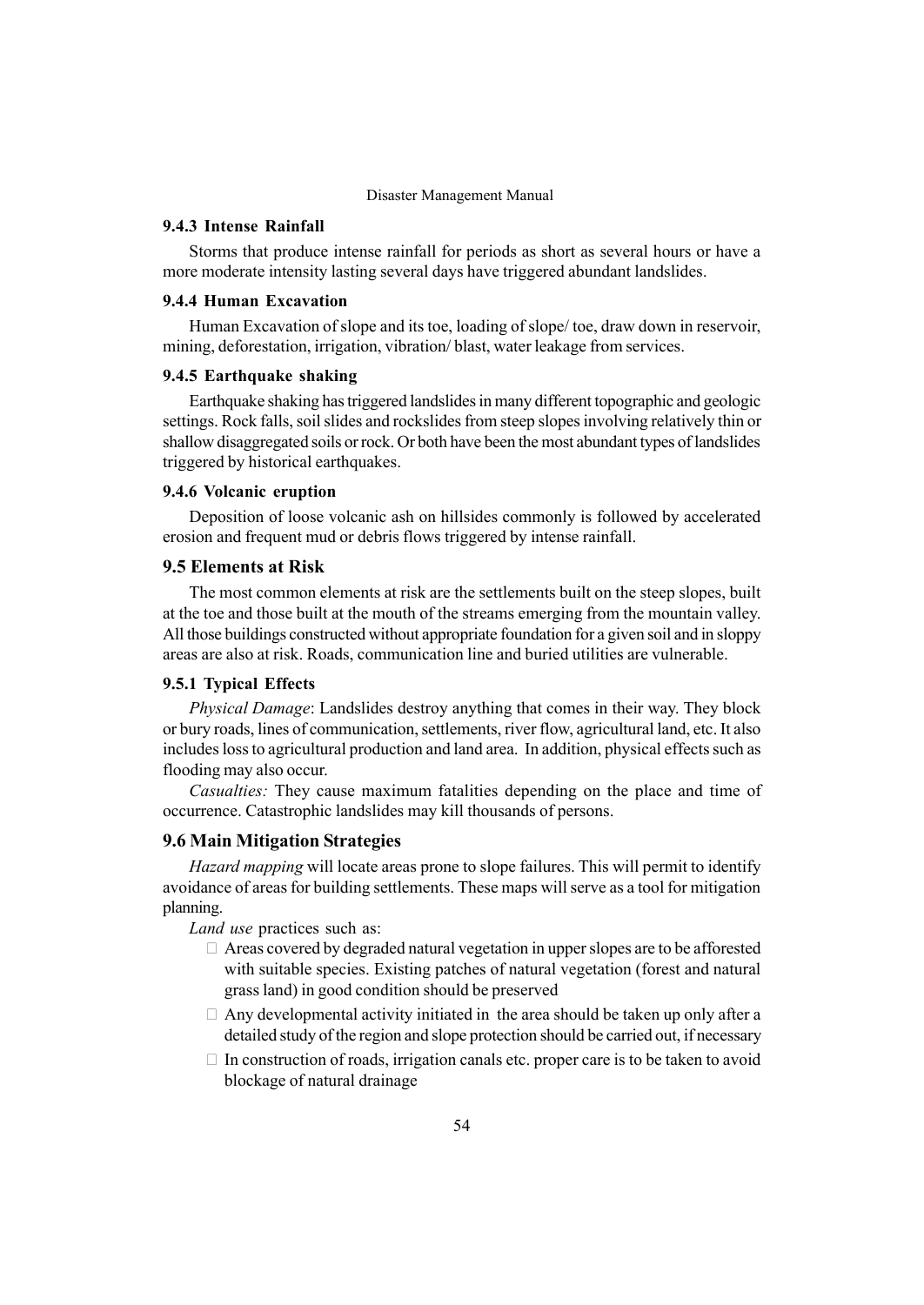### 9.4.3 Intense Rainfall

Storms that produce intense rainfall for periods as short as several hours or have a more moderate intensity lasting several days have triggered abundant landslides.

### 9.4.4 Human Excavation

Human Excavation of slope and its toe, loading of slope/ toe, draw down in reservoir, mining, deforestation, irrigation, vibration/ blast, water leakage from services.

### 9.4.5 Earthquake shaking

Earthquake shaking has triggered landslides in many different topographic and geologic settings. Rock falls, soil slides and rockslides from steep slopes involving relatively thin or shallow disaggregated soils or rock. Or both have been the most abundant types of landslides triggered by historical earthquakes.

### 9.4.6 Volcanic eruption

Deposition of loose volcanic ash on hillsides commonly is followed by accelerated erosion and frequent mud or debris flows triggered by intense rainfall.

## 9.5 Elements at Risk

The most common elements at risk are the settlements built on the steep slopes, built at the toe and those built at the mouth of the streams emerging from the mountain valley. All those buildings constructed without appropriate foundation for a given soil and in sloppy areas are also at risk. Roads, communication line and buried utilities are vulnerable.

### 9.5.1 Typical Effects

*Physical Damage*: Landslides destroy anything that comes in their way. They block or bury roads, lines of communication, settlements, river flow, agricultural land, etc. It also includes loss to agricultural production and land area. In addition, physical effects such as flooding may also occur.

*Casualties:* They cause maximum fatalities depending on the place and time of occurrence. Catastrophic landslides may kill thousands of persons.

## 9.6 Main Mitigation Strategies

*Hazard mapping* will locate areas prone to slope failures. This will permit to identify avoidance of areas for building settlements. These maps will serve as a tool for mitigation planning.

*Land use* practices such as:

- Areas covered by degraded natural vegetation in upper slopes are to be afforested with suitable species. Existing patches of natural vegetation (forest and natural grass land) in good condition should be preserved
- Any developmental activity initiated in the area should be taken up only after a detailed study of the region and slope protection should be carried out, if necessary
- In construction of roads, irrigation canals etc. proper care is to be taken to avoid blockage of natural drainage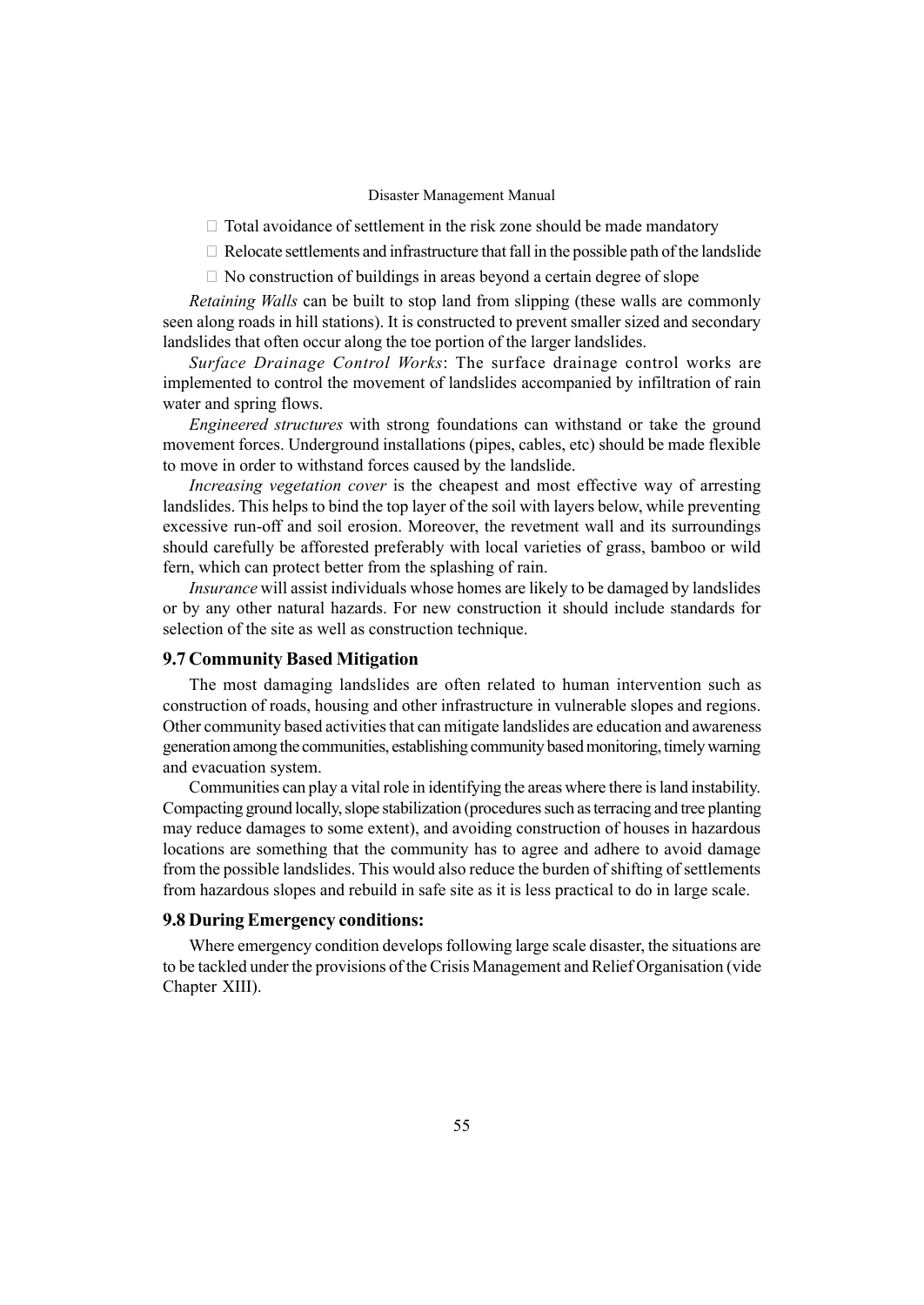- Total avoidance of settlement in the risk zone should be made mandatory
- Relocate settlements and infrastructure that fall in the possible path of the landslide
- No construction of buildings in areas beyond a certain degree of slope

*Retaining Walls* can be built to stop land from slipping (these walls are commonly seen along roads in hill stations). It is constructed to prevent smaller sized and secondary landslides that often occur along the toe portion of the larger landslides.

*Surface Drainage Control Works*: The surface drainage control works are implemented to control the movement of landslides accompanied by infiltration of rain water and spring flows.

*Engineered structures* with strong foundations can withstand or take the ground movement forces. Underground installations (pipes, cables, etc) should be made flexible to move in order to withstand forces caused by the landslide.

*Increasing vegetation cover* is the cheapest and most effective way of arresting landslides. This helps to bind the top layer of the soil with layers below, while preventing excessive run-off and soil erosion. Moreover, the revetment wall and its surroundings should carefully be afforested preferably with local varieties of grass, bamboo or wild fern, which can protect better from the splashing of rain.

*Insurance* will assist individuals whose homes are likely to be damaged by landslides or by any other natural hazards. For new construction it should include standards for selection of the site as well as construction technique.

## 9.7 Community Based Mitigation

The most damaging landslides are often related to human intervention such as construction of roads, housing and other infrastructure in vulnerable slopes and regions. Other community based activities that can mitigate landslides are education and awareness generation among the communities, establishing community based monitoring, timely warning and evacuation system.

Communities can play a vital role in identifying the areas where there is land instability. Compacting ground locally, slope stabilization (procedures such as terracing and tree planting may reduce damages to some extent), and avoiding construction of houses in hazardous locations are something that the community has to agree and adhere to avoid damage from the possible landslides. This would also reduce the burden of shifting of settlements from hazardous slopes and rebuild in safe site as it is less practical to do in large scale.

## 9.8 During Emergency conditions:

Where emergency condition develops following large scale disaster, the situations are to be tackled under the provisions of the Crisis Management and Relief Organisation (vide Chapter XIII).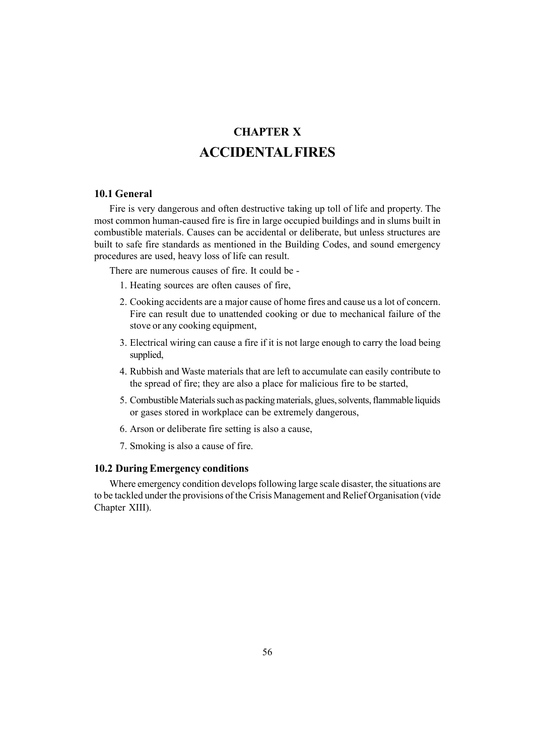# CHAPTER X

# ACCIDENTAL FIRES

### 10.1 General

Fire is very dangerous and often destructive taking up toll of life and property. The most common human-caused fire is fire in large occupied buildings and in slums built in combustible materials. Causes can be accidental or deliberate, but unless structures are built to safe fire standards as mentioned in the Building Codes, and sound emergency procedures are used, heavy loss of life can result.

There are numerous causes of fire. It could be -

1. Heating sources are often causes of fire,
2. Cooking accidents are a major cause of home fires and cause us a lot of concern. Fire can result due to unattended cooking or due to mechanical failure of the stove or any cooking equipment,
3. Electrical wiring can cause a fire if it is not large enough to carry the load being supplied,
4. Rubbish and Waste materials that are left to accumulate can easily contribute to the spread of fire; they are also a place for malicious fire to be started,
5. Combustible Materials such as packing materials, glues, solvents, flammable liquids or gases stored in workplace can be extremely dangerous,
6. Arson or deliberate fire setting is also a cause,
7. Smoking is also a cause of fire.

### 10.2 During Emergency conditions

Where emergency condition develops following large scale disaster, the situations are to be tackled under the provisions of the Crisis Management and Relief Organisation (vide Chapter XIII).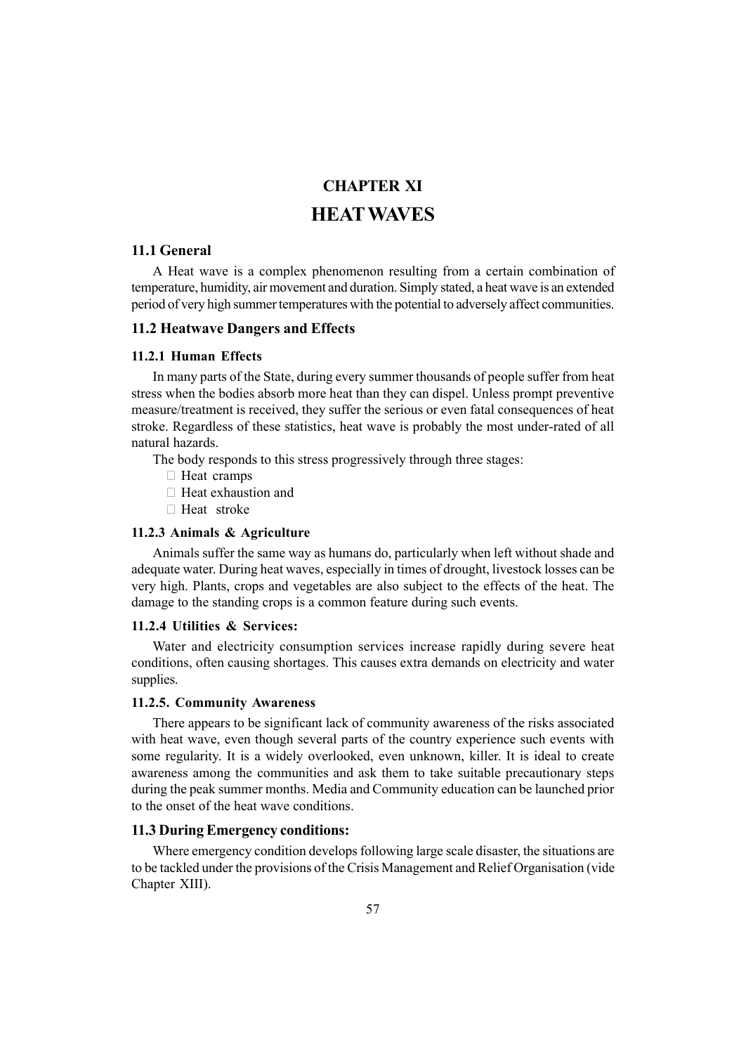# CHAPTER XI

# HEAT WAVES

## 11.1 General

A Heat wave is a complex phenomenon resulting from a certain combination of temperature, humidity, air movement and duration. Simply stated, a heat wave is an extended period of very high summer temperatures with the potential to adversely affect communities.

## 11.2 Heatwave Dangers and Effects

### 11.2.1 Human Effects

In many parts of the State, during every summer thousands of people suffer from heat stress when the bodies absorb more heat than they can dispel. Unless prompt preventive measure/treatment is received, they suffer the serious or even fatal consequences of heat stroke. Regardless of these statistics, heat wave is probably the most under-rated of all natural hazards.

The body responds to this stress progressively through three stages:

- Heat cramps
- Heat exhaustion and
- Heat stroke

### 11.2.3 Animals & Agriculture

Animals suffer the same way as humans do, particularly when left without shade and adequate water. During heat waves, especially in times of drought, livestock losses can be very high. Plants, crops and vegetables are also subject to the effects of the heat. The damage to the standing crops is a common feature during such events.

### 11.2.4 Utilities & Services:

Water and electricity consumption services increase rapidly during severe heat conditions, often causing shortages. This causes extra demands on electricity and water supplies.

### 11.2.5. Community Awareness

There appears to be significant lack of community awareness of the risks associated with heat wave, even though several parts of the country experience such events with some regularity. It is a widely overlooked, even unknown, killer. It is ideal to create awareness among the communities and ask them to take suitable precautionary steps during the peak summer months. Media and Community education can be launched prior to the onset of the heat wave conditions.

## 11.3 During Emergency conditions:

Where emergency condition develops following large scale disaster, the situations are to be tackled under the provisions of the Crisis Management and Relief Organisation (vide Chapter XIII).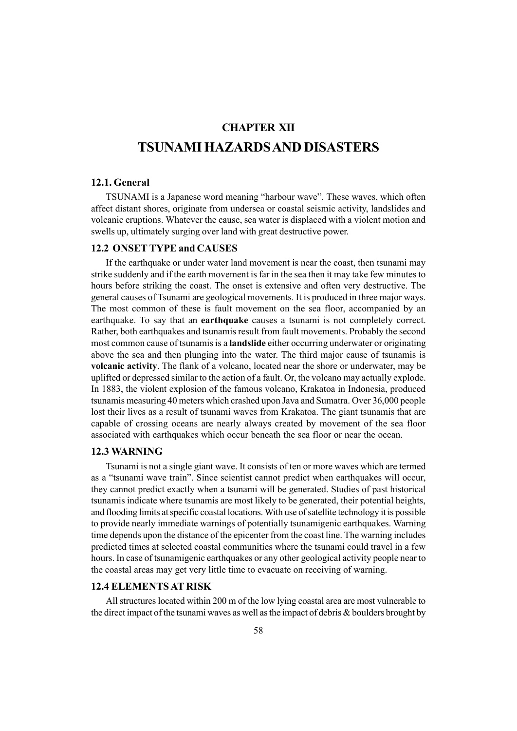# CHAPTER XII

# TSUNAMI HAZARDS AND DISASTERS

## 12.1. General

TSUNAMI is a Japanese word meaning "harbour wave". These waves, which often affect distant shores, originate from undersea or coastal seismic activity, landslides and volcanic eruptions. Whatever the cause, sea water is displaced with a violent motion and swells up, ultimately surging over land with great destructive power.

## 12.2 ONSET TYPE and CAUSES

If the earthquake or under water land movement is near the coast, then tsunami may strike suddenly and if the earth movement is far in the sea then it may take few minutes to hours before striking the coast. The onset is extensive and often very destructive. The general causes of Tsunami are geological movements. It is produced in three major ways. The most common of these is fault movement on the sea floor, accompanied by an earthquake. To say that an **earthquake** causes a tsunami is not completely correct. Rather, both earthquakes and tsunamis result from fault movements. Probably the second most common cause of tsunamis is a **landslide** either occurring underwater or originating above the sea and then plunging into the water. The third major cause of tsunamis is **volcanic activity**. The flank of a volcano, located near the shore or underwater, may be uplifted or depressed similar to the action of a fault. Or, the volcano may actually explode. In 1883, the violent explosion of the famous volcano, Krakatoa in Indonesia, produced tsunamis measuring 40 meters which crashed upon Java and Sumatra. Over 36,000 people lost their lives as a result of tsunami waves from Krakatoa. The giant tsunamis that are capable of crossing oceans are nearly always created by movement of the sea floor associated with earthquakes which occur beneath the sea floor or near the ocean.

## 12.3 WARNING

Tsunami is not a single giant wave. It consists of ten or more waves which are termed as a "tsunami wave train". Since scientist cannot predict when earthquakes will occur, they cannot predict exactly when a tsunami will be generated. Studies of past historical tsunamis indicate where tsunamis are most likely to be generated, their potential heights, and flooding limits at specific coastal locations. With use of satellite technology it is possible to provide nearly immediate warnings of potentially tsunamigenic earthquakes. Warning time depends upon the distance of the epicenter from the coast line. The warning includes predicted times at selected coastal communities where the tsunami could travel in a few hours. In case of tsunamigenic earthquakes or any other geological activity people near to the coastal areas may get very little time to evacuate on receiving of warning.

## 12.4 ELEMENTS AT RISK

All structures located within 200 m of the low lying coastal area are most vulnerable to the direct impact of the tsunami waves as well as the impact of debris & boulders brought by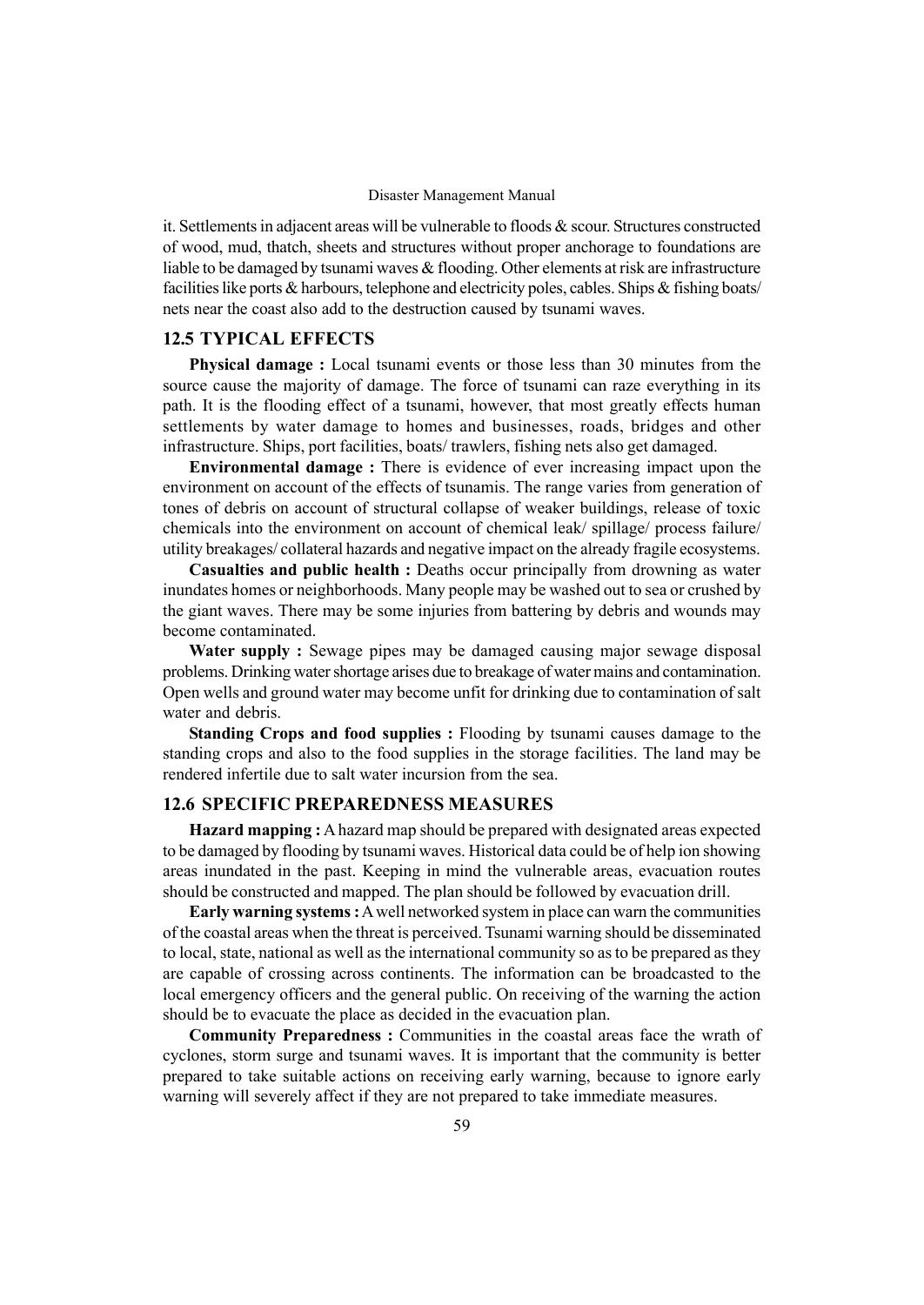it. Settlements in adjacent areas will be vulnerable to floods & scour. Structures constructed of wood, mud, thatch, sheets and structures without proper anchorage to foundations are liable to be damaged by tsunami waves & flooding. Other elements at risk are infrastructure facilities like ports & harbours, telephone and electricity poles, cables. Ships & fishing boats/ nets near the coast also add to the destruction caused by tsunami waves.

## 12.5 TYPICAL EFFECTS

**Physical damage :** Local tsunami events or those less than 30 minutes from the source cause the majority of damage. The force of tsunami can raze everything in its path. It is the flooding effect of a tsunami, however, that most greatly effects human settlements by water damage to homes and businesses, roads, bridges and other infrastructure. Ships, port facilities, boats/ trawlers, fishing nets also get damaged.

**Environmental damage :** There is evidence of ever increasing impact upon the environment on account of the effects of tsunamis. The range varies from generation of tones of debris on account of structural collapse of weaker buildings, release of toxic chemicals into the environment on account of chemical leak/ spillage/ process failure/ utility breakages/ collateral hazards and negative impact on the already fragile ecosystems.

**Casualties and public health :** Deaths occur principally from drowning as water inundates homes or neighborhoods. Many people may be washed out to sea or crushed by the giant waves. There may be some injuries from battering by debris and wounds may become contaminated.

**Water supply :** Sewage pipes may be damaged causing major sewage disposal problems. Drinking water shortage arises due to breakage of water mains and contamination. Open wells and ground water may become unfit for drinking due to contamination of salt water and debris.

**Standing Crops and food supplies :** Flooding by tsunami causes damage to the standing crops and also to the food supplies in the storage facilities. The land may be rendered infertile due to salt water incursion from the sea.

## 12.6 SPECIFIC PREPAREDNESS MEASURES

**Hazard mapping :** A hazard map should be prepared with designated areas expected to be damaged by flooding by tsunami waves. Historical data could be of help ion showing areas inundated in the past. Keeping in mind the vulnerable areas, evacuation routes should be constructed and mapped. The plan should be followed by evacuation drill.

**Early warning systems :** A well networked system in place can warn the communities of the coastal areas when the threat is perceived. Tsunami warning should be disseminated to local, state, national as well as the international community so as to be prepared as they are capable of crossing across continents. The information can be broadcasted to the local emergency officers and the general public. On receiving of the warning the action should be to evacuate the place as decided in the evacuation plan.

**Community Preparedness :** Communities in the coastal areas face the wrath of cyclones, storm surge and tsunami waves. It is important that the community is better prepared to take suitable actions on receiving early warning, because to ignore early warning will severely affect if they are not prepared to take immediate measures.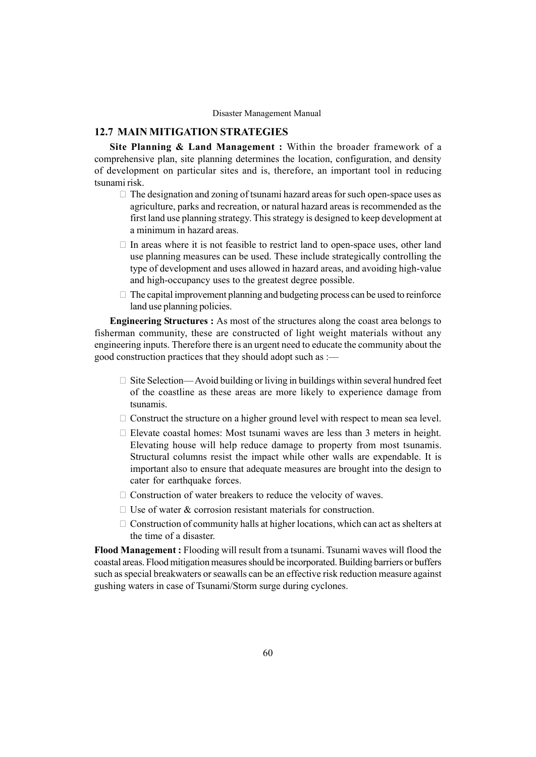## 12.7 MAIN MITIGATION STRATEGIES

**Site Planning & Land Management :** Within the broader framework of a comprehensive plan, site planning determines the location, configuration, and density of development on particular sites and is, therefore, an important tool in reducing tsunami risk.

- The designation and zoning of tsunami hazard areas for such open-space uses as agriculture, parks and recreation, or natural hazard areas is recommended as the first land use planning strategy. This strategy is designed to keep development at a minimum in hazard areas.
- In areas where it is not feasible to restrict land to open-space uses, other land use planning measures can be used. These include strategically controlling the type of development and uses allowed in hazard areas, and avoiding high-value and high-occupancy uses to the greatest degree possible.
- The capital improvement planning and budgeting process can be used to reinforce land use planning policies.

**Engineering Structures :** As most of the structures along the coast area belongs to fisherman community, these are constructed of light weight materials without any engineering inputs. Therefore there is an urgent need to educate the community about the good construction practices that they should adopt such as :—

- Site Selection— Avoid building or living in buildings within several hundred feet of the coastline as these areas are more likely to experience damage from tsunamis.
- Construct the structure on a higher ground level with respect to mean sea level.
- Elevate coastal homes: Most tsunami waves are less than 3 meters in height. Elevating house will help reduce damage to property from most tsunamis. Structural columns resist the impact while other walls are expendable. It is important also to ensure that adequate measures are brought into the design to cater for earthquake forces.
- Construction of water breakers to reduce the velocity of waves.
- Use of water & corrosion resistant materials for construction.
- Construction of community halls at higher locations, which can act as shelters at the time of a disaster.

**Flood Management :** Flooding will result from a tsunami. Tsunami waves will flood the coastal areas. Flood mitigation measures should be incorporated. Building barriers or buffers such as special breakwaters or seawalls can be an effective risk reduction measure against gushing waters in case of Tsunami/Storm surge during cyclones.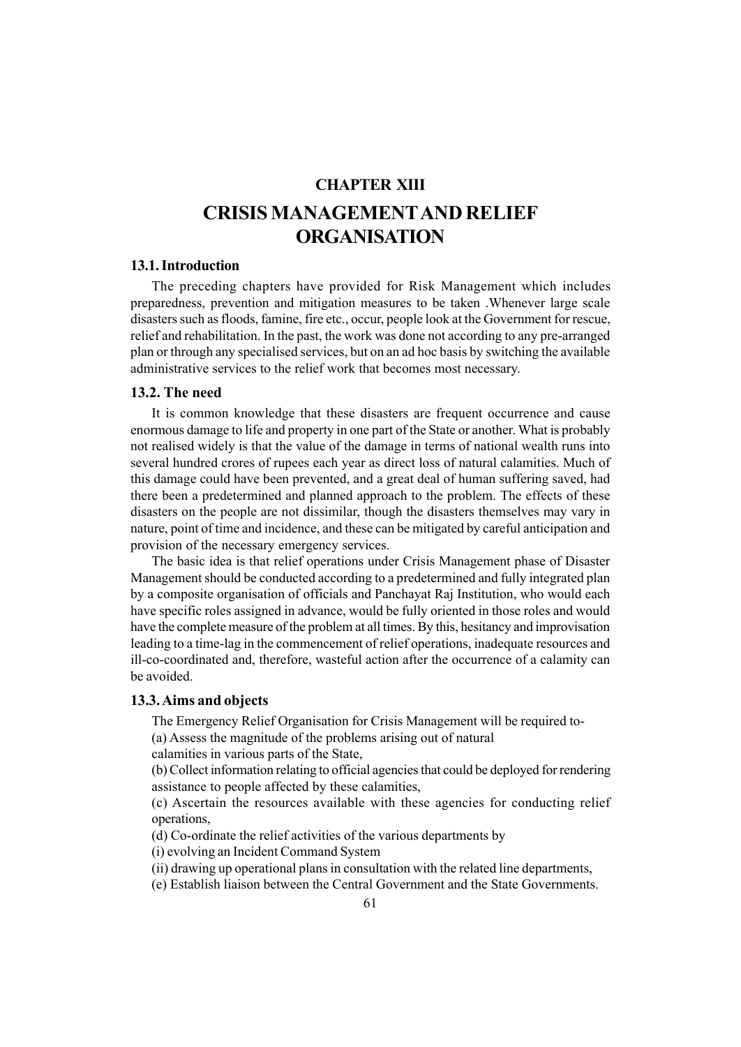## CHAPTER XIII

# CRISIS MANAGEMENT AND RELIEF ORGANISATION

### 13.1. Introduction

The preceding chapters have provided for Risk Management which includes preparedness, prevention and mitigation measures to be taken .Whenever large scale disasters such as floods, famine, fire etc., occur, people look at the Government for rescue, relief and rehabilitation. In the past, the work was done not according to any pre-arranged plan or through any specialised services, but on an ad hoc basis by switching the available administrative services to the relief work that becomes most necessary.

### 13.2. The need

It is common knowledge that these disasters are frequent occurrence and cause enormous damage to life and property in one part of the State or another. What is probably not realised widely is that the value of the damage in terms of national wealth runs into several hundred crores of rupees each year as direct loss of natural calamities. Much of this damage could have been prevented, and a great deal of human suffering saved, had there been a predetermined and planned approach to the problem. The effects of these disasters on the people are not dissimilar, though the disasters themselves may vary in nature, point of time and incidence, and these can be mitigated by careful anticipation and provision of the necessary emergency services.

The basic idea is that relief operations under Crisis Management phase of Disaster Management should be conducted according to a predetermined and fully integrated plan by a composite organisation of officials and Panchayat Raj Institution, who would each have specific roles assigned in advance, would be fully oriented in those roles and would have the complete measure of the problem at all times. By this, hesitancy and improvisation leading to a time-lag in the commencement of relief operations, inadequate resources and ill-co-coordinated and, therefore, wasteful action after the occurrence of a calamity can be avoided.

### 13.3. Aims and objects

The Emergency Relief Organisation for Crisis Management will be required to-

(a) Assess the magnitude of the problems arising out of natural calamities in various parts of the State,

(b) Collect information relating to official agencies that could be deployed for rendering assistance to people affected by these calamities,

(c) Ascertain the resources available with these agencies for conducting relief operations,

(d) Co-ordinate the relief activities of the various departments by

(i) evolving an Incident Command System

(ii) drawing up operational plans in consultation with the related line departments,

(e) Establish liaison between the Central Government and the State Governments.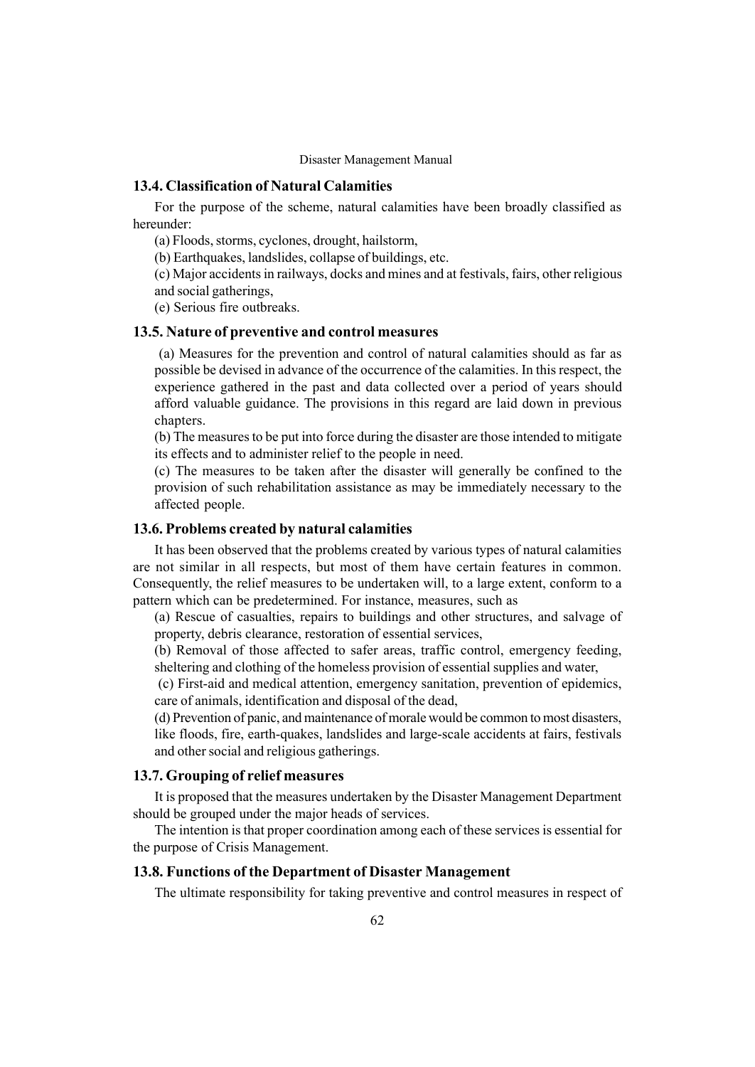## 13.4. Classification of Natural Calamities

For the purpose of the scheme, natural calamities have been broadly classified as hereunder:

(a) Floods, storms, cyclones, drought, hailstorm,

(b) Earthquakes, landslides, collapse of buildings, etc.

(c) Major accidents in railways, docks and mines and at festivals, fairs, other religious and social gatherings,

(e) Serious fire outbreaks.

## 13.5. Nature of preventive and control measures

(a) Measures for the prevention and control of natural calamities should as far as possible be devised in advance of the occurrence of the calamities. In this respect, the experience gathered in the past and data collected over a period of years should afford valuable guidance. The provisions in this regard are laid down in previous chapters.

(b) The measures to be put into force during the disaster are those intended to mitigate its effects and to administer relief to the people in need.

(c) The measures to be taken after the disaster will generally be confined to the provision of such rehabilitation assistance as may be immediately necessary to the affected people.

## 13.6. Problems created by natural calamities

It has been observed that the problems created by various types of natural calamities are not similar in all respects, but most of them have certain features in common. Consequently, the relief measures to be undertaken will, to a large extent, conform to a pattern which can be predetermined. For instance, measures, such as

(a) Rescue of casualties, repairs to buildings and other structures, and salvage of property, debris clearance, restoration of essential services,

(b) Removal of those affected to safer areas, traffic control, emergency feeding, sheltering and clothing of the homeless provision of essential supplies and water,

(c) First-aid and medical attention, emergency sanitation, prevention of epidemics, care of animals, identification and disposal of the dead,

(d) Prevention of panic, and maintenance of morale would be common to most disasters, like floods, fire, earth-quakes, landslides and large-scale accidents at fairs, festivals and other social and religious gatherings.

## 13.7. Grouping of relief measures

It is proposed that the measures undertaken by the Disaster Management Department should be grouped under the major heads of services.

The intention is that proper coordination among each of these services is essential for the purpose of Crisis Management.

## 13.8. Functions of the Department of Disaster Management

The ultimate responsibility for taking preventive and control measures in respect of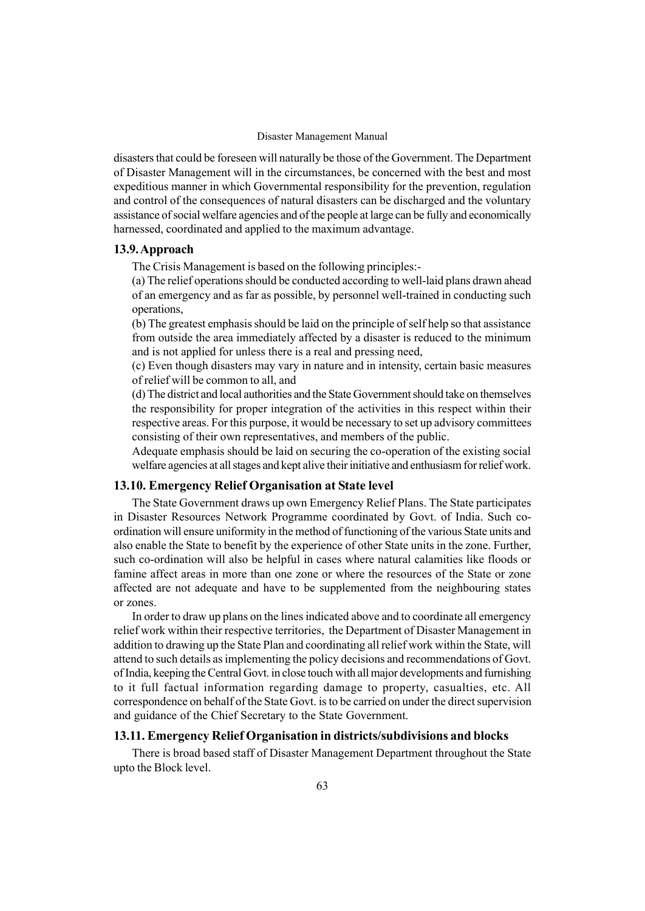disasters that could be foreseen will naturally be those of the Government. The Department of Disaster Management will in the circumstances, be concerned with the best and most expeditious manner in which Governmental responsibility for the prevention, regulation and control of the consequences of natural disasters can be discharged and the voluntary assistance of social welfare agencies and of the people at large can be fully and economically harnessed, coordinated and applied to the maximum advantage.

## 13.9. Approach

The Crisis Management is based on the following principles:-

(a) The relief operations should be conducted according to well-laid plans drawn ahead of an emergency and as far as possible, by personnel well-trained in conducting such operations,

(b) The greatest emphasis should be laid on the principle of self help so that assistance from outside the area immediately affected by a disaster is reduced to the minimum and is not applied for unless there is a real and pressing need,

(c) Even though disasters may vary in nature and in intensity, certain basic measures of relief will be common to all, and

(d) The district and local authorities and the State Government should take on themselves the responsibility for proper integration of the activities in this respect within their respective areas. For this purpose, it would be necessary to set up advisory committees consisting of their own representatives, and members of the public.

Adequate emphasis should be laid on securing the co-operation of the existing social welfare agencies at all stages and kept alive their initiative and enthusiasm for relief work.

## 13.10. Emergency Relief Organisation at State level

The State Government draws up own Emergency Relief Plans. The State participates in Disaster Resources Network Programme coordinated by Govt. of India. Such co-ordination will ensure uniformity in the method of functioning of the various State units and also enable the State to benefit by the experience of other State units in the zone. Further, such co-ordination will also be helpful in cases where natural calamities like floods or famine affect areas in more than one zone or where the resources of the State or zone affected are not adequate and have to be supplemented from the neighbouring states or zones.

In order to draw up plans on the lines indicated above and to coordinate all emergency relief work within their respective territories, the Department of Disaster Management in addition to drawing up the State Plan and coordinating all relief work within the State, will attend to such details as implementing the policy decisions and recommendations of Govt. of India, keeping the Central Govt. in close touch with all major developments and furnishing to it full factual information regarding damage to property, casualties, etc. All correspondence on behalf of the State Govt. is to be carried on under the direct supervision and guidance of the Chief Secretary to the State Government.

## 13.11. Emergency Relief Organisation in districts/subdivisions and blocks

There is broad based staff of Disaster Management Department throughout the State upto the Block level.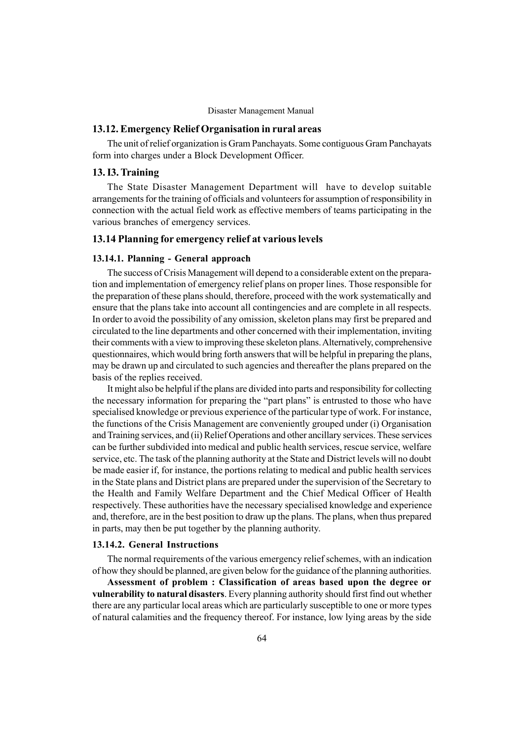## 13.12. Emergency Relief Organisation in rural areas

The unit of relief organization is Gram Panchayats. Some contiguous Gram Panchayats form into charges under a Block Development Officer.

## 13. I3. Training

The State Disaster Management Department will have to develop suitable arrangements for the training of officials and volunteers for assumption of responsibility in connection with the actual field work as effective members of teams participating in the various branches of emergency services.

## 13.14 Planning for emergency relief at various levels

### 13.14.1. Planning - General approach

The success of Crisis Management will depend to a considerable extent on the preparation and implementation of emergency relief plans on proper lines. Those responsible for the preparation of these plans should, therefore, proceed with the work systematically and ensure that the plans take into account all contingencies and are complete in all respects. In order to avoid the possibility of any omission, skeleton plans may first be prepared and circulated to the line departments and other concerned with their implementation, inviting their comments with a view to improving these skeleton plans. Alternatively, comprehensive questionnaires, which would bring forth answers that will be helpful in preparing the plans, may be drawn up and circulated to such agencies and thereafter the plans prepared on the basis of the replies received.

It might also be helpful if the plans are divided into parts and responsibility for collecting the necessary information for preparing the "part plans" is entrusted to those who have specialised knowledge or previous experience of the particular type of work. For instance, the functions of the Crisis Management are conveniently grouped under (i) Organisation and Training services, and (ii) Relief Operations and other ancillary services. These services can be further subdivided into medical and public health services, rescue service, welfare service, etc. The task of the planning authority at the State and District levels will no doubt be made easier if, for instance, the portions relating to medical and public health services in the State plans and District plans are prepared under the supervision of the Secretary to the Health and Family Welfare Department and the Chief Medical Officer of Health respectively. These authorities have the necessary specialised knowledge and experience and, therefore, are in the best position to draw up the plans. The plans, when thus prepared in parts, may then be put together by the planning authority.

### 13.14.2. General Instructions

The normal requirements of the various emergency relief schemes, with an indication of how they should be planned, are given below for the guidance of the planning authorities.

**Assessment of problem : Classification of areas based upon the degree or vulnerability to natural disasters**. Every planning authority should first find out whether there are any particular local areas which are particularly susceptible to one or more types of natural calamities and the frequency thereof. For instance, low lying areas by the side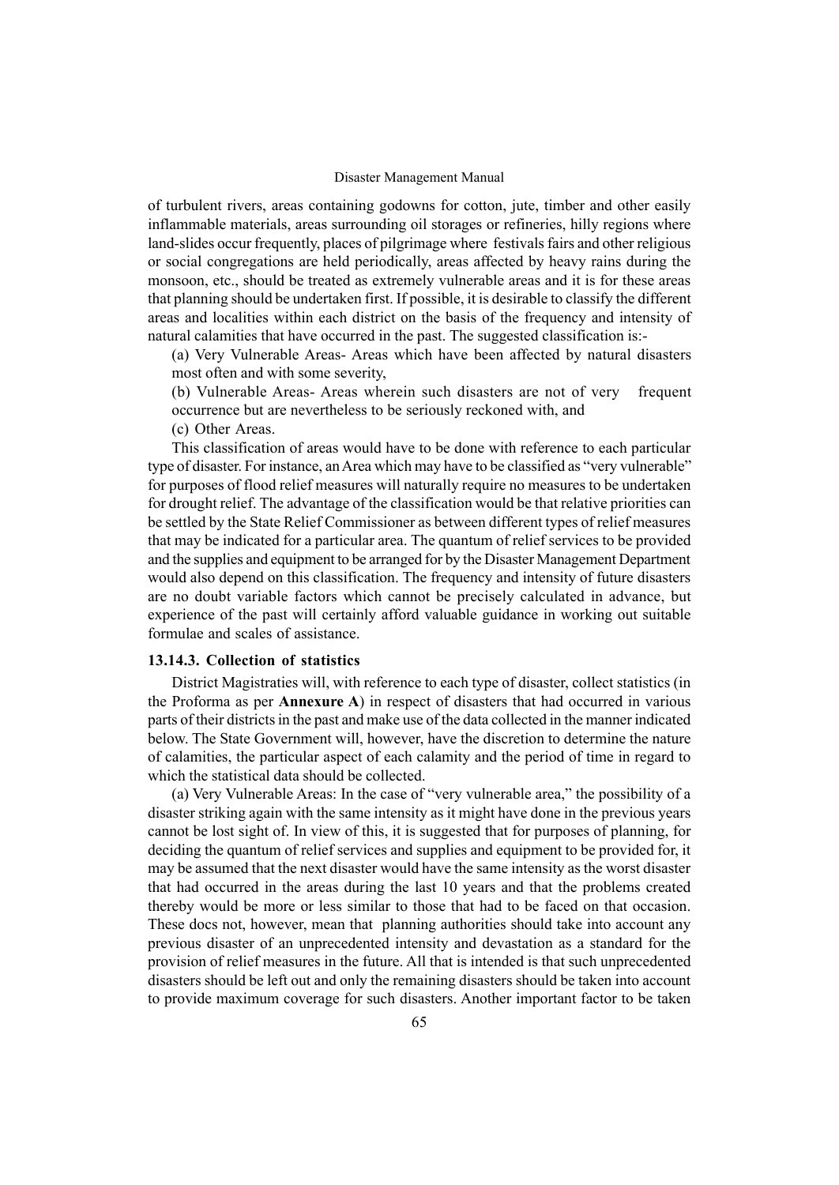of turbulent rivers, areas containing godowns for cotton, jute, timber and other easily inflammable materials, areas surrounding oil storages or refineries, hilly regions where land-slides occur frequently, places of pilgrimage where festivals fairs and other religious or social congregations are held periodically, areas affected by heavy rains during the monsoon, etc., should be treated as extremely vulnerable areas and it is for these areas that planning should be undertaken first. If possible, it is desirable to classify the different areas and localities within each district on the basis of the frequency and intensity of natural calamities that have occurred in the past. The suggested classification is:-

(a) Very Vulnerable Areas- Areas which have been affected by natural disasters most often and with some severity,

(b) Vulnerable Areas- Areas wherein such disasters are not of very frequent occurrence but are nevertheless to be seriously reckoned with, and

(c) Other Areas.

This classification of areas would have to be done with reference to each particular type of disaster. For instance, an Area which may have to be classified as "very vulnerable" for purposes of flood relief measures will naturally require no measures to be undertaken for drought relief. The advantage of the classification would be that relative priorities can be settled by the State Relief Commissioner as between different types of relief measures that may be indicated for a particular area. The quantum of relief services to be provided and the supplies and equipment to be arranged for by the Disaster Management Department would also depend on this classification. The frequency and intensity of future disasters are no doubt variable factors which cannot be precisely calculated in advance, but experience of the past will certainly afford valuable guidance in working out suitable formulae and scales of assistance.

#### 13.14.3. Collection of statistics

District Magistraties will, with reference to each type of disaster, collect statistics (in the Proforma as per **Annexure A**) in respect of disasters that had occurred in various parts of their districts in the past and make use of the data collected in the manner indicated below. The State Government will, however, have the discretion to determine the nature of calamities, the particular aspect of each calamity and the period of time in regard to which the statistical data should be collected.

(a) Very Vulnerable Areas: In the case of "very vulnerable area," the possibility of a disaster striking again with the same intensity as it might have done in the previous years cannot be lost sight of. In view of this, it is suggested that for purposes of planning, for deciding the quantum of relief services and supplies and equipment to be provided for, it may be assumed that the next disaster would have the same intensity as the worst disaster that had occurred in the areas during the last 10 years and that the problems created thereby would be more or less similar to those that had to be faced on that occasion. These docs not, however, mean that planning authorities should take into account any previous disaster of an unprecedented intensity and devastation as a standard for the provision of relief measures in the future. All that is intended is that such unprecedented disasters should be left out and only the remaining disasters should be taken into account to provide maximum coverage for such disasters. Another important factor to be taken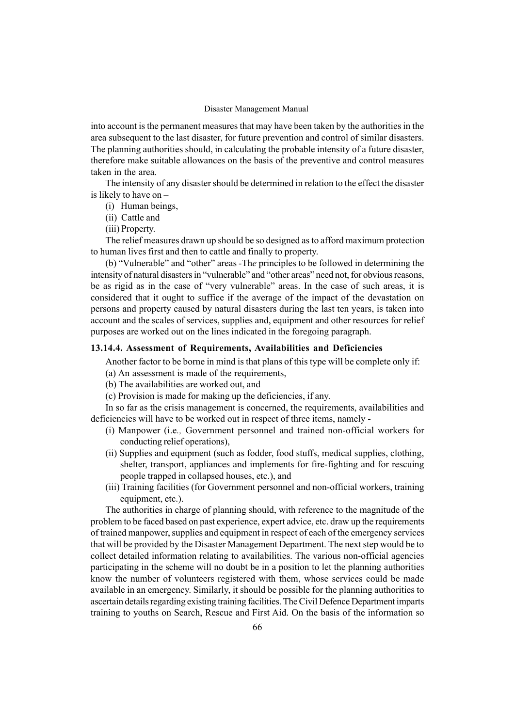into account is the permanent measures that may have been taken by the authorities in the area subsequent to the last disaster, for future prevention and control of similar disasters. The planning authorities should, in calculating the probable intensity of a future disaster, therefore make suitable allowances on the basis of the preventive and control measures taken in the area.

The intensity of any disaster should be determined in relation to the effect the disaster is likely to have on –

(i) Human beings,

(ii) Cattle and

(iii) Property.

The relief measures drawn up should be so designed as to afford maximum protection to human lives first and then to cattle and finally to property.

(b) "Vulnerable" and "other" areas -Th*e* principles to be followed in determining the intensity of natural disasters in "vulnerable" and "other areas" need not, for obvious reasons, be as rigid as in the case of "very vulnerable" areas. In the case of such areas, it is considered that it ought to suffice if the average of the impact of the devastation on persons and property caused by natural disasters during the last ten years, is taken into account and the scales of services, supplies and, equipment and other resources for relief purposes are worked out on the lines indicated in the foregoing paragraph.

#### 13.14.4. Assessment of Requirements, Availabilities and Deficiencies

Another factor to be borne in mind is that plans of this type will be complete only if:

(a) An assessment is made of the requirements,

(b) The availabilities are worked out, and

(c) Provision is made for making up the deficiencies, if any.

In so far as the crisis management is concerned, the requirements, availabilities and deficiencies will have to be worked out in respect of three items, namely -

(i) Manpower (i.e*.,* Government personnel and trained non-official workers for conducting relief operations),

(ii) Supplies and equipment (such as fodder, food stuffs, medical supplies, clothing, shelter, transport, appliances and implements for fire-fighting and for rescuing people trapped in collapsed houses, etc.), and

(iii) Training facilities (for Government personnel and non-official workers, training equipment, etc.).

The authorities in charge of planning should, with reference to the magnitude of the problem to be faced based on past experience, expert advice, etc. draw up the requirements of trained manpower, supplies and equipment in respect of each of the emergency services that will be provided by the Disaster Management Department. The next step would be to collect detailed information relating to availabilities. The various non-official agencies participating in the scheme will no doubt be in a position to let the planning authorities know the number of volunteers registered with them, whose services could be made available in an emergency. Similarly, it should be possible for the planning authorities to ascertain details regarding existing training facilities. The Civil Defence Department imparts training to youths on Search, Rescue and First Aid. On the basis of the information so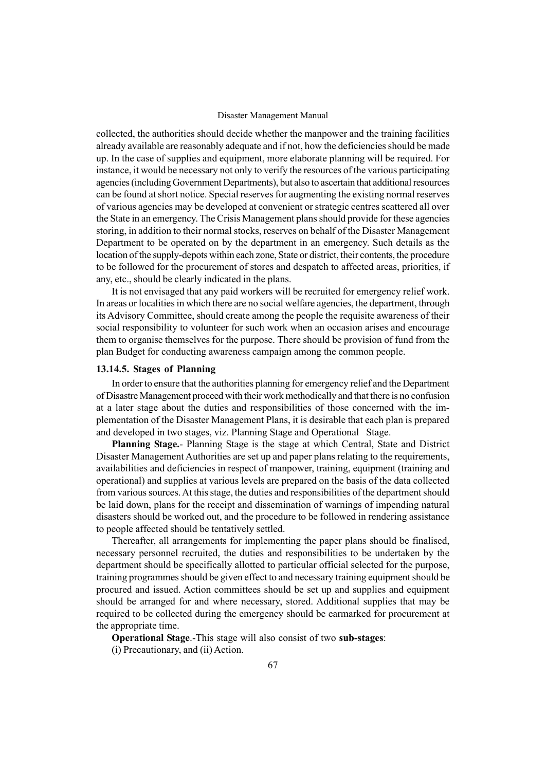collected, the authorities should decide whether the manpower and the training facilities already available are reasonably adequate and if not, how the deficiencies should be made up. In the case of supplies and equipment, more elaborate planning will be required. For instance, it would be necessary not only to verify the resources of the various participating agencies (including Government Departments), but also to ascertain that additional resources can be found at short notice. Special reserves for augmenting the existing normal reserves of various agencies may be developed at convenient or strategic centres scattered all over the State in an emergency. The Crisis Management plans should provide for these agencies storing, in addition to their normal stocks, reserves on behalf of the Disaster Management Department to be operated on by the department in an emergency. Such details as the location of the supply-depots within each zone, State or district, their contents, the procedure to be followed for the procurement of stores and despatch to affected areas, priorities, if any, etc., should be clearly indicated in the plans.

It is not envisaged that any paid workers will be recruited for emergency relief work. In areas or localities in which there are no social welfare agencies, the department, through its Advisory Committee, should create among the people the requisite awareness of their social responsibility to volunteer for such work when an occasion arises and encourage them to organise themselves for the purpose. There should be provision of fund from the plan Budget for conducting awareness campaign among the common people.

### 13.14.5. Stages of Planning

In order to ensure that the authorities planning for emergency relief and the Department of Disastre Management proceed with their work methodically and that there is no confusion at a later stage about the duties and responsibilities of those concerned with the implementation of the Disaster Management Plans, it is desirable that each plan is prepared and developed in two stages, viz. Planning Stage and Operational Stage.

**Planning Stage.**- Planning Stage is the stage at which Central, State and District Disaster Management Authorities are set up and paper plans relating to the requirements, availabilities and deficiencies in respect of manpower, training, equipment (training and operational) and supplies at various levels are prepared on the basis of the data collected from various sources. At this stage, the duties and responsibilities of the department should be laid down, plans for the receipt and dissemination of warnings of impending natural disasters should be worked out, and the procedure to be followed in rendering assistance to people affected should be tentatively settled.

Thereafter, all arrangements for implementing the paper plans should be finalised, necessary personnel recruited, the duties and responsibilities to be undertaken by the department should be specifically allotted to particular official selected for the purpose, training programmes should be given effect to and necessary training equipment should be procured and issued. Action committees should be set up and supplies and equipment should be arranged for and where necessary, stored. Additional supplies that may be required to be collected during the emergency should be earmarked for procurement at the appropriate time.

**Operational Stage**.-This stage will also consist of two **sub-stages**:

(i) Precautionary, and (ii) Action.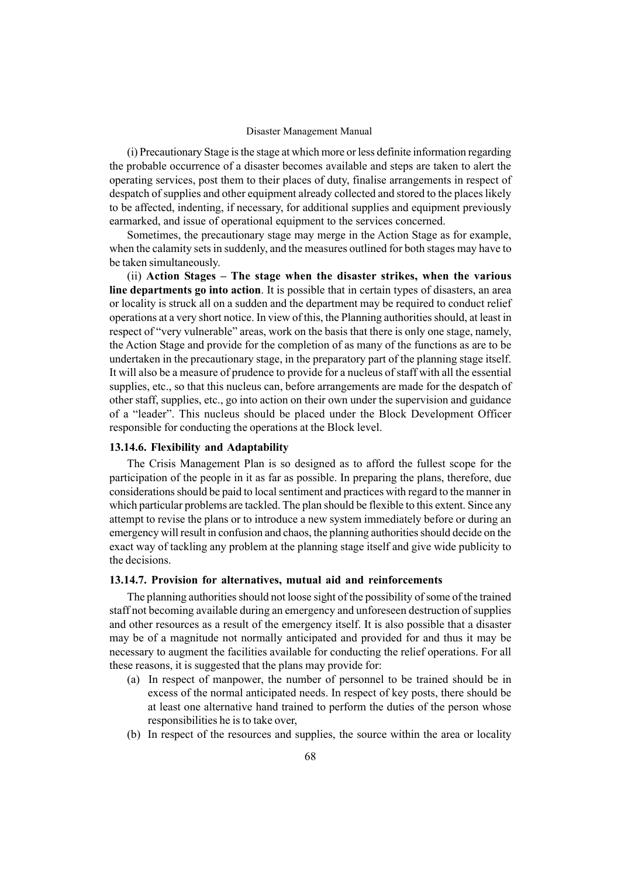(i) Precautionary Stage is the stage at which more or less definite information regarding the probable occurrence of a disaster becomes available and steps are taken to alert the operating services, post them to their places of duty, finalise arrangements in respect of despatch of supplies and other equipment already collected and stored to the places likely to be affected, indenting, if necessary, for additional supplies and equipment previously earmarked, and issue of operational equipment to the services concerned.

Sometimes, the precautionary stage may merge in the Action Stage as for example, when the calamity sets in suddenly, and the measures outlined for both stages may have to be taken simultaneously.

(ii) **Action Stages – The stage when the disaster strikes, when the various line departments go into action**. It is possible that in certain types of disasters, an area or locality is struck all on a sudden and the department may be required to conduct relief operations at a very short notice. In view of this, the Planning authorities should, at least in respect of "very vulnerable" areas, work on the basis that there is only one stage, namely, the Action Stage and provide for the completion of as many of the functions as are to be undertaken in the precautionary stage, in the preparatory part of the planning stage itself. It will also be a measure of prudence to provide for a nucleus of staff with all the essential supplies, etc., so that this nucleus can, before arrangements are made for the despatch of other staff, supplies, etc., go into action on their own under the supervision and guidance of a "leader". This nucleus should be placed under the Block Development Officer responsible for conducting the operations at the Block level.

### 13.14.6. Flexibility and Adaptability

The Crisis Management Plan is so designed as to afford the fullest scope for the participation of the people in it as far as possible. In preparing the plans, therefore, due considerations should be paid to local sentiment and practices with regard to the manner in which particular problems are tackled. The plan should be flexible to this extent. Since any attempt to revise the plans or to introduce a new system immediately before or during an emergency will result in confusion and chaos, the planning authorities should decide on the exact way of tackling any problem at the planning stage itself and give wide publicity to the decisions.

### 13.14.7. Provision for alternatives, mutual aid and reinforcements

The planning authorities should not loose sight of the possibility of some of the trained staff not becoming available during an emergency and unforeseen destruction of supplies and other resources as a result of the emergency itself. It is also possible that a disaster may be of a magnitude not normally anticipated and provided for and thus it may be necessary to augment the facilities available for conducting the relief operations. For all these reasons, it is suggested that the plans may provide for:

(a) In respect of manpower, the number of personnel to be trained should be in excess of the normal anticipated needs. In respect of key posts, there should be at least one alternative hand trained to perform the duties of the person whose responsibilities he is to take over,

(b) In respect of the resources and supplies, the source within the area or locality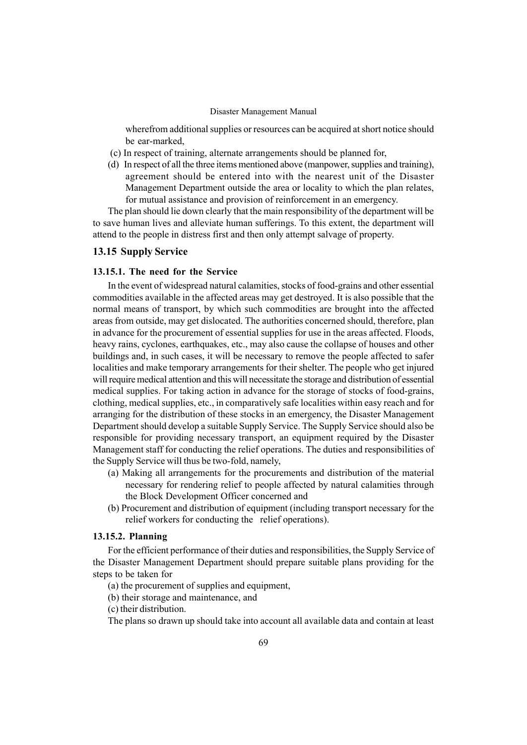wherefrom additional supplies or resources can be acquired at short notice should be ear-marked,

(c) In respect of training, alternate arrangements should be planned for,

(d) In respect of all the three items mentioned above (manpower, supplies and training), agreement should be entered into with the nearest unit of the Disaster Management Department outside the area or locality to which the plan relates, for mutual assistance and provision of reinforcement in an emergency.

The plan should lie down clearly that the main responsibility of the department will be to save human lives and alleviate human sufferings. To this extent, the department will attend to the people in distress first and then only attempt salvage of property.

## 13.15 Supply Service

### 13.15.1. The need for the Service

In the event of widespread natural calamities, stocks of food-grains and other essential commodities available in the affected areas may get destroyed. It is also possible that the normal means of transport, by which such commodities are brought into the affected areas from outside, may get dislocated. The authorities concerned should, therefore, plan in advance for the procurement of essential supplies for use in the areas affected. Floods, heavy rains, cyclones, earthquakes, etc., may also cause the collapse of houses and other buildings and, in such cases, it will be necessary to remove the people affected to safer localities and make temporary arrangements for their shelter. The people who get injured will require medical attention and this will necessitate the storage and distribution of essential medical supplies. For taking action in advance for the storage of stocks of food-grains, clothing, medical supplies, etc., in comparatively safe localities within easy reach and for arranging for the distribution of these stocks in an emergency, the Disaster Management Department should develop a suitable Supply Service. The Supply Service should also be responsible for providing necessary transport, an equipment required by the Disaster Management staff for conducting the relief operations. The duties and responsibilities of the Supply Service will thus be two-fold, namely,

(a) Making all arrangements for the procurements and distribution of the material necessary for rendering relief to people affected by natural calamities through the Block Development Officer concerned and

(b) Procurement and distribution of equipment (including transport necessary for the relief workers for conducting the relief operations).

### 13.15.2. Planning

For the efficient performance of their duties and responsibilities, the Supply Service of the Disaster Management Department should prepare suitable plans providing for the steps to be taken for

(a) the procurement of supplies and equipment,

(b) their storage and maintenance, and

(c) their distribution.

The plans so drawn up should take into account all available data and contain at least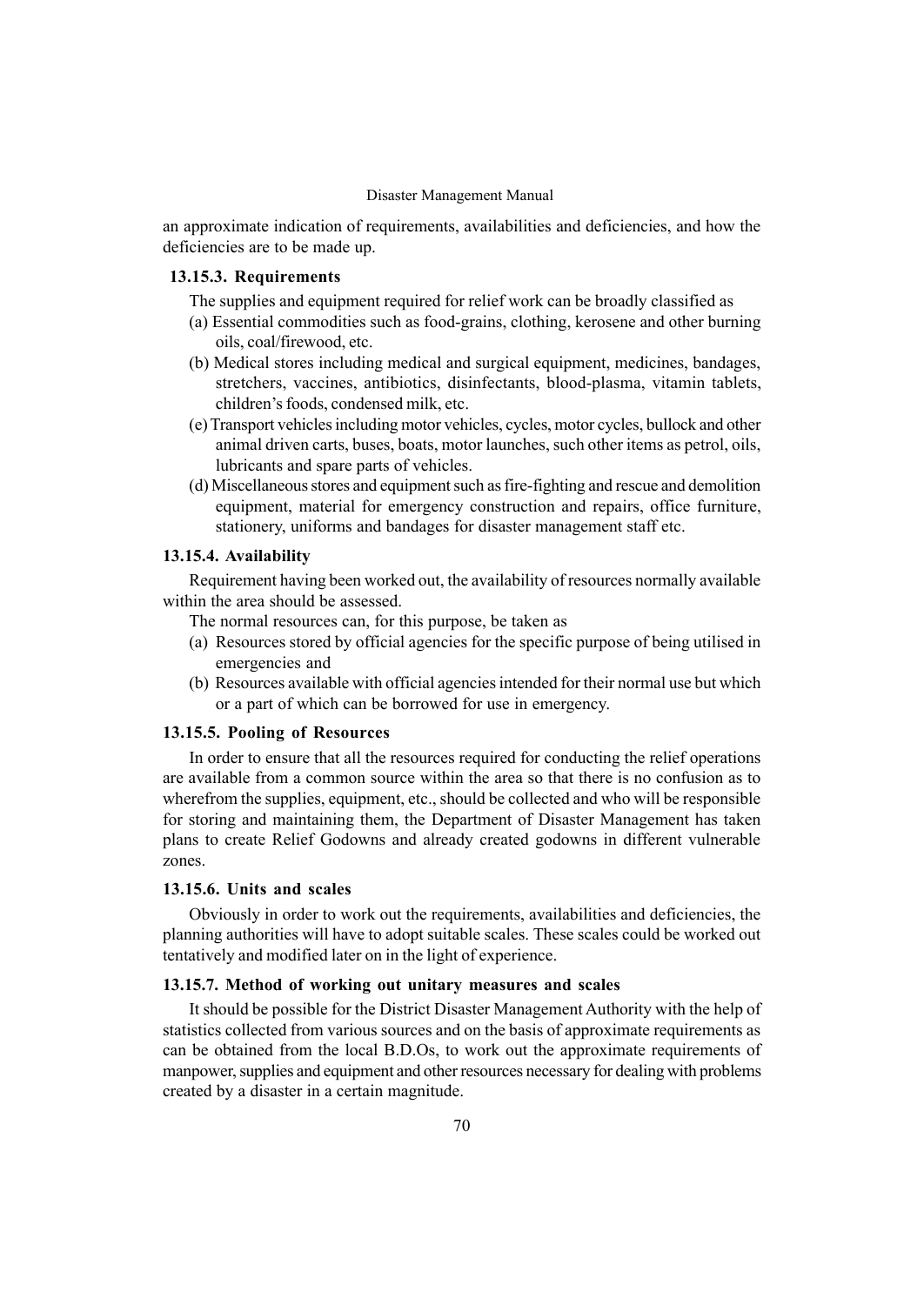an approximate indication of requirements, availabilities and deficiencies, and how the deficiencies are to be made up.

### 13.15.3. Requirements

The supplies and equipment required for relief work can be broadly classified as

(a) Essential commodities such as food-grains, clothing, kerosene and other burning oils, coal/firewood, etc.

(b) Medical stores including medical and surgical equipment, medicines, bandages, stretchers, vaccines, antibiotics, disinfectants, blood-plasma, vitamin tablets, children's foods, condensed milk, etc.

(e) Transport vehicles including motor vehicles, cycles, motor cycles, bullock and other animal driven carts, buses, boats, motor launches, such other items as petrol, oils, lubricants and spare parts of vehicles.

(d) Miscellaneous stores and equipment such as fire-fighting and rescue and demolition equipment, material for emergency construction and repairs, office furniture, stationery, uniforms and bandages for disaster management staff etc.

### 13.15.4. Availability

Requirement having been worked out, the availability of resources normally available within the area should be assessed.

The normal resources can, for this purpose, be taken as

(a) Resources stored by official agencies for the specific purpose of being utilised in emergencies and

(b) Resources available with official agencies intended for their normal use but which or a part of which can be borrowed for use in emergency.

### 13.15.5. Pooling of Resources

In order to ensure that all the resources required for conducting the relief operations are available from a common source within the area so that there is no confusion as to wherefrom the supplies, equipment, etc., should be collected and who will be responsible for storing and maintaining them, the Department of Disaster Management has taken plans to create Relief Godowns and already created godowns in different vulnerable zones.

### 13.15.6. Units and scales

Obviously in order to work out the requirements, availabilities and deficiencies, the planning authorities will have to adopt suitable scales. These scales could be worked out tentatively and modified later on in the light of experience.

### 13.15.7. Method of working out unitary measures and scales

It should be possible for the District Disaster Management Authority with the help of statistics collected from various sources and on the basis of approximate requirements as can be obtained from the local B.D.Os, to work out the approximate requirements of manpower, supplies and equipment and other resources necessary for dealing with problems created by a disaster in a certain magnitude.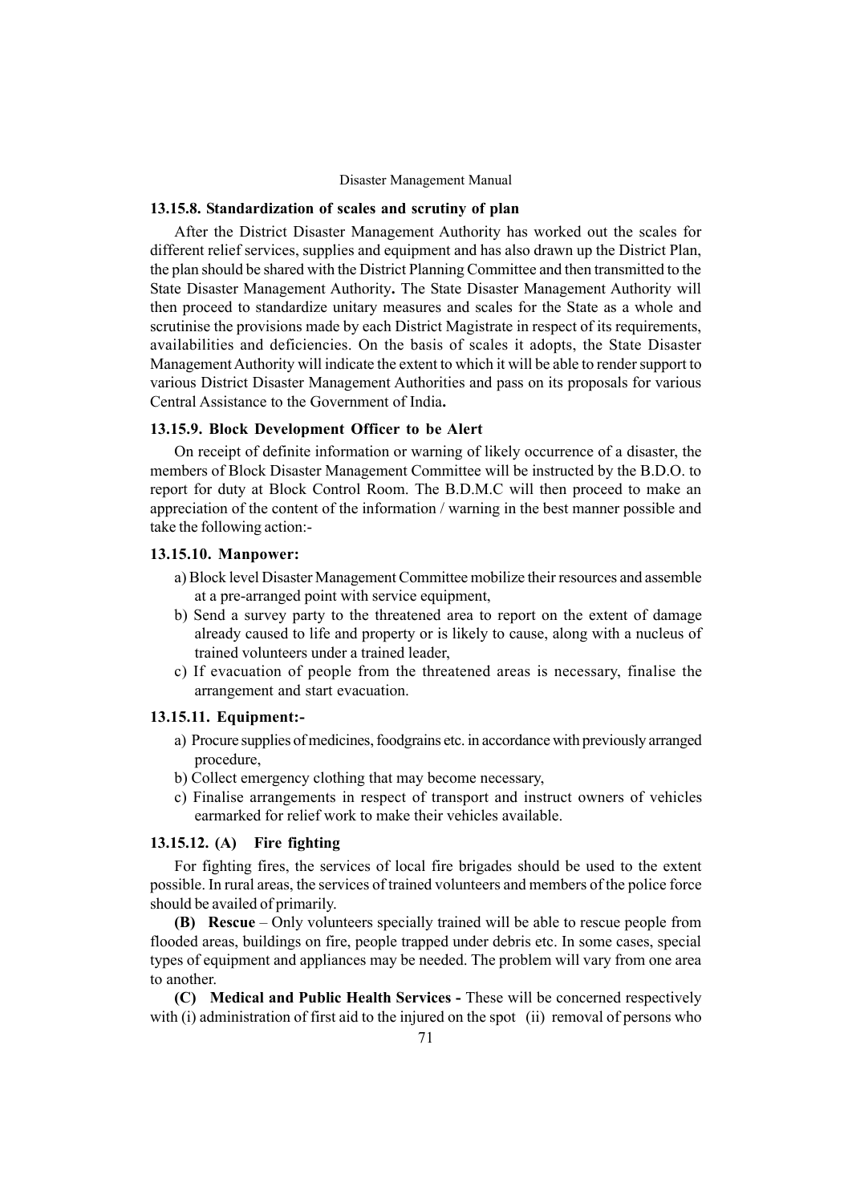### 13.15.8. Standardization of scales and scrutiny of plan

After the District Disaster Management Authority has worked out the scales for different relief services, supplies and equipment and has also drawn up the District Plan, the plan should be shared with the District Planning Committee and then transmitted to the State Disaster Management Authority**.** The State Disaster Management Authority will then proceed to standardize unitary measures and scales for the State as a whole and scrutinise the provisions made by each District Magistrate in respect of its requirements, availabilities and deficiencies. On the basis of scales it adopts, the State Disaster Management Authority will indicate the extent to which it will be able to render support to various District Disaster Management Authorities and pass on its proposals for various Central Assistance to the Government of India**.**

### 13.15.9. Block Development Officer to be Alert

On receipt of definite information or warning of likely occurrence of a disaster, the members of Block Disaster Management Committee will be instructed by the B.D.O. to report for duty at Block Control Room. The B.D.M.C will then proceed to make an appreciation of the content of the information / warning in the best manner possible and take the following action:-

### 13.15.10. Manpower:

a) Block level Disaster Management Committee mobilize their resources and assemble at a pre-arranged point with service equipment,

b) Send a survey party to the threatened area to report on the extent of damage already caused to life and property or is likely to cause, along with a nucleus of trained volunteers under a trained leader,

c) If evacuation of people from the threatened areas is necessary, finalise the arrangement and start evacuation.

### 13.15.11. Equipment:-

a) Procure supplies of medicines, foodgrains etc. in accordance with previously arranged procedure,

b) Collect emergency clothing that may become necessary,

c) Finalise arrangements in respect of transport and instruct owners of vehicles earmarked for relief work to make their vehicles available.

### 13.15.12. (A) Fire fighting

For fighting fires, the services of local fire brigades should be used to the extent possible. In rural areas, the services of trained volunteers and members of the police force should be availed of primarily.

**(B) Rescue** – Only volunteers specially trained will be able to rescue people from flooded areas, buildings on fire, people trapped under debris etc. In some cases, special types of equipment and appliances may be needed. The problem will vary from one area to another.

**(C) Medical and Public Health Services -** These will be concerned respectively with (i) administration of first aid to the injured on the spot (ii) removal of persons who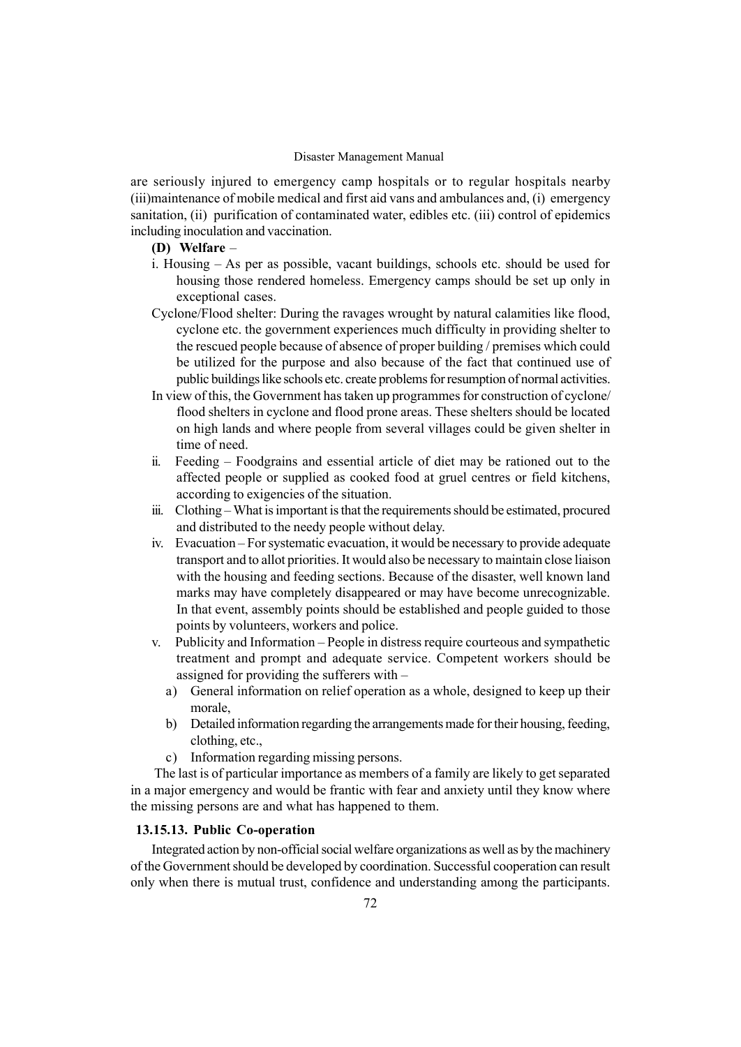are seriously injured to emergency camp hospitals or to regular hospitals nearby (iii)maintenance of mobile medical and first aid vans and ambulances and, (i) emergency sanitation, (ii) purification of contaminated water, edibles etc. (iii) control of epidemics including inoculation and vaccination.

**(D) Welfare** –

i. Housing – As per as possible, vacant buildings, schools etc. should be used for housing those rendered homeless. Emergency camps should be set up only in exceptional cases.

Cyclone/Flood shelter: During the ravages wrought by natural calamities like flood, cyclone etc. the government experiences much difficulty in providing shelter to the rescued people because of absence of proper building / premises which could be utilized for the purpose and also because of the fact that continued use of public buildings like schools etc. create problems for resumption of normal activities.

In view of this, the Government has taken up programmes for construction of cyclone/ flood shelters in cyclone and flood prone areas. These shelters should be located on high lands and where people from several villages could be given shelter in time of need.

ii. Feeding – Foodgrains and essential article of diet may be rationed out to the affected people or supplied as cooked food at gruel centres or field kitchens, according to exigencies of the situation.

iii. Clothing – What is important is that the requirements should be estimated, procured and distributed to the needy people without delay.

iv. Evacuation – For systematic evacuation, it would be necessary to provide adequate transport and to allot priorities. It would also be necessary to maintain close liaison with the housing and feeding sections. Because of the disaster, well known land marks may have completely disappeared or may have become unrecognizable. In that event, assembly points should be established and people guided to those points by volunteers, workers and police.

v. Publicity and Information – People in distress require courteous and sympathetic treatment and prompt and adequate service. Competent workers should be assigned for providing the sufferers with –

a) General information on relief operation as a whole, designed to keep up their morale,

b) Detailed information regarding the arrangements made for their housing, feeding, clothing, etc.,

c) Information regarding missing persons.

The last is of particular importance as members of a family are likely to get separated in a major emergency and would be frantic with fear and anxiety until they know where the missing persons are and what has happened to them.

### 13.15.13. Public Co-operation

Integrated action by non-official social welfare organizations as well as by the machinery of the Government should be developed by coordination. Successful cooperation can result only when there is mutual trust, confidence and understanding among the participants.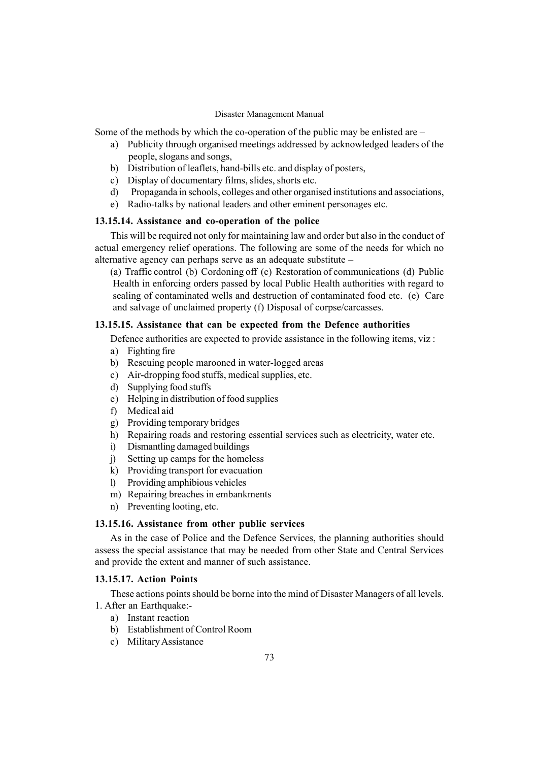Some of the methods by which the co-operation of the public may be enlisted are –

a) Publicity through organised meetings addressed by acknowledged leaders of the people, slogans and songs,
b) Distribution of leaflets, hand-bills etc. and display of posters,
c) Display of documentary films, slides, shorts etc.
d) Propaganda in schools, colleges and other organised institutions and associations,
e) Radio-talks by national leaders and other eminent personages etc.

### 13.15.14. Assistance and co-operation of the police

This will be required not only for maintaining law and order but also in the conduct of actual emergency relief operations. The following are some of the needs for which no alternative agency can perhaps serve as an adequate substitute –

(a) Traffic control (b) Cordoning off (c) Restoration of communications (d) Public Health in enforcing orders passed by local Public Health authorities with regard to sealing of contaminated wells and destruction of contaminated food etc. (e) Care and salvage of unclaimed property (f) Disposal of corpse/carcasses.

### 13.15.15. Assistance that can be expected from the Defence authorities

Defence authorities are expected to provide assistance in the following items, viz :

a) Fighting fire
b) Rescuing people marooned in water-logged areas
c) Air-dropping food stuffs, medical supplies, etc.
d) Supplying food stuffs
e) Helping in distribution of food supplies
f) Medical aid
g) Providing temporary bridges
h) Repairing roads and restoring essential services such as electricity, water etc.
i) Dismantling damaged buildings
j) Setting up camps for the homeless
k) Providing transport for evacuation
l) Providing amphibious vehicles
m) Repairing breaches in embankments
n) Preventing looting, etc.

### 13.15.16. Assistance from other public services

As in the case of Police and the Defence Services, the planning authorities should assess the special assistance that may be needed from other State and Central Services and provide the extent and manner of such assistance.

### 13.15.17. Action Points

These actions points should be borne into the mind of Disaster Managers of all levels.

1. After an Earthquake:-
   a) Instant reaction
   b) Establishment of Control Room
   c) Military Assistance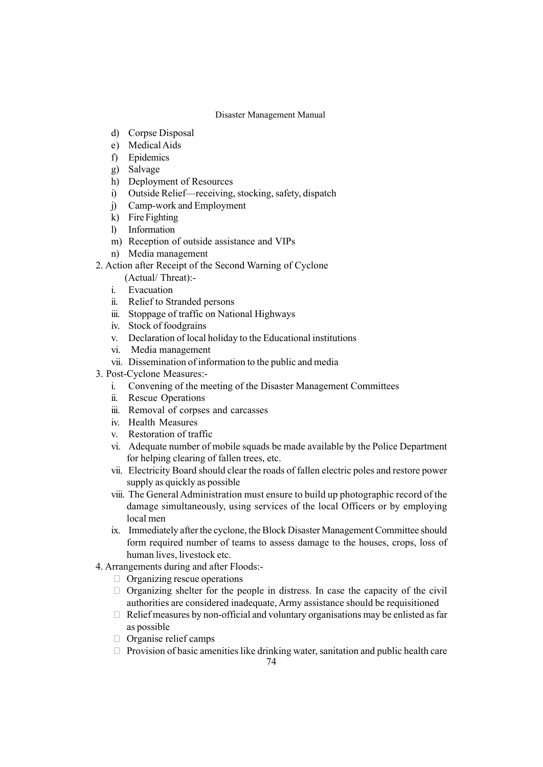d) Corpse Disposal
e) Medical Aids
f) Epidemics
g) Salvage
h) Deployment of Resources
i) Outside Relief—receiving, stocking, safety, dispatch
j) Camp-work and Employment
k) Fire Fighting
l) Information
m) Reception of outside assistance and VIPs
n) Media management

2. Action after Receipt of the Second Warning of Cyclone (Actual/ Threat):-

   i. Evacuation
   ii. Relief to Stranded persons
   iii. Stoppage of traffic on National Highways
   iv. Stock of foodgrains
   v. Declaration of local holiday to the Educational institutions
   vi. Media management
   vii. Dissemination of information to the public and media

3. Post-Cyclone Measures:-

   i. Convening of the meeting of the Disaster Management Committees
   ii. Rescue Operations
   iii. Removal of corpses and carcasses
   iv. Health Measures
   v. Restoration of traffic
   vi. Adequate number of mobile squads be made available by the Police Department for helping clearing of fallen trees, etc.
   vii. Electricity Board should clear the roads of fallen electric poles and restore power supply as quickly as possible
   viii. The General Administration must ensure to build up photographic record of the damage simultaneously, using services of the local Officers or by employing local men
   ix. Immediately after the cyclone, the Block Disaster Management Committee should form required number of teams to assess damage to the houses, crops, loss of human lives, livestock etc.

4. Arrangements during and after Floods:-

   - Organizing rescue operations
   - Organizing shelter for the people in distress. In case the capacity of the civil authorities are considered inadequate, Army assistance should be requisitioned
   - Relief measures by non-official and voluntary organisations may be enlisted as far as possible
   - Organise relief camps
   - Provision of basic amenities like drinking water, sanitation and public health care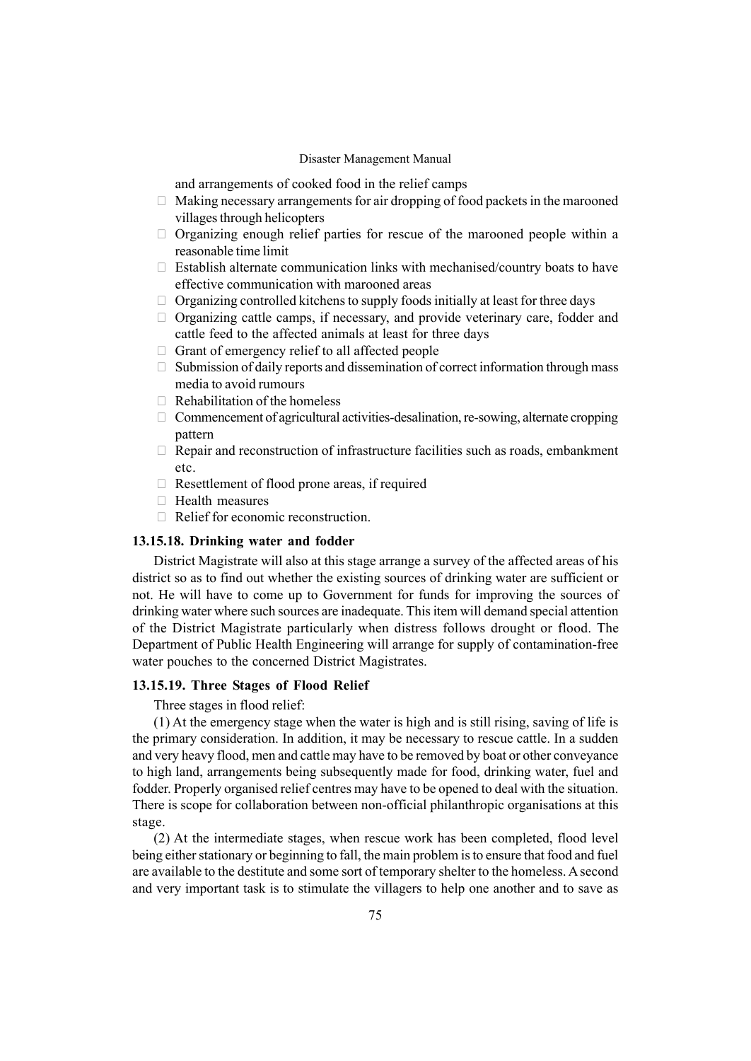and arrangements of cooked food in the relief camps

- Making necessary arrangements for air dropping of food packets in the marooned villages through helicopters
- Organizing enough relief parties for rescue of the marooned people within a reasonable time limit
- Establish alternate communication links with mechanised/country boats to have effective communication with marooned areas
- Organizing controlled kitchens to supply foods initially at least for three days
- Organizing cattle camps, if necessary, and provide veterinary care, fodder and cattle feed to the affected animals at least for three days
- Grant of emergency relief to all affected people
- Submission of daily reports and dissemination of correct information through mass media to avoid rumours
- Rehabilitation of the homeless
- Commencement of agricultural activities-desalination, re-sowing, alternate cropping pattern
- Repair and reconstruction of infrastructure facilities such as roads, embankment etc.
- Resettlement of flood prone areas, if required
- Health measures
- Relief for economic reconstruction.

### 13.15.18. Drinking water and fodder

District Magistrate will also at this stage arrange a survey of the affected areas of his district so as to find out whether the existing sources of drinking water are sufficient or not. He will have to come up to Government for funds for improving the sources of drinking water where such sources are inadequate. This item will demand special attention of the District Magistrate particularly when distress follows drought or flood. The Department of Public Health Engineering will arrange for supply of contamination-free water pouches to the concerned District Magistrates.

### 13.15.19. Three Stages of Flood Relief

Three stages in flood relief:

(1) At the emergency stage when the water is high and is still rising, saving of life is the primary consideration. In addition, it may be necessary to rescue cattle. In a sudden and very heavy flood, men and cattle may have to be removed by boat or other conveyance to high land, arrangements being subsequently made for food, drinking water, fuel and fodder. Properly organised relief centres may have to be opened to deal with the situation. There is scope for collaboration between non-official philanthropic organisations at this stage.

(2) At the intermediate stages, when rescue work has been completed, flood level being either stationary or beginning to fall, the main problem is to ensure that food and fuel are available to the destitute and some sort of temporary shelter to the homeless. A second and very important task is to stimulate the villagers to help one another and to save as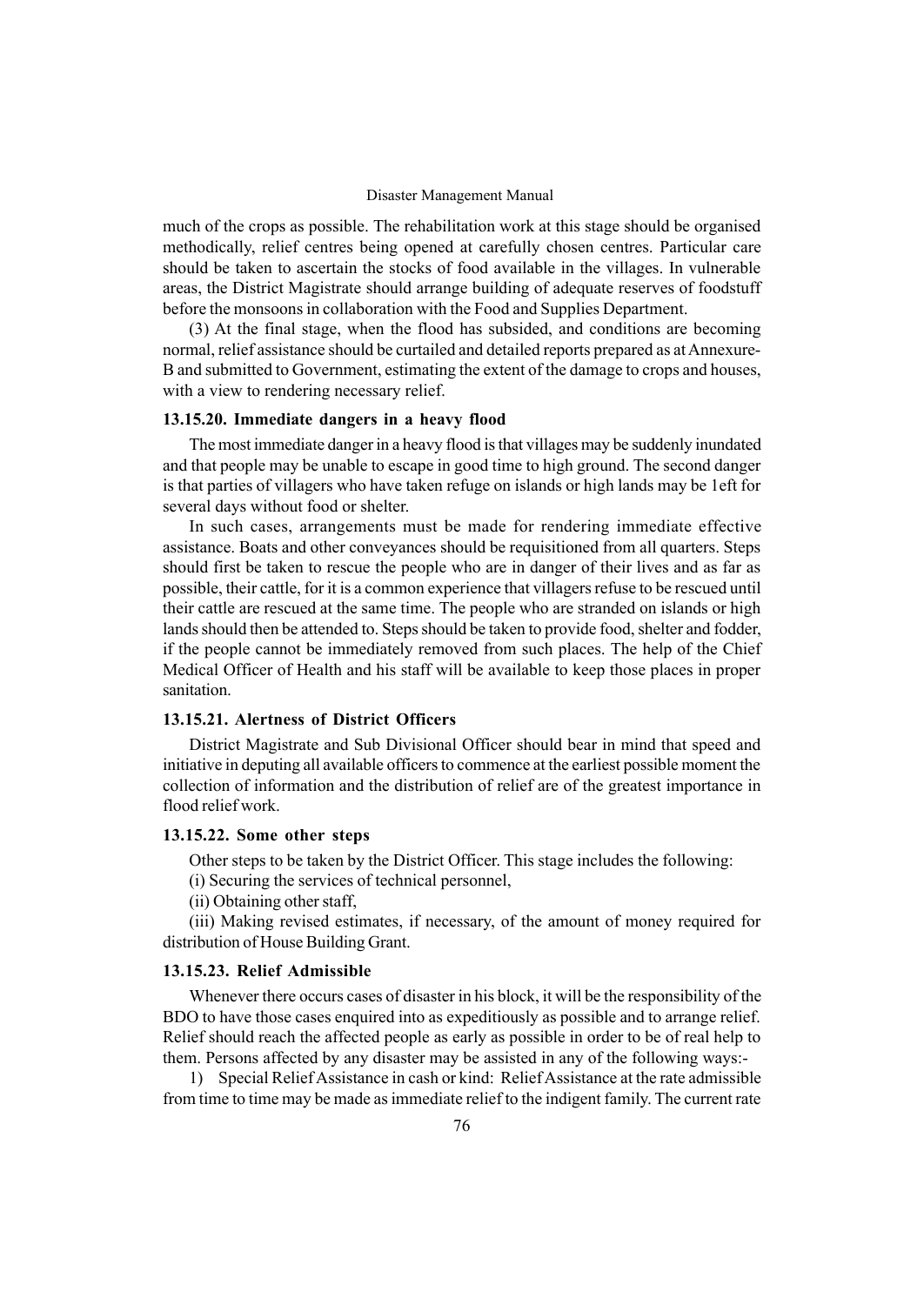much of the crops as possible. The rehabilitation work at this stage should be organised methodically, relief centres being opened at carefully chosen centres. Particular care should be taken to ascertain the stocks of food available in the villages. In vulnerable areas, the District Magistrate should arrange building of adequate reserves of foodstuff before the monsoons in collaboration with the Food and Supplies Department.

(3) At the final stage, when the flood has subsided, and conditions are becoming normal, relief assistance should be curtailed and detailed reports prepared as at Annexure-B and submitted to Government, estimating the extent of the damage to crops and houses, with a view to rendering necessary relief.

### 13.15.20. Immediate dangers in a heavy flood

The most immediate danger in a heavy flood is that villages may be suddenly inundated and that people may be unable to escape in good time to high ground. The second danger is that parties of villagers who have taken refuge on islands or high lands may be 1eft for several days without food or shelter.

In such cases, arrangements must be made for rendering immediate effective assistance. Boats and other conveyances should be requisitioned from all quarters. Steps should first be taken to rescue the people who are in danger of their lives and as far as possible, their cattle, for it is a common experience that villagers refuse to be rescued until their cattle are rescued at the same time. The people who are stranded on islands or high lands should then be attended to. Steps should be taken to provide food, shelter and fodder, if the people cannot be immediately removed from such places. The help of the Chief Medical Officer of Health and his staff will be available to keep those places in proper sanitation.

### 13.15.21. Alertness of District Officers

District Magistrate and Sub Divisional Officer should bear in mind that speed and initiative in deputing all available officers to commence at the earliest possible moment the collection of information and the distribution of relief are of the greatest importance in flood relief work.

### 13.15.22. Some other steps

Other steps to be taken by the District Officer. This stage includes the following:

(i) Securing the services of technical personnel,

(ii) Obtaining other staff,

(iii) Making revised estimates, if necessary, of the amount of money required for distribution of House Building Grant.

### 13.15.23. Relief Admissible

Whenever there occurs cases of disaster in his block, it will be the responsibility of the BDO to have those cases enquired into as expeditiously as possible and to arrange relief. Relief should reach the affected people as early as possible in order to be of real help to them. Persons affected by any disaster may be assisted in any of the following ways:-

1) Special Relief Assistance in cash or kind: Relief Assistance at the rate admissible from time to time may be made as immediate relief to the indigent family. The current rate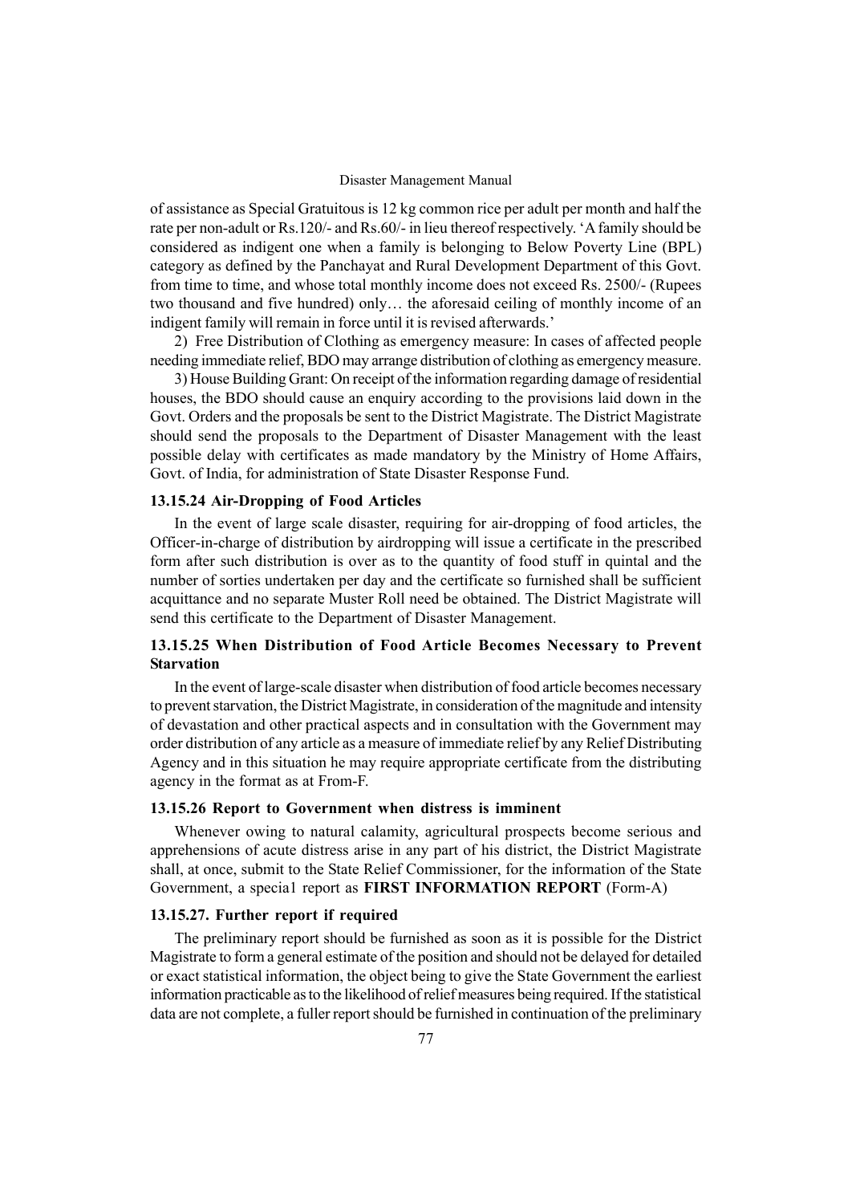of assistance as Special Gratuitous is 12 kg common rice per adult per month and half the rate per non-adult or Rs.120/- and Rs.60/- in lieu thereof respectively. 'A family should be considered as indigent one when a family is belonging to Below Poverty Line (BPL) category as defined by the Panchayat and Rural Development Department of this Govt. from time to time, and whose total monthly income does not exceed Rs. 2500/- (Rupees two thousand and five hundred) only… the aforesaid ceiling of monthly income of an indigent family will remain in force until it is revised afterwards.'

2) Free Distribution of Clothing as emergency measure: In cases of affected people needing immediate relief, BDO may arrange distribution of clothing as emergency measure.

3) House Building Grant: On receipt of the information regarding damage of residential houses, the BDO should cause an enquiry according to the provisions laid down in the Govt. Orders and the proposals be sent to the District Magistrate. The District Magistrate should send the proposals to the Department of Disaster Management with the least possible delay with certificates as made mandatory by the Ministry of Home Affairs, Govt. of India, for administration of State Disaster Response Fund.

### 13.15.24 Air-Dropping of Food Articles

In the event of large scale disaster, requiring for air-dropping of food articles, the Officer-in-charge of distribution by airdropping will issue a certificate in the prescribed form after such distribution is over as to the quantity of food stuff in quintal and the number of sorties undertaken per day and the certificate so furnished shall be sufficient acquittance and no separate Muster Roll need be obtained. The District Magistrate will send this certificate to the Department of Disaster Management.

### 13.15.25 When Distribution of Food Article Becomes Necessary to Prevent Starvation

In the event of large-scale disaster when distribution of food article becomes necessary to prevent starvation, the District Magistrate, in consideration of the magnitude and intensity of devastation and other practical aspects and in consultation with the Government may order distribution of any article as a measure of immediate relief by any Relief Distributing Agency and in this situation he may require appropriate certificate from the distributing agency in the format as at From-F.

### 13.15.26 Report to Government when distress is imminent

Whenever owing to natural calamity, agricultural prospects become serious and apprehensions of acute distress arise in any part of his district, the District Magistrate shall, at once, submit to the State Relief Commissioner, for the information of the State Government, a specia1 report as **FIRST INFORMATION REPORT** (Form-A)

### 13.15.27. Further report if required

The preliminary report should be furnished as soon as it is possible for the District Magistrate to form a general estimate of the position and should not be delayed for detailed or exact statistical information, the object being to give the State Government the earliest information practicable as to the likelihood of relief measures being required. If the statistical data are not complete, a fuller report should be furnished in continuation of the preliminary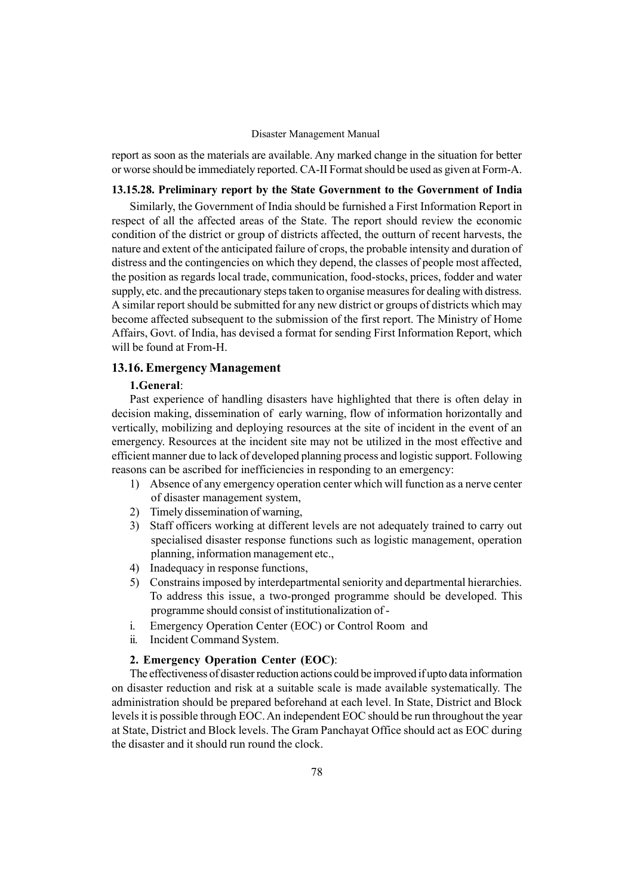report as soon as the materials are available. Any marked change in the situation for better or worse should be immediately reported. CA-II Format should be used as given at Form-A.

### 13.15.28. Preliminary report by the State Government to the Government of India

Similarly, the Government of India should be furnished a First Information Report in respect of all the affected areas of the State. The report should review the economic condition of the district or group of districts affected, the outturn of recent harvests, the nature and extent of the anticipated failure of crops, the probable intensity and duration of distress and the contingencies on which they depend, the classes of people most affected, the position as regards local trade, communication, food-stocks, prices, fodder and water supply, etc. and the precautionary steps taken to organise measures for dealing with distress. A similar report should be submitted for any new district or groups of districts which may become affected subsequent to the submission of the first report. The Ministry of Home Affairs, Govt. of India, has devised a format for sending First Information Report, which will be found at From-H.

## 13.16. Emergency Management

**1.General**:

Past experience of handling disasters have highlighted that there is often delay in decision making, dissemination of early warning, flow of information horizontally and vertically, mobilizing and deploying resources at the site of incident in the event of an emergency. Resources at the incident site may not be utilized in the most effective and efficient manner due to lack of developed planning process and logistic support. Following reasons can be ascribed for inefficiencies in responding to an emergency:

1) Absence of any emergency operation center which will function as a nerve center of disaster management system,
2) Timely dissemination of warning,
3) Staff officers working at different levels are not adequately trained to carry out specialised disaster response functions such as logistic management, operation planning, information management etc.,
4) Inadequacy in response functions,
5) Constrains imposed by interdepartmental seniority and departmental hierarchies. To address this issue, a two-pronged programme should be developed. This programme should consist of institutionalization of -

i. Emergency Operation Center (EOC) or Control Room and
ii. Incident Command System.

**2. Emergency Operation Center (EOC)**:

The effectiveness of disaster reduction actions could be improved if upto data information on disaster reduction and risk at a suitable scale is made available systematically. The administration should be prepared beforehand at each level. In State, District and Block levels it is possible through EOC. An independent EOC should be run throughout the year at State, District and Block levels. The Gram Panchayat Office should act as EOC during the disaster and it should run round the clock.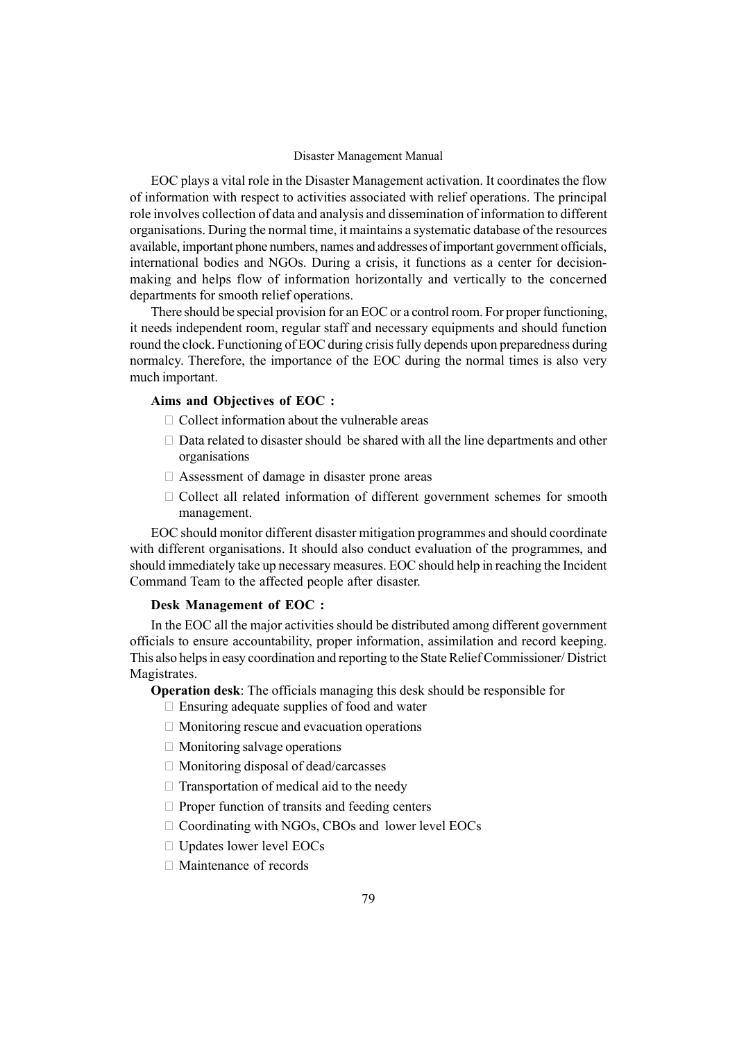EOC plays a vital role in the Disaster Management activation. It coordinates the flow of information with respect to activities associated with relief operations. The principal role involves collection of data and analysis and dissemination of information to different organisations. During the normal time, it maintains a systematic database of the resources available, important phone numbers, names and addresses of important government officials, international bodies and NGOs. During a crisis, it functions as a center for decision-making and helps flow of information horizontally and vertically to the concerned departments for smooth relief operations.

There should be special provision for an EOC or a control room. For proper functioning, it needs independent room, regular staff and necessary equipments and should function round the clock. Functioning of EOC during crisis fully depends upon preparedness during normalcy. Therefore, the importance of the EOC during the normal times is also very much important.

**Aims and Objectives of EOC :**

- Collect information about the vulnerable areas
- Data related to disaster should be shared with all the line departments and other organisations
- Assessment of damage in disaster prone areas
- Collect all related information of different government schemes for smooth management.

EOC should monitor different disaster mitigation programmes and should coordinate with different organisations. It should also conduct evaluation of the programmes, and should immediately take up necessary measures. EOC should help in reaching the Incident Command Team to the affected people after disaster.

**Desk Management of EOC :**

In the EOC all the major activities should be distributed among different government officials to ensure accountability, proper information, assimilation and record keeping. This also helps in easy coordination and reporting to the State Relief Commissioner/ District Magistrates.

**Operation desk**: The officials managing this desk should be responsible for

- Ensuring adequate supplies of food and water
- Monitoring rescue and evacuation operations
- Monitoring salvage operations
- Monitoring disposal of dead/carcasses
- Transportation of medical aid to the needy
- Proper function of transits and feeding centers
- Coordinating with NGOs, CBOs and lower level EOCs
- Updates lower level EOCs
- Maintenance of records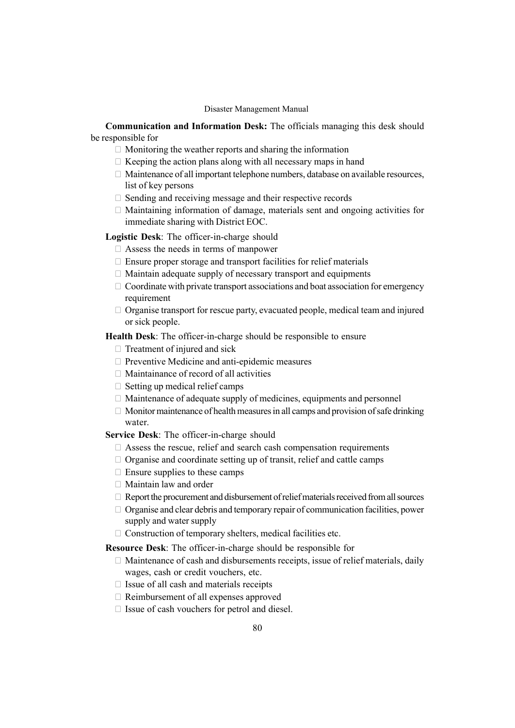**Communication and Information Desk:** The officials managing this desk should be responsible for

- Monitoring the weather reports and sharing the information
- Keeping the action plans along with all necessary maps in hand
- Maintenance of all important telephone numbers, database on available resources, list of key persons
- Sending and receiving message and their respective records
- Maintaining information of damage, materials sent and ongoing activities for immediate sharing with District EOC.

**Logistic Desk**: The officer-in-charge should

- Assess the needs in terms of manpower
- Ensure proper storage and transport facilities for relief materials
- Maintain adequate supply of necessary transport and equipments
- Coordinate with private transport associations and boat association for emergency requirement
- Organise transport for rescue party, evacuated people, medical team and injured or sick people.

**Health Desk**: The officer-in-charge should be responsible to ensure

- Treatment of injured and sick
- Preventive Medicine and anti-epidemic measures
- Maintainance of record of all activities
- Setting up medical relief camps
- Maintenance of adequate supply of medicines, equipments and personnel
- Monitor maintenance of health measures in all camps and provision of safe drinking water.

**Service Desk**: The officer-in-charge should

- Assess the rescue, relief and search cash compensation requirements
- Organise and coordinate setting up of transit, relief and cattle camps
- Ensure supplies to these camps
- Maintain law and order
- Report the procurement and disbursement of relief materials received from all sources
- Organise and clear debris and temporary repair of communication facilities, power supply and water supply
- Construction of temporary shelters, medical facilities etc.

**Resource Desk**: The officer-in-charge should be responsible for

- Maintenance of cash and disbursements receipts, issue of relief materials, daily wages, cash or credit vouchers, etc.
- Issue of all cash and materials receipts
- Reimbursement of all expenses approved
- Issue of cash vouchers for petrol and diesel.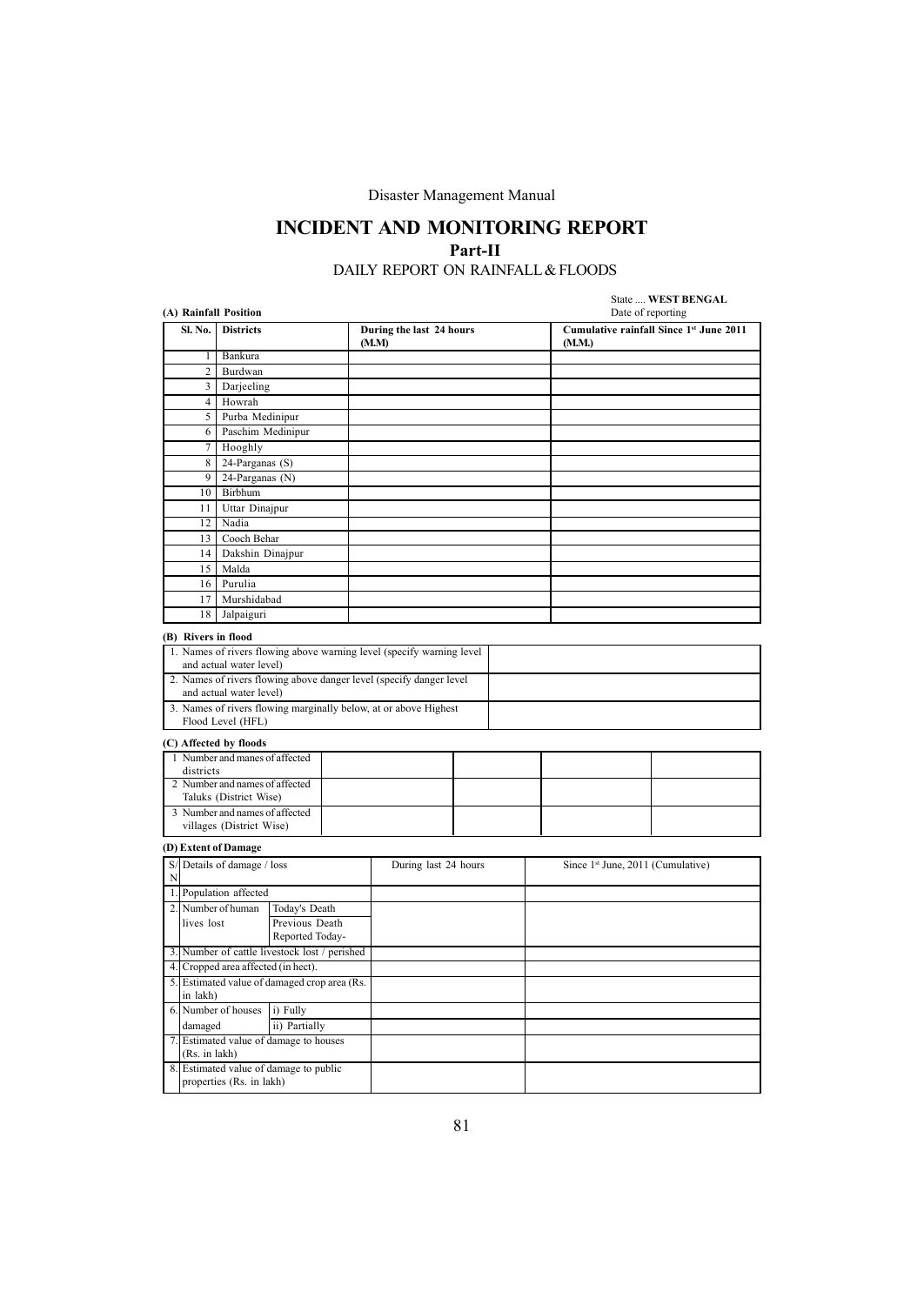Disaster Management Manual

# INCIDENT AND MONITORING REPORT

## Part-II

DAILY REPORT ON RAINFALL & FLOODS

State .... **WEST BENGAL**

Date of reporting

**(A) Rainfall Position**

| Sl. No. | Districts | During the last 24 hours (M.M) | Cumulative rainfall Since 1st June 2011 (M.M.) |
|---|---|---|---|
| 1 | Bankura | | |
| 2 | Burdwan | | |
| 3 | Darjeeling | | |
| 4 | Howrah | | |
| 5 | Purba Medinipur | | |
| 6 | Paschim Medinipur | | |
| 7 | Hooghly | | |
| 8 | 24-Parganas (S) | | |
| 9 | 24-Parganas (N) | | |
| 10 | Birbhum | | |
| 11 | Uttar Dinajpur | | |
| 12 | Nadia | | |
| 13 | Cooch Behar | | |
| 14 | Dakshin Dinajpur | | |
| 15 | Malda | | |
| 16 | Purulia | | |
| 17 | Murshidabad | | |
| 18 | Jalpaiguri | | |

**(B) Rivers in flood**

| | |
|---|---|
| 1. Names of rivers flowing above warning level (specify warning level and actual water level) | |
| 2. Names of rivers flowing above danger level (specify danger level and actual water level) | |
| 3. Names of rivers flowing marginally below, at or above Highest Flood Level (HFL) | |

**(C) Affected by floods**

| | | | | |
|---|---|---|---|---|
| 1 Number and manes of affected districts | | | | |
| 2 Number and names of affected Taluks (District Wise) | | | | |
| 3 Number and names of affected villages (District Wise) | | | | |

**(D) Extent of Damage**

| S/N | Details of damage / loss | | During last 24 hours | Since 1st June, 2011 (Cumulative) |
|---|---|---|---|---|
| 1. | Population affected | | | |
| 2. | Number of human lives lost | Today's Death | | |
| | | Previous Death Reported Today- | | |
| 3. | Number of cattle livestock lost / perished | | | |
| 4. | Cropped area affected (in hect). | | | |
| 5. | Estimated value of damaged crop area (Rs. in lakh) | | | |
| 6. | Number of houses damaged | i) Fully | | |
| | | ii) Partially | | |
| 7. | Estimated value of damage to houses (Rs. in lakh) | | | |
| 8. | Estimated value of damage to public properties (Rs. in lakh) | | | |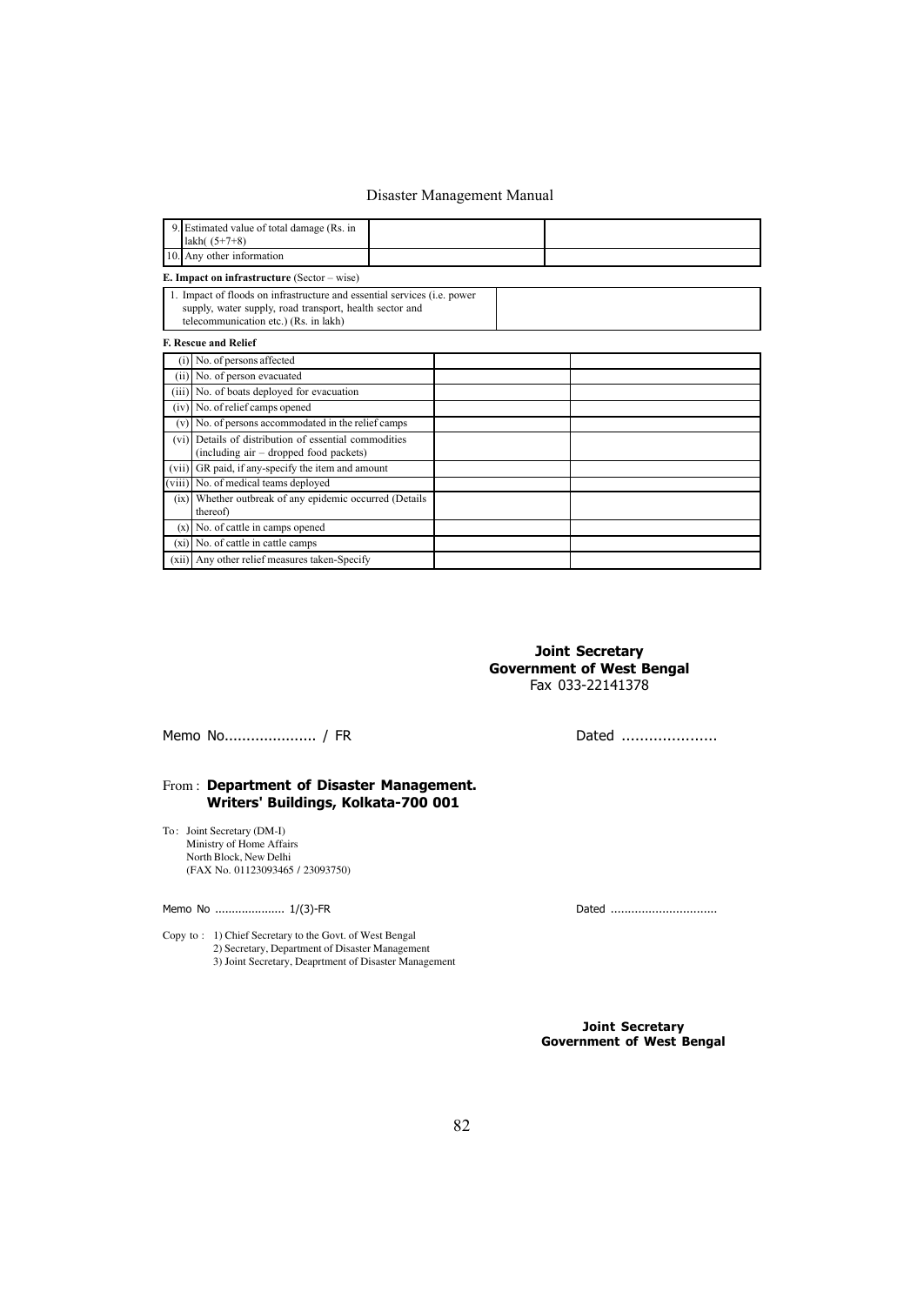| 9. | Estimated value of total damage (Rs. in lakh( (5+7+8) | | |
|---|---|---|---|
| 10. | Any other information | | |

**E. Impact on infrastructure** (Sector – wise)

| 1. Impact of floods on infrastructure and essential services (i.e. power supply, water supply, road transport, health sector and telecommunication etc.) (Rs. in lakh) | |
|---|---|

**F. Rescue and Relief**

| (i) | No. of persons affected | | |
|---|---|---|---|
| (ii) | No. of person evacuated | | |
| (iii) | No. of boats deployed for evacuation | | |
| (iv) | No. of relief camps opened | | |
| (v) | No. of persons accommodated in the relief camps | | |
| (vi) | Details of distribution of essential commodities (including air – dropped food packets) | | |
| (vii) | GR paid, if any-specify the item and amount | | |
| (viii) | No. of medical teams deployed | | |
| (ix) | Whether outbreak of any epidemic occurred (Details thereof) | | |
| (x) | No. of cattle in camps opened | | |
| (xi) | No. of cattle in cattle camps | | |
| (xii) | Any other relief measures taken-Specify | | |

**Joint Secretary**
**Government of West Bengal**
Fax 033-22141378

Memo No..................... / FR Dated .....................

From : **Department of Disaster Management.**
**Writers' Buildings, Kolkata-700 001**

To: Joint Secretary (DM-I)
Ministry of Home Affairs
North Block, New Delhi
(FAX No. 01123093465 / 23093750)

Memo No ..................... 1/(3)-FR Dated ...............................

Copy to : 1) Chief Secretary to the Govt. of West Bengal
2) Secretary, Department of Disaster Management
3) Joint Secretary, Deaprtment of Disaster Management

**Joint Secretary**
**Government of West Bengal**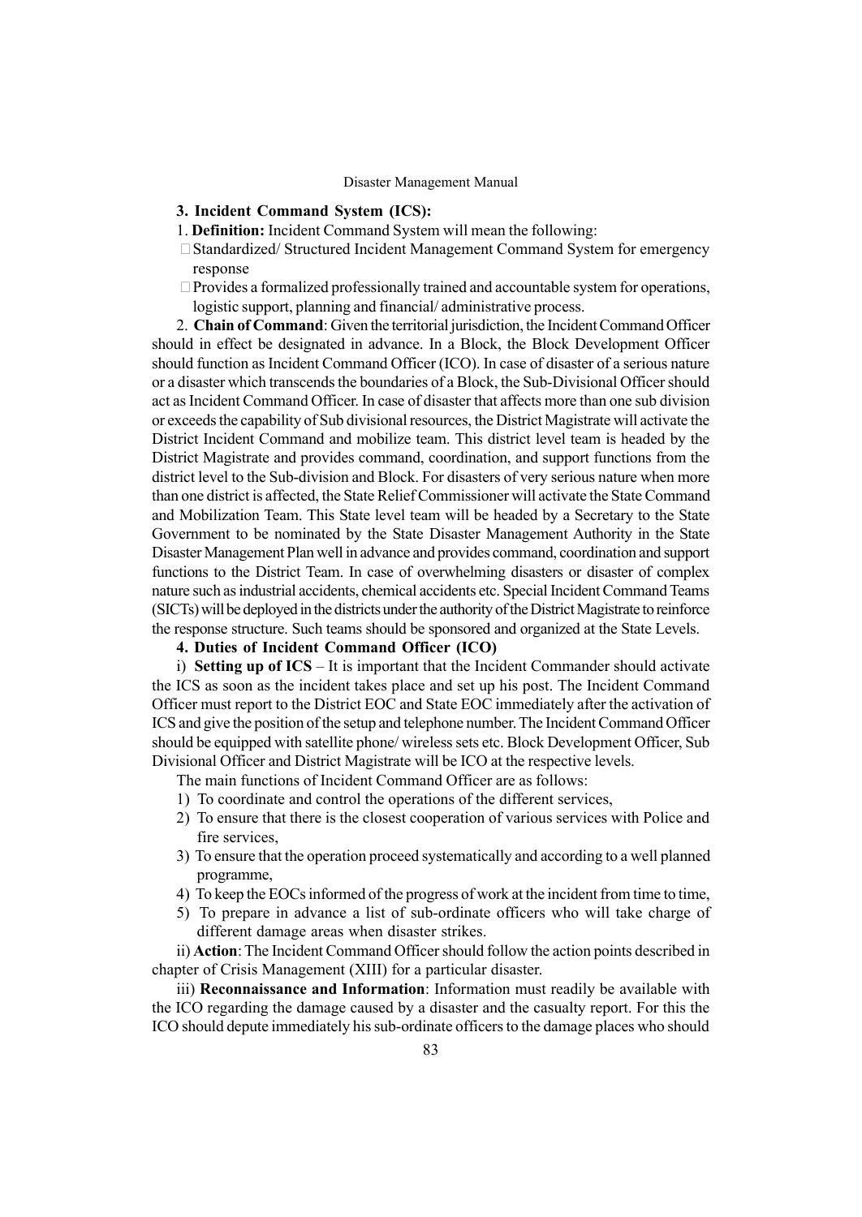### 3. Incident Command System (ICS):

1. **Definition:** Incident Command System will mean the following:

- Standardized/ Structured Incident Management Command System for emergency response
- Provides a formalized professionally trained and accountable system for operations, logistic support, planning and financial/ administrative process.

2. **Chain of Command**: Given the territorial jurisdiction, the Incident Command Officer should in effect be designated in advance. In a Block, the Block Development Officer should function as Incident Command Officer (ICO). In case of disaster of a serious nature or a disaster which transcends the boundaries of a Block, the Sub-Divisional Officer should act as Incident Command Officer. In case of disaster that affects more than one sub division or exceeds the capability of Sub divisional resources, the District Magistrate will activate the District Incident Command and mobilize team. This district level team is headed by the District Magistrate and provides command, coordination, and support functions from the district level to the Sub-division and Block. For disasters of very serious nature when more than one district is affected, the State Relief Commissioner will activate the State Command and Mobilization Team. This State level team will be headed by a Secretary to the State Government to be nominated by the State Disaster Management Authority in the State Disaster Management Plan well in advance and provides command, coordination and support functions to the District Team. In case of overwhelming disasters or disaster of complex nature such as industrial accidents, chemical accidents etc. Special Incident Command Teams (SICTs) will be deployed in the districts under the authority of the District Magistrate to reinforce the response structure. Such teams should be sponsored and organized at the State Levels.

### 4. Duties of Incident Command Officer (ICO)

i) **Setting up of ICS** – It is important that the Incident Commander should activate the ICS as soon as the incident takes place and set up his post. The Incident Command Officer must report to the District EOC and State EOC immediately after the activation of ICS and give the position of the setup and telephone number. The Incident Command Officer should be equipped with satellite phone/ wireless sets etc. Block Development Officer, Sub Divisional Officer and District Magistrate will be ICO at the respective levels.

The main functions of Incident Command Officer are as follows:

1) To coordinate and control the operations of the different services,
2) To ensure that there is the closest cooperation of various services with Police and fire services,
3) To ensure that the operation proceed systematically and according to a well planned programme,
4) To keep the EOCs informed of the progress of work at the incident from time to time,
5) To prepare in advance a list of sub-ordinate officers who will take charge of different damage areas when disaster strikes.

ii) **Action**: The Incident Command Officer should follow the action points described in chapter of Crisis Management (XIII) for a particular disaster.

iii) **Reconnaissance and Information**: Information must readily be available with the ICO regarding the damage caused by a disaster and the casualty report. For this the ICO should depute immediately his sub-ordinate officers to the damage places who should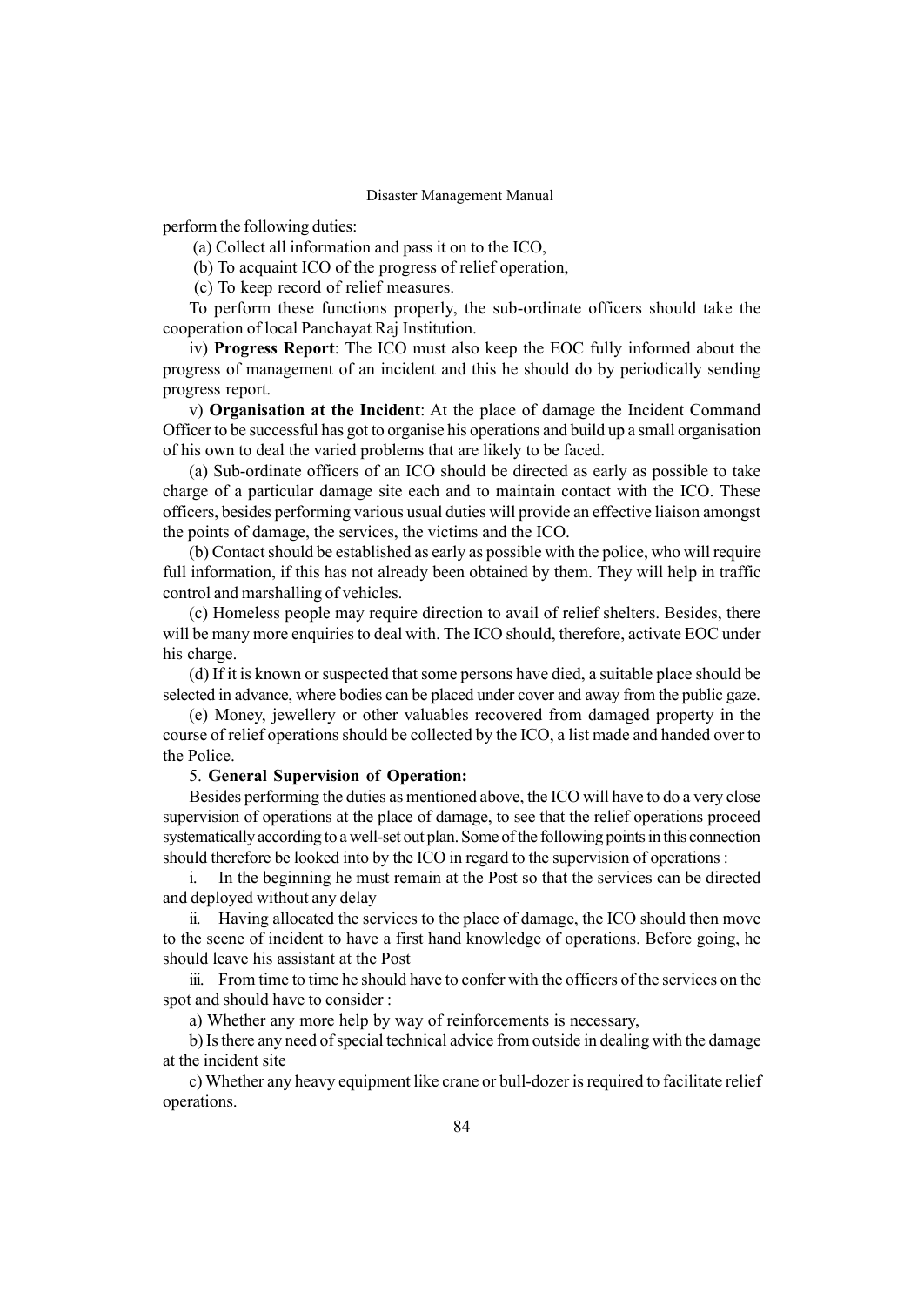perform the following duties:

(a) Collect all information and pass it on to the ICO,

(b) To acquaint ICO of the progress of relief operation,

(c) To keep record of relief measures.

To perform these functions properly, the sub-ordinate officers should take the cooperation of local Panchayat Raj Institution.

iv) **Progress Report**: The ICO must also keep the EOC fully informed about the progress of management of an incident and this he should do by periodically sending progress report.

v) **Organisation at the Incident**: At the place of damage the Incident Command Officer to be successful has got to organise his operations and build up a small organisation of his own to deal the varied problems that are likely to be faced.

(a) Sub-ordinate officers of an ICO should be directed as early as possible to take charge of a particular damage site each and to maintain contact with the ICO. These officers, besides performing various usual duties will provide an effective liaison amongst the points of damage, the services, the victims and the ICO.

(b) Contact should be established as early as possible with the police, who will require full information, if this has not already been obtained by them. They will help in traffic control and marshalling of vehicles.

(c) Homeless people may require direction to avail of relief shelters. Besides, there will be many more enquiries to deal with. The ICO should, therefore, activate EOC under his charge.

(d) If it is known or suspected that some persons have died, a suitable place should be selected in advance, where bodies can be placed under cover and away from the public gaze.

(e) Money, jewellery or other valuables recovered from damaged property in the course of relief operations should be collected by the ICO, a list made and handed over to the Police.

5. **General Supervision of Operation:**

Besides performing the duties as mentioned above, the ICO will have to do a very close supervision of operations at the place of damage, to see that the relief operations proceed systematically according to a well-set out plan. Some of the following points in this connection should therefore be looked into by the ICO in regard to the supervision of operations :

i. In the beginning he must remain at the Post so that the services can be directed and deployed without any delay

ii. Having allocated the services to the place of damage, the ICO should then move to the scene of incident to have a first hand knowledge of operations. Before going, he should leave his assistant at the Post

iii. From time to time he should have to confer with the officers of the services on the spot and should have to consider :

a) Whether any more help by way of reinforcements is necessary,

b) Is there any need of special technical advice from outside in dealing with the damage at the incident site

c) Whether any heavy equipment like crane or bull-dozer is required to facilitate relief operations.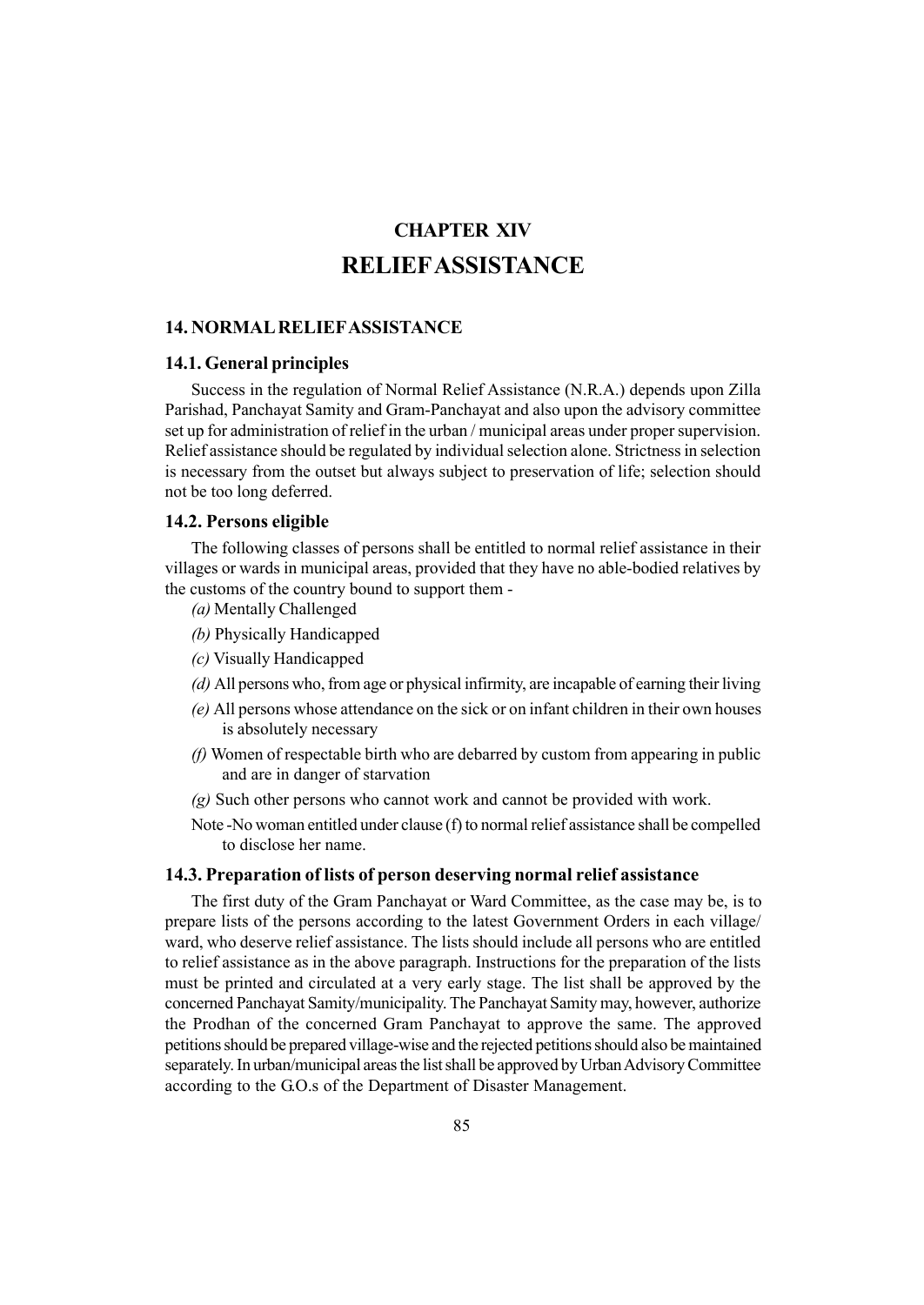# CHAPTER XIV

# RELIEF ASSISTANCE

## 14. NORMAL RELIEF ASSISTANCE

### 14.1. General principles

Success in the regulation of Normal Relief Assistance (N.R.A.) depends upon Zilla Parishad, Panchayat Samity and Gram-Panchayat and also upon the advisory committee set up for administration of relief in the urban / municipal areas under proper supervision. Relief assistance should be regulated by individual selection alone. Strictness in selection is necessary from the outset but always subject to preservation of life; selection should not be too long deferred.

### 14.2. Persons eligible

The following classes of persons shall be entitled to normal relief assistance in their villages or wards in municipal areas, provided that they have no able-bodied relatives by the customs of the country bound to support them -

*(a)* Mentally Challenged

*(b)* Physically Handicapped

*(c)* Visually Handicapped

*(d)* All persons who, from age or physical infirmity, are incapable of earning their living

*(e)* All persons whose attendance on the sick or on infant children in their own houses is absolutely necessary

*(f)* Women of respectable birth who are debarred by custom from appearing in public and are in danger of starvation

*(g)* Such other persons who cannot work and cannot be provided with work.

Note -No woman entitled under clause (f) to normal relief assistance shall be compelled to disclose her name.

### 14.3. Preparation of lists of person deserving normal relief assistance

The first duty of the Gram Panchayat or Ward Committee, as the case may be, is to prepare lists of the persons according to the latest Government Orders in each village/ ward, who deserve relief assistance. The lists should include all persons who are entitled to relief assistance as in the above paragraph. Instructions for the preparation of the lists must be printed and circulated at a very early stage. The list shall be approved by the concerned Panchayat Samity/municipality. The Panchayat Samity may, however, authorize the Prodhan of the concerned Gram Panchayat to approve the same. The approved petitions should be prepared village-wise and the rejected petitions should also be maintained separately. In urban/municipal areas the list shall be approved by Urban Advisory Committee according to the G.O.s of the Department of Disaster Management.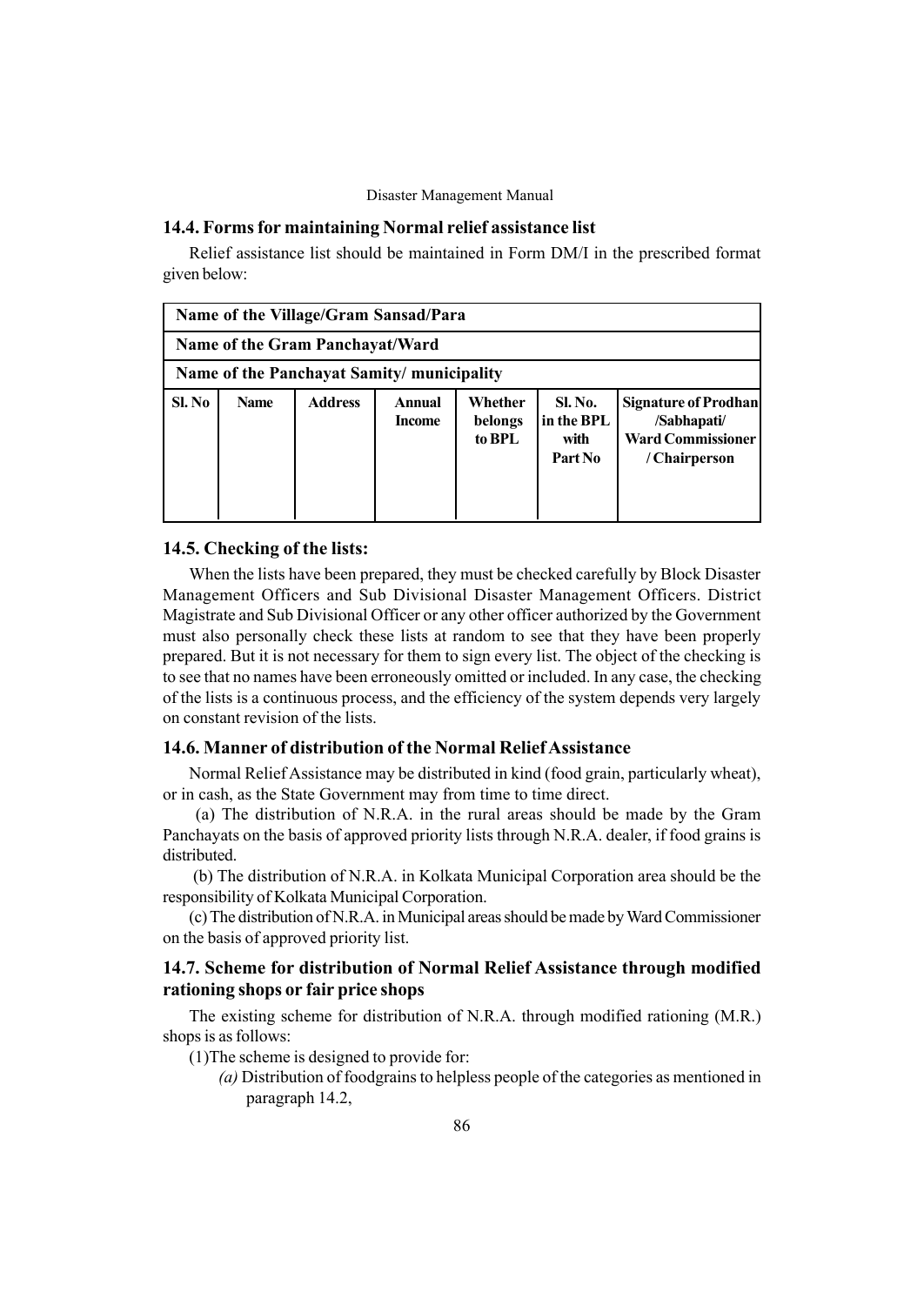## 14.4. Forms for maintaining Normal relief assistance list

Relief assistance list should be maintained in Form DM/I in the prescribed format given below:

| Name of the Village/Gram Sansad/Para | | | | | | |
|---|---|---|---|---|---|---|
| **Name of the Gram Panchayat/Ward** | | | | | | |
| **Name of the Panchayat Samity/ municipality** | | | | | | |
| **Sl. No** | **Name** | **Address** | **Annual Income** | **Whether belongs to BPL** | **Sl. No. in the BPL with Part No** | **Signature of Prodhan /Sabhapati/ Ward Commissioner / Chairperson** |
| | | | | | | |

## 14.5. Checking of the lists:

When the lists have been prepared, they must be checked carefully by Block Disaster Management Officers and Sub Divisional Disaster Management Officers. District Magistrate and Sub Divisional Officer or any other officer authorized by the Government must also personally check these lists at random to see that they have been properly prepared. But it is not necessary for them to sign every list. The object of the checking is to see that no names have been erroneously omitted or included. In any case, the checking of the lists is a continuous process, and the efficiency of the system depends very largely on constant revision of the lists.

## 14.6. Manner of distribution of the Normal Relief Assistance

Normal Relief Assistance may be distributed in kind (food grain, particularly wheat), or in cash, as the State Government may from time to time direct.

(a) The distribution of N.R.A. in the rural areas should be made by the Gram Panchayats on the basis of approved priority lists through N.R.A. dealer, if food grains is distributed.

(b) The distribution of N.R.A. in Kolkata Municipal Corporation area should be the responsibility of Kolkata Municipal Corporation.

(c) The distribution of N.R.A. in Municipal areas should be made by Ward Commissioner on the basis of approved priority list.

## 14.7. Scheme for distribution of Normal Relief Assistance through modified rationing shops or fair price shops

The existing scheme for distribution of N.R.A. through modified rationing (M.R.) shops is as follows:

(1)The scheme is designed to provide for:

*(a)* Distribution of foodgrains to helpless people of the categories as mentioned in paragraph 14.2,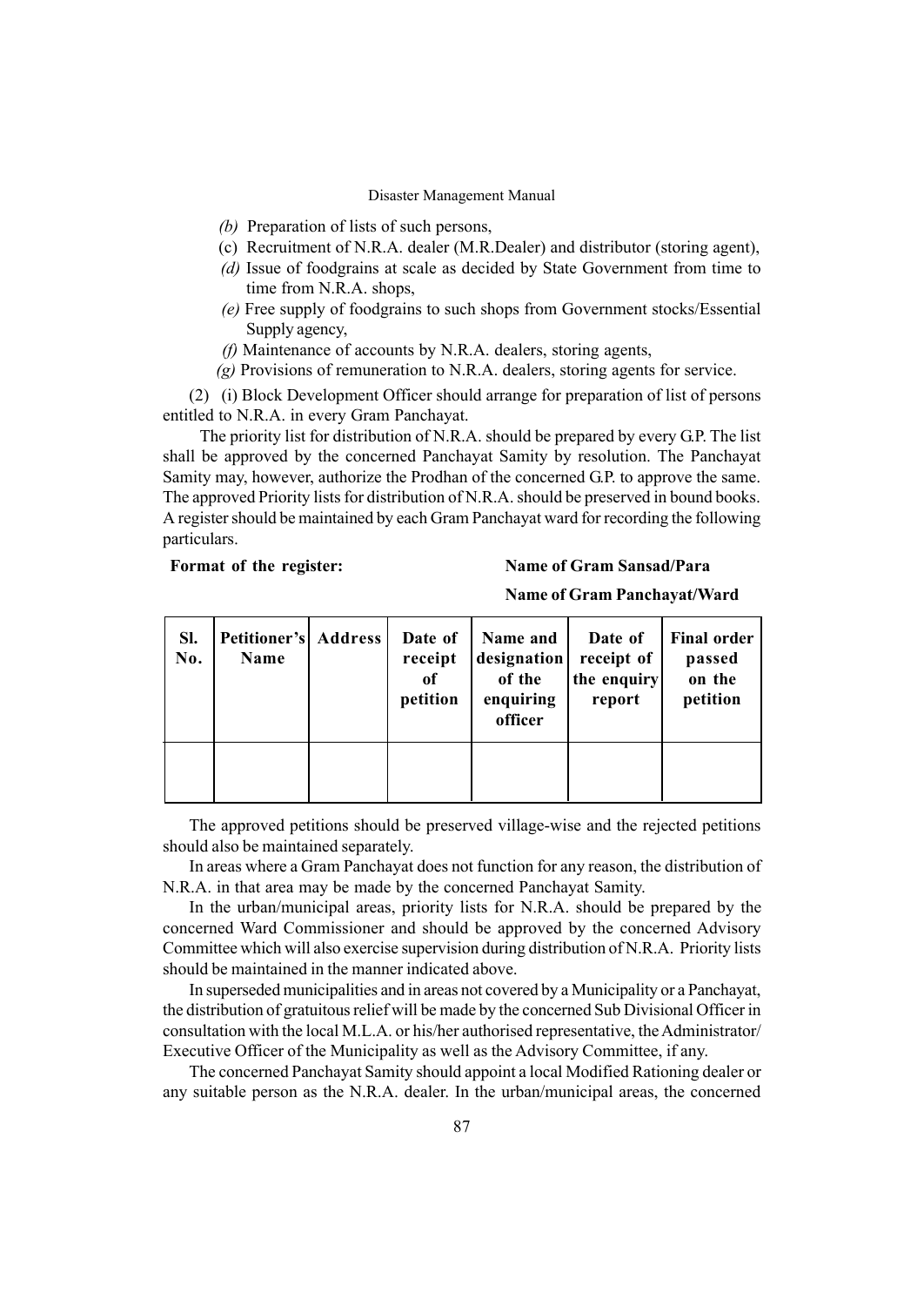*(b)* Preparation of lists of such persons,

(c) Recruitment of N.R.A. dealer (M.R.Dealer) and distributor (storing agent),

*(d)* Issue of foodgrains at scale as decided by State Government from time to time from N.R.A. shops,

*(e)* Free supply of foodgrains to such shops from Government stocks/Essential Supply agency,

*(f)* Maintenance of accounts by N.R.A. dealers, storing agents,

*(g)* Provisions of remuneration to N.R.A. dealers, storing agents for service.

(2) (i) Block Development Officer should arrange for preparation of list of persons entitled to N.R.A. in every Gram Panchayat.

The priority list for distribution of N.R.A. should be prepared by every G.P. The list shall be approved by the concerned Panchayat Samity by resolution. The Panchayat Samity may, however, authorize the Prodhan of the concerned G.P. to approve the same. The approved Priority lists for distribution of N.R.A. should be preserved in bound books. A register should be maintained by each Gram Panchayat ward for recording the following particulars.

**Format of the register:** **Name of Gram Sansad/Para**

**Name of Gram Panchayat/Ward**

| Sl. No. | Petitioner's Name | Address | Date of receipt of petition | Name and designation of the enquiring officer | Date of receipt of the enquiry report | Final order passed on the petition |
|---|---|---|---|---|---|---|
| | | | | | | |

The approved petitions should be preserved village-wise and the rejected petitions should also be maintained separately.

In areas where a Gram Panchayat does not function for any reason, the distribution of N.R.A. in that area may be made by the concerned Panchayat Samity.

In the urban/municipal areas, priority lists for N.R.A. should be prepared by the concerned Ward Commissioner and should be approved by the concerned Advisory Committee which will also exercise supervision during distribution of N.R.A. Priority lists should be maintained in the manner indicated above.

In superseded municipalities and in areas not covered by a Municipality or a Panchayat, the distribution of gratuitous relief will be made by the concerned Sub Divisional Officer in consultation with the local M.L.A. or his/her authorised representative, the Administrator/ Executive Officer of the Municipality as well as the Advisory Committee, if any.

The concerned Panchayat Samity should appoint a local Modified Rationing dealer or any suitable person as the N.R.A. dealer. In the urban/municipal areas, the concerned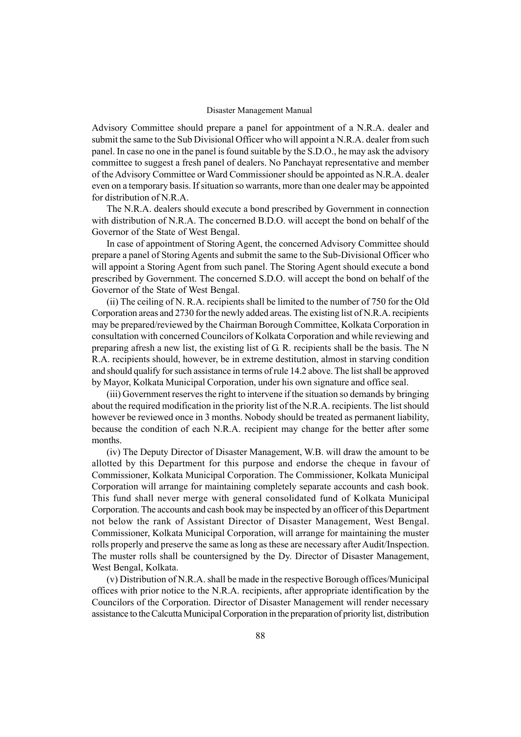Advisory Committee should prepare a panel for appointment of a N.R.A. dealer and submit the same to the Sub Divisional Officer who will appoint a N.R.A. dealer from such panel. In case no one in the panel is found suitable by the S.D.O., he may ask the advisory committee to suggest a fresh panel of dealers. No Panchayat representative and member of the Advisory Committee or Ward Commissioner should be appointed as N.R.A. dealer even on a temporary basis. If situation so warrants, more than one dealer may be appointed for distribution of N.R.A.

The N.R.A. dealers should execute a bond prescribed by Government in connection with distribution of N.R.A. The concerned B.D.O. will accept the bond on behalf of the Governor of the State of West Bengal.

In case of appointment of Storing Agent, the concerned Advisory Committee should prepare a panel of Storing Agents and submit the same to the Sub-Divisional Officer who will appoint a Storing Agent from such panel. The Storing Agent should execute a bond prescribed by Government. The concerned S.D.O. will accept the bond on behalf of the Governor of the State of West Bengal.

(ii) The ceiling of N. R.A. recipients shall be limited to the number of 750 for the Old Corporation areas and 2730 for the newly added areas. The existing list of N.R.A. recipients may be prepared/reviewed by the Chairman Borough Committee, Kolkata Corporation in consultation with concerned Councilors of Kolkata Corporation and while reviewing and preparing afresh a new list, the existing list of G. R. recipients shall be the basis. The N R.A. recipients should, however, be in extreme destitution, almost in starving condition and should qualify for such assistance in terms of rule 14.2 above. The list shall be approved by Mayor, Kolkata Municipal Corporation, under his own signature and office seal.

(iii) Government reserves the right to intervene if the situation so demands by bringing about the required modification in the priority list of the N.R.A. recipients. The list should however be reviewed once in 3 months. Nobody should be treated as permanent liability, because the condition of each N.R.A. recipient may change for the better after some months.

(iv) The Deputy Director of Disaster Management, W.B. will draw the amount to be allotted by this Department for this purpose and endorse the cheque in favour of Commissioner, Kolkata Municipal Corporation. The Commissioner, Kolkata Municipal Corporation will arrange for maintaining completely separate accounts and cash book. This fund shall never merge with general consolidated fund of Kolkata Municipal Corporation. The accounts and cash book may be inspected by an officer of this Department not below the rank of Assistant Director of Disaster Management, West Bengal. Commissioner, Kolkata Municipal Corporation, will arrange for maintaining the muster rolls properly and preserve the same as long as these are necessary after Audit/Inspection. The muster rolls shall be countersigned by the Dy. Director of Disaster Management, West Bengal, Kolkata.

(v) Distribution of N.R.A. shall be made in the respective Borough offices/Municipal offices with prior notice to the N.R.A. recipients, after appropriate identification by the Councilors of the Corporation. Director of Disaster Management will render necessary assistance to the Calcutta Municipal Corporation in the preparation of priority list, distribution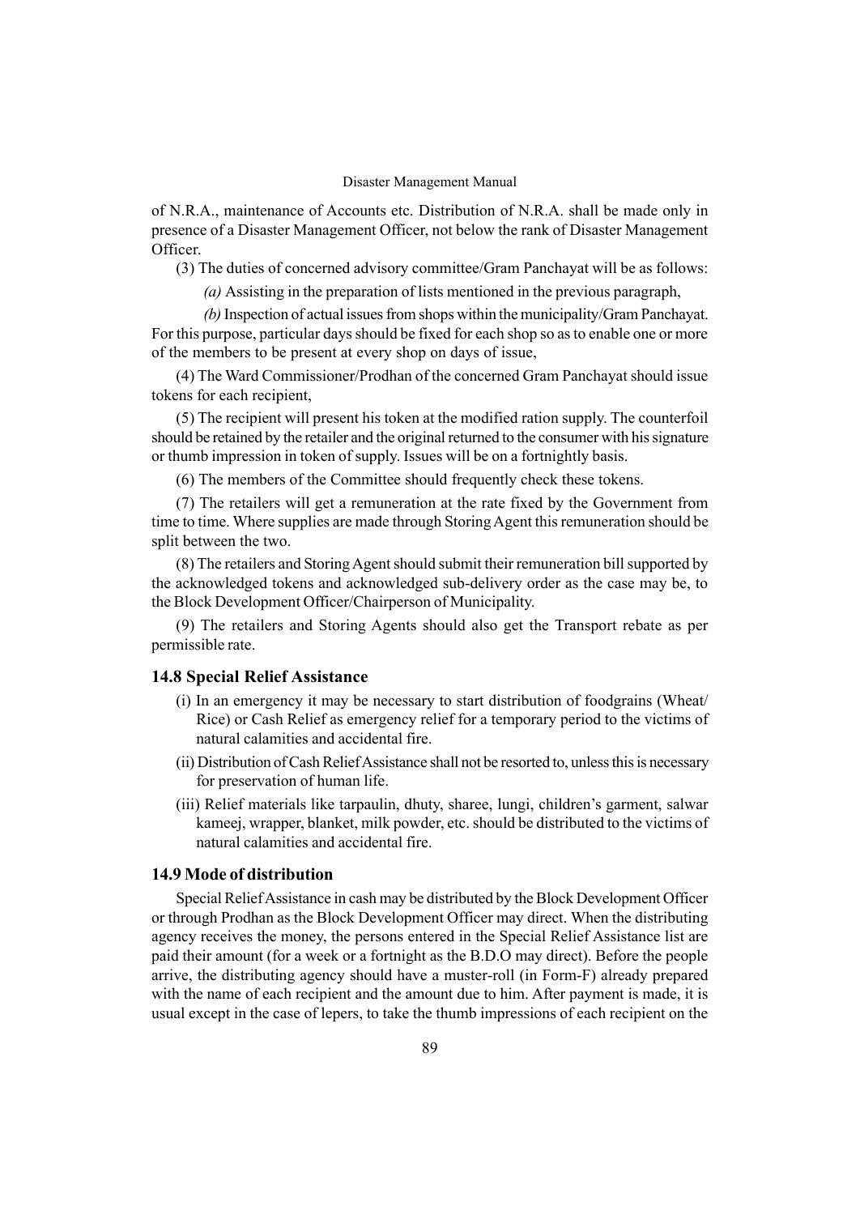of N.R.A., maintenance of Accounts etc. Distribution of N.R.A. shall be made only in presence of a Disaster Management Officer, not below the rank of Disaster Management Officer.

(3) The duties of concerned advisory committee/Gram Panchayat will be as follows:

*(a)* Assisting in the preparation of lists mentioned in the previous paragraph,

*(b)* Inspection of actual issues from shops within the municipality/Gram Panchayat. For this purpose, particular days should be fixed for each shop so as to enable one or more of the members to be present at every shop on days of issue,

(4) The Ward Commissioner/Prodhan of the concerned Gram Panchayat should issue tokens for each recipient,

(5) The recipient will present his token at the modified ration supply. The counterfoil should be retained by the retailer and the original returned to the consumer with his signature or thumb impression in token of supply. Issues will be on a fortnightly basis.

(6) The members of the Committee should frequently check these tokens.

(7) The retailers will get a remuneration at the rate fixed by the Government from time to time. Where supplies are made through Storing Agent this remuneration should be split between the two.

(8) The retailers and Storing Agent should submit their remuneration bill supported by the acknowledged tokens and acknowledged sub-delivery order as the case may be, to the Block Development Officer/Chairperson of Municipality.

(9) The retailers and Storing Agents should also get the Transport rebate as per permissible rate.

### 14.8 Special Relief Assistance

(i) In an emergency it may be necessary to start distribution of foodgrains (Wheat/ Rice) or Cash Relief as emergency relief for a temporary period to the victims of natural calamities and accidental fire.

(ii) Distribution of Cash Relief Assistance shall not be resorted to, unless this is necessary for preservation of human life.

(iii) Relief materials like tarpaulin, dhuty, sharee, lungi, children's garment, salwar kameej, wrapper, blanket, milk powder, etc. should be distributed to the victims of natural calamities and accidental fire.

### 14.9 Mode of distribution

Special Relief Assistance in cash may be distributed by the Block Development Officer or through Prodhan as the Block Development Officer may direct. When the distributing agency receives the money, the persons entered in the Special Relief Assistance list are paid their amount (for a week or a fortnight as the B.D.O may direct). Before the people arrive, the distributing agency should have a muster-roll (in Form-F) already prepared with the name of each recipient and the amount due to him. After payment is made, it is usual except in the case of lepers, to take the thumb impressions of each recipient on the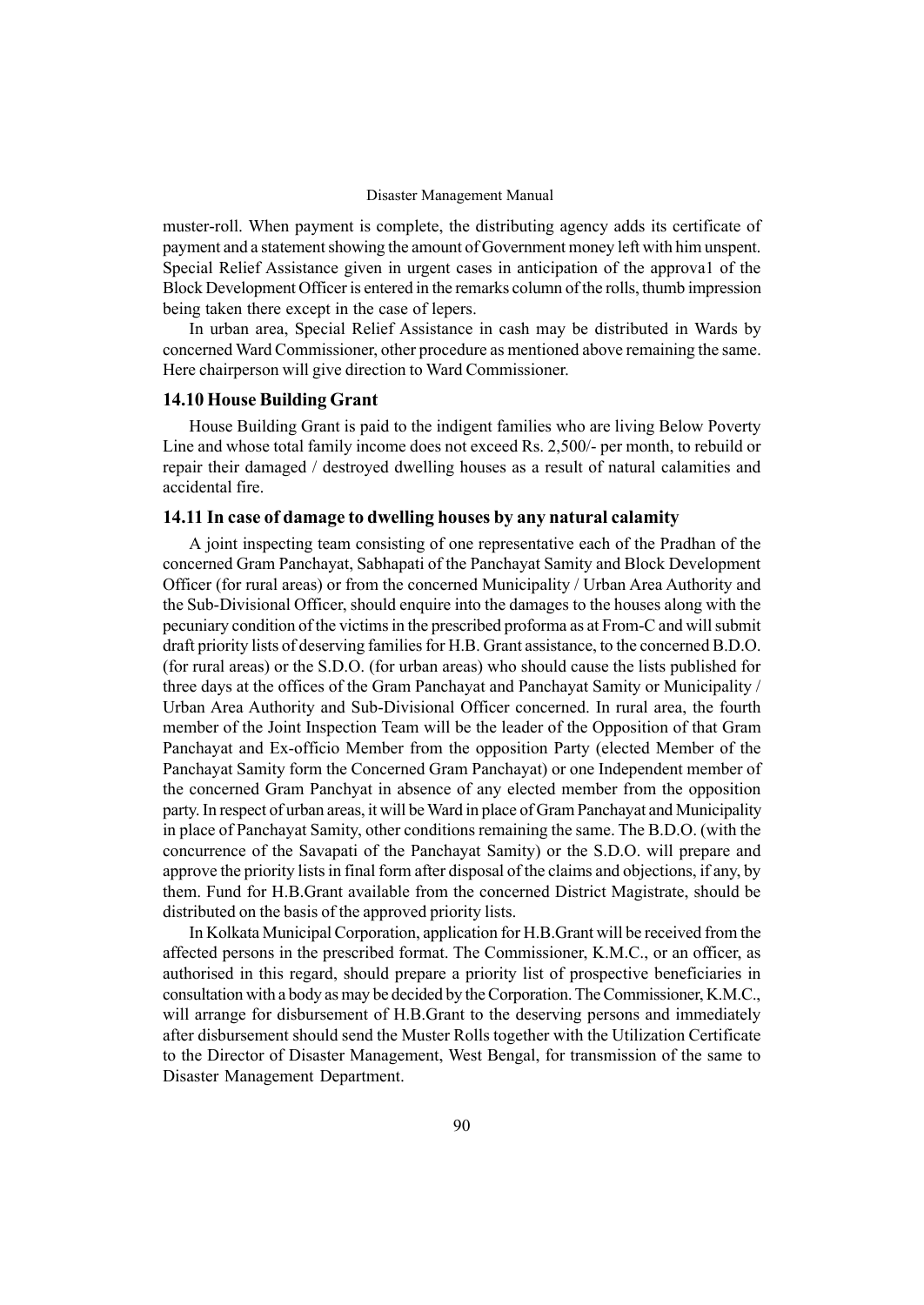muster-roll. When payment is complete, the distributing agency adds its certificate of payment and a statement showing the amount of Government money left with him unspent. Special Relief Assistance given in urgent cases in anticipation of the approva1 of the Block Development Officer is entered in the remarks column of the rolls, thumb impression being taken there except in the case of lepers.

In urban area, Special Relief Assistance in cash may be distributed in Wards by concerned Ward Commissioner, other procedure as mentioned above remaining the same. Here chairperson will give direction to Ward Commissioner.

### 14.10 House Building Grant

House Building Grant is paid to the indigent families who are living Below Poverty Line and whose total family income does not exceed Rs. 2,500/- per month, to rebuild or repair their damaged / destroyed dwelling houses as a result of natural calamities and accidental fire.

### 14.11 In case of damage to dwelling houses by any natural calamity

A joint inspecting team consisting of one representative each of the Pradhan of the concerned Gram Panchayat, Sabhapati of the Panchayat Samity and Block Development Officer (for rural areas) or from the concerned Municipality / Urban Area Authority and the Sub-Divisional Officer, should enquire into the damages to the houses along with the pecuniary condition of the victims in the prescribed proforma as at From-C and will submit draft priority lists of deserving families for H.B. Grant assistance, to the concerned B.D.O. (for rural areas) or the S.D.O. (for urban areas) who should cause the lists published for three days at the offices of the Gram Panchayat and Panchayat Samity or Municipality / Urban Area Authority and Sub-Divisional Officer concerned. In rural area, the fourth member of the Joint Inspection Team will be the leader of the Opposition of that Gram Panchayat and Ex-officio Member from the opposition Party (elected Member of the Panchayat Samity form the Concerned Gram Panchayat) or one Independent member of the concerned Gram Panchyat in absence of any elected member from the opposition party. In respect of urban areas, it will be Ward in place of Gram Panchayat and Municipality in place of Panchayat Samity, other conditions remaining the same. The B.D.O. (with the concurrence of the Savapati of the Panchayat Samity) or the S.D.O. will prepare and approve the priority lists in final form after disposal of the claims and objections, if any, by them. Fund for H.B.Grant available from the concerned District Magistrate, should be distributed on the basis of the approved priority lists.

In Kolkata Municipal Corporation, application for H.B.Grant will be received from the affected persons in the prescribed format. The Commissioner, K.M.C., or an officer, as authorised in this regard, should prepare a priority list of prospective beneficiaries in consultation with a body as may be decided by the Corporation. The Commissioner, K.M.C., will arrange for disbursement of H.B.Grant to the deserving persons and immediately after disbursement should send the Muster Rolls together with the Utilization Certificate to the Director of Disaster Management, West Bengal, for transmission of the same to Disaster Management Department.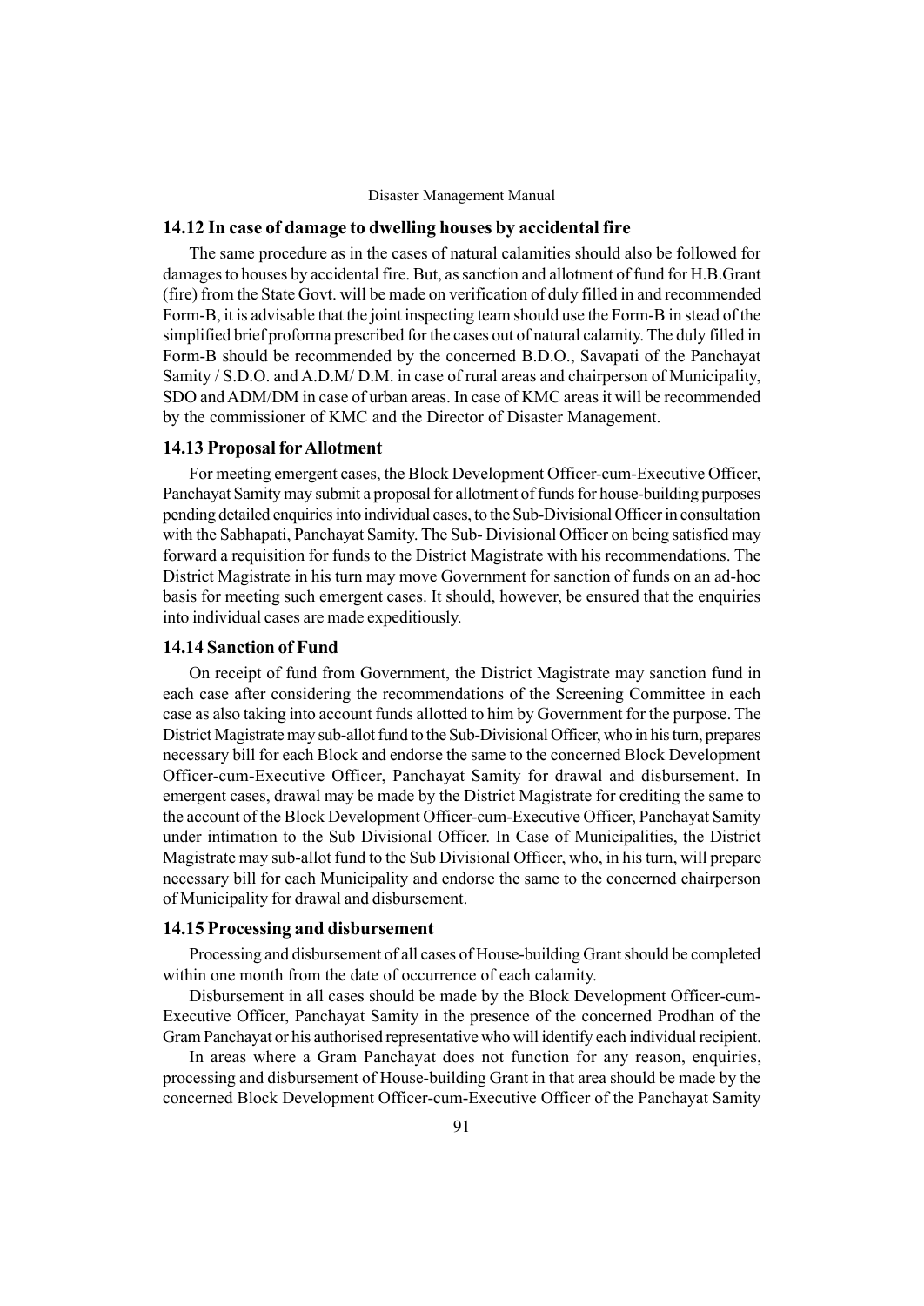### 14.12 In case of damage to dwelling houses by accidental fire

The same procedure as in the cases of natural calamities should also be followed for damages to houses by accidental fire. But, as sanction and allotment of fund for H.B.Grant (fire) from the State Govt. will be made on verification of duly filled in and recommended Form-B, it is advisable that the joint inspecting team should use the Form-B in stead of the simplified brief proforma prescribed for the cases out of natural calamity. The duly filled in Form-B should be recommended by the concerned B.D.O., Savapati of the Panchayat Samity / S.D.O. and A.D.M/ D.M. in case of rural areas and chairperson of Municipality, SDO and ADM/DM in case of urban areas. In case of KMC areas it will be recommended by the commissioner of KMC and the Director of Disaster Management.

### 14.13 Proposal for Allotment

For meeting emergent cases, the Block Development Officer-cum-Executive Officer, Panchayat Samity may submit a proposal for allotment of funds for house-building purposes pending detailed enquiries into individual cases, to the Sub-Divisional Officer in consultation with the Sabhapati, Panchayat Samity. The Sub- Divisional Officer on being satisfied may forward a requisition for funds to the District Magistrate with his recommendations. The District Magistrate in his turn may move Government for sanction of funds on an ad-hoc basis for meeting such emergent cases. It should, however, be ensured that the enquiries into individual cases are made expeditiously.

### 14.14 Sanction of Fund

On receipt of fund from Government, the District Magistrate may sanction fund in each case after considering the recommendations of the Screening Committee in each case as also taking into account funds allotted to him by Government for the purpose. The District Magistrate may sub-allot fund to the Sub-Divisional Officer, who in his turn, prepares necessary bill for each Block and endorse the same to the concerned Block Development Officer-cum-Executive Officer, Panchayat Samity for drawal and disbursement. In emergent cases, drawal may be made by the District Magistrate for crediting the same to the account of the Block Development Officer-cum-Executive Officer, Panchayat Samity under intimation to the Sub Divisional Officer. In Case of Municipalities, the District Magistrate may sub-allot fund to the Sub Divisional Officer, who, in his turn, will prepare necessary bill for each Municipality and endorse the same to the concerned chairperson of Municipality for drawal and disbursement.

### 14.15 Processing and disbursement

Processing and disbursement of all cases of House-building Grant should be completed within one month from the date of occurrence of each calamity.

Disbursement in all cases should be made by the Block Development Officer-cum-Executive Officer, Panchayat Samity in the presence of the concerned Prodhan of the Gram Panchayat or his authorised representative who will identify each individual recipient.

In areas where a Gram Panchayat does not function for any reason, enquiries, processing and disbursement of House-building Grant in that area should be made by the concerned Block Development Officer-cum-Executive Officer of the Panchayat Samity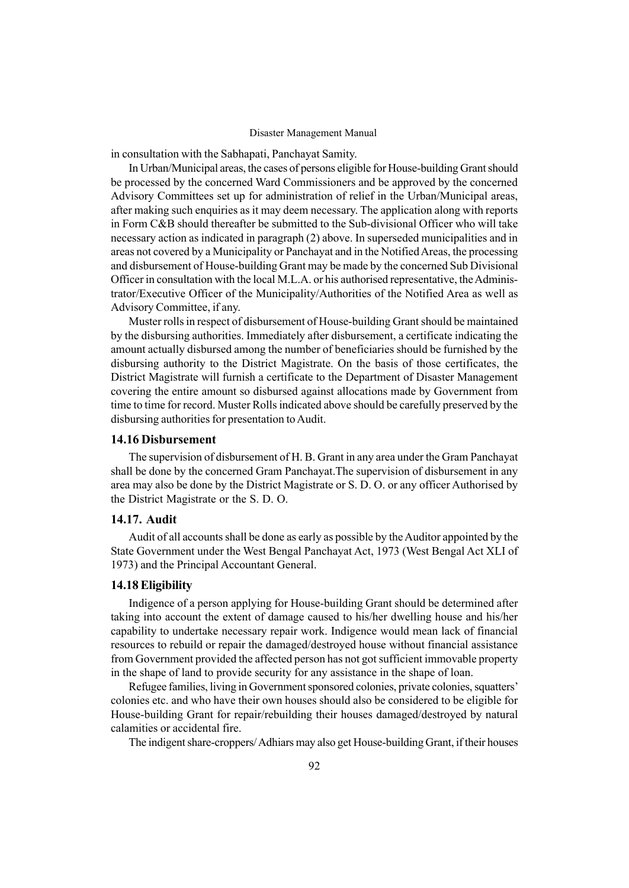in consultation with the Sabhapati, Panchayat Samity.

In Urban/Municipal areas, the cases of persons eligible for House-building Grant should be processed by the concerned Ward Commissioners and be approved by the concerned Advisory Committees set up for administration of relief in the Urban/Municipal areas, after making such enquiries as it may deem necessary. The application along with reports in Form C&B should thereafter be submitted to the Sub-divisional Officer who will take necessary action as indicated in paragraph (2) above. In superseded municipalities and in areas not covered by a Municipality or Panchayat and in the Notified Areas, the processing and disbursement of House-building Grant may be made by the concerned Sub Divisional Officer in consultation with the local M.L.A. or his authorised representative, the Administrator/Executive Officer of the Municipality/Authorities of the Notified Area as well as Advisory Committee, if any.

Muster rolls in respect of disbursement of House-building Grant should be maintained by the disbursing authorities. Immediately after disbursement, a certificate indicating the amount actually disbursed among the number of beneficiaries should be furnished by the disbursing authority to the District Magistrate. On the basis of those certificates, the District Magistrate will furnish a certificate to the Department of Disaster Management covering the entire amount so disbursed against allocations made by Government from time to time for record. Muster Rolls indicated above should be carefully preserved by the disbursing authorities for presentation to Audit.

### 14.16 Disbursement

The supervision of disbursement of H. B. Grant in any area under the Gram Panchayat shall be done by the concerned Gram Panchayat.The supervision of disbursement in any area may also be done by the District Magistrate or S. D. O. or any officer Authorised by the District Magistrate or the S. D. O.

### 14.17. Audit

Audit of all accounts shall be done as early as possible by the Auditor appointed by the State Government under the West Bengal Panchayat Act, 1973 (West Bengal Act XLI of 1973) and the Principal Accountant General.

### 14.18 Eligibility

Indigence of a person applying for House-building Grant should be determined after taking into account the extent of damage caused to his/her dwelling house and his/her capability to undertake necessary repair work. Indigence would mean lack of financial resources to rebuild or repair the damaged/destroyed house without financial assistance from Government provided the affected person has not got sufficient immovable property in the shape of land to provide security for any assistance in the shape of loan.

Refugee families, living in Government sponsored colonies, private colonies, squatters' colonies etc. and who have their own houses should also be considered to be eligible for House-building Grant for repair/rebuilding their houses damaged/destroyed by natural calamities or accidental fire.

The indigent share-croppers/ Adhiars may also get House-building Grant, if their houses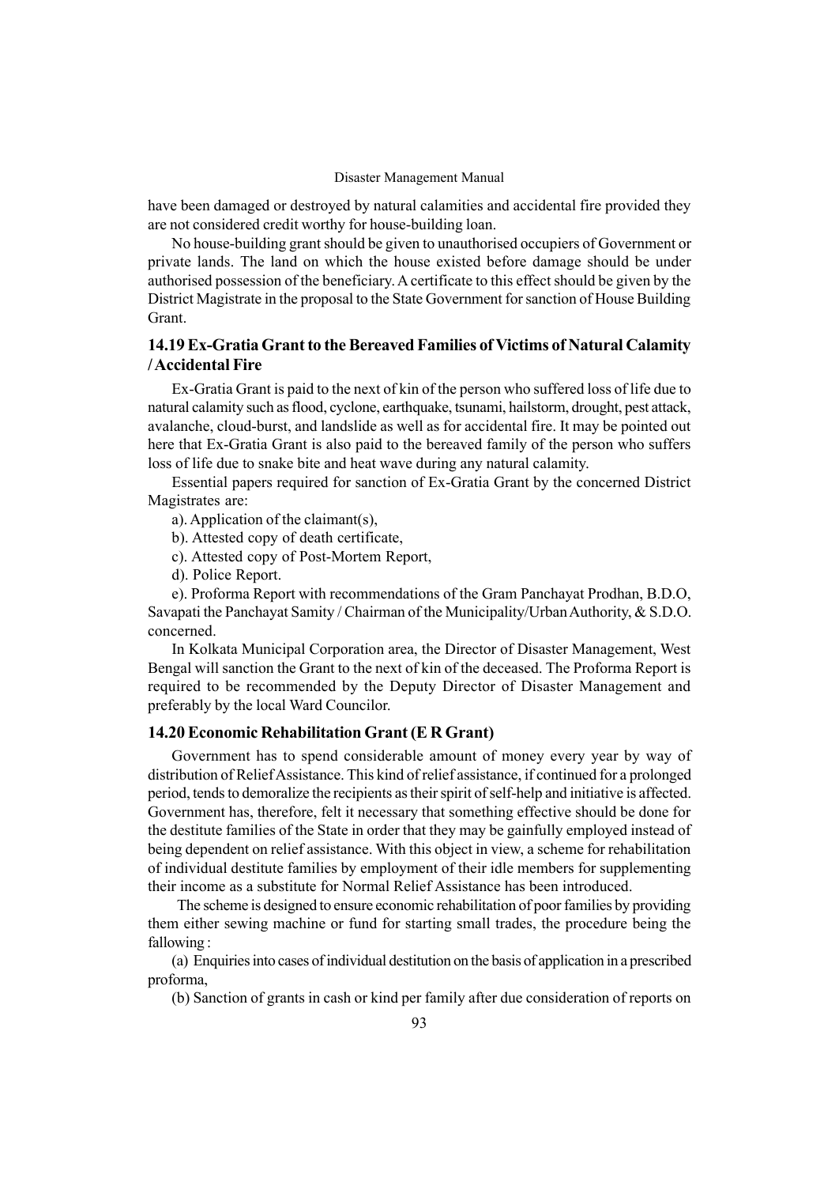have been damaged or destroyed by natural calamities and accidental fire provided they are not considered credit worthy for house-building loan.

No house-building grant should be given to unauthorised occupiers of Government or private lands. The land on which the house existed before damage should be under authorised possession of the beneficiary. A certificate to this effect should be given by the District Magistrate in the proposal to the State Government for sanction of House Building Grant.

## 14.19 Ex-Gratia Grant to the Bereaved Families of Victims of Natural Calamity / Accidental Fire

Ex-Gratia Grant is paid to the next of kin of the person who suffered loss of life due to natural calamity such as flood, cyclone, earthquake, tsunami, hailstorm, drought, pest attack, avalanche, cloud-burst, and landslide as well as for accidental fire. It may be pointed out here that Ex-Gratia Grant is also paid to the bereaved family of the person who suffers loss of life due to snake bite and heat wave during any natural calamity.

Essential papers required for sanction of Ex-Gratia Grant by the concerned District Magistrates are:

a). Application of the claimant(s),

b). Attested copy of death certificate,

c). Attested copy of Post-Mortem Report,

d). Police Report.

e). Proforma Report with recommendations of the Gram Panchayat Prodhan, B.D.O, Savapati the Panchayat Samity / Chairman of the Municipality/Urban Authority, & S.D.O. concerned.

In Kolkata Municipal Corporation area, the Director of Disaster Management, West Bengal will sanction the Grant to the next of kin of the deceased. The Proforma Report is required to be recommended by the Deputy Director of Disaster Management and preferably by the local Ward Councilor.

## 14.20 Economic Rehabilitation Grant (E R Grant)

Government has to spend considerable amount of money every year by way of distribution of Relief Assistance. This kind of relief assistance, if continued for a prolonged period, tends to demoralize the recipients as their spirit of self-help and initiative is affected. Government has, therefore, felt it necessary that something effective should be done for the destitute families of the State in order that they may be gainfully employed instead of being dependent on relief assistance. With this object in view, a scheme for rehabilitation of individual destitute families by employment of their idle members for supplementing their income as a substitute for Normal Relief Assistance has been introduced.

The scheme is designed to ensure economic rehabilitation of poor families by providing them either sewing machine or fund for starting small trades, the procedure being the fallowing :

(a) Enquiries into cases of individual destitution on the basis of application in a prescribed proforma,

(b) Sanction of grants in cash or kind per family after due consideration of reports on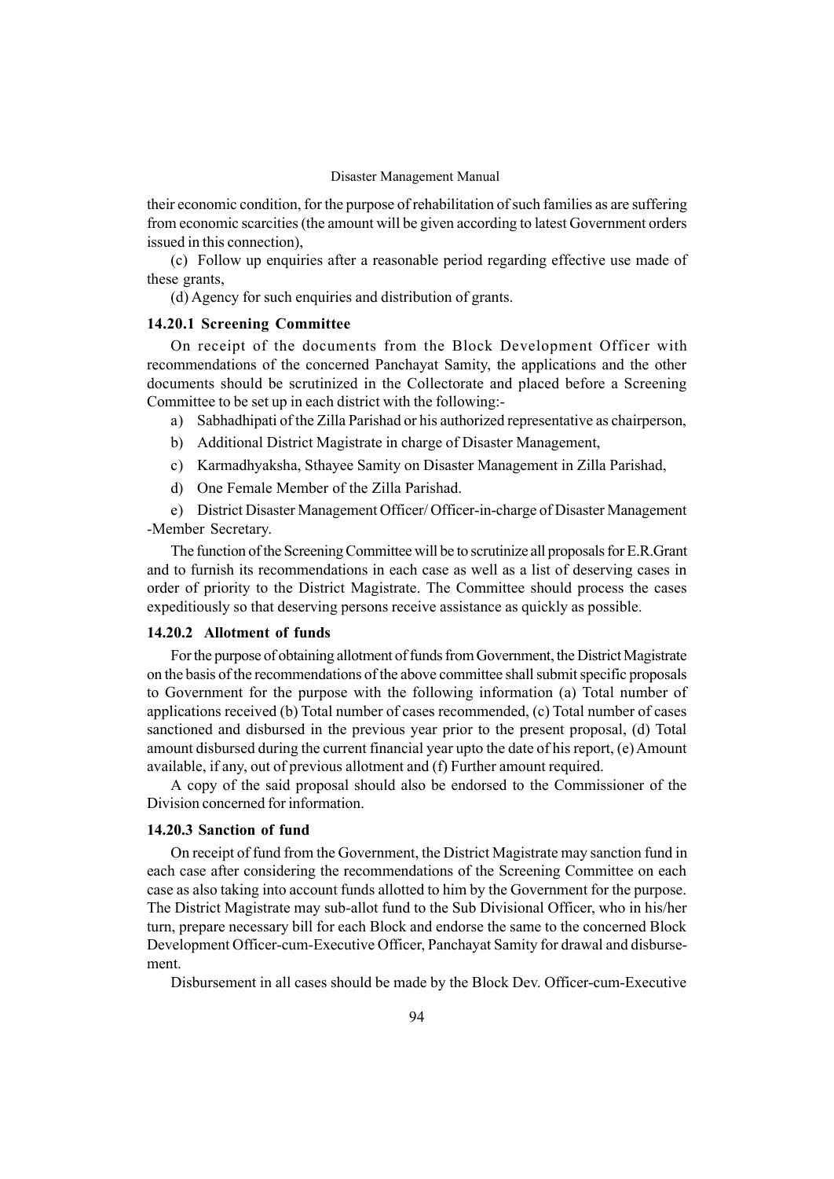their economic condition, for the purpose of rehabilitation of such families as are suffering from economic scarcities (the amount will be given according to latest Government orders issued in this connection),

(c) Follow up enquiries after a reasonable period regarding effective use made of these grants,

(d) Agency for such enquiries and distribution of grants.

### 14.20.1 Screening Committee

On receipt of the documents from the Block Development Officer with recommendations of the concerned Panchayat Samity, the applications and the other documents should be scrutinized in the Collectorate and placed before a Screening Committee to be set up in each district with the following:-

a) Sabhadhipati of the Zilla Parishad or his authorized representative as chairperson,

b) Additional District Magistrate in charge of Disaster Management,

c) Karmadhyaksha, Sthayee Samity on Disaster Management in Zilla Parishad,

d) One Female Member of the Zilla Parishad.

e) District Disaster Management Officer/ Officer-in-charge of Disaster Management -Member Secretary.

The function of the Screening Committee will be to scrutinize all proposals for E.R.Grant and to furnish its recommendations in each case as well as a list of deserving cases in order of priority to the District Magistrate. The Committee should process the cases expeditiously so that deserving persons receive assistance as quickly as possible.

### 14.20.2 Allotment of funds

For the purpose of obtaining allotment of funds from Government, the District Magistrate on the basis of the recommendations of the above committee shall submit specific proposals to Government for the purpose with the following information (a) Total number of applications received (b) Total number of cases recommended, (c) Total number of cases sanctioned and disbursed in the previous year prior to the present proposal, (d) Total amount disbursed during the current financial year upto the date of his report, (e) Amount available, if any, out of previous allotment and (f) Further amount required.

A copy of the said proposal should also be endorsed to the Commissioner of the Division concerned for information.

### 14.20.3 Sanction of fund

On receipt of fund from the Government, the District Magistrate may sanction fund in each case after considering the recommendations of the Screening Committee on each case as also taking into account funds allotted to him by the Government for the purpose. The District Magistrate may sub-allot fund to the Sub Divisional Officer, who in his/her turn, prepare necessary bill for each Block and endorse the same to the concerned Block Development Officer-cum-Executive Officer, Panchayat Samity for drawal and disbursement.

Disbursement in all cases should be made by the Block Dev. Officer-cum-Executive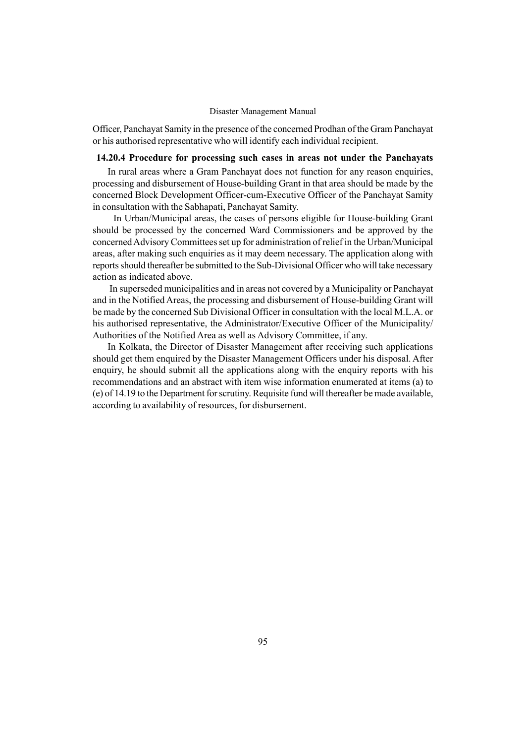Officer, Panchayat Samity in the presence of the concerned Prodhan of the Gram Panchayat or his authorised representative who will identify each individual recipient.

**14.20.4 Procedure for processing such cases in areas not under the Panchayats**

In rural areas where a Gram Panchayat does not function for any reason enquiries, processing and disbursement of House-building Grant in that area should be made by the concerned Block Development Officer-cum-Executive Officer of the Panchayat Samity in consultation with the Sabhapati, Panchayat Samity.

In Urban/Municipal areas, the cases of persons eligible for House-building Grant should be processed by the concerned Ward Commissioners and be approved by the concerned Advisory Committees set up for administration of relief in the Urban/Municipal areas, after making such enquiries as it may deem necessary. The application along with reports should thereafter be submitted to the Sub-Divisional Officer who will take necessary action as indicated above.

In superseded municipalities and in areas not covered by a Municipality or Panchayat and in the Notified Areas, the processing and disbursement of House-building Grant will be made by the concerned Sub Divisional Officer in consultation with the local M.L.A. or his authorised representative, the Administrator/Executive Officer of the Municipality/ Authorities of the Notified Area as well as Advisory Committee, if any.

In Kolkata, the Director of Disaster Management after receiving such applications should get them enquired by the Disaster Management Officers under his disposal. After enquiry, he should submit all the applications along with the enquiry reports with his recommendations and an abstract with item wise information enumerated at items (a) to (e) of 14.19 to the Department for scrutiny. Requisite fund will thereafter be made available, according to availability of resources, for disbursement.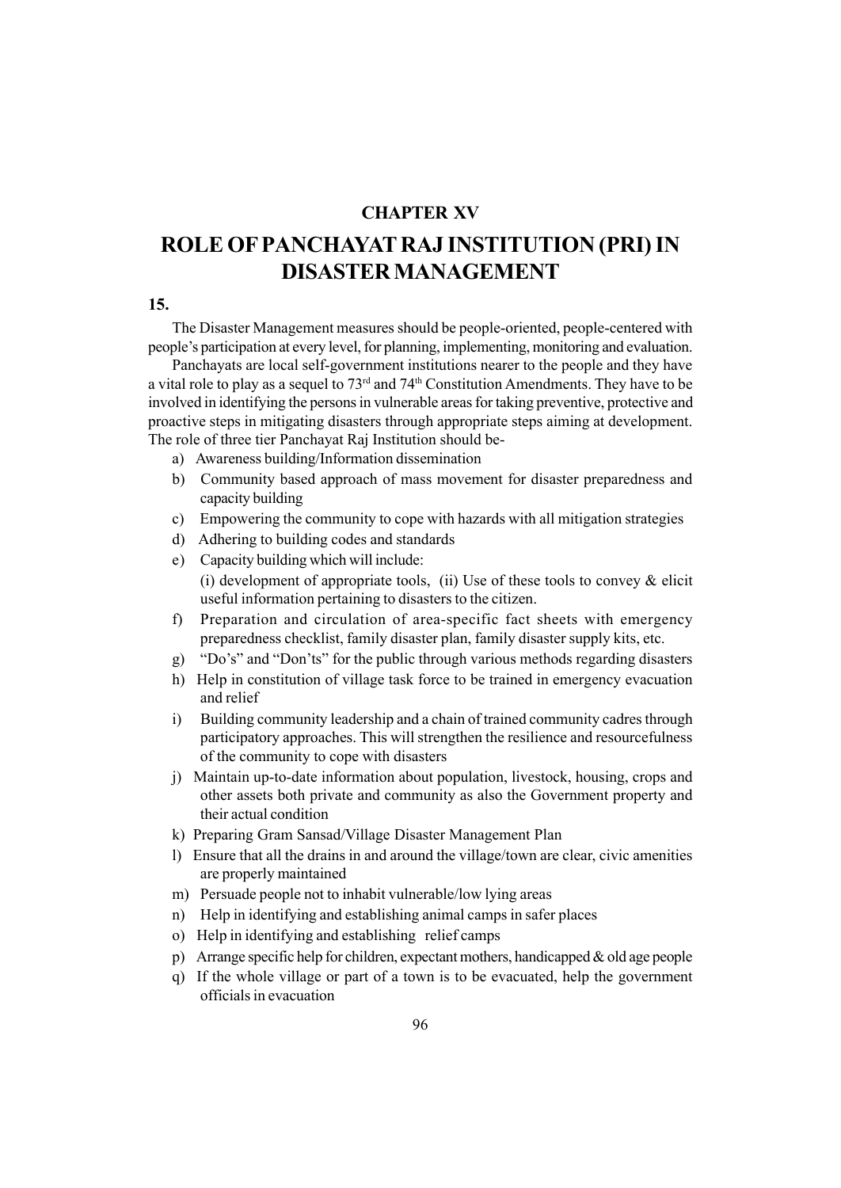# CHAPTER XV

# ROLE OF PANCHAYAT RAJ INSTITUTION (PRI) IN DISASTER MANAGEMENT

**15.**

The Disaster Management measures should be people-oriented, people-centered with people's participation at every level, for planning, implementing, monitoring and evaluation.

Panchayats are local self-government institutions nearer to the people and they have a vital role to play as a sequel to 73rd and 74th Constitution Amendments. They have to be involved in identifying the persons in vulnerable areas for taking preventive, protective and proactive steps in mitigating disasters through appropriate steps aiming at development. The role of three tier Panchayat Raj Institution should be-

a) Awareness building/Information dissemination

b) Community based approach of mass movement for disaster preparedness and capacity building

c) Empowering the community to cope with hazards with all mitigation strategies

d) Adhering to building codes and standards

e) Capacity building which will include:
   (i) development of appropriate tools, (ii) Use of these tools to convey & elicit useful information pertaining to disasters to the citizen.

f) Preparation and circulation of area-specific fact sheets with emergency preparedness checklist, family disaster plan, family disaster supply kits, etc.

g) "Do's" and "Don'ts" for the public through various methods regarding disasters

h) Help in constitution of village task force to be trained in emergency evacuation and relief

i) Building community leadership and a chain of trained community cadres through participatory approaches. This will strengthen the resilience and resourcefulness of the community to cope with disasters

j) Maintain up-to-date information about population, livestock, housing, crops and other assets both private and community as also the Government property and their actual condition

k) Preparing Gram Sansad/Village Disaster Management Plan

l) Ensure that all the drains in and around the village/town are clear, civic amenities are properly maintained

m) Persuade people not to inhabit vulnerable/low lying areas

n) Help in identifying and establishing animal camps in safer places

o) Help in identifying and establishing relief camps

p) Arrange specific help for children, expectant mothers, handicapped & old age people

q) If the whole village or part of a town is to be evacuated, help the government officials in evacuation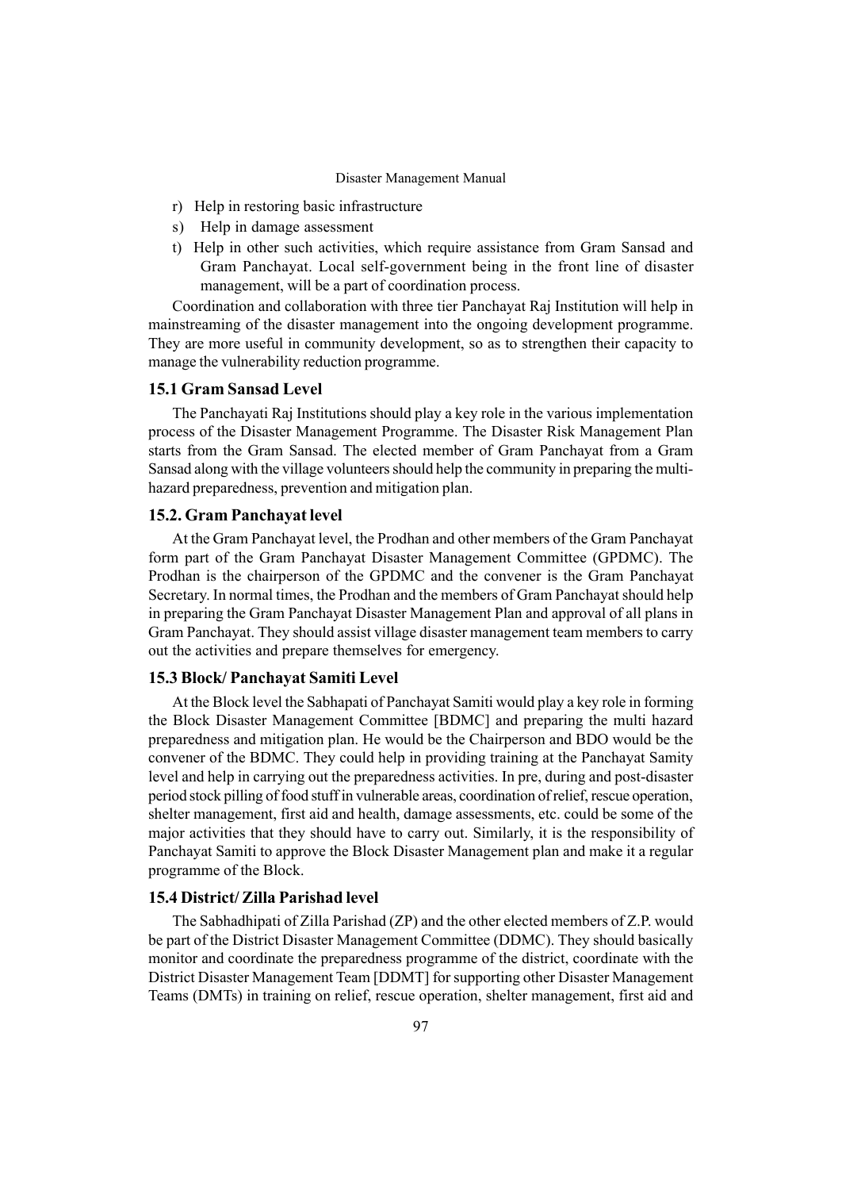r) Help in restoring basic infrastructure

s) Help in damage assessment

t) Help in other such activities, which require assistance from Gram Sansad and Gram Panchayat. Local self-government being in the front line of disaster management, will be a part of coordination process.

Coordination and collaboration with three tier Panchayat Raj Institution will help in mainstreaming of the disaster management into the ongoing development programme. They are more useful in community development, so as to strengthen their capacity to manage the vulnerability reduction programme.

### 15.1 Gram Sansad Level

The Panchayati Raj Institutions should play a key role in the various implementation process of the Disaster Management Programme. The Disaster Risk Management Plan starts from the Gram Sansad. The elected member of Gram Panchayat from a Gram Sansad along with the village volunteers should help the community in preparing the multi-hazard preparedness, prevention and mitigation plan.

### 15.2. Gram Panchayat level

At the Gram Panchayat level, the Prodhan and other members of the Gram Panchayat form part of the Gram Panchayat Disaster Management Committee (GPDMC). The Prodhan is the chairperson of the GPDMC and the convener is the Gram Panchayat Secretary. In normal times, the Prodhan and the members of Gram Panchayat should help in preparing the Gram Panchayat Disaster Management Plan and approval of all plans in Gram Panchayat. They should assist village disaster management team members to carry out the activities and prepare themselves for emergency.

### 15.3 Block/ Panchayat Samiti Level

At the Block level the Sabhapati of Panchayat Samiti would play a key role in forming the Block Disaster Management Committee [BDMC] and preparing the multi hazard preparedness and mitigation plan. He would be the Chairperson and BDO would be the convener of the BDMC. They could help in providing training at the Panchayat Samity level and help in carrying out the preparedness activities. In pre, during and post-disaster period stock pilling of food stuff in vulnerable areas, coordination of relief, rescue operation, shelter management, first aid and health, damage assessments, etc. could be some of the major activities that they should have to carry out. Similarly, it is the responsibility of Panchayat Samiti to approve the Block Disaster Management plan and make it a regular programme of the Block.

### 15.4 District/ Zilla Parishad level

The Sabhadhipati of Zilla Parishad (ZP) and the other elected members of Z.P. would be part of the District Disaster Management Committee (DDMC). They should basically monitor and coordinate the preparedness programme of the district, coordinate with the District Disaster Management Team [DDMT] for supporting other Disaster Management Teams (DMTs) in training on relief, rescue operation, shelter management, first aid and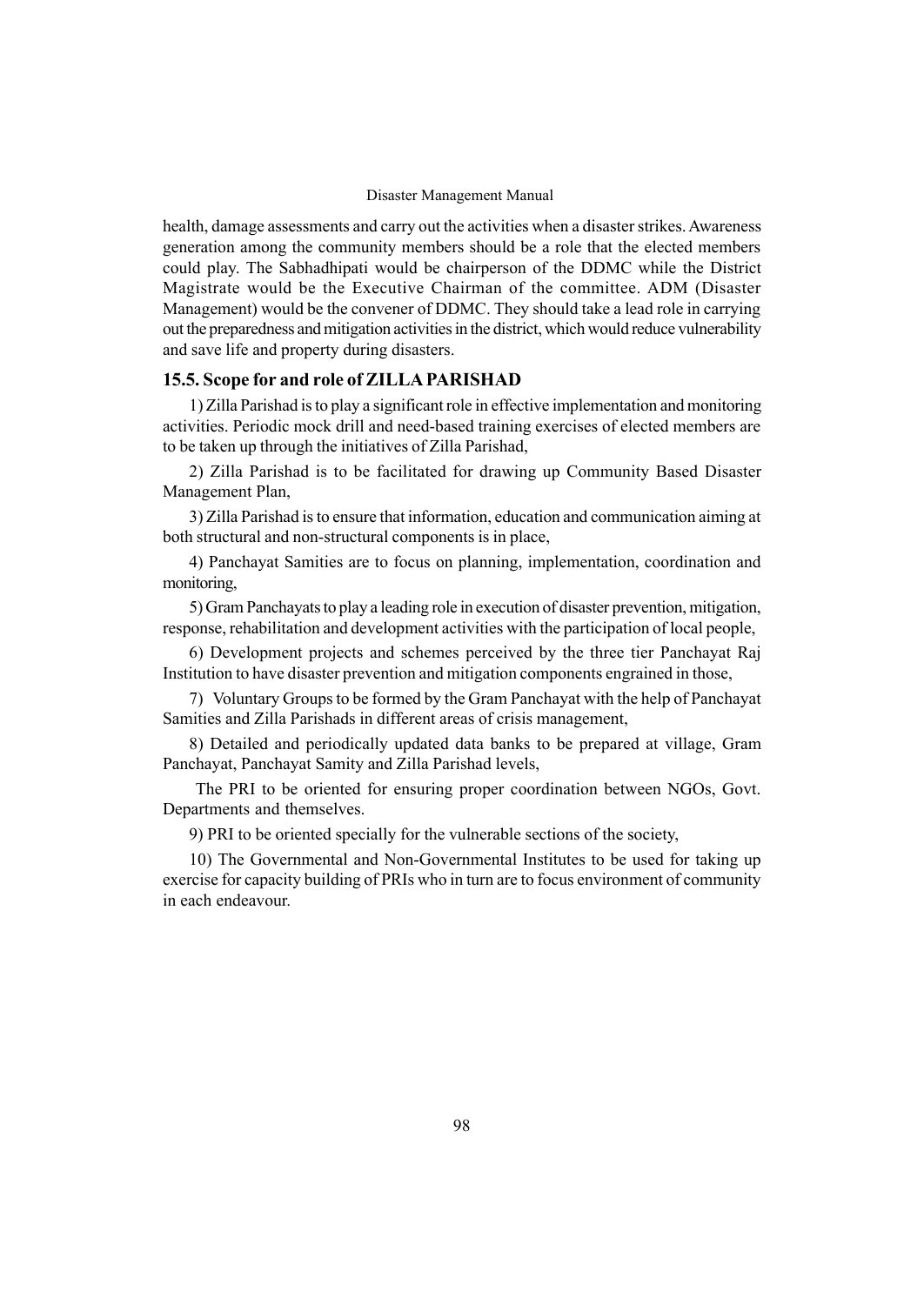health, damage assessments and carry out the activities when a disaster strikes. Awareness generation among the community members should be a role that the elected members could play. The Sabhadhipati would be chairperson of the DDMC while the District Magistrate would be the Executive Chairman of the committee. ADM (Disaster Management) would be the convener of DDMC. They should take a lead role in carrying out the preparedness and mitigation activities in the district, which would reduce vulnerability and save life and property during disasters.

### 15.5. Scope for and role of ZILLA PARISHAD

1) Zilla Parishad is to play a significant role in effective implementation and monitoring activities. Periodic mock drill and need-based training exercises of elected members are to be taken up through the initiatives of Zilla Parishad,

2) Zilla Parishad is to be facilitated for drawing up Community Based Disaster Management Plan,

3) Zilla Parishad is to ensure that information, education and communication aiming at both structural and non-structural components is in place,

4) Panchayat Samities are to focus on planning, implementation, coordination and monitoring,

5) Gram Panchayats to play a leading role in execution of disaster prevention, mitigation, response, rehabilitation and development activities with the participation of local people,

6) Development projects and schemes perceived by the three tier Panchayat Raj Institution to have disaster prevention and mitigation components engrained in those,

7) Voluntary Groups to be formed by the Gram Panchayat with the help of Panchayat Samities and Zilla Parishads in different areas of crisis management,

8) Detailed and periodically updated data banks to be prepared at village, Gram Panchayat, Panchayat Samity and Zilla Parishad levels,

The PRI to be oriented for ensuring proper coordination between NGOs, Govt. Departments and themselves.

9) PRI to be oriented specially for the vulnerable sections of the society,

10) The Governmental and Non-Governmental Institutes to be used for taking up exercise for capacity building of PRIs who in turn are to focus environment of community in each endeavour.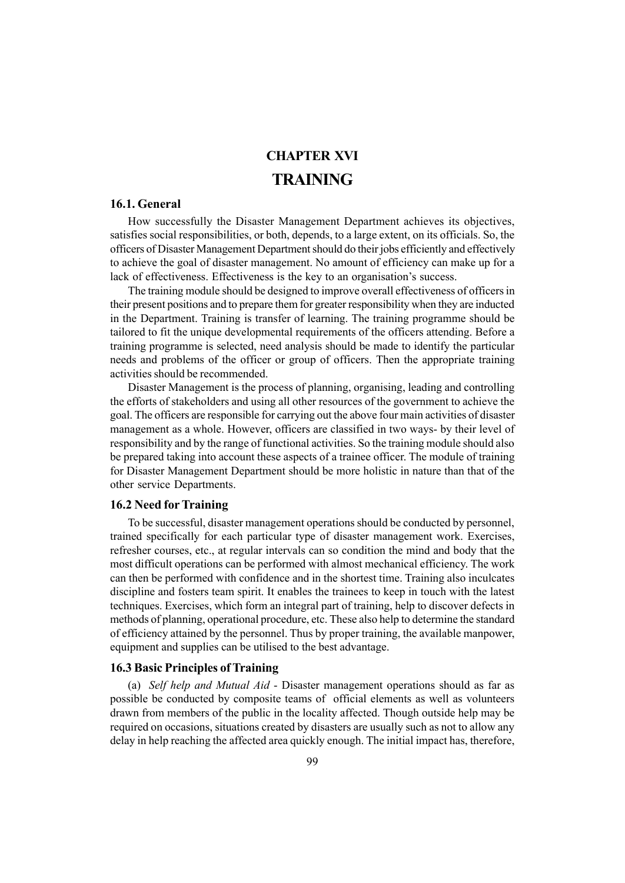# CHAPTER XVI

# TRAINING

### 16.1. General

How successfully the Disaster Management Department achieves its objectives, satisfies social responsibilities, or both, depends, to a large extent, on its officials. So, the officers of Disaster Management Department should do their jobs efficiently and effectively to achieve the goal of disaster management. No amount of efficiency can make up for a lack of effectiveness. Effectiveness is the key to an organisation's success.

The training module should be designed to improve overall effectiveness of officers in their present positions and to prepare them for greater responsibility when they are inducted in the Department. Training is transfer of learning. The training programme should be tailored to fit the unique developmental requirements of the officers attending. Before a training programme is selected, need analysis should be made to identify the particular needs and problems of the officer or group of officers. Then the appropriate training activities should be recommended.

Disaster Management is the process of planning, organising, leading and controlling the efforts of stakeholders and using all other resources of the government to achieve the goal. The officers are responsible for carrying out the above four main activities of disaster management as a whole. However, officers are classified in two ways- by their level of responsibility and by the range of functional activities. So the training module should also be prepared taking into account these aspects of a trainee officer. The module of training for Disaster Management Department should be more holistic in nature than that of the other service Departments.

### 16.2 Need for Training

To be successful, disaster management operations should be conducted by personnel, trained specifically for each particular type of disaster management work. Exercises, refresher courses, etc., at regular intervals can so condition the mind and body that the most difficult operations can be performed with almost mechanical efficiency. The work can then be performed with confidence and in the shortest time. Training also inculcates discipline and fosters team spirit. It enables the trainees to keep in touch with the latest techniques. Exercises, which form an integral part of training, help to discover defects in methods of planning, operational procedure, etc. These also help to determine the standard of efficiency attained by the personnel. Thus by proper training, the available manpower, equipment and supplies can be utilised to the best advantage.

### 16.3 Basic Principles of Training

(a) *Self help and Mutual Aid* - Disaster management operations should as far as possible be conducted by composite teams of official elements as well as volunteers drawn from members of the public in the locality affected. Though outside help may be required on occasions, situations created by disasters are usually such as not to allow any delay in help reaching the affected area quickly enough. The initial impact has, therefore,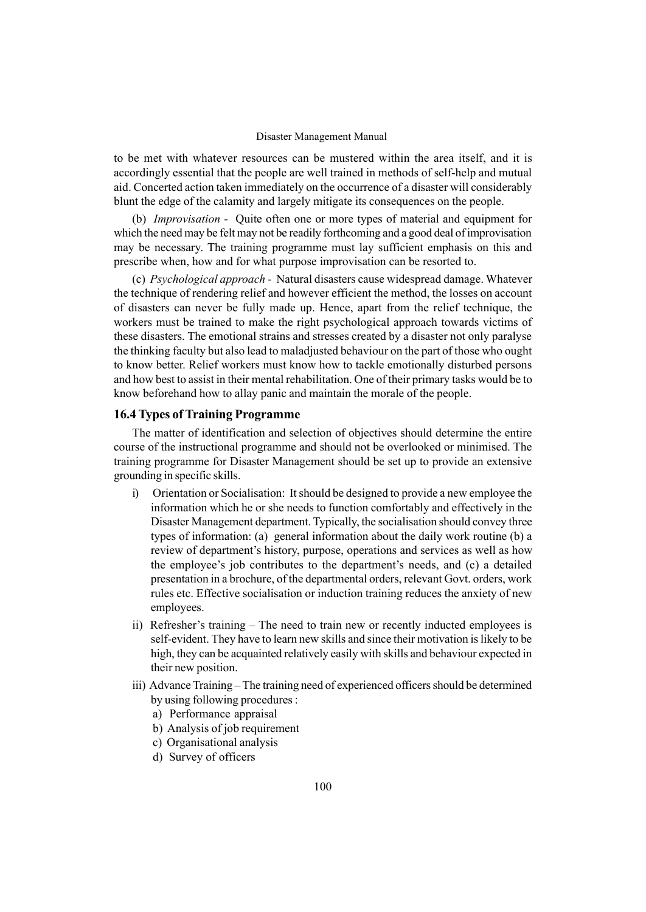to be met with whatever resources can be mustered within the area itself, and it is accordingly essential that the people are well trained in methods of self-help and mutual aid. Concerted action taken immediately on the occurrence of a disaster will considerably blunt the edge of the calamity and largely mitigate its consequences on the people.

(b) *Improvisation* - Quite often one or more types of material and equipment for which the need may be felt may not be readily forthcoming and a good deal of improvisation may be necessary. The training programme must lay sufficient emphasis on this and prescribe when, how and for what purpose improvisation can be resorted to.

(c) *Psychological approach* - Natural disasters cause widespread damage. Whatever the technique of rendering relief and however efficient the method, the losses on account of disasters can never be fully made up. Hence, apart from the relief technique, the workers must be trained to make the right psychological approach towards victims of these disasters. The emotional strains and stresses created by a disaster not only paralyse the thinking faculty but also lead to maladjusted behaviour on the part of those who ought to know better. Relief workers must know how to tackle emotionally disturbed persons and how best to assist in their mental rehabilitation. One of their primary tasks would be to know beforehand how to allay panic and maintain the morale of the people.

## 16.4 Types of Training Programme

The matter of identification and selection of objectives should determine the entire course of the instructional programme and should not be overlooked or minimised. The training programme for Disaster Management should be set up to provide an extensive grounding in specific skills.

i) Orientation or Socialisation: It should be designed to provide a new employee the information which he or she needs to function comfortably and effectively in the Disaster Management department. Typically, the socialisation should convey three types of information: (a) general information about the daily work routine (b) a review of department's history, purpose, operations and services as well as how the employee's job contributes to the department's needs, and (c) a detailed presentation in a brochure, of the departmental orders, relevant Govt. orders, work rules etc. Effective socialisation or induction training reduces the anxiety of new employees.

ii) Refresher's training – The need to train new or recently inducted employees is self-evident. They have to learn new skills and since their motivation is likely to be high, they can be acquainted relatively easily with skills and behaviour expected in their new position.

iii) Advance Training – The training need of experienced officers should be determined by using following procedures :
   a) Performance appraisal
   b) Analysis of job requirement
   c) Organisational analysis
   d) Survey of officers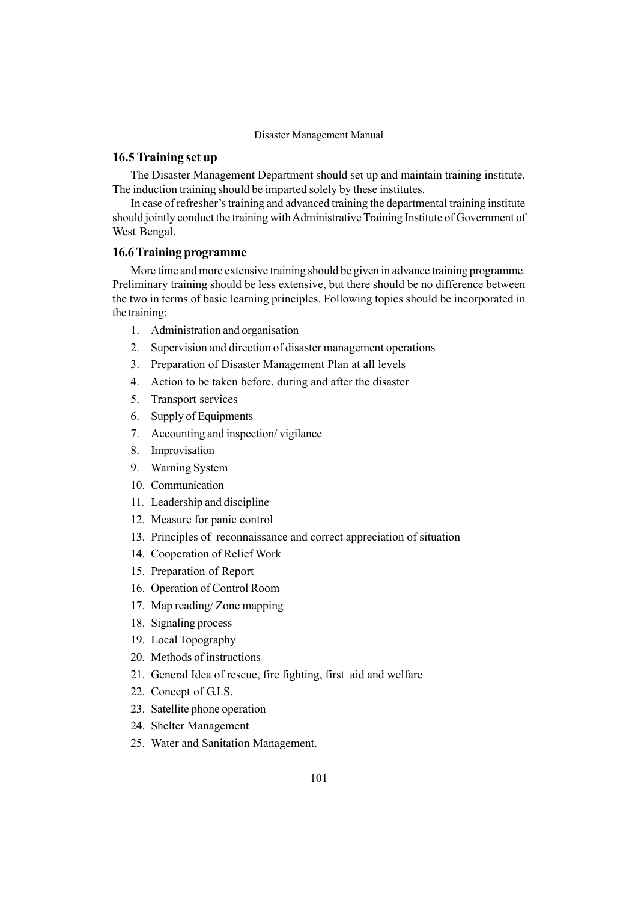## 16.5 Training set up

The Disaster Management Department should set up and maintain training institute. The induction training should be imparted solely by these institutes.

In case of refresher's training and advanced training the departmental training institute should jointly conduct the training with Administrative Training Institute of Government of West Bengal.

## 16.6 Training programme

More time and more extensive training should be given in advance training programme. Preliminary training should be less extensive, but there should be no difference between the two in terms of basic learning principles. Following topics should be incorporated in the training:

1. Administration and organisation
2. Supervision and direction of disaster management operations
3. Preparation of Disaster Management Plan at all levels
4. Action to be taken before, during and after the disaster
5. Transport services
6. Supply of Equipments
7. Accounting and inspection/ vigilance
8. Improvisation
9. Warning System
10. Communication
11. Leadership and discipline
12. Measure for panic control
13. Principles of reconnaissance and correct appreciation of situation
14. Cooperation of Relief Work
15. Preparation of Report
16. Operation of Control Room
17. Map reading/ Zone mapping
18. Signaling process
19. Local Topography
20. Methods of instructions
21. General Idea of rescue, fire fighting, first aid and welfare
22. Concept of G.I.S.
23. Satellite phone operation
24. Shelter Management
25. Water and Sanitation Management.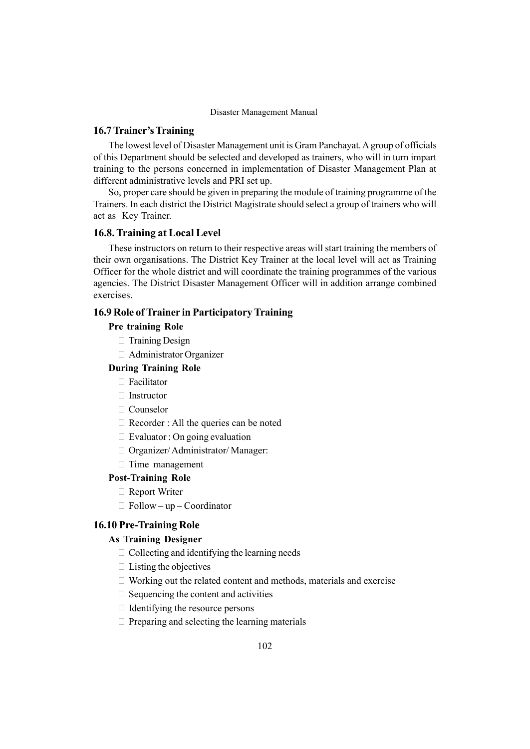## 16.7 Trainer's Training

The lowest level of Disaster Management unit is Gram Panchayat. A group of officials of this Department should be selected and developed as trainers, who will in turn impart training to the persons concerned in implementation of Disaster Management Plan at different administrative levels and PRI set up.

So, proper care should be given in preparing the module of training programme of the Trainers. In each district the District Magistrate should select a group of trainers who will act as Key Trainer.

## 16.8. Training at Local Level

These instructors on return to their respective areas will start training the members of their own organisations. The District Key Trainer at the local level will act as Training Officer for the whole district and will coordinate the training programmes of the various agencies. The District Disaster Management Officer will in addition arrange combined exercises.

## 16.9 Role of Trainer in Participatory Training

**Pre training Role**

- Training Design
- Administrator Organizer

**During Training Role**

- Facilitator
- Instructor
- Counselor
- Recorder : All the queries can be noted
- Evaluator : On going evaluation
- Organizer/ Administrator/ Manager:
- Time management

**Post-Training Role**

- Report Writer
- Follow – up – Coordinator

## 16.10 Pre-Training Role

**As Training Designer**

- Collecting and identifying the learning needs
- Listing the objectives
- Working out the related content and methods, materials and exercise
- Sequencing the content and activities
- Identifying the resource persons
- Preparing and selecting the learning materials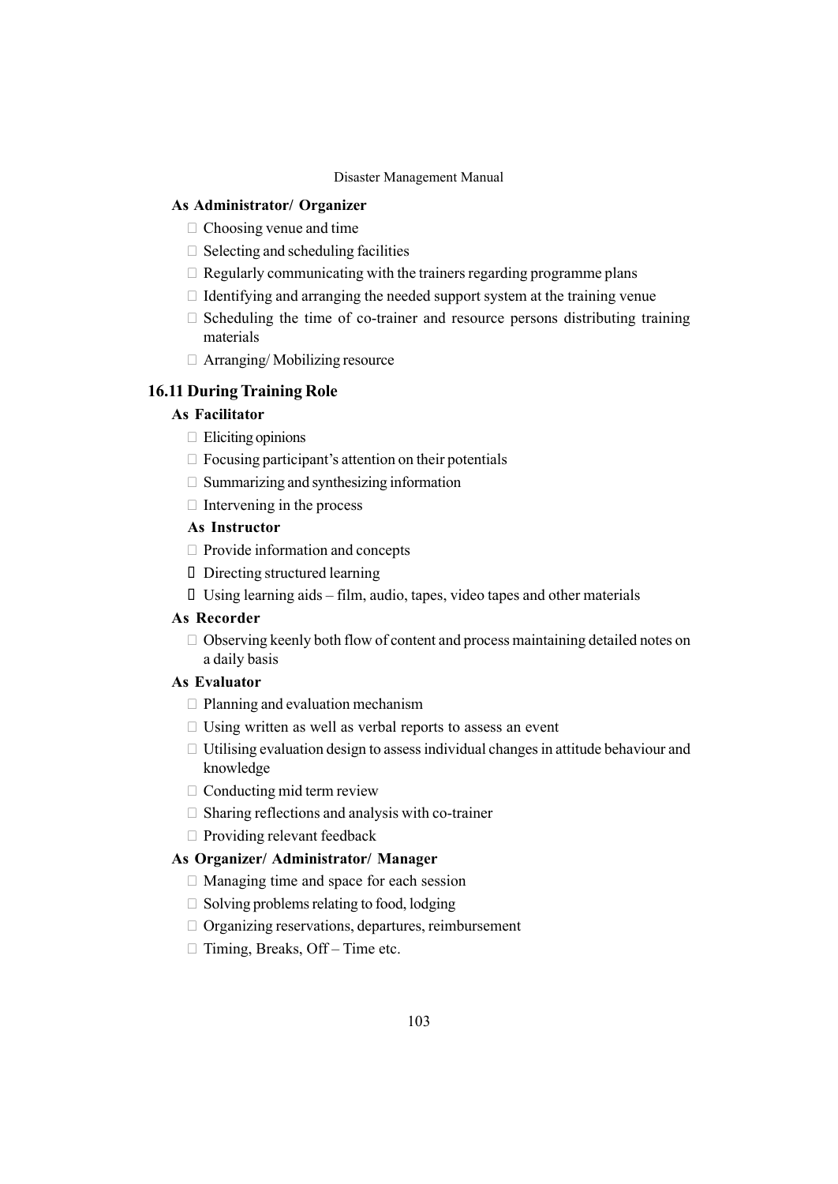**As Administrator/ Organizer**

- Choosing venue and time
- Selecting and scheduling facilities
- Regularly communicating with the trainers regarding programme plans
- Identifying and arranging the needed support system at the training venue
- Scheduling the time of co-trainer and resource persons distributing training materials
- Arranging/ Mobilizing resource

## 16.11 During Training Role

**As Facilitator**

- Eliciting opinions
- Focusing participant's attention on their potentials
- Summarizing and synthesizing information
- Intervening in the process

**As Instructor**

- Provide information and concepts
- Directing structured learning
- Using learning aids – film, audio, tapes, video tapes and other materials

**As Recorder**

- Observing keenly both flow of content and process maintaining detailed notes on a daily basis

**As Evaluator**

- Planning and evaluation mechanism
- Using written as well as verbal reports to assess an event
- Utilising evaluation design to assess individual changes in attitude behaviour and knowledge
- Conducting mid term review
- Sharing reflections and analysis with co-trainer
- Providing relevant feedback

**As Organizer/ Administrator/ Manager**

- Managing time and space for each session
- Solving problems relating to food, lodging
- Organizing reservations, departures, reimbursement
- Timing, Breaks, Off – Time etc.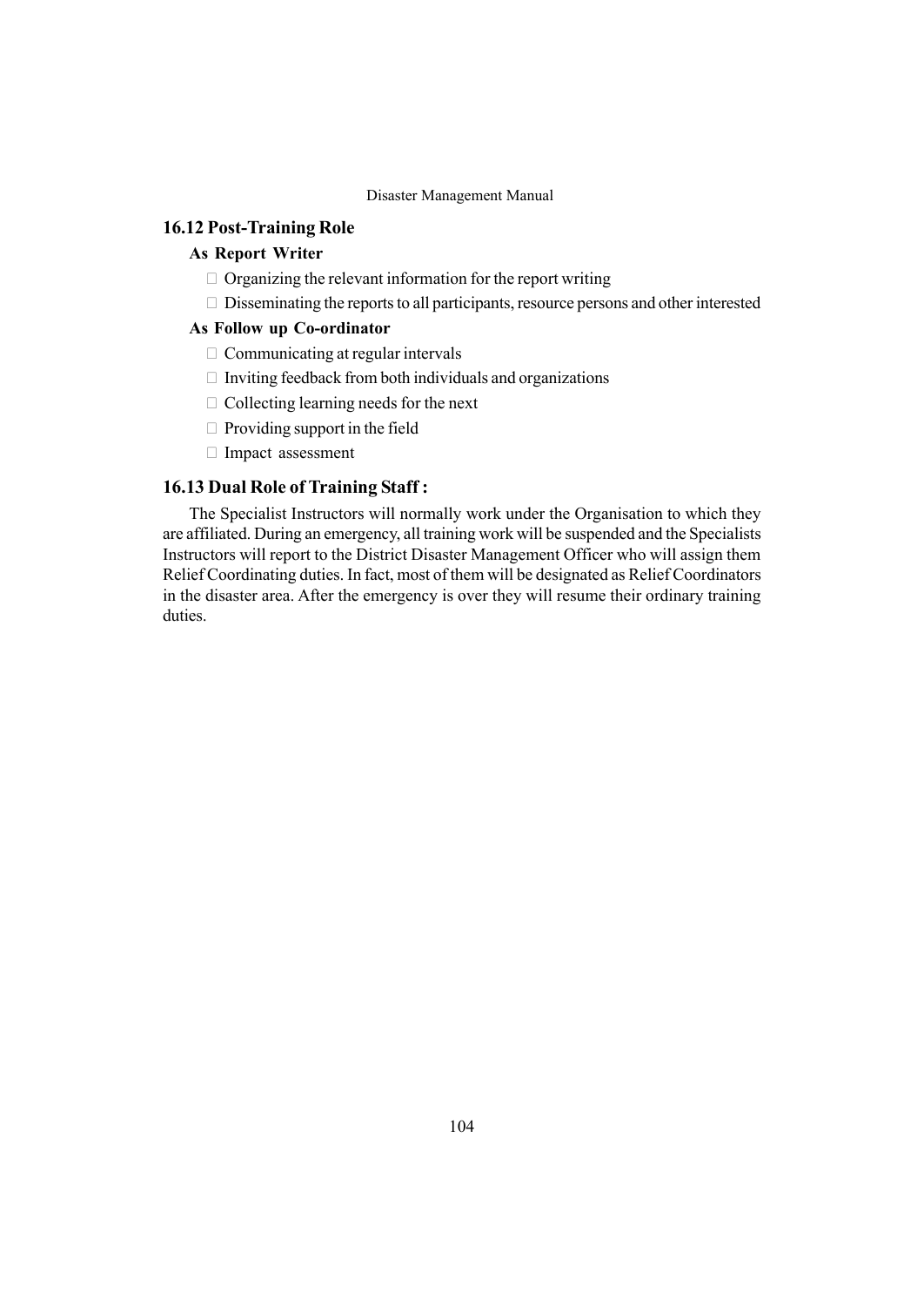## 16.12 Post-Training Role

### As Report Writer

- Organizing the relevant information for the report writing
- Disseminating the reports to all participants, resource persons and other interested

### As Follow up Co-ordinator

- Communicating at regular intervals
- Inviting feedback from both individuals and organizations
- Collecting learning needs for the next
- Providing support in the field
- Impact assessment

## 16.13 Dual Role of Training Staff :

The Specialist Instructors will normally work under the Organisation to which they are affiliated. During an emergency, all training work will be suspended and the Specialists Instructors will report to the District Disaster Management Officer who will assign them Relief Coordinating duties. In fact, most of them will be designated as Relief Coordinators in the disaster area. After the emergency is over they will resume their ordinary training duties.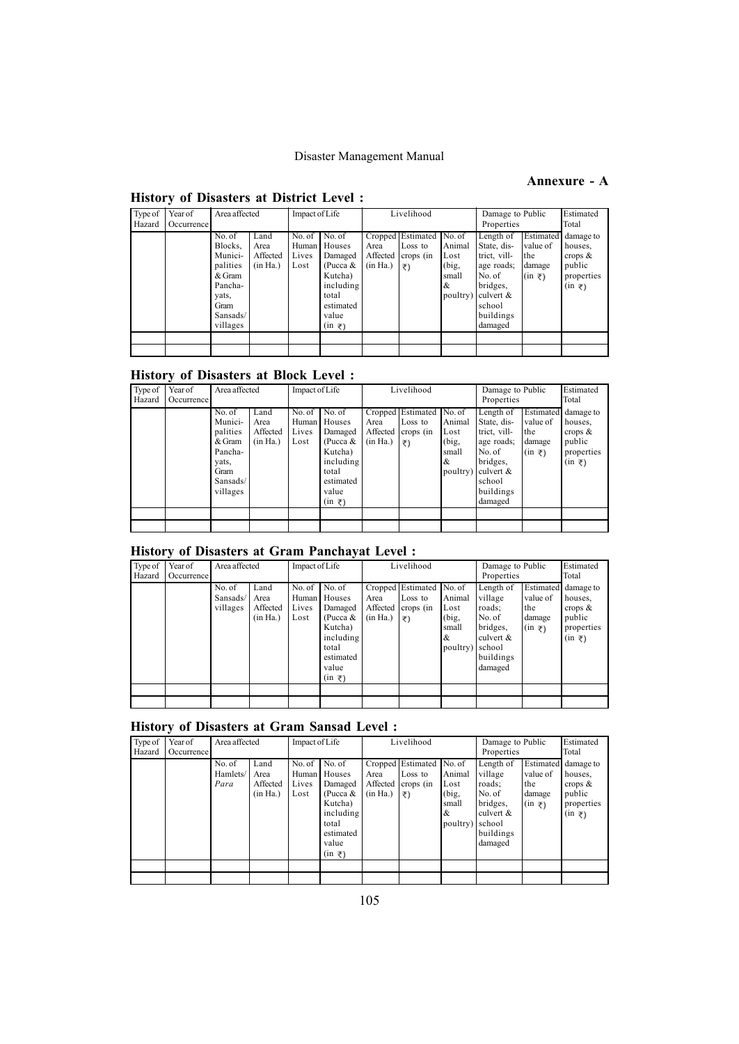# Annexure - A

## History of Disasters at District Level :

| Type of Hazard | Year of Occurrence | Area affected | | Impact of Life | | Livelihood | | | Damage to Public Properties | | Estimated Total |
|---|---|---|---|---|---|---|---|---|---|---|---|
| | | No. of Blocks, Municipalities & Gram Panchayats, Gram Sansads/ villages | Land Area Affected (in Ha.) | No. of Human Lives Lost | No. of Houses Damaged (Pucca & Kutcha) including total estimated value (in ₹) | Cropped Area Affected (in Ha.) | Estimated Loss to crops (in ₹) | No. of Animal Lost (big, small & poultry) | Length of State, district, village roads; No. of bridges, culvert & school buildings damaged | Estimated value of the damage (in ₹) | damage to houses, crops & public properties (in ₹) |
| | | | | | | | | | | | |
| | | | | | | | | | | | |

## History of Disasters at Block Level :

| Type of Hazard | Year of Occurrence | Area affected | | Impact of Life | | Livelihood | | | Damage to Public Properties | | Estimated Total |
|---|---|---|---|---|---|---|---|---|---|---|---|
| | | No. of Municipalities & Gram Panchayats, Gram Sansads/ villages | Land Area Affected (in Ha.) | No. of Human Lives Lost | No. of Houses Damaged (Pucca & Kutcha) including total estimated value (in ₹) | Cropped Area Affected (in Ha.) | Estimated Loss to crops (in ₹) | No. of Animal Lost (big, small & poultry) | Length of State, district, village roads; No. of bridges, culvert & school buildings damaged | Estimated value of the damage (in ₹) | damage to houses, crops & public properties (in ₹) |
| | | | | | | | | | | | |
| | | | | | | | | | | | |

## History of Disasters at Gram Panchayat Level :

| Type of Hazard | Year of Occurrence | Area affected | | Impact of Life | | Livelihood | | | Damage to Public Properties | | Estimated Total |
|---|---|---|---|---|---|---|---|---|---|---|---|
| | | No. of Sansads/ villages | Land Area Affected (in Ha.) | No. of Human Lives Lost | No. of Houses Damaged (Pucca & Kutcha) including total estimated value (in ₹) | Cropped Area Affected (in Ha.) | Estimated Loss to crops (in ₹) | No. of Animal Lost (big, small & poultry) | Length of village roads; No. of bridges, culvert & school buildings damaged | Estimated value of the damage (in ₹) | damage to houses, crops & public properties (in ₹) |
| | | | | | | | | | | | |
| | | | | | | | | | | | |

## History of Disasters at Gram Sansad Level :

| Type of Hazard | Year of Occurrence | Area affected | | Impact of Life | | Livelihood | | | Damage to Public Properties | | Estimated Total |
|---|---|---|---|---|---|---|---|---|---|---|---|
| | | No. of Hamlets/ *Para* | Land Area Affected (in Ha.) | No. of Human Lives Lost | No. of Houses Damaged (Pucca & Kutcha) including total estimated value (in ₹) | Cropped Area Affected (in Ha.) | Estimated Loss to crops (in ₹) | No. of Animal Lost (big, small & poultry) | Length of village roads; No. of bridges, culvert & school buildings damaged | Estimated value of the damage (in ₹) | damage to houses, crops & public properties (in ₹) |
| | | | | | | | | | | | |
| | | | | | | | | | | | |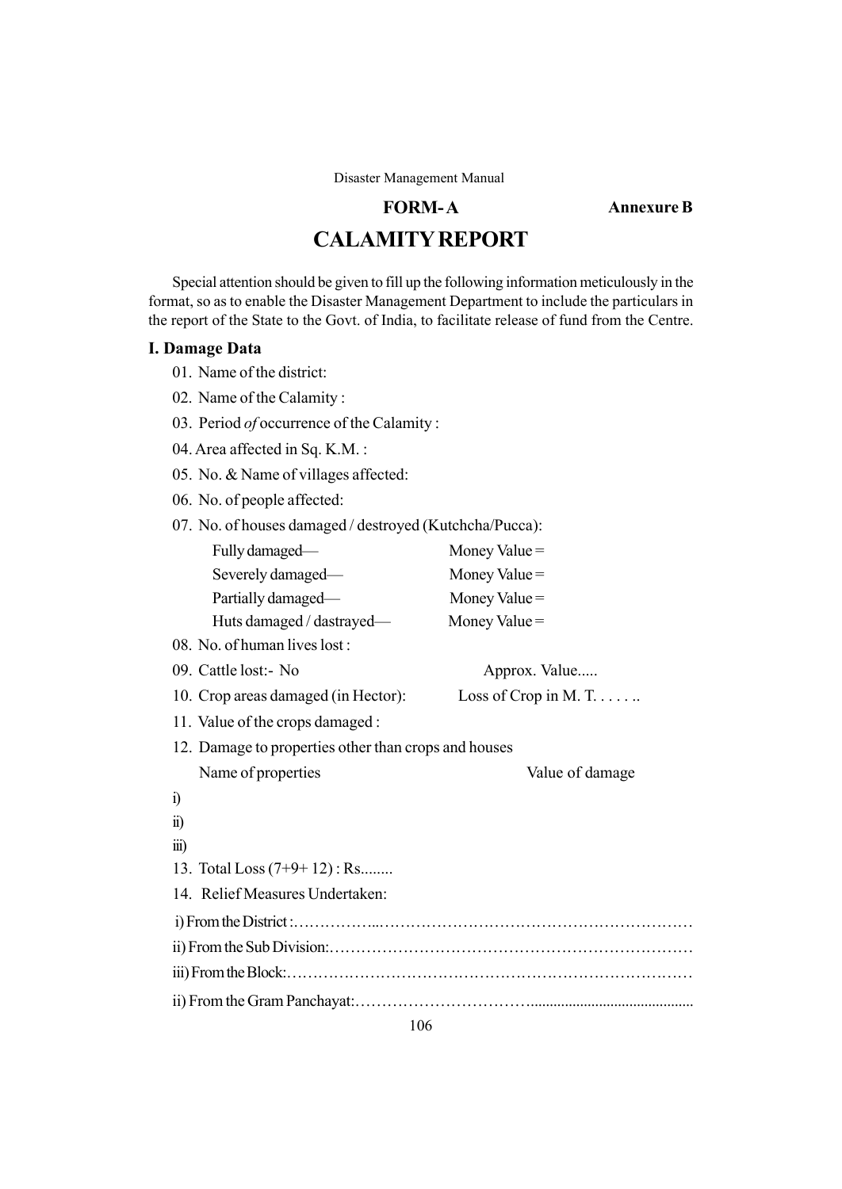**FORM- A** **Annexure B**

# CALAMITY REPORT

Special attention should be given to fill up the following information meticulously in the format, so as to enable the Disaster Management Department to include the particulars in the report of the State to the Govt. of India, to facilitate release of fund from the Centre.

## I. Damage Data

01. Name of the district:

02. Name of the Calamity :

03. Period *of* occurrence of the Calamity :

04. Area affected in Sq. K.M. :

05. No. & Name of villages affected:

06. No. of people affected:

07. No. of houses damaged / destroyed (Kutchcha/Pucca):

    Fully damaged— Money Value =

    Severely damaged— Money Value =

    Partially damaged— Money Value =

    Huts damaged / dastrayed— Money Value =

08. No. of human lives lost :

09. Cattle lost:- No Approx. Value.....

10. Crop areas damaged (in Hector): Loss of Crop in M. T. . . . . . .

11. Value of the crops damaged :

12. Damage to properties other than crops and houses

    Name of properties Value of damage

i)

ii)

iii)

13. Total Loss (7+9+ 12) : Rs........

14. Relief Measures Undertaken:

i) From the District :……………...……………………………………………………

ii) From the Sub Division:…………………………………………………………

iii) From the Block:…………………………………………………………………

ii) From the Gram Panchayat:…………………………….........................................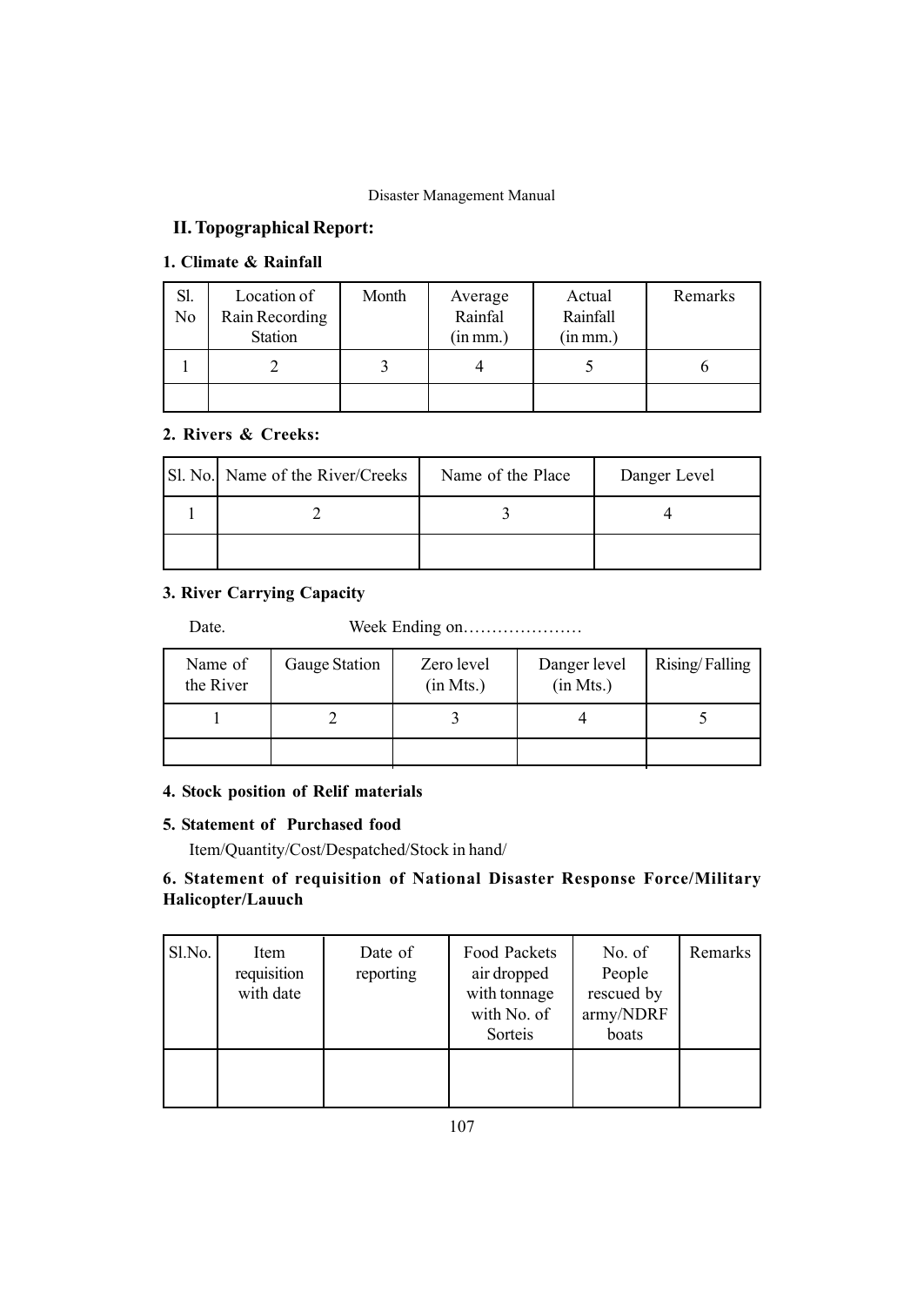## II. Topographical Report:

### 1. Climate & Rainfall

| Sl. No | Location of Rain Recording Station | Month | Average Rainfal (in mm.) | Actual Rainfall (in mm.) | Remarks |
|---|---|---|---|---|---|
| 1 | 2 | 3 | 4 | 5 | 6 |
| | | | | | |

### 2. Rivers & Creeks:

| Sl. No. | Name of the River/Creeks | Name of the Place | Danger Level |
|---|---|---|---|
| 1 | 2 | 3 | 4 |
| | | | |

### 3. River Carrying Capacity

Date.                    Week Ending on…………………

| Name of the River | Gauge Station | Zero level (in Mts.) | Danger level (in Mts.) | Rising/ Falling |
|---|---|---|---|---|
| 1 | 2 | 3 | 4 | 5 |
| | | | | |

### 4. Stock position of Relif materials

### 5. Statement of Purchased food

Item/Quantity/Cost/Despatched/Stock in hand/

### 6. Statement of requisition of National Disaster Response Force/Military Halicopter/Lauuch

| Sl.No. | Item requisition with date | Date of reporting | Food Packets air dropped with tonnage with No. of Sorteis | No. of People rescued by army/NDRF boats | Remarks |
|---|---|---|---|---|---|
| | | | | | |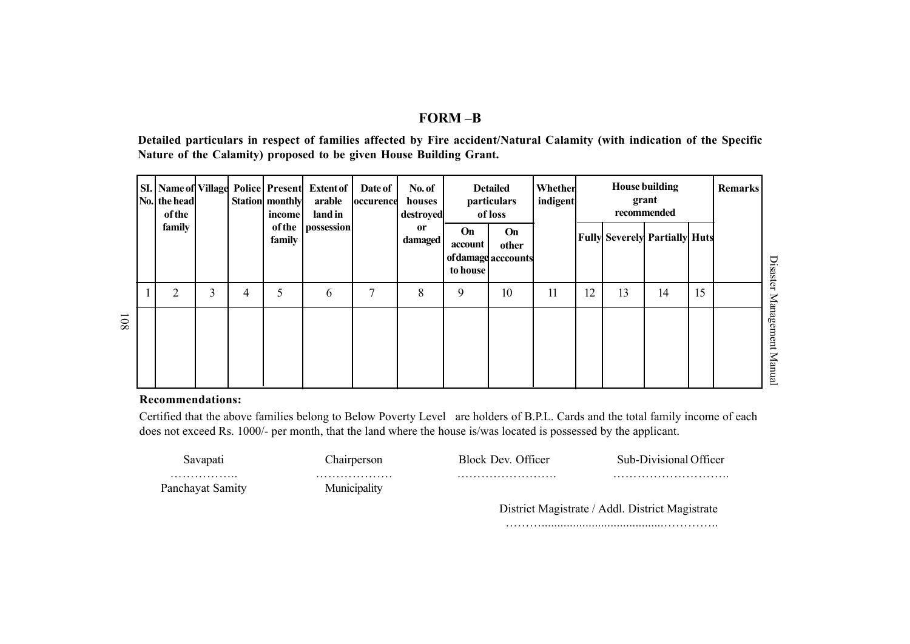# FORM –B

**Detailed particulars in respect of families affected by Fire accident/Natural Calamity (with indication of the Specific Nature of the Calamity) proposed to be given House Building Grant.**

| Sl. No. | Name of the head of the family | Village | Police Station | Present monthly income of the family | Extent of arable land in possession | Date of occurence | No. of houses destroyed or damaged | Detailed particulars of loss | | Whether indigent | House building grant recommended | | | | Remarks |
|---|---|---|---|---|---|---|---|---|---|---|---|---|---|---|---|
| | | | | | | | | On account of damage to house | On other acccounts | | Fully | Severely | Partially | Huts | |
| 1 | 2 | 3 | 4 | 5 | 6 | 7 | 8 | 9 | 10 | 11 | 12 | 13 | 14 | 15 | |
| | | | | | | | | | | | | | | | |

**Recommendations:**

Certified that the above families belong to Below Poverty Level are holders of B.P.L. Cards and the total family income of each does not exceed Rs. 1000/- per month, that the land where the house is/was located is possessed by the applicant.

| Savapati | Chairperson | Block Dev. Officer | Sub-Divisional Officer |
|---|---|---|---|
| …………….. | ………………. | ……………………. | ……………………….. |
| Panchayat Samity | Municipality | | |

District Magistrate / Addl. District Magistrate

………........................................…………..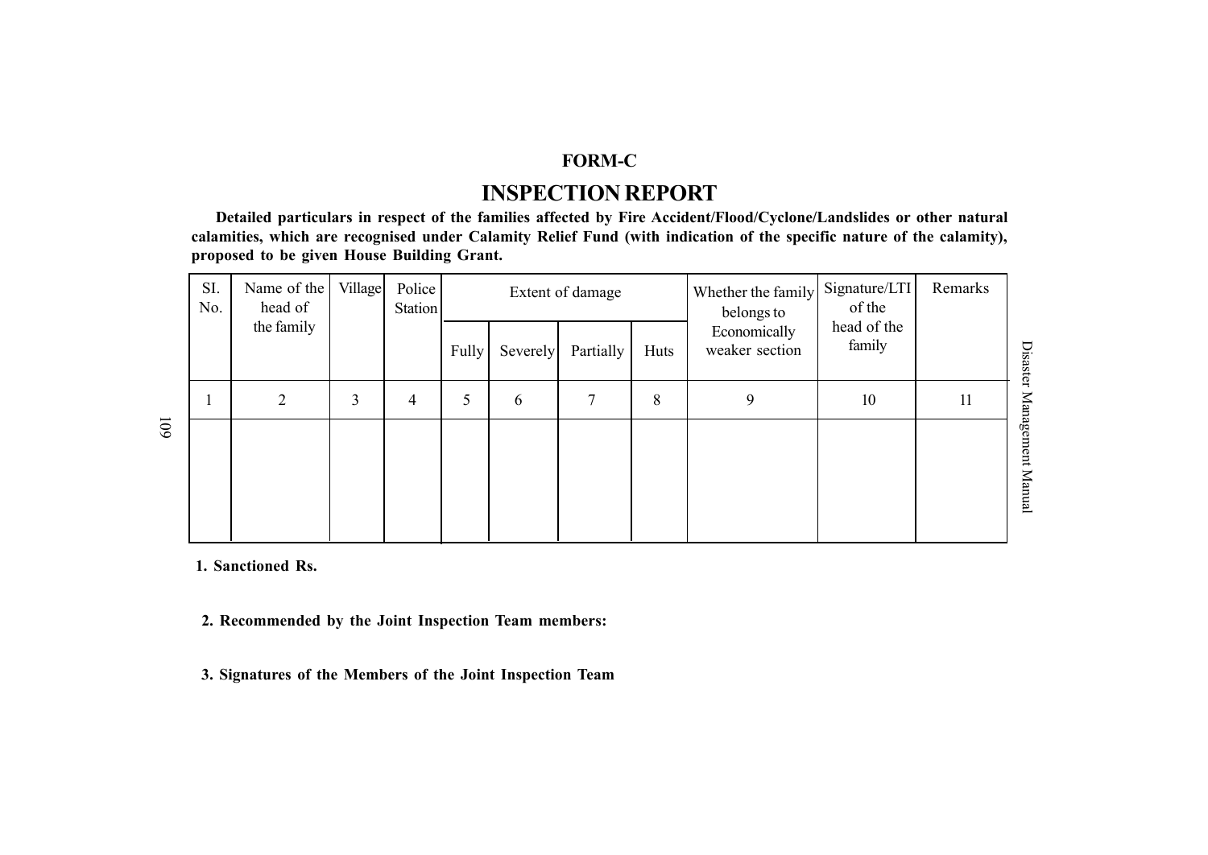## FORM-C

# INSPECTION REPORT

**Detailed particulars in respect of the families affected by Fire Accident/Flood/Cyclone/Landslides or other natural calamities, which are recognised under Calamity Relief Fund (with indication of the specific nature of the calamity), proposed to be given House Building Grant.**

| SI. No. | Name of the head of the family | Village | Police Station | Extent of damage | | | | Whether the family belongs to Economically weaker section | Signature/LTI of the head of the family | Remarks |
|---|---|---|---|---|---|---|---|---|---|---|
| | | | | Fully | Severely | Partially | Huts | | | |
| 1 | 2 | 3 | 4 | 5 | 6 | 7 | 8 | 9 | 10 | 11 |
| | | | | | | | | | | |

**1. Sanctioned Rs.**

**2. Recommended by the Joint Inspection Team members:**

**3. Signatures of the Members of the Joint Inspection Team**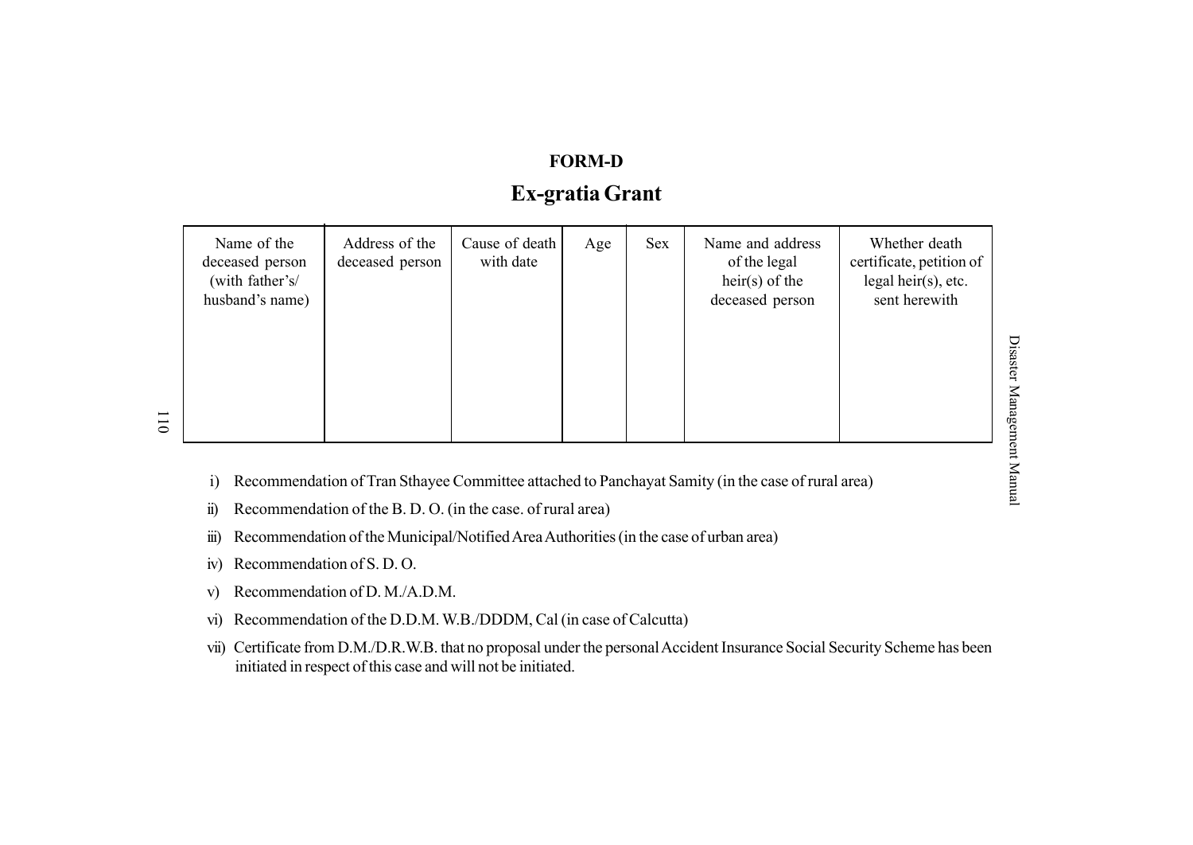**FORM-D**

## Ex-gratia Grant

| Name of the deceased person (with father's/ husband's name) | Address of the deceased person | Cause of death with date | Age | Sex | Name and address of the legal heir(s) of the deceased person | Whether death certificate, petition of legal heir(s), etc. sent herewith |
|---|---|---|---|---|---|---|
| | | | | | | |

i) Recommendation of Tran Sthayee Committee attached to Panchayat Samity (in the case of rural area)

ii) Recommendation of the B. D. O. (in the case. of rural area)

iii) Recommendation of the Municipal/Notified Area Authorities (in the case of urban area)

iv) Recommendation of S. D. O.

v) Recommendation of D. M./A.D.M.

vi) Recommendation of the D.D.M. W.B./DDDM, Cal (in case of Calcutta)

vii) Certificate from D.M./D.R.W.B. that no proposal under the personal Accident Insurance Social Security Scheme has been initiated in respect of this case and will not be initiated.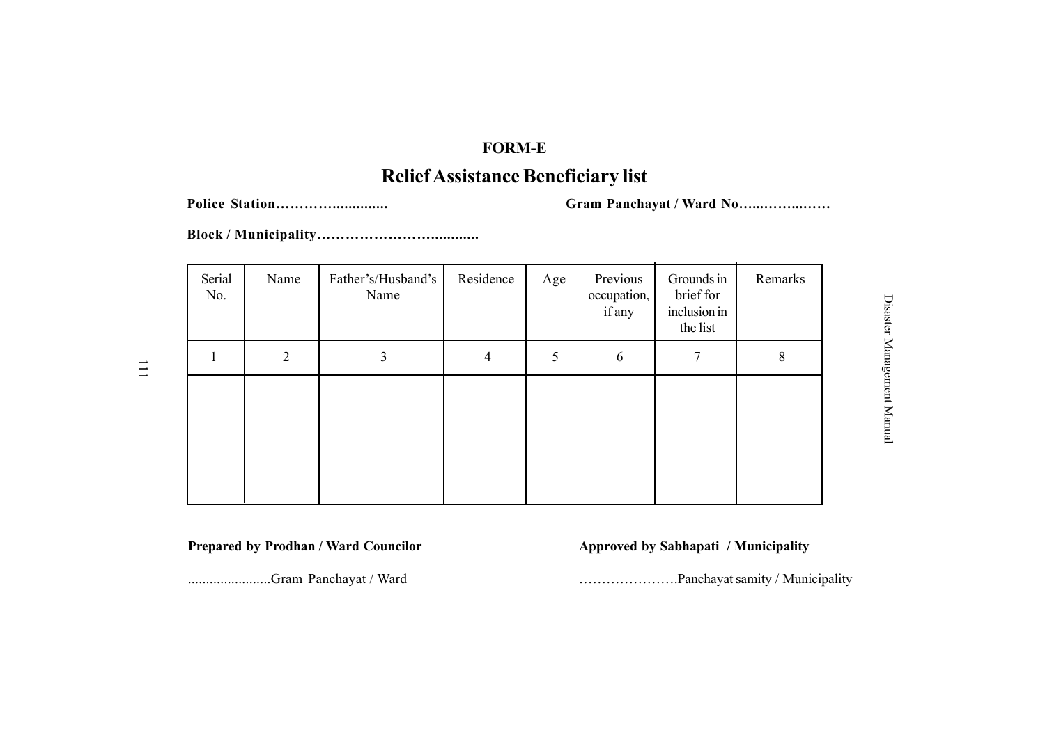**FORM-E**

## Relief Assistance Beneficiary list

**Police Station………….............** **Gram Panchayat / Ward No…...……..……**

**Block / Municipality…………………….........**

| Serial No. | Name | Father's/Husband's Name | Residence | Age | Previous occupation, if any | Grounds in brief for inclusion in the list | Remarks |
|---|---|---|---|---|---|---|---|
| 1 | 2 | 3 | 4 | 5 | 6 | 7 | 8 |
| | | | | | | | |

**Prepared by Prodhan / Ward Councilor**

.......................Gram Panchayat / Ward

**Approved by Sabhapati / Municipality**

………………….Panchayat samity / Municipality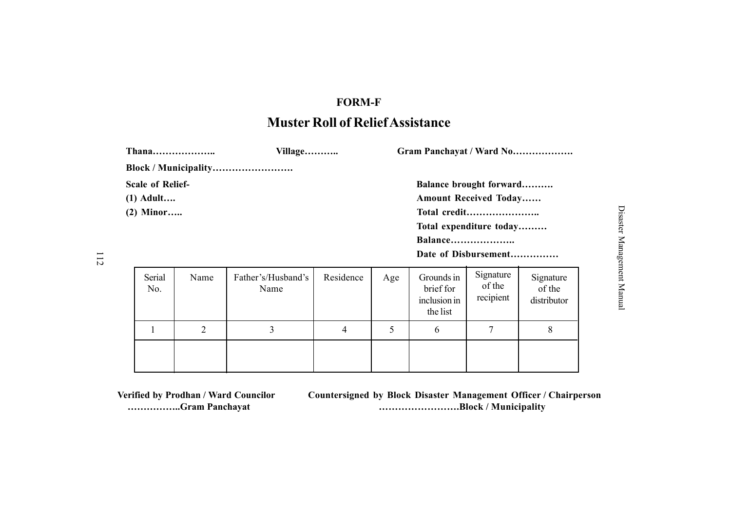**FORM-F**

# Muster Roll of Relief Assistance

**Thana………………..** **Village………..** **Gram Panchayat / Ward No……………….**

**Block / Municipality…………………….**

**Scale of Relief-**

**(1) Adult….**

**(2) Minor…..**

**Balance brought forward……….**

**Amount Received Today……**

**Total credit…………………..**

**Total expenditure today………**

**Balance………………..**

**Date of Disbursement……………**

| Serial No. | Name | Father's/Husband's Name | Residence | Age | Grounds in brief for inclusion in the list | Signature of the recipient | Signature of the distributor |
|---|---|---|---|---|---|---|---|
| 1 | 2 | 3 | 4 | 5 | 6 | 7 | 8 |
| | | | | | | | |

**Verified by Prodhan / Ward Councilor**
**……………..Gram Panchayat**

**Countersigned by Block Disaster Management Officer / Chairperson**
**……………………Block / Municipality**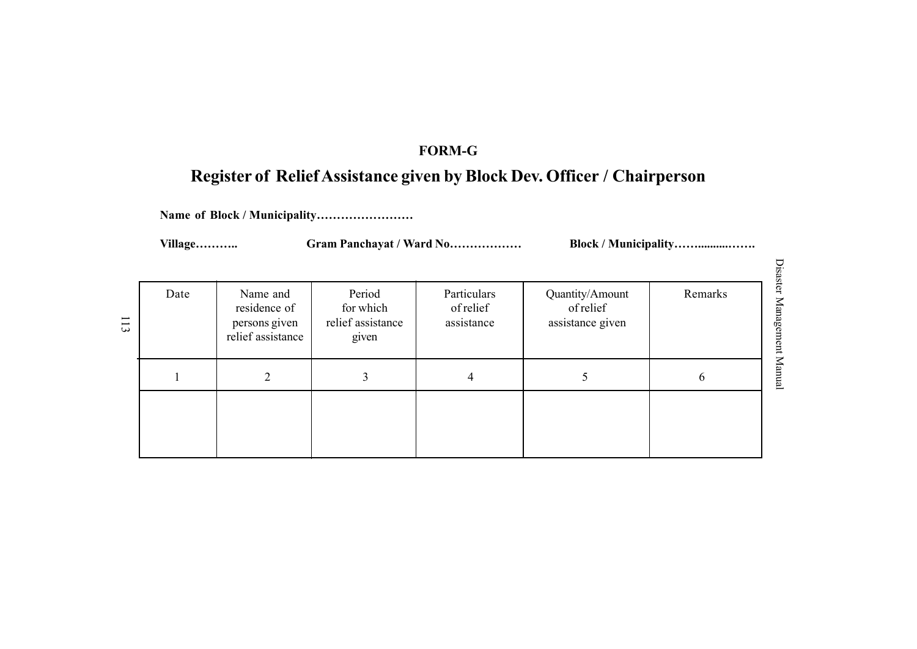**FORM-G**

# Register of Relief Assistance given by Block Dev. Officer / Chairperson

**Name of Block / Municipality……………………**

**Village………..** **Gram Panchayat / Ward No………………** **Block / Municipality……..........…….**

| Date | Name and residence of persons given relief assistance | Period for which relief assistance given | Particulars of relief assistance | Quantity/Amount of relief assistance given | Remarks |
|---|---|---|---|---|---|
| 1 | 2 | 3 | 4 | 5 | 6 |
| | | | | | |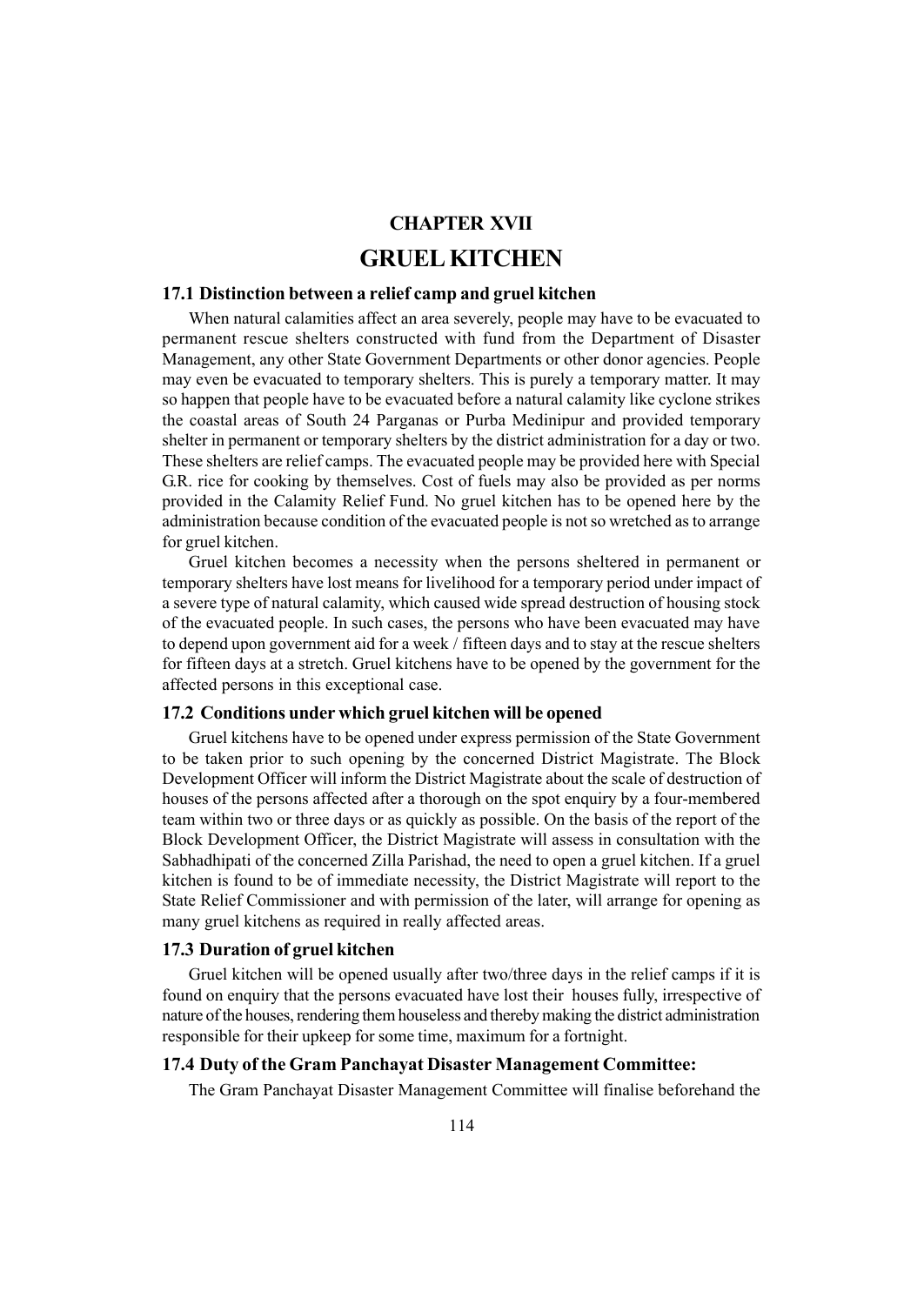# CHAPTER XVII

# GRUEL KITCHEN

### 17.1 Distinction between a relief camp and gruel kitchen

When natural calamities affect an area severely, people may have to be evacuated to permanent rescue shelters constructed with fund from the Department of Disaster Management, any other State Government Departments or other donor agencies. People may even be evacuated to temporary shelters. This is purely a temporary matter. It may so happen that people have to be evacuated before a natural calamity like cyclone strikes the coastal areas of South 24 Parganas or Purba Medinipur and provided temporary shelter in permanent or temporary shelters by the district administration for a day or two. These shelters are relief camps. The evacuated people may be provided here with Special G.R. rice for cooking by themselves. Cost of fuels may also be provided as per norms provided in the Calamity Relief Fund. No gruel kitchen has to be opened here by the administration because condition of the evacuated people is not so wretched as to arrange for gruel kitchen.

Gruel kitchen becomes a necessity when the persons sheltered in permanent or temporary shelters have lost means for livelihood for a temporary period under impact of a severe type of natural calamity, which caused wide spread destruction of housing stock of the evacuated people. In such cases, the persons who have been evacuated may have to depend upon government aid for a week / fifteen days and to stay at the rescue shelters for fifteen days at a stretch. Gruel kitchens have to be opened by the government for the affected persons in this exceptional case.

### 17.2 Conditions under which gruel kitchen will be opened

Gruel kitchens have to be opened under express permission of the State Government to be taken prior to such opening by the concerned District Magistrate. The Block Development Officer will inform the District Magistrate about the scale of destruction of houses of the persons affected after a thorough on the spot enquiry by a four-membered team within two or three days or as quickly as possible. On the basis of the report of the Block Development Officer, the District Magistrate will assess in consultation with the Sabhadhipati of the concerned Zilla Parishad, the need to open a gruel kitchen. If a gruel kitchen is found to be of immediate necessity, the District Magistrate will report to the State Relief Commissioner and with permission of the later, will arrange for opening as many gruel kitchens as required in really affected areas.

### 17.3 Duration of gruel kitchen

Gruel kitchen will be opened usually after two/three days in the relief camps if it is found on enquiry that the persons evacuated have lost their houses fully, irrespective of nature of the houses, rendering them houseless and thereby making the district administration responsible for their upkeep for some time, maximum for a fortnight.

### 17.4 Duty of the Gram Panchayat Disaster Management Committee:

The Gram Panchayat Disaster Management Committee will finalise beforehand the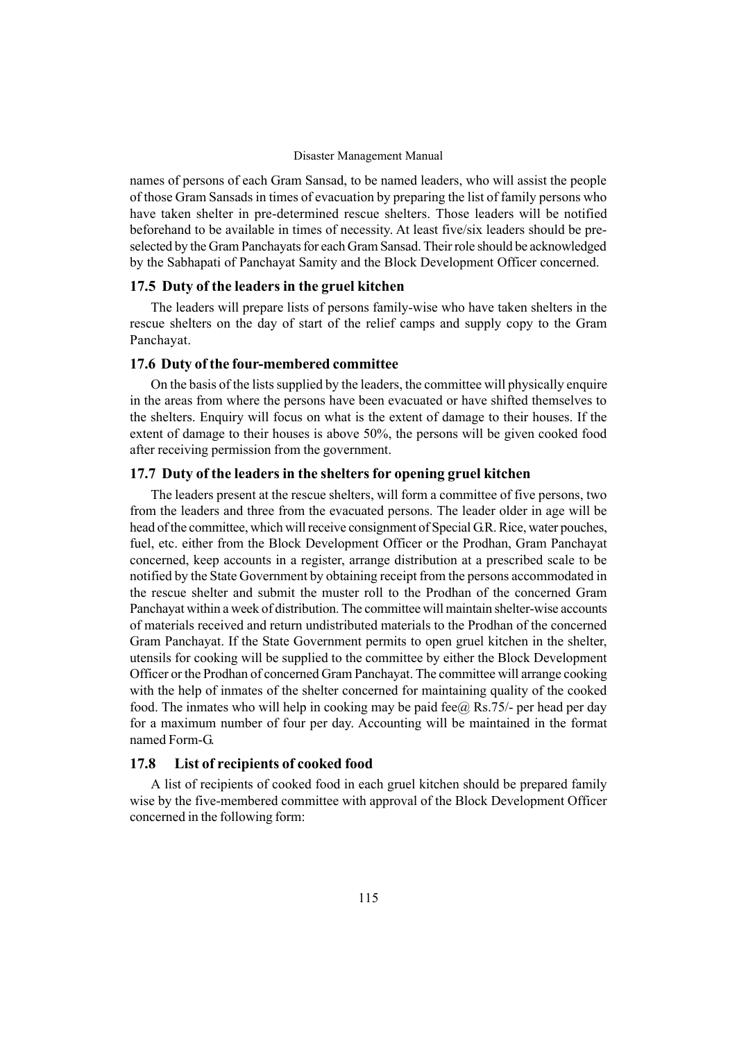names of persons of each Gram Sansad, to be named leaders, who will assist the people of those Gram Sansads in times of evacuation by preparing the list of family persons who have taken shelter in pre-determined rescue shelters. Those leaders will be notified beforehand to be available in times of necessity. At least five/six leaders should be pre-selected by the Gram Panchayats for each Gram Sansad. Their role should be acknowledged by the Sabhapati of Panchayat Samity and the Block Development Officer concerned.

### 17.5 Duty of the leaders in the gruel kitchen

The leaders will prepare lists of persons family-wise who have taken shelters in the rescue shelters on the day of start of the relief camps and supply copy to the Gram Panchayat.

### 17.6 Duty of the four-membered committee

On the basis of the lists supplied by the leaders, the committee will physically enquire in the areas from where the persons have been evacuated or have shifted themselves to the shelters. Enquiry will focus on what is the extent of damage to their houses. If the extent of damage to their houses is above 50%, the persons will be given cooked food after receiving permission from the government.

### 17.7 Duty of the leaders in the shelters for opening gruel kitchen

The leaders present at the rescue shelters, will form a committee of five persons, two from the leaders and three from the evacuated persons. The leader older in age will be head of the committee, which will receive consignment of Special G.R. Rice, water pouches, fuel, etc. either from the Block Development Officer or the Prodhan, Gram Panchayat concerned, keep accounts in a register, arrange distribution at a prescribed scale to be notified by the State Government by obtaining receipt from the persons accommodated in the rescue shelter and submit the muster roll to the Prodhan of the concerned Gram Panchayat within a week of distribution. The committee will maintain shelter-wise accounts of materials received and return undistributed materials to the Prodhan of the concerned Gram Panchayat. If the State Government permits to open gruel kitchen in the shelter, utensils for cooking will be supplied to the committee by either the Block Development Officer or the Prodhan of concerned Gram Panchayat. The committee will arrange cooking with the help of inmates of the shelter concerned for maintaining quality of the cooked food. The inmates who will help in cooking may be paid fee@ Rs.75/- per head per day for a maximum number of four per day. Accounting will be maintained in the format named Form-G.

### 17.8 List of recipients of cooked food

A list of recipients of cooked food in each gruel kitchen should be prepared family wise by the five-membered committee with approval of the Block Development Officer concerned in the following form: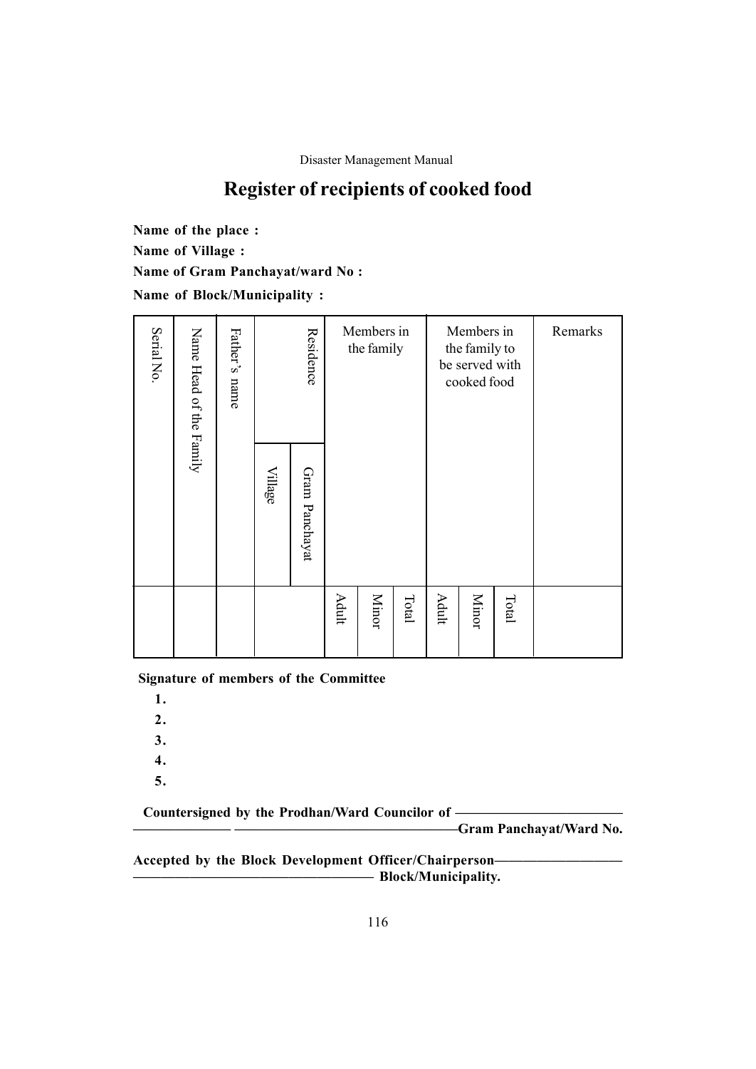# Register of recipients of cooked food

**Name of the place :**

**Name of Village :**

**Name of Gram Panchayat/ward No :**

**Name of Block/Municipality :**

| Serial No. | Name Head of the Family | Father's name | Residence | | Members in the family | | | Members in the family to be served with cooked food | | | Remarks |
|---|---|---|---|---|---|---|---|---|---|---|---|
| | | | Village | Gram Panchayat | | | | | | | |
| | | | | | Adult | Minor | Total | Adult | Minor | Total | |

**Signature of members of the Committee**

**1.**

**2.**

**3.**

**4.**

**5.**

**Countersigned by the Prodhan/Ward Councilor of ——————————— ——————— ——————————————Gram Panchayat/Ward No.**

**Accepted by the Block Development Officer/Chairperson———————— —————————————— Block/Municipality.**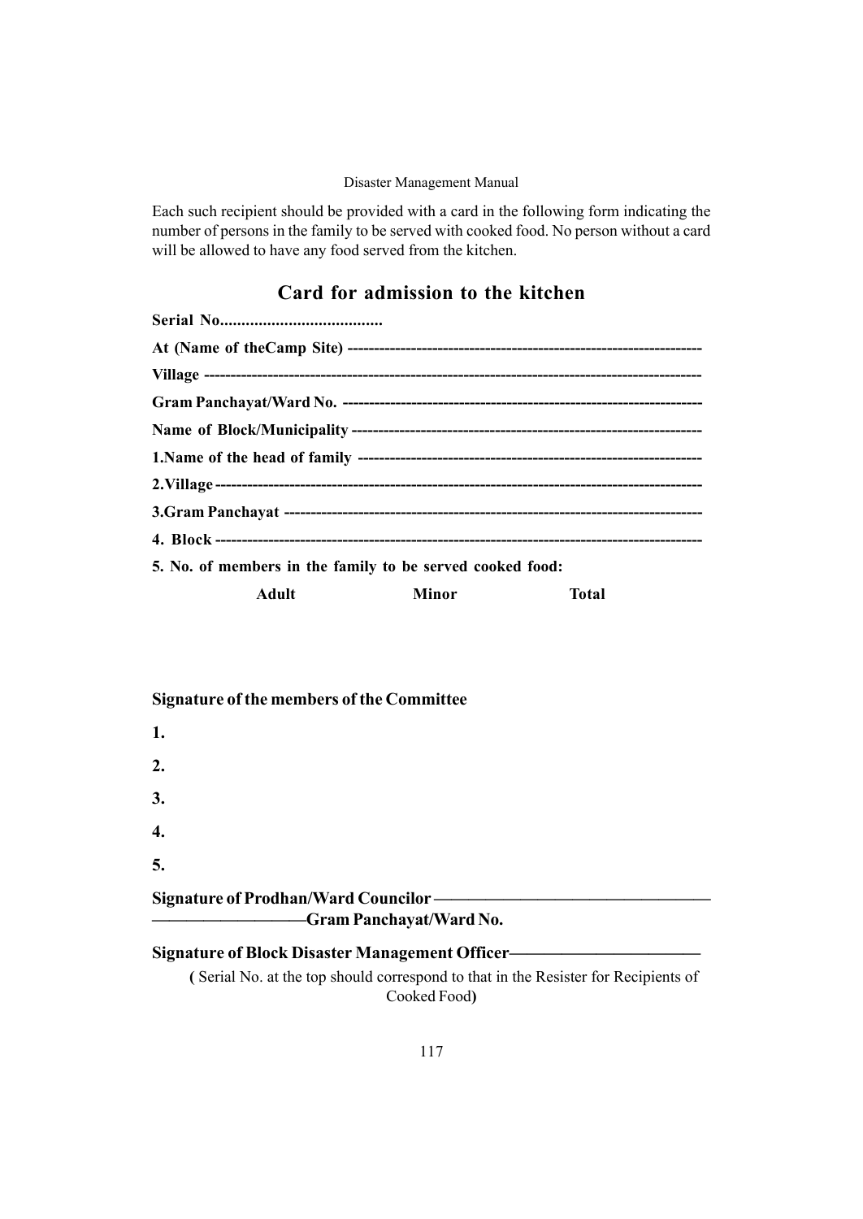Each such recipient should be provided with a card in the following form indicating the number of persons in the family to be served with cooked food. No person without a card will be allowed to have any food served from the kitchen.

## Card for admission to the kitchen

**Serial No......................................**

**At (Name of theCamp Site) ------------------------------------------------------------------**

**Village ------------------------------------------------------------------------------------------**

**Gram Panchayat/Ward No. -------------------------------------------------------------------**

**Name of Block/Municipality ------------------------------------------------------------------**

**1.Name of the head of family ----------------------------------------------------------------**

**2.Village -------------------------------------------------------------------------------------------**

**3.Gram Panchayat ----------------------------------------------------------------------------**

**4. Block ------------------------------------------------------------------------------------------**

**5. No. of members in the family to be served cooked food:**

| Adult | Minor | Total |
|---|---|---|
| | | |

**Signature of the members of the Committee**

**1.**

**2.**

**3.**

**4.**

**5.**

**Signature of Prodhan/Ward Councilor ————————————————————————————Gram Panchayat/Ward No.**

**Signature of Block Disaster Management Officer————————————**

**(** Serial No. at the top should correspond to that in the Resister for Recipients of Cooked Food**)**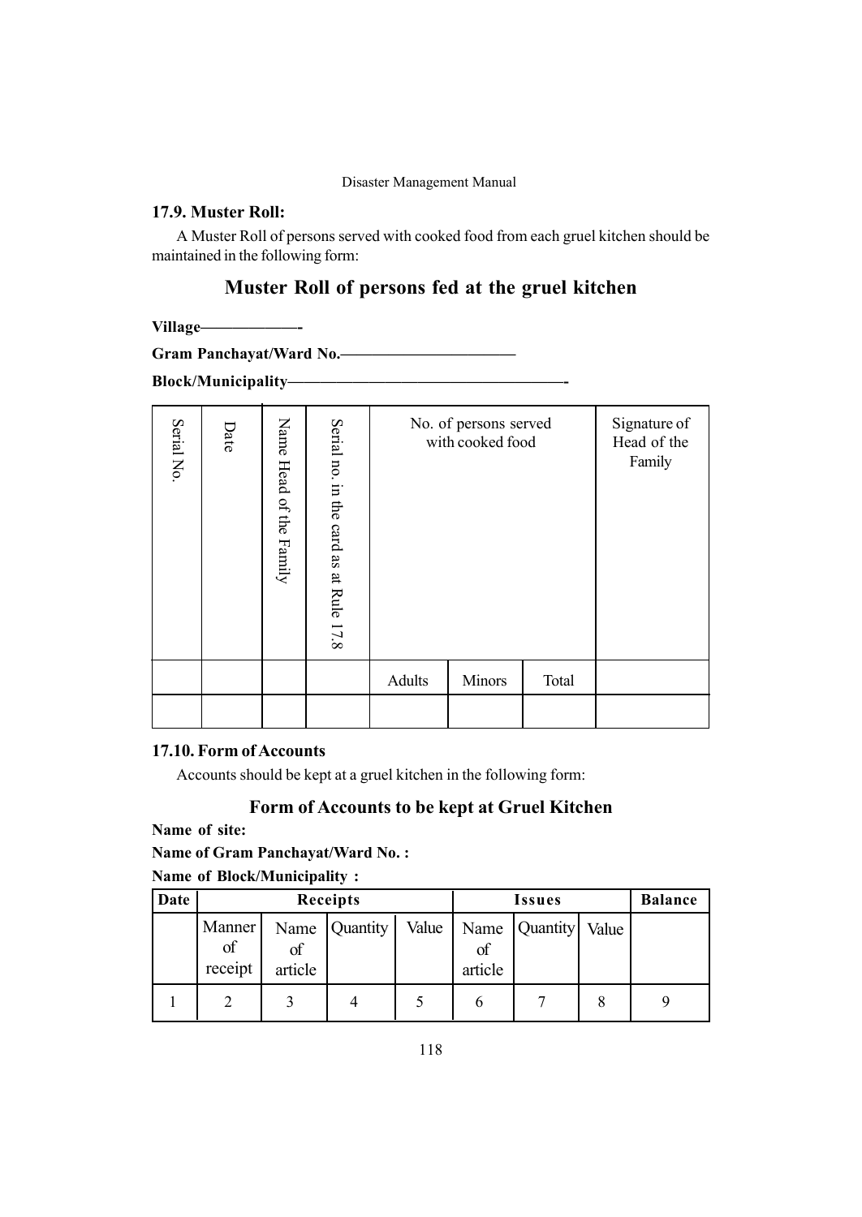### 17.9. Muster Roll:

A Muster Roll of persons served with cooked food from each gruel kitchen should be maintained in the following form:

## Muster Roll of persons fed at the gruel kitchen

**Village——————-**

**Gram Panchayat/Ward No.————————————**

**Block/Municipality————————————————————-**

| Serial No. | Date | Name Head of the Family | Serial no. in the card as at Rule 17.8 | No. of persons served with cooked food | | | Signature of Head of the Family |
|---|---|---|---|---|---|---|---|
| | | | | Adults | Minors | Total | |
| | | | | | | | |

### 17.10. Form of Accounts

Accounts should be kept at a gruel kitchen in the following form:

## Form of Accounts to be kept at Gruel Kitchen

**Name of site:**

**Name of Gram Panchayat/Ward No. :**

**Name of Block/Municipality :**

| Date | Receipts | | | | Issues | | | Balance |
|---|---|---|---|---|---|---|---|---|
| | Manner of receipt | Name of article | Quantity | Value | Name of article | Quantity | Value | |
| 1 | 2 | 3 | 4 | 5 | 6 | 7 | 8 | 9 |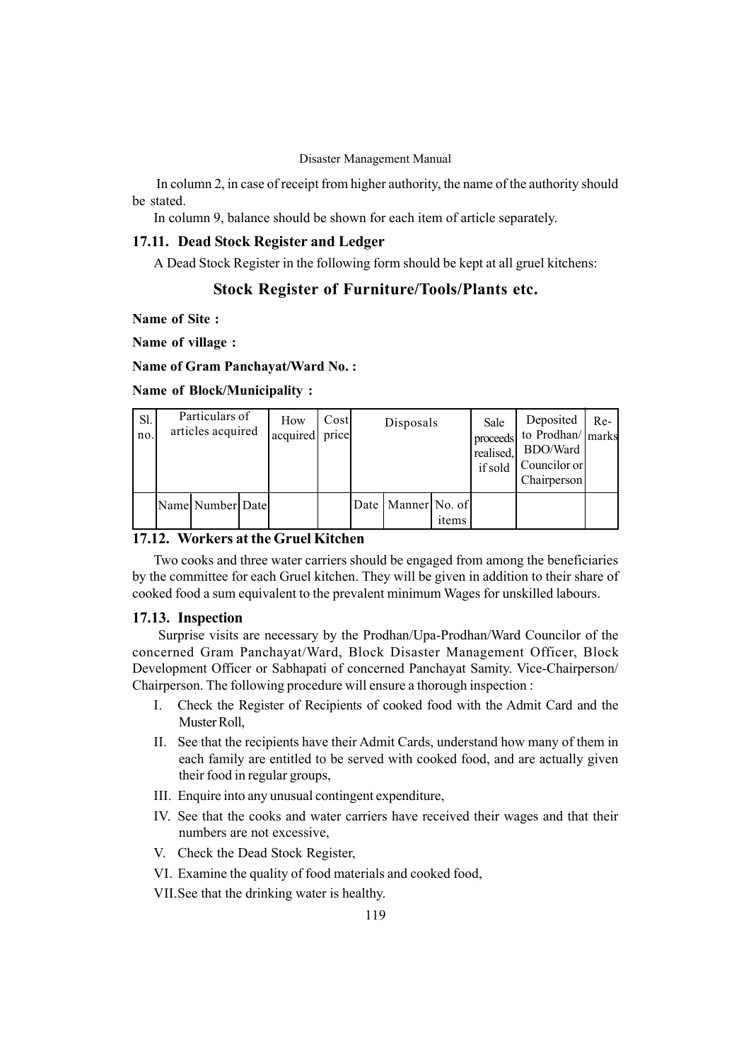In column 2, in case of receipt from higher authority, the name of the authority should be stated.

In column 9, balance should be shown for each item of article separately.

### 17.11. Dead Stock Register and Ledger

A Dead Stock Register in the following form should be kept at all gruel kitchens:

## Stock Register of Furniture/Tools/Plants etc.

**Name of Site :**

**Name of village :**

**Name of Gram Panchayat/Ward No. :**

**Name of Block/Municipality :**

| Sl. no. | Particulars of articles acquired | | | How acquired | Cost price | Disposals | | | Sale proceeds realised, if sold | Deposited to Prodhan/ BDO/Ward Councilor or Chairperson | Re-marks |
|---|---|---|---|---|---|---|---|---|---|---|---|
| | Name | Number | Date | | | Date | Manner | No. of items | | | |

### 17.12. Workers at the Gruel Kitchen

Two cooks and three water carriers should be engaged from among the beneficiaries by the committee for each Gruel kitchen. They will be given in addition to their share of cooked food a sum equivalent to the prevalent minimum Wages for unskilled labours.

### 17.13. Inspection

Surprise visits are necessary by the Prodhan/Upa-Prodhan/Ward Councilor of the concerned Gram Panchayat/Ward, Block Disaster Management Officer, Block Development Officer or Sabhapati of concerned Panchayat Samity. Vice-Chairperson/ Chairperson. The following procedure will ensure a thorough inspection :

I. Check the Register of Recipients of cooked food with the Admit Card and the Muster Roll,

II. See that the recipients have their Admit Cards, understand how many of them in each family are entitled to be served with cooked food, and are actually given their food in regular groups,

III. Enquire into any unusual contingent expenditure,

IV. See that the cooks and water carriers have received their wages and that their numbers are not excessive,

V. Check the Dead Stock Register,

VI. Examine the quality of food materials and cooked food,

VII. See that the drinking water is healthy.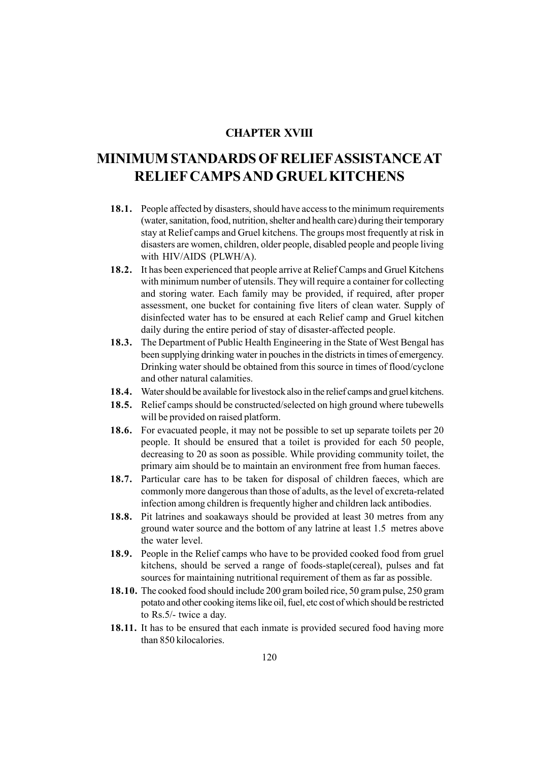## CHAPTER XVIII

# MINIMUM STANDARDS OF RELIEF ASSISTANCE AT RELIEF CAMPS AND GRUEL KITCHENS

**18.1.** People affected by disasters, should have access to the minimum requirements (water, sanitation, food, nutrition, shelter and health care) during their temporary stay at Relief camps and Gruel kitchens. The groups most frequently at risk in disasters are women, children, older people, disabled people and people living with HIV/AIDS (PLWH/A).

**18.2.** It has been experienced that people arrive at Relief Camps and Gruel Kitchens with minimum number of utensils. They will require a container for collecting and storing water. Each family may be provided, if required, after proper assessment, one bucket for containing five liters of clean water. Supply of disinfected water has to be ensured at each Relief camp and Gruel kitchen daily during the entire period of stay of disaster-affected people.

**18.3.** The Department of Public Health Engineering in the State of West Bengal has been supplying drinking water in pouches in the districts in times of emergency. Drinking water should be obtained from this source in times of flood/cyclone and other natural calamities.

**18.4.** Water should be available for livestock also in the relief camps and gruel kitchens.

**18.5.** Relief camps should be constructed/selected on high ground where tubewells will be provided on raised platform.

**18.6.** For evacuated people, it may not be possible to set up separate toilets per 20 people. It should be ensured that a toilet is provided for each 50 people, decreasing to 20 as soon as possible. While providing community toilet, the primary aim should be to maintain an environment free from human faeces.

**18.7.** Particular care has to be taken for disposal of children faeces, which are commonly more dangerous than those of adults, as the level of excreta-related infection among children is frequently higher and children lack antibodies.

**18.8.** Pit latrines and soakaways should be provided at least 30 metres from any ground water source and the bottom of any latrine at least 1.5 metres above the water level.

**18.9.** People in the Relief camps who have to be provided cooked food from gruel kitchens, should be served a range of foods-staple(cereal), pulses and fat sources for maintaining nutritional requirement of them as far as possible.

**18.10.** The cooked food should include 200 gram boiled rice, 50 gram pulse, 250 gram potato and other cooking items like oil, fuel, etc cost of which should be restricted to Rs.5/- twice a day.

**18.11.** It has to be ensured that each inmate is provided secured food having more than 850 kilocalories.